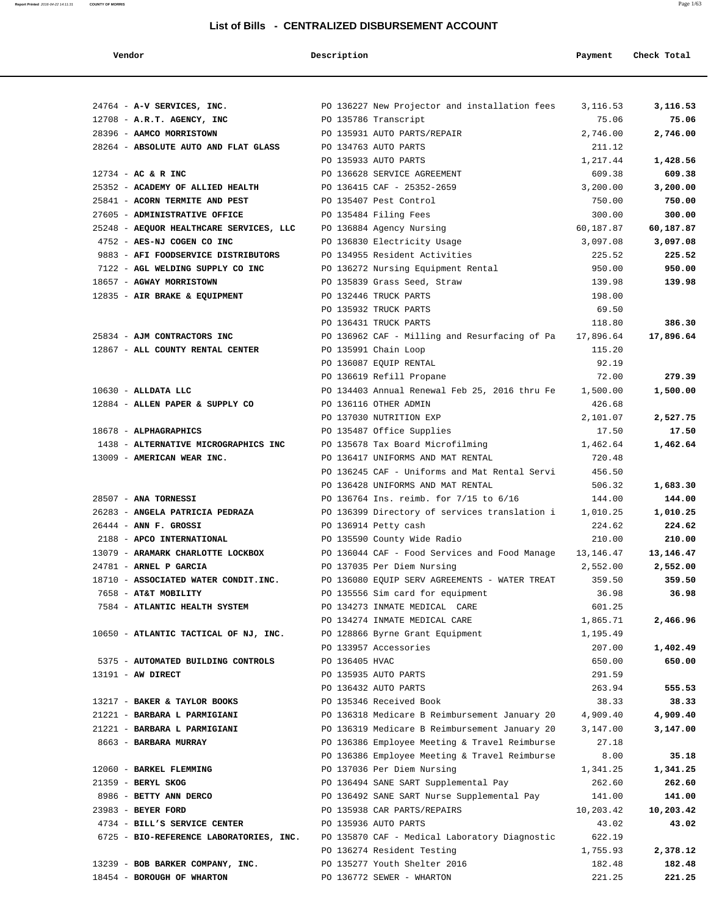## List of Bills - CENTRALIZED DISBURSEMENT ACCOUNT

| Vendor | Description | Payment | Check Total |
|---|---|---|---|
| 24764 - **A-V SERVICES, INC.** | PO 136227 New Projector and installation fees | 3,116.53 | **3,116.53** |
| 12708 - **A.R.T. AGENCY, INC** | PO 135786 Transcript | 75.06 | **75.06** |
| 28396 - **AAMCO MORRISTOWN** | PO 135931 AUTO PARTS/REPAIR | 2,746.00 | **2,746.00** |
| 28264 - **ABSOLUTE AUTO AND FLAT GLASS** | PO 134763 AUTO PARTS | 211.12 | |
| | PO 135933 AUTO PARTS | 1,217.44 | **1,428.56** |
| 12734 - **AC & R INC** | PO 136628 SERVICE AGREEMENT | 609.38 | **609.38** |
| 25352 - **ACADEMY OF ALLIED HEALTH** | PO 136415 CAF - 25352-2659 | 3,200.00 | **3,200.00** |
| 25841 - **ACORN TERMITE AND PEST** | PO 135407 Pest Control | 750.00 | **750.00** |
| 27605 - **ADMINISTRATIVE OFFICE** | PO 135484 Filing Fees | 300.00 | **300.00** |
| 25248 - **AEQUOR HEALTHCARE SERVICES, LLC** | PO 136884 Agency Nursing | 60,187.87 | **60,187.87** |
| 4752 - **AES-NJ COGEN CO INC** | PO 136830 Electricity Usage | 3,097.08 | **3,097.08** |
| 9883 - **AFI FOODSERVICE DISTRIBUTORS** | PO 134955 Resident Activities | 225.52 | **225.52** |
| 7122 - **AGL WELDING SUPPLY CO INC** | PO 136272 Nursing Equipment Rental | 950.00 | **950.00** |
| 18657 - **AGWAY MORRISTOWN** | PO 135839 Grass Seed, Straw | 139.98 | **139.98** |
| 12835 - **AIR BRAKE & EQUIPMENT** | PO 132446 TRUCK PARTS | 198.00 | |
| | PO 135932 TRUCK PARTS | 69.50 | |
| | PO 136431 TRUCK PARTS | 118.80 | **386.30** |
| 25834 - **AJM CONTRACTORS INC** | PO 136962 CAF - Milling and Resurfacing of Pa | 17,896.64 | **17,896.64** |
| 12867 - **ALL COUNTY RENTAL CENTER** | PO 135991 Chain Loop | 115.20 | |
| | PO 136087 EQUIP RENTAL | 92.19 | |
| | PO 136619 Refill Propane | 72.00 | **279.39** |
| 10630 - **ALLDATA LLC** | PO 134403 Annual Renewal Feb 25, 2016 thru Fe | 1,500.00 | **1,500.00** |
| 12884 - **ALLEN PAPER & SUPPLY CO** | PO 136116 OTHER ADMIN | 426.68 | |
| | PO 137030 NUTRITION EXP | 2,101.07 | **2,527.75** |
| 18678 - **ALPHAGRAPHICS** | PO 135487 Office Supplies | 17.50 | **17.50** |
| 1438 - **ALTERNATIVE MICROGRAPHICS INC** | PO 135678 Tax Board Microfilming | 1,462.64 | **1,462.64** |
| 13009 - **AMERICAN WEAR INC.** | PO 136417 UNIFORMS AND MAT RENTAL | 720.48 | |
| | PO 136245 CAF - Uniforms and Mat Rental Servi | 456.50 | |
| | PO 136428 UNIFORMS AND MAT RENTAL | 506.32 | **1,683.30** |
| 28507 - **ANA TORNESSI** | PO 136764 Ins. reimb. for 7/15 to 6/16 | 144.00 | **144.00** |
| 26283 - **ANGELA PATRICIA PEDRAZA** | PO 136399 Directory of services translation i | 1,010.25 | **1,010.25** |
| 26444 - **ANN F. GROSSI** | PO 136914 Petty cash | 224.62 | **224.62** |
| 2188 - **APCO INTERNATIONAL** | PO 135590 County Wide Radio | 210.00 | **210.00** |
| 13079 - **ARAMARK CHARLOTTE LOCKBOX** | PO 136044 CAF - Food Services and Food Manage | 13,146.47 | **13,146.47** |
| 24781 - **ARNEL P GARCIA** | PO 137035 Per Diem Nursing | 2,552.00 | **2,552.00** |
| 18710 - **ASSOCIATED WATER CONDIT.INC.** | PO 136080 EQUIP SERV AGREEMENTS - WATER TREAT | 359.50 | **359.50** |
| 7658 - **AT&T MOBILITY** | PO 135556 Sim card for equipment | 36.98 | **36.98** |
| 7584 - **ATLANTIC HEALTH SYSTEM** | PO 134273 INMATE MEDICAL CARE | 601.25 | |
| | PO 134274 INMATE MEDICAL CARE | 1,865.71 | **2,466.96** |
| 10650 - **ATLANTIC TACTICAL OF NJ, INC.** | PO 128866 Byrne Grant Equipment | 1,195.49 | |
| | PO 133957 Accessories | 207.00 | **1,402.49** |
| 5375 - **AUTOMATED BUILDING CONTROLS** | PO 136405 HVAC | 650.00 | **650.00** |
| 13191 - **AW DIRECT** | PO 135935 AUTO PARTS | 291.59 | |
| | PO 136432 AUTO PARTS | 263.94 | **555.53** |
| 13217 - **BAKER & TAYLOR BOOKS** | PO 135346 Received Book | 38.33 | **38.33** |
| 21221 - **BARBARA L PARMIGIANI** | PO 136318 Medicare B Reimbursement January 20 | 4,909.40 | **4,909.40** |
| 21221 - **BARBARA L PARMIGIANI** | PO 136319 Medicare B Reimbursement January 20 | 3,147.00 | **3,147.00** |
| 8663 - **BARBARA MURRAY** | PO 136386 Employee Meeting & Travel Reimburse | 27.18 | |
| | PO 136386 Employee Meeting & Travel Reimburse | 8.00 | **35.18** |
| 12060 - **BARKEL FLEMMING** | PO 137036 Per Diem Nursing | 1,341.25 | **1,341.25** |
| 21359 - **BERYL SKOG** | PO 136494 SANE SART Supplemental Pay | 262.60 | **262.60** |
| 8986 - **BETTY ANN DERCO** | PO 136492 SANE SART Nurse Supplemental Pay | 141.00 | **141.00** |
| 23983 - **BEYER FORD** | PO 135938 CAR PARTS/REPAIRS | 10,203.42 | **10,203.42** |
| 4734 - **BILL'S SERVICE CENTER** | PO 135936 AUTO PARTS | 43.02 | **43.02** |
| 6725 - **BIO-REFERENCE LABORATORIES, INC.** | PO 135870 CAF - Medical Laboratory Diagnostic | 622.19 | |
| | PO 136274 Resident Testing | 1,755.93 | **2,378.12** |
| 13239 - **BOB BARKER COMPANY, INC.** | PO 135277 Youth Shelter 2016 | 182.48 | **182.48** |
| 18454 - **BOROUGH OF WHARTON** | PO 136772 SEWER - WHARTON | 221.25 | **221.25** |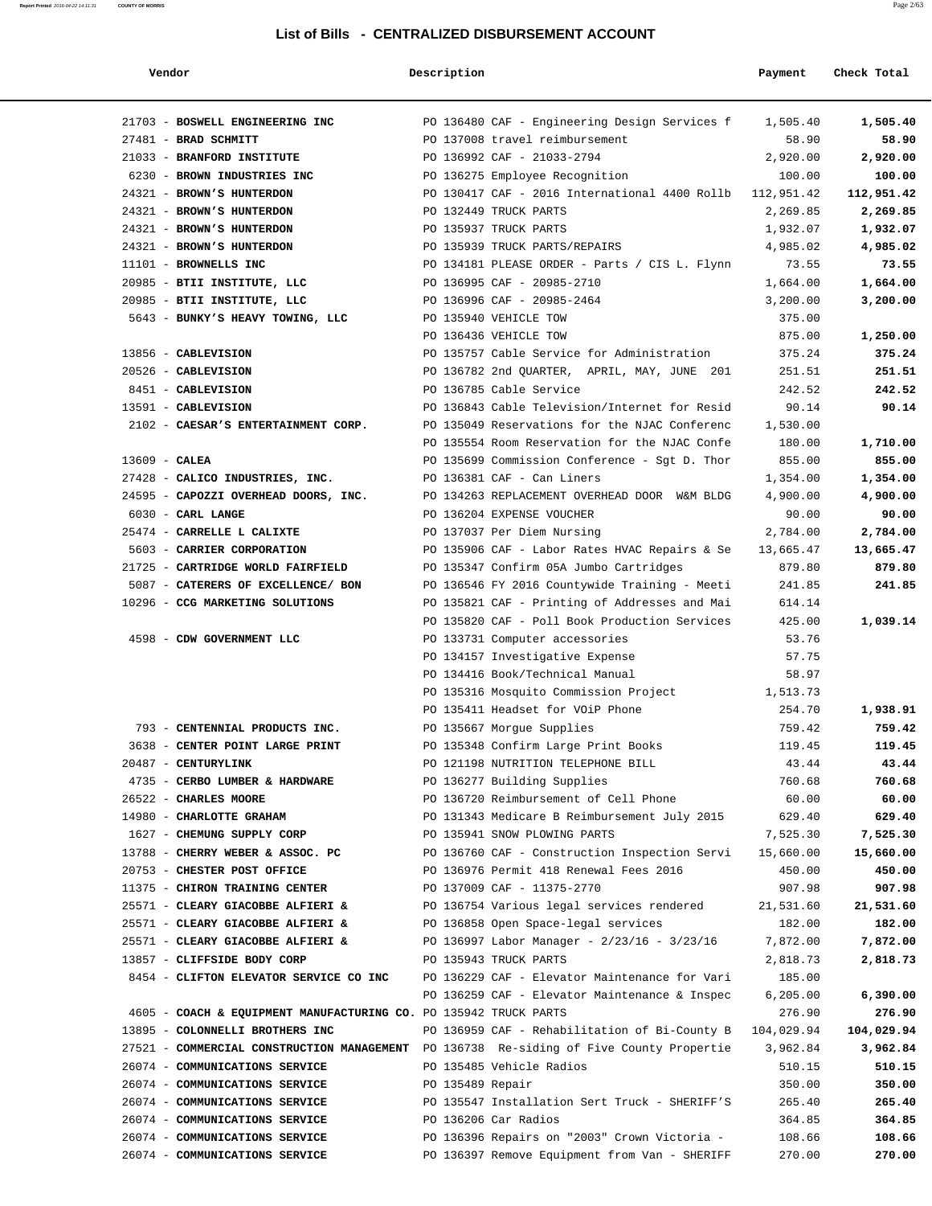# List of Bills - CENTRALIZED DISBURSEMENT ACCOUNT

| Vendor | Description | Payment | Check Total |
|---|---|---|---|
| 21703 - **BOSWELL ENGINEERING INC** | PO 136480 CAF - Engineering Design Services f | 1,505.40 | **1,505.40** |
| 27481 - **BRAD SCHMITT** | PO 137008 travel reimbursement | 58.90 | **58.90** |
| 21033 - **BRANFORD INSTITUTE** | PO 136992 CAF - 21033-2794 | 2,920.00 | **2,920.00** |
| 6230 - **BROWN INDUSTRIES INC** | PO 136275 Employee Recognition | 100.00 | **100.00** |
| 24321 - **BROWN'S HUNTERDON** | PO 130417 CAF - 2016 International 4400 Rollb | 112,951.42 | **112,951.42** |
| 24321 - **BROWN'S HUNTERDON** | PO 132449 TRUCK PARTS | 2,269.85 | **2,269.85** |
| 24321 - **BROWN'S HUNTERDON** | PO 135937 TRUCK PARTS | 1,932.07 | **1,932.07** |
| 24321 - **BROWN'S HUNTERDON** | PO 135939 TRUCK PARTS/REPAIRS | 4,985.02 | **4,985.02** |
| 11101 - **BROWNELLS INC** | PO 134181 PLEASE ORDER - Parts / CIS L. Flynn | 73.55 | **73.55** |
| 20985 - **BTII INSTITUTE, LLC** | PO 136995 CAF - 20985-2710 | 1,664.00 | **1,664.00** |
| 20985 - **BTII INSTITUTE, LLC** | PO 136996 CAF - 20985-2464 | 3,200.00 | **3,200.00** |
| 5643 - **BUNKY'S HEAVY TOWING, LLC** | PO 135940 VEHICLE TOW | 375.00 | |
| | PO 136436 VEHICLE TOW | 875.00 | **1,250.00** |
| 13856 - **CABLEVISION** | PO 135757 Cable Service for Administration | 375.24 | **375.24** |
| 20526 - **CABLEVISION** | PO 136782 2nd QUARTER, APRIL, MAY, JUNE 201 | 251.51 | **251.51** |
| 8451 - **CABLEVISION** | PO 136785 Cable Service | 242.52 | **242.52** |
| 13591 - **CABLEVISION** | PO 136843 Cable Television/Internet for Resid | 90.14 | **90.14** |
| 2102 - **CAESAR'S ENTERTAINMENT CORP.** | PO 135049 Reservations for the NJAC Conferenc | 1,530.00 | |
| | PO 135554 Room Reservation for the NJAC Confe | 180.00 | **1,710.00** |
| 13609 - **CALEA** | PO 135699 Commission Conference - Sgt D. Thor | 855.00 | **855.00** |
| 27428 - **CALICO INDUSTRIES, INC.** | PO 136381 CAF - Can Liners | 1,354.00 | **1,354.00** |
| 24595 - **CAPOZZI OVERHEAD DOORS, INC.** | PO 134263 REPLACEMENT OVERHEAD DOOR W&M BLDG | 4,900.00 | **4,900.00** |
| 6030 - **CARL LANGE** | PO 136204 EXPENSE VOUCHER | 90.00 | **90.00** |
| 25474 - **CARRELLE L CALIXTE** | PO 137037 Per Diem Nursing | 2,784.00 | **2,784.00** |
| 5603 - **CARRIER CORPORATION** | PO 135906 CAF - Labor Rates HVAC Repairs & Se | 13,665.47 | **13,665.47** |
| 21725 - **CARTRIDGE WORLD FAIRFIELD** | PO 135347 Confirm 05A Jumbo Cartridges | 879.80 | **879.80** |
| 5087 - **CATERERS OF EXCELLENCE/ BON** | PO 136546 FY 2016 Countywide Training - Meeti | 241.85 | **241.85** |
| 10296 - **CCG MARKETING SOLUTIONS** | PO 135821 CAF - Printing of Addresses and Mai | 614.14 | |
| | PO 135820 CAF - Poll Book Production Services | 425.00 | **1,039.14** |
| 4598 - **CDW GOVERNMENT LLC** | PO 133731 Computer accessories | 53.76 | |
| | PO 134157 Investigative Expense | 57.75 | |
| | PO 134416 Book/Technical Manual | 58.97 | |
| | PO 135316 Mosquito Commission Project | 1,513.73 | |
| | PO 135411 Headset for VOiP Phone | 254.70 | **1,938.91** |
| 793 - **CENTENNIAL PRODUCTS INC.** | PO 135667 Morgue Supplies | 759.42 | **759.42** |
| 3638 - **CENTER POINT LARGE PRINT** | PO 135348 Confirm Large Print Books | 119.45 | **119.45** |
| 20487 - **CENTURYLINK** | PO 121198 NUTRITION TELEPHONE BILL | 43.44 | **43.44** |
| 4735 - **CERBO LUMBER & HARDWARE** | PO 136277 Building Supplies | 760.68 | **760.68** |
| 26522 - **CHARLES MOORE** | PO 136720 Reimbursement of Cell Phone | 60.00 | **60.00** |
| 14980 - **CHARLOTTE GRAHAM** | PO 131343 Medicare B Reimbursement July 2015 | 629.40 | **629.40** |
| 1627 - **CHEMUNG SUPPLY CORP** | PO 135941 SNOW PLOWING PARTS | 7,525.30 | **7,525.30** |
| 13788 - **CHERRY WEBER & ASSOC. PC** | PO 136760 CAF - Construction Inspection Servi | 15,660.00 | **15,660.00** |
| 20753 - **CHESTER POST OFFICE** | PO 136976 Permit 418 Renewal Fees 2016 | 450.00 | **450.00** |
| 11375 - **CHIRON TRAINING CENTER** | PO 137009 CAF - 11375-2770 | 907.98 | **907.98** |
| 25571 - **CLEARY GIACOBBE ALFIERI &** | PO 136754 Various legal services rendered | 21,531.60 | **21,531.60** |
| 25571 - **CLEARY GIACOBBE ALFIERI &** | PO 136858 Open Space-legal services | 182.00 | **182.00** |
| 25571 - **CLEARY GIACOBBE ALFIERI &** | PO 136997 Labor Manager - 2/23/16 - 3/23/16 | 7,872.00 | **7,872.00** |
| 13857 - **CLIFFSIDE BODY CORP** | PO 135943 TRUCK PARTS | 2,818.73 | **2,818.73** |
| 8454 - **CLIFTON ELEVATOR SERVICE CO INC** | PO 136229 CAF - Elevator Maintenance for Vari | 185.00 | |
| | PO 136259 CAF - Elevator Maintenance & Inspec | 6,205.00 | **6,390.00** |
| 4605 - **COACH & EQUIPMENT MANUFACTURING CO.** | PO 135942 TRUCK PARTS | 276.90 | **276.90** |
| 13895 - **COLONNELLI BROTHERS INC** | PO 136959 CAF - Rehabilitation of Bi-County B | 104,029.94 | **104,029.94** |
| 27521 - **COMMERCIAL CONSTRUCTION MANAGEMENT** | PO 136738 Re-siding of Five County Propertie | 3,962.84 | **3,962.84** |
| 26074 - **COMMUNICATIONS SERVICE** | PO 135485 Vehicle Radios | 510.15 | **510.15** |
| 26074 - **COMMUNICATIONS SERVICE** | PO 135489 Repair | 350.00 | **350.00** |
| 26074 - **COMMUNICATIONS SERVICE** | PO 135547 Installation Sert Truck - SHERIFF'S | 265.40 | **265.40** |
| 26074 - **COMMUNICATIONS SERVICE** | PO 136206 Car Radios | 364.85 | **364.85** |
| 26074 - **COMMUNICATIONS SERVICE** | PO 136396 Repairs on "2003" Crown Victoria - | 108.66 | **108.66** |
| 26074 - **COMMUNICATIONS SERVICE** | PO 136397 Remove Equipment from Van - SHERIFF | 270.00 | **270.00** |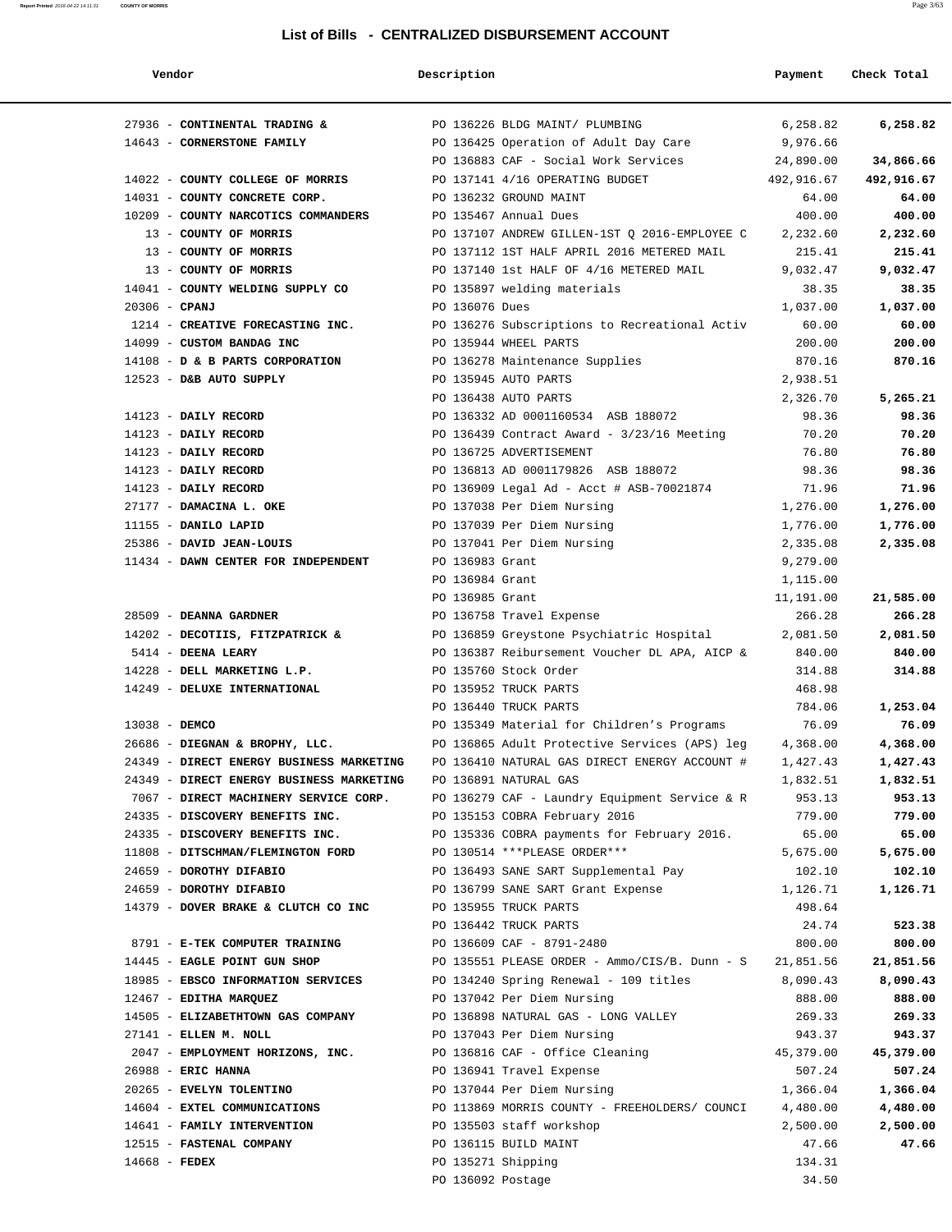## List of Bills - CENTRALIZED DISBURSEMENT ACCOUNT

| Vendor | Description | Payment | Check Total |
|---|---|---|---|
| 27936 - **CONTINENTAL TRADING &** | PO 136226 BLDG MAINT/ PLUMBING | 6,258.82 | **6,258.82** |
| 14643 - **CORNERSTONE FAMILY** | PO 136425 Operation of Adult Day Care | 9,976.66 | |
| | PO 136883 CAF - Social Work Services | 24,890.00 | **34,866.66** |
| 14022 - **COUNTY COLLEGE OF MORRIS** | PO 137141 4/16 OPERATING BUDGET | 492,916.67 | **492,916.67** |
| 14031 - **COUNTY CONCRETE CORP.** | PO 136232 GROUND MAINT | 64.00 | **64.00** |
| 10209 - **COUNTY NARCOTICS COMMANDERS** | PO 135467 Annual Dues | 400.00 | **400.00** |
| 13 - **COUNTY OF MORRIS** | PO 137107 ANDREW GILLEN-1ST Q 2016-EMPLOYEE C | 2,232.60 | **2,232.60** |
| 13 - **COUNTY OF MORRIS** | PO 137112 1ST HALF APRIL 2016 METERED MAIL | 215.41 | **215.41** |
| 13 - **COUNTY OF MORRIS** | PO 137140 1st HALF OF 4/16 METERED MAIL | 9,032.47 | **9,032.47** |
| 14041 - **COUNTY WELDING SUPPLY CO** | PO 135897 welding materials | 38.35 | **38.35** |
| 20306 - **CPANJ** | PO 136076 Dues | 1,037.00 | **1,037.00** |
| 1214 - **CREATIVE FORECASTING INC.** | PO 136276 Subscriptions to Recreational Activ | 60.00 | **60.00** |
| 14099 - **CUSTOM BANDAG INC** | PO 135944 WHEEL PARTS | 200.00 | **200.00** |
| 14108 - **D & B PARTS CORPORATION** | PO 136278 Maintenance Supplies | 870.16 | **870.16** |
| 12523 - **D&B AUTO SUPPLY** | PO 135945 AUTO PARTS | 2,938.51 | |
| | PO 136438 AUTO PARTS | 2,326.70 | **5,265.21** |
| 14123 - **DAILY RECORD** | PO 136332 AD 0001160534 ASB 188072 | 98.36 | **98.36** |
| 14123 - **DAILY RECORD** | PO 136439 Contract Award - 3/23/16 Meeting | 70.20 | **70.20** |
| 14123 - **DAILY RECORD** | PO 136725 ADVERTISEMENT | 76.80 | **76.80** |
| 14123 - **DAILY RECORD** | PO 136813 AD 0001179826 ASB 188072 | 98.36 | **98.36** |
| 14123 - **DAILY RECORD** | PO 136909 Legal Ad - Acct # ASB-70021874 | 71.96 | **71.96** |
| 27177 - **DAMACINA L. OKE** | PO 137038 Per Diem Nursing | 1,276.00 | **1,276.00** |
| 11155 - **DANILO LAPID** | PO 137039 Per Diem Nursing | 1,776.00 | **1,776.00** |
| 25386 - **DAVID JEAN-LOUIS** | PO 137041 Per Diem Nursing | 2,335.08 | **2,335.08** |
| 11434 - **DAWN CENTER FOR INDEPENDENT** | PO 136983 Grant | 9,279.00 | |
| | PO 136984 Grant | 1,115.00 | |
| | PO 136985 Grant | 11,191.00 | **21,585.00** |
| 28509 - **DEANNA GARDNER** | PO 136758 Travel Expense | 266.28 | **266.28** |
| 14202 - **DECOTIIS, FITZPATRICK &** | PO 136859 Greystone Psychiatric Hospital | 2,081.50 | **2,081.50** |
| 5414 - **DEENA LEARY** | PO 136387 Reibursement Voucher DL APA, AICP & | 840.00 | **840.00** |
| 14228 - **DELL MARKETING L.P.** | PO 135760 Stock Order | 314.88 | **314.88** |
| 14249 - **DELUXE INTERNATIONAL** | PO 135952 TRUCK PARTS | 468.98 | |
| | PO 136440 TRUCK PARTS | 784.06 | **1,253.04** |
| 13038 - **DEMCO** | PO 135349 Material for Children's Programs | 76.09 | **76.09** |
| 26686 - **DIEGNAN & BROPHY, LLC.** | PO 136865 Adult Protective Services (APS) leg | 4,368.00 | **4,368.00** |
| 24349 - **DIRECT ENERGY BUSINESS MARKETING** | PO 136410 NATURAL GAS DIRECT ENERGY ACCOUNT # | 1,427.43 | **1,427.43** |
| 24349 - **DIRECT ENERGY BUSINESS MARKETING** | PO 136891 NATURAL GAS | 1,832.51 | **1,832.51** |
| 7067 - **DIRECT MACHINERY SERVICE CORP.** | PO 136279 CAF - Laundry Equipment Service & R | 953.13 | **953.13** |
| 24335 - **DISCOVERY BENEFITS INC.** | PO 135153 COBRA February 2016 | 779.00 | **779.00** |
| 24335 - **DISCOVERY BENEFITS INC.** | PO 135336 COBRA payments for February 2016. | 65.00 | **65.00** |
| 11808 - **DITSCHMAN/FLEMINGTON FORD** | PO 130514 ***PLEASE ORDER*** | 5,675.00 | **5,675.00** |
| 24659 - **DOROTHY DIFABIO** | PO 136493 SANE SART Supplemental Pay | 102.10 | **102.10** |
| 24659 - **DOROTHY DIFABIO** | PO 136799 SANE SART Grant Expense | 1,126.71 | **1,126.71** |
| 14379 - **DOVER BRAKE & CLUTCH CO INC** | PO 135955 TRUCK PARTS | 498.64 | |
| | PO 136442 TRUCK PARTS | 24.74 | **523.38** |
| 8791 - **E-TEK COMPUTER TRAINING** | PO 136609 CAF - 8791-2480 | 800.00 | **800.00** |
| 14445 - **EAGLE POINT GUN SHOP** | PO 135551 PLEASE ORDER - Ammo/CIS/B. Dunn - S | 21,851.56 | **21,851.56** |
| 18985 - **EBSCO INFORMATION SERVICES** | PO 134240 Spring Renewal - 109 titles | 8,090.43 | **8,090.43** |
| 12467 - **EDITHA MARQUEZ** | PO 137042 Per Diem Nursing | 888.00 | **888.00** |
| 14505 - **ELIZABETHTOWN GAS COMPANY** | PO 136898 NATURAL GAS - LONG VALLEY | 269.33 | **269.33** |
| 27141 - **ELLEN M. NOLL** | PO 137043 Per Diem Nursing | 943.37 | **943.37** |
| 2047 - **EMPLOYMENT HORIZONS, INC.** | PO 136816 CAF - Office Cleaning | 45,379.00 | **45,379.00** |
| 26988 - **ERIC HANNA** | PO 136941 Travel Expense | 507.24 | **507.24** |
| 20265 - **EVELYN TOLENTINO** | PO 137044 Per Diem Nursing | 1,366.04 | **1,366.04** |
| 14604 - **EXTEL COMMUNICATIONS** | PO 113869 MORRIS COUNTY - FREEHOLDERS/ COUNCI | 4,480.00 | **4,480.00** |
| 14641 - **FAMILY INTERVENTION** | PO 135503 staff workshop | 2,500.00 | **2,500.00** |
| 12515 - **FASTENAL COMPANY** | PO 136115 BUILD MAINT | 47.66 | **47.66** |
| 14668 - **FEDEX** | PO 135271 Shipping | 134.31 | |
| | PO 136092 Postage | 34.50 | |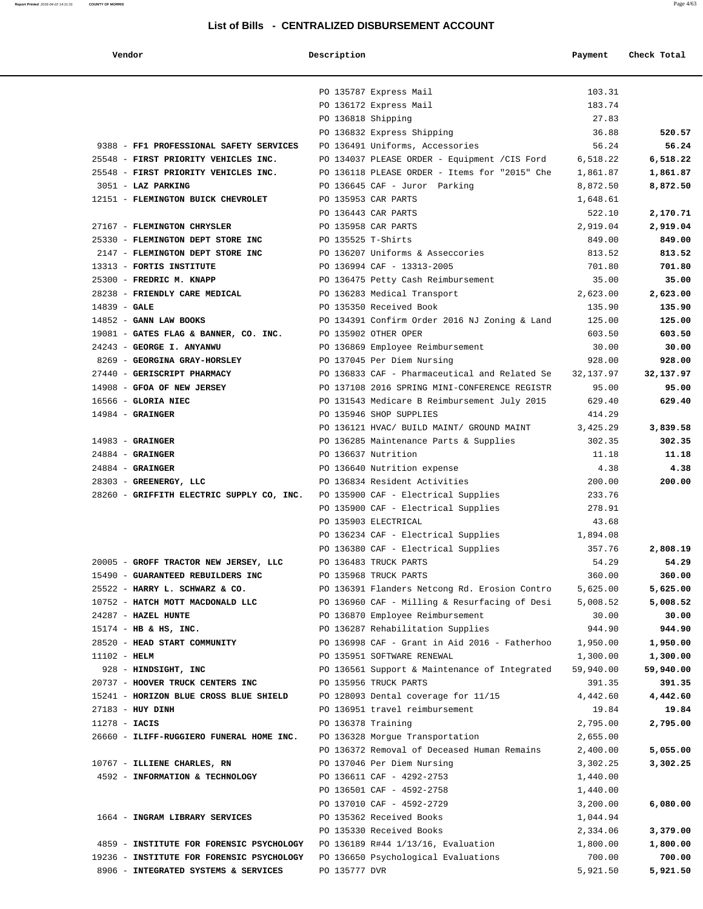## List of Bills - CENTRALIZED DISBURSEMENT ACCOUNT

| Vendor | Description | Payment | Check Total |
|---|---|---|---|
| | PO 135787 Express Mail | 103.31 | |
| | PO 136172 Express Mail | 183.74 | |
| | PO 136818 Shipping | 27.83 | |
| | PO 136832 Express Shipping | 36.88 | **520.57** |
| 9388 - **FF1 PROFESSIONAL SAFETY SERVICES** | PO 136491 Uniforms, Accessories | 56.24 | **56.24** |
| 25548 - **FIRST PRIORITY VEHICLES INC.** | PO 134037 PLEASE ORDER - Equipment /CIS Ford | 6,518.22 | **6,518.22** |
| 25548 - **FIRST PRIORITY VEHICLES INC.** | PO 136118 PLEASE ORDER - Items for "2015" Che | 1,861.87 | **1,861.87** |
| 3051 - **LAZ PARKING** | PO 136645 CAF - Juror Parking | 8,872.50 | **8,872.50** |
| 12151 - **FLEMINGTON BUICK CHEVROLET** | PO 135953 CAR PARTS | 1,648.61 | |
| | PO 136443 CAR PARTS | 522.10 | **2,170.71** |
| 27167 - **FLEMINGTON CHRYSLER** | PO 135958 CAR PARTS | 2,919.04 | **2,919.04** |
| 25330 - **FLEMINGTON DEPT STORE INC** | PO 135525 T-Shirts | 849.00 | **849.00** |
| 2147 - **FLEMINGTON DEPT STORE INC** | PO 136207 Uniforms & Asseccories | 813.52 | **813.52** |
| 13313 - **FORTIS INSTITUTE** | PO 136994 CAF - 13313-2005 | 701.80 | **701.80** |
| 25300 - **FREDRIC M. KNAPP** | PO 136475 Petty Cash Reimbursement | 35.00 | **35.00** |
| 28238 - **FRIENDLY CARE MEDICAL** | PO 136283 Medical Transport | 2,623.00 | **2,623.00** |
| 14839 - **GALE** | PO 135350 Received Book | 135.90 | **135.90** |
| 14852 - **GANN LAW BOOKS** | PO 134391 Confirm Order 2016 NJ Zoning & Land | 125.00 | **125.00** |
| 19081 - **GATES FLAG & BANNER, CO. INC.** | PO 135902 OTHER OPER | 603.50 | **603.50** |
| 24243 - **GEORGE I. ANYANWU** | PO 136869 Employee Reimbursement | 30.00 | **30.00** |
| 8269 - **GEORGINA GRAY-HORSLEY** | PO 137045 Per Diem Nursing | 928.00 | **928.00** |
| 27440 - **GERISCRIPT PHARMACY** | PO 136833 CAF - Pharmaceutical and Related Se | 32,137.97 | **32,137.97** |
| 14908 - **GFOA OF NEW JERSEY** | PO 137108 2016 SPRING MINI-CONFERENCE REGISTR | 95.00 | **95.00** |
| 16566 - **GLORIA NIEC** | PO 131543 Medicare B Reimbursement July 2015 | 629.40 | **629.40** |
| 14984 - **GRAINGER** | PO 135946 SHOP SUPPLIES | 414.29 | |
| | PO 136121 HVAC/ BUILD MAINT/ GROUND MAINT | 3,425.29 | **3,839.58** |
| 14983 - **GRAINGER** | PO 136285 Maintenance Parts & Supplies | 302.35 | **302.35** |
| 24884 - **GRAINGER** | PO 136637 Nutrition | 11.18 | **11.18** |
| 24884 - **GRAINGER** | PO 136640 Nutrition expense | 4.38 | **4.38** |
| 28303 - **GREENERGY, LLC** | PO 136834 Resident Activities | 200.00 | **200.00** |
| 28260 - **GRIFFITH ELECTRIC SUPPLY CO, INC.** | PO 135900 CAF - Electrical Supplies | 233.76 | |
| | PO 135900 CAF - Electrical Supplies | 278.91 | |
| | PO 135903 ELECTRICAL | 43.68 | |
| | PO 136234 CAF - Electrical Supplies | 1,894.08 | |
| | PO 136380 CAF - Electrical Supplies | 357.76 | **2,808.19** |
| 20005 - **GROFF TRACTOR NEW JERSEY, LLC** | PO 136483 TRUCK PARTS | 54.29 | **54.29** |
| 15490 - **GUARANTEED REBUILDERS INC** | PO 135968 TRUCK PARTS | 360.00 | **360.00** |
| 25522 - **HARRY L. SCHWARZ & CO.** | PO 136391 Flanders Netcong Rd. Erosion Contro | 5,625.00 | **5,625.00** |
| 10752 - **HATCH MOTT MACDONALD LLC** | PO 136960 CAF - Milling & Resurfacing of Desi | 5,008.52 | **5,008.52** |
| 24287 - **HAZEL HUNTE** | PO 136870 Employee Reimbursement | 30.00 | **30.00** |
| 15174 - **HB & HS, INC.** | PO 136287 Rehabilitation Supplies | 944.90 | **944.90** |
| 28520 - **HEAD START COMMUNITY** | PO 136998 CAF - Grant in Aid 2016 - Fatherhoo | 1,950.00 | **1,950.00** |
| 11102 - **HELM** | PO 135951 SOFTWARE RENEWAL | 1,300.00 | **1,300.00** |
| 928 - **HINDSIGHT, INC** | PO 136561 Support & Maintenance of Integrated | 59,940.00 | **59,940.00** |
| 20737 - **HOOVER TRUCK CENTERS INC** | PO 135956 TRUCK PARTS | 391.35 | **391.35** |
| 15241 - **HORIZON BLUE CROSS BLUE SHIELD** | PO 128093 Dental coverage for 11/15 | 4,442.60 | **4,442.60** |
| 27183 - **HUY DINH** | PO 136951 travel reimbursement | 19.84 | **19.84** |
| 11278 - **IACIS** | PO 136378 Training | 2,795.00 | **2,795.00** |
| 26660 - **ILIFF-RUGGIERO FUNERAL HOME INC.** | PO 136328 Morgue Transportation | 2,655.00 | |
| | PO 136372 Removal of Deceased Human Remains | 2,400.00 | **5,055.00** |
| 10767 - **ILLIENE CHARLES, RN** | PO 137046 Per Diem Nursing | 3,302.25 | **3,302.25** |
| 4592 - **INFORMATION & TECHNOLOGY** | PO 136611 CAF - 4292-2753 | 1,440.00 | |
| | PO 136501 CAF - 4592-2758 | 1,440.00 | |
| | PO 137010 CAF - 4592-2729 | 3,200.00 | **6,080.00** |
| 1664 - **INGRAM LIBRARY SERVICES** | PO 135362 Received Books | 1,044.94 | |
| | PO 135330 Received Books | 2,334.06 | **3,379.00** |
| 4859 - **INSTITUTE FOR FORENSIC PSYCHOLOGY** | PO 136189 R#44 1/13/16, Evaluation | 1,800.00 | **1,800.00** |
| 19236 - **INSTITUTE FOR FORENSIC PSYCHOLOGY** | PO 136650 Psychological Evaluations | 700.00 | **700.00** |
| 8906 - **INTEGRATED SYSTEMS & SERVICES** | PO 135777 DVR | 5,921.50 | **5,921.50** |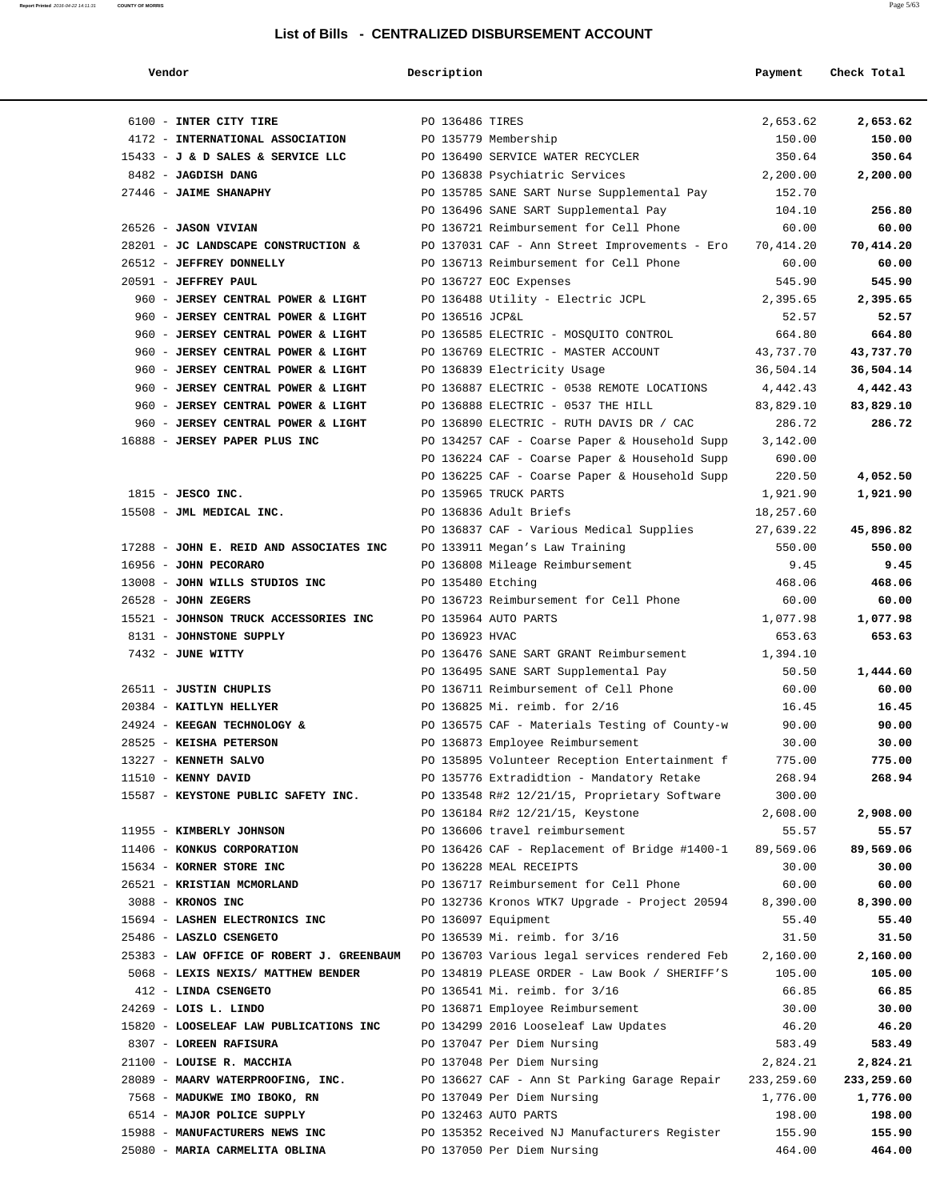## List of Bills - CENTRALIZED DISBURSEMENT ACCOUNT

| Vendor | Description | Payment | Check Total |
|---|---|---|---|
| 6100 - **INTER CITY TIRE** | PO 136486 TIRES | 2,653.62 | **2,653.62** |
| 4172 - **INTERNATIONAL ASSOCIATION** | PO 135779 Membership | 150.00 | **150.00** |
| 15433 - **J & D SALES & SERVICE LLC** | PO 136490 SERVICE WATER RECYCLER | 350.64 | **350.64** |
| 8482 - **JAGDISH DANG** | PO 136838 Psychiatric Services | 2,200.00 | **2,200.00** |
| 27446 - **JAIME SHANAPHY** | PO 135785 SANE SART Nurse Supplemental Pay | 152.70 | |
| | PO 136496 SANE SART Supplemental Pay | 104.10 | **256.80** |
| 26526 - **JASON VIVIAN** | PO 136721 Reimbursement for Cell Phone | 60.00 | **60.00** |
| 28201 - **JC LANDSCAPE CONSTRUCTION &** | PO 137031 CAF - Ann Street Improvements - Ero | 70,414.20 | **70,414.20** |
| 26512 - **JEFFREY DONNELLY** | PO 136713 Reimbursement for Cell Phone | 60.00 | **60.00** |
| 20591 - **JEFFREY PAUL** | PO 136727 EOC Expenses | 545.90 | **545.90** |
| 960 - **JERSEY CENTRAL POWER & LIGHT** | PO 136488 Utility - Electric JCPL | 2,395.65 | **2,395.65** |
| 960 - **JERSEY CENTRAL POWER & LIGHT** | PO 136516 JCP&L | 52.57 | **52.57** |
| 960 - **JERSEY CENTRAL POWER & LIGHT** | PO 136585 ELECTRIC - MOSQUITO CONTROL | 664.80 | **664.80** |
| 960 - **JERSEY CENTRAL POWER & LIGHT** | PO 136769 ELECTRIC - MASTER ACCOUNT | 43,737.70 | **43,737.70** |
| 960 - **JERSEY CENTRAL POWER & LIGHT** | PO 136839 Electricity Usage | 36,504.14 | **36,504.14** |
| 960 - **JERSEY CENTRAL POWER & LIGHT** | PO 136887 ELECTRIC - 0538 REMOTE LOCATIONS | 4,442.43 | **4,442.43** |
| 960 - **JERSEY CENTRAL POWER & LIGHT** | PO 136888 ELECTRIC - 0537 THE HILL | 83,829.10 | **83,829.10** |
| 960 - **JERSEY CENTRAL POWER & LIGHT** | PO 136890 ELECTRIC - RUTH DAVIS DR / CAC | 286.72 | **286.72** |
| 16888 - **JERSEY PAPER PLUS INC** | PO 134257 CAF - Coarse Paper & Household Supp | 3,142.00 | |
| | PO 136224 CAF - Coarse Paper & Household Supp | 690.00 | |
| | PO 136225 CAF - Coarse Paper & Household Supp | 220.50 | **4,052.50** |
| 1815 - **JESCO INC.** | PO 135965 TRUCK PARTS | 1,921.90 | **1,921.90** |
| 15508 - **JML MEDICAL INC.** | PO 136836 Adult Briefs | 18,257.60 | |
| | PO 136837 CAF - Various Medical Supplies | 27,639.22 | **45,896.82** |
| 17288 - **JOHN E. REID AND ASSOCIATES INC** | PO 133911 Megan's Law Training | 550.00 | **550.00** |
| 16956 - **JOHN PECORARO** | PO 136808 Mileage Reimbursement | 9.45 | **9.45** |
| 13008 - **JOHN WILLS STUDIOS INC** | PO 135480 Etching | 468.06 | **468.06** |
| 26528 - **JOHN ZEGERS** | PO 136723 Reimbursement for Cell Phone | 60.00 | **60.00** |
| 15521 - **JOHNSON TRUCK ACCESSORIES INC** | PO 135964 AUTO PARTS | 1,077.98 | **1,077.98** |
| 8131 - **JOHNSTONE SUPPLY** | PO 136923 HVAC | 653.63 | **653.63** |
| 7432 - **JUNE WITTY** | PO 136476 SANE SART GRANT Reimbursement | 1,394.10 | |
| | PO 136495 SANE SART Supplemental Pay | 50.50 | **1,444.60** |
| 26511 - **JUSTIN CHUPLIS** | PO 136711 Reimbursement of Cell Phone | 60.00 | **60.00** |
| 20384 - **KAITLYN HELLYER** | PO 136825 Mi. reimb. for 2/16 | 16.45 | **16.45** |
| 24924 - **KEEGAN TECHNOLOGY &** | PO 136575 CAF - Materials Testing of County-w | 90.00 | **90.00** |
| 28525 - **KEISHA PETERSON** | PO 136873 Employee Reimbursement | 30.00 | **30.00** |
| 13227 - **KENNETH SALVO** | PO 135895 Volunteer Reception Entertainment f | 775.00 | **775.00** |
| 11510 - **KENNY DAVID** | PO 135776 Extradidtion - Mandatory Retake | 268.94 | **268.94** |
| 15587 - **KEYSTONE PUBLIC SAFETY INC.** | PO 133548 R#2 12/21/15, Proprietary Software | 300.00 | |
| | PO 136184 R#2 12/21/15, Keystone | 2,608.00 | **2,908.00** |
| 11955 - **KIMBERLY JOHNSON** | PO 136606 travel reimbursement | 55.57 | **55.57** |
| 11406 - **KONKUS CORPORATION** | PO 136426 CAF - Replacement of Bridge #1400-1 | 89,569.06 | **89,569.06** |
| 15634 - **KORNER STORE INC** | PO 136228 MEAL RECEIPTS | 30.00 | **30.00** |
| 26521 - **KRISTIAN MCMORLAND** | PO 136717 Reimbursement for Cell Phone | 60.00 | **60.00** |
| 3088 - **KRONOS INC** | PO 132736 Kronos WTK7 Upgrade - Project 20594 | 8,390.00 | **8,390.00** |
| 15694 - **LASHEN ELECTRONICS INC** | PO 136097 Equipment | 55.40 | **55.40** |
| 25486 - **LASZLO CSENGETO** | PO 136539 Mi. reimb. for 3/16 | 31.50 | **31.50** |
| 25383 - **LAW OFFICE OF ROBERT J. GREENBAUM** | PO 136703 Various legal services rendered Feb | 2,160.00 | **2,160.00** |
| 5068 - **LEXIS NEXIS/ MATTHEW BENDER** | PO 134819 PLEASE ORDER - Law Book / SHERIFF'S | 105.00 | **105.00** |
| 412 - **LINDA CSENGETO** | PO 136541 Mi. reimb. for 3/16 | 66.85 | **66.85** |
| 24269 - **LOIS L. LINDO** | PO 136871 Employee Reimbursement | 30.00 | **30.00** |
| 15820 - **LOOSELEAF LAW PUBLICATIONS INC** | PO 134299 2016 Looseleaf Law Updates | 46.20 | **46.20** |
| 8307 - **LOREEN RAFISURA** | PO 137047 Per Diem Nursing | 583.49 | **583.49** |
| 21100 - **LOUISE R. MACCHIA** | PO 137048 Per Diem Nursing | 2,824.21 | **2,824.21** |
| 28089 - **MAARV WATERPROOFING, INC.** | PO 136627 CAF - Ann St Parking Garage Repair | 233,259.60 | **233,259.60** |
| 7568 - **MADUKWE IMO IBOKO, RN** | PO 137049 Per Diem Nursing | 1,776.00 | **1,776.00** |
| 6514 - **MAJOR POLICE SUPPLY** | PO 132463 AUTO PARTS | 198.00 | **198.00** |
| 15988 - **MANUFACTURERS NEWS INC** | PO 135352 Received NJ Manufacturers Register | 155.90 | **155.90** |
| 25080 - **MARIA CARMELITA OBLINA** | PO 137050 Per Diem Nursing | 464.00 | **464.00** |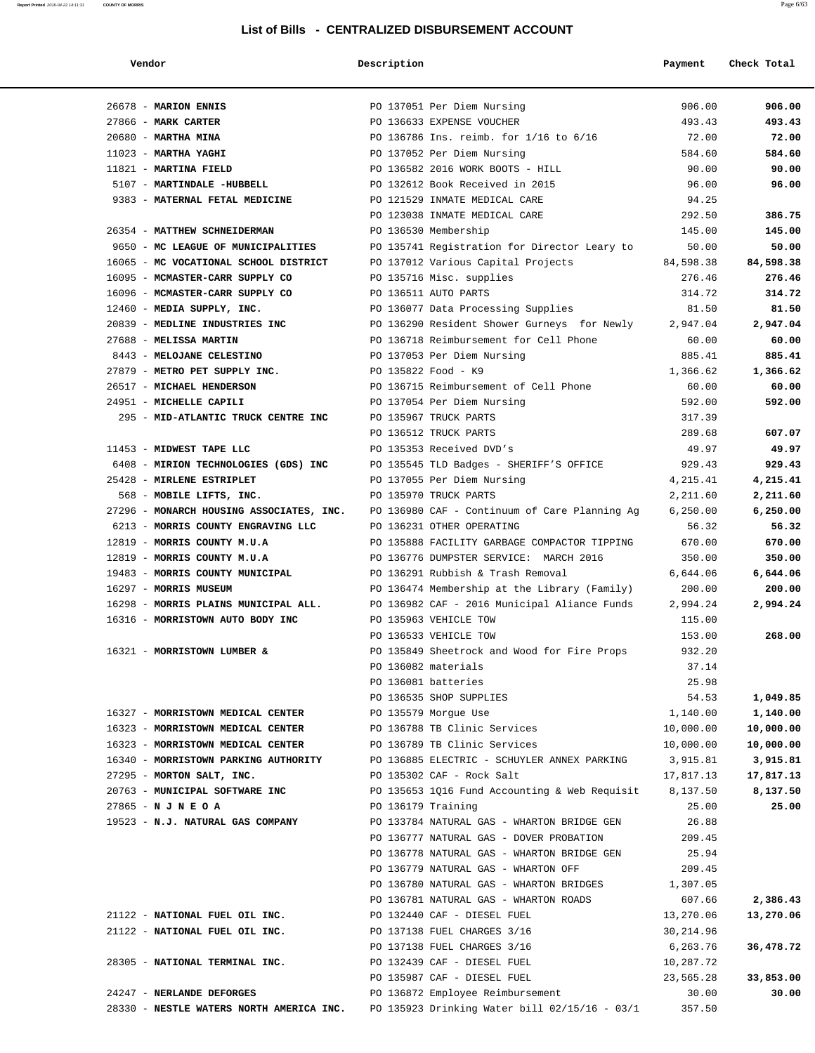## List of Bills - CENTRALIZED DISBURSEMENT ACCOUNT

| Vendor | Description | Payment | Check Total |
|---|---|---|---|
| 26678 - **MARION ENNIS** | PO 137051 Per Diem Nursing | 906.00 | **906.00** |
| 27866 - **MARK CARTER** | PO 136633 EXPENSE VOUCHER | 493.43 | **493.43** |
| 20680 - **MARTHA MINA** | PO 136786 Ins. reimb. for 1/16 to 6/16 | 72.00 | **72.00** |
| 11023 - **MARTHA YAGHI** | PO 137052 Per Diem Nursing | 584.60 | **584.60** |
| 11821 - **MARTINA FIELD** | PO 136582 2016 WORK BOOTS - HILL | 90.00 | **90.00** |
| 5107 - **MARTINDALE -HUBBELL** | PO 132612 Book Received in 2015 | 96.00 | **96.00** |
| 9383 - **MATERNAL FETAL MEDICINE** | PO 121529 INMATE MEDICAL CARE | 94.25 | |
| | PO 123038 INMATE MEDICAL CARE | 292.50 | **386.75** |
| 26354 - **MATTHEW SCHNEIDERMAN** | PO 136530 Membership | 145.00 | **145.00** |
| 9650 - **MC LEAGUE OF MUNICIPALITIES** | PO 135741 Registration for Director Leary to | 50.00 | **50.00** |
| 16065 - **MC VOCATIONAL SCHOOL DISTRICT** | PO 137012 Various Capital Projects | 84,598.38 | **84,598.38** |
| 16095 - **MCMASTER-CARR SUPPLY CO** | PO 135716 Misc. supplies | 276.46 | **276.46** |
| 16096 - **MCMASTER-CARR SUPPLY CO** | PO 136511 AUTO PARTS | 314.72 | **314.72** |
| 12460 - **MEDIA SUPPLY, INC.** | PO 136077 Data Processing Supplies | 81.50 | **81.50** |
| 20839 - **MEDLINE INDUSTRIES INC** | PO 136290 Resident Shower Gurneys for Newly | 2,947.04 | **2,947.04** |
| 27688 - **MELISSA MARTIN** | PO 136718 Reimbursement for Cell Phone | 60.00 | **60.00** |
| 8443 - **MELOJANE CELESTINO** | PO 137053 Per Diem Nursing | 885.41 | **885.41** |
| 27879 - **METRO PET SUPPLY INC.** | PO 135822 Food - K9 | 1,366.62 | **1,366.62** |
| 26517 - **MICHAEL HENDERSON** | PO 136715 Reimbursement of Cell Phone | 60.00 | **60.00** |
| 24951 - **MICHELLE CAPILI** | PO 137054 Per Diem Nursing | 592.00 | **592.00** |
| 295 - **MID-ATLANTIC TRUCK CENTRE INC** | PO 135967 TRUCK PARTS | 317.39 | |
| | PO 136512 TRUCK PARTS | 289.68 | **607.07** |
| 11453 - **MIDWEST TAPE LLC** | PO 135353 Received DVD's | 49.97 | **49.97** |
| 6408 - **MIRION TECHNOLOGIES (GDS) INC** | PO 135545 TLD Badges - SHERIFF'S OFFICE | 929.43 | **929.43** |
| 25428 - **MIRLENE ESTRIPLET** | PO 137055 Per Diem Nursing | 4,215.41 | **4,215.41** |
| 568 - **MOBILE LIFTS, INC.** | PO 135970 TRUCK PARTS | 2,211.60 | **2,211.60** |
| 27296 - **MONARCH HOUSING ASSOCIATES, INC.** | PO 136980 CAF - Continuum of Care Planning Ag | 6,250.00 | **6,250.00** |
| 6213 - **MORRIS COUNTY ENGRAVING LLC** | PO 136231 OTHER OPERATING | 56.32 | **56.32** |
| 12819 - **MORRIS COUNTY M.U.A** | PO 135888 FACILITY GARBAGE COMPACTOR TIPPING | 670.00 | **670.00** |
| 12819 - **MORRIS COUNTY M.U.A** | PO 136776 DUMPSTER SERVICE: MARCH 2016 | 350.00 | **350.00** |
| 19483 - **MORRIS COUNTY MUNICIPAL** | PO 136291 Rubbish & Trash Removal | 6,644.06 | **6,644.06** |
| 16297 - **MORRIS MUSEUM** | PO 136474 Membership at the Library (Family) | 200.00 | **200.00** |
| 16298 - **MORRIS PLAINS MUNICIPAL ALL.** | PO 136982 CAF - 2016 Municipal Aliance Funds | 2,994.24 | **2,994.24** |
| 16316 - **MORRISTOWN AUTO BODY INC** | PO 135963 VEHICLE TOW | 115.00 | |
| | PO 136533 VEHICLE TOW | 153.00 | **268.00** |
| 16321 - **MORRISTOWN LUMBER &** | PO 135849 Sheetrock and Wood for Fire Props | 932.20 | |
| | PO 136082 materials | 37.14 | |
| | PO 136081 batteries | 25.98 | |
| | PO 136535 SHOP SUPPLIES | 54.53 | **1,049.85** |
| 16327 - **MORRISTOWN MEDICAL CENTER** | PO 135579 Morgue Use | 1,140.00 | **1,140.00** |
| 16323 - **MORRISTOWN MEDICAL CENTER** | PO 136788 TB Clinic Services | 10,000.00 | **10,000.00** |
| 16323 - **MORRISTOWN MEDICAL CENTER** | PO 136789 TB Clinic Services | 10,000.00 | **10,000.00** |
| 16340 - **MORRISTOWN PARKING AUTHORITY** | PO 136885 ELECTRIC - SCHUYLER ANNEX PARKING | 3,915.81 | **3,915.81** |
| 27295 - **MORTON SALT, INC.** | PO 135302 CAF - Rock Salt | 17,817.13 | **17,817.13** |
| 20763 - **MUNICIPAL SOFTWARE INC** | PO 135653 1Q16 Fund Accounting & Web Requisit | 8,137.50 | **8,137.50** |
| 27865 - **N J N E O A** | PO 136179 Training | 25.00 | **25.00** |
| 19523 - **N.J. NATURAL GAS COMPANY** | PO 133784 NATURAL GAS - WHARTON BRIDGE GEN | 26.88 | |
| | PO 136777 NATURAL GAS - DOVER PROBATION | 209.45 | |
| | PO 136778 NATURAL GAS - WHARTON BRIDGE GEN | 25.94 | |
| | PO 136779 NATURAL GAS - WHARTON OFF | 209.45 | |
| | PO 136780 NATURAL GAS - WHARTON BRIDGES | 1,307.05 | |
| | PO 136781 NATURAL GAS - WHARTON ROADS | 607.66 | **2,386.43** |
| 21122 - **NATIONAL FUEL OIL INC.** | PO 132440 CAF - DIESEL FUEL | 13,270.06 | **13,270.06** |
| 21122 - **NATIONAL FUEL OIL INC.** | PO 137138 FUEL CHARGES 3/16 | 30,214.96 | |
| | PO 137138 FUEL CHARGES 3/16 | 6,263.76 | **36,478.72** |
| 28305 - **NATIONAL TERMINAL INC.** | PO 132439 CAF - DIESEL FUEL | 10,287.72 | |
| | PO 135987 CAF - DIESEL FUEL | 23,565.28 | **33,853.00** |
| 24247 - **NERLANDE DEFORGES** | PO 136872 Employee Reimbursement | 30.00 | **30.00** |
| 28330 - **NESTLE WATERS NORTH AMERICA INC.** | PO 135923 Drinking Water bill 02/15/16 - 03/1 | 357.50 | |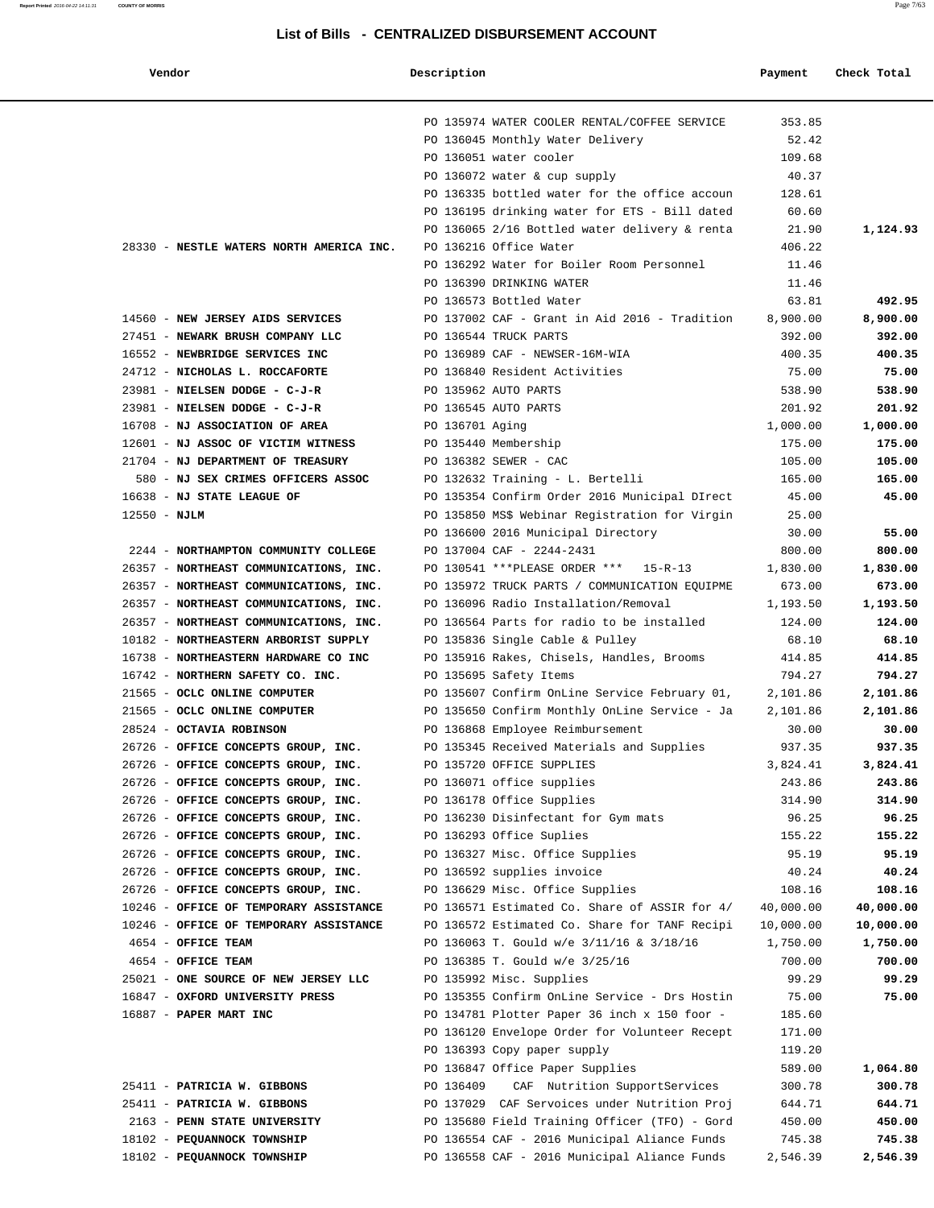# List of Bills - CENTRALIZED DISBURSEMENT ACCOUNT

| Vendor | Description | Payment | Check Total |
|---|---|---|---|
| | PO 135974 WATER COOLER RENTAL/COFFEE SERVICE | 353.85 | |
| | PO 136045 Monthly Water Delivery | 52.42 | |
| | PO 136051 water cooler | 109.68 | |
| | PO 136072 water & cup supply | 40.37 | |
| | PO 136335 bottled water for the office accoun | 128.61 | |
| | PO 136195 drinking water for ETS - Bill dated | 60.60 | |
| | PO 136065 2/16 Bottled water delivery & renta | 21.90 | **1,124.93** |
| 28330 - **NESTLE WATERS NORTH AMERICA INC.** | PO 136216 Office Water | 406.22 | |
| | PO 136292 Water for Boiler Room Personnel | 11.46 | |
| | PO 136390 DRINKING WATER | 11.46 | |
| | PO 136573 Bottled Water | 63.81 | **492.95** |
| 14560 - **NEW JERSEY AIDS SERVICES** | PO 137002 CAF - Grant in Aid 2016 - Tradition | 8,900.00 | **8,900.00** |
| 27451 - **NEWARK BRUSH COMPANY LLC** | PO 136544 TRUCK PARTS | 392.00 | **392.00** |
| 16552 - **NEWBRIDGE SERVICES INC** | PO 136989 CAF - NEWSER-16M-WIA | 400.35 | **400.35** |
| 24712 - **NICHOLAS L. ROCCAFORTE** | PO 136840 Resident Activities | 75.00 | **75.00** |
| 23981 - **NIELSEN DODGE - C-J-R** | PO 135962 AUTO PARTS | 538.90 | **538.90** |
| 23981 - **NIELSEN DODGE - C-J-R** | PO 136545 AUTO PARTS | 201.92 | **201.92** |
| 16708 - **NJ ASSOCIATION OF AREA** | PO 136701 Aging | 1,000.00 | **1,000.00** |
| 12601 - **NJ ASSOC OF VICTIM WITNESS** | PO 135440 Membership | 175.00 | **175.00** |
| 21704 - **NJ DEPARTMENT OF TREASURY** | PO 136382 SEWER - CAC | 105.00 | **105.00** |
| 580 - **NJ SEX CRIMES OFFICERS ASSOC** | PO 132632 Training - L. Bertelli | 165.00 | **165.00** |
| 16638 - **NJ STATE LEAGUE OF** | PO 135354 Confirm Order 2016 Municipal DIrect | 45.00 | **45.00** |
| 12550 - **NJLM** | PO 135850 MS$ Webinar Registration for Virgin | 25.00 | |
| | PO 136600 2016 Municipal Directory | 30.00 | **55.00** |
| 2244 - **NORTHAMPTON COMMUNITY COLLEGE** | PO 137004 CAF - 2244-2431 | 800.00 | **800.00** |
| 26357 - **NORTHEAST COMMUNICATIONS, INC.** | PO 130541 ***PLEASE ORDER *** 15-R-13 | 1,830.00 | **1,830.00** |
| 26357 - **NORTHEAST COMMUNICATIONS, INC.** | PO 135972 TRUCK PARTS / COMMUNICATION EQUIPME | 673.00 | **673.00** |
| 26357 - **NORTHEAST COMMUNICATIONS, INC.** | PO 136096 Radio Installation/Removal | 1,193.50 | **1,193.50** |
| 26357 - **NORTHEAST COMMUNICATIONS, INC.** | PO 136564 Parts for radio to be installed | 124.00 | **124.00** |
| 10182 - **NORTHEASTERN ARBORIST SUPPLY** | PO 135836 Single Cable & Pulley | 68.10 | **68.10** |
| 16738 - **NORTHEASTERN HARDWARE CO INC** | PO 135916 Rakes, Chisels, Handles, Brooms | 414.85 | **414.85** |
| 16742 - **NORTHERN SAFETY CO. INC.** | PO 135695 Safety Items | 794.27 | **794.27** |
| 21565 - **OCLC ONLINE COMPUTER** | PO 135607 Confirm OnLine Service February 01, | 2,101.86 | **2,101.86** |
| 21565 - **OCLC ONLINE COMPUTER** | PO 135650 Confirm Monthly OnLine Service - Ja | 2,101.86 | **2,101.86** |
| 28524 - **OCTAVIA ROBINSON** | PO 136868 Employee Reimbursement | 30.00 | **30.00** |
| 26726 - **OFFICE CONCEPTS GROUP, INC.** | PO 135345 Received Materials and Supplies | 937.35 | **937.35** |
| 26726 - **OFFICE CONCEPTS GROUP, INC.** | PO 135720 OFFICE SUPPLIES | 3,824.41 | **3,824.41** |
| 26726 - **OFFICE CONCEPTS GROUP, INC.** | PO 136071 office supplies | 243.86 | **243.86** |
| 26726 - **OFFICE CONCEPTS GROUP, INC.** | PO 136178 Office Supplies | 314.90 | **314.90** |
| 26726 - **OFFICE CONCEPTS GROUP, INC.** | PO 136230 Disinfectant for Gym mats | 96.25 | **96.25** |
| 26726 - **OFFICE CONCEPTS GROUP, INC.** | PO 136293 Office Suplies | 155.22 | **155.22** |
| 26726 - **OFFICE CONCEPTS GROUP, INC.** | PO 136327 Misc. Office Supplies | 95.19 | **95.19** |
| 26726 - **OFFICE CONCEPTS GROUP, INC.** | PO 136592 supplies invoice | 40.24 | **40.24** |
| 26726 - **OFFICE CONCEPTS GROUP, INC.** | PO 136629 Misc. Office Supplies | 108.16 | **108.16** |
| 10246 - **OFFICE OF TEMPORARY ASSISTANCE** | PO 136571 Estimated Co. Share of ASSIR for 4/ | 40,000.00 | **40,000.00** |
| 10246 - **OFFICE OF TEMPORARY ASSISTANCE** | PO 136572 Estimated Co. Share for TANF Recipi | 10,000.00 | **10,000.00** |
| 4654 - **OFFICE TEAM** | PO 136063 T. Gould w/e 3/11/16 & 3/18/16 | 1,750.00 | **1,750.00** |
| 4654 - **OFFICE TEAM** | PO 136385 T. Gould w/e 3/25/16 | 700.00 | **700.00** |
| 25021 - **ONE SOURCE OF NEW JERSEY LLC** | PO 135992 Misc. Supplies | 99.29 | **99.29** |
| 16847 - **OXFORD UNIVERSITY PRESS** | PO 135355 Confirm OnLine Service - Drs Hostin | 75.00 | **75.00** |
| 16887 - **PAPER MART INC** | PO 134781 Plotter Paper 36 inch x 150 foor - | 185.60 | |
| | PO 136120 Envelope Order for Volunteer Recept | 171.00 | |
| | PO 136393 Copy paper supply | 119.20 | |
| | PO 136847 Office Paper Supplies | 589.00 | **1,064.80** |
| 25411 - **PATRICIA W. GIBBONS** | PO 136409 CAF Nutrition SupportServices | 300.78 | **300.78** |
| 25411 - **PATRICIA W. GIBBONS** | PO 137029 CAF Servoices under Nutrition Proj | 644.71 | **644.71** |
| 2163 - **PENN STATE UNIVERSITY** | PO 135680 Field Training Officer (TFO) - Gord | 450.00 | **450.00** |
| 18102 - **PEQUANNOCK TOWNSHIP** | PO 136554 CAF - 2016 Municipal Aliance Funds | 745.38 | **745.38** |
| 18102 - **PEQUANNOCK TOWNSHIP** | PO 136558 CAF - 2016 Municipal Aliance Funds | 2,546.39 | **2,546.39** |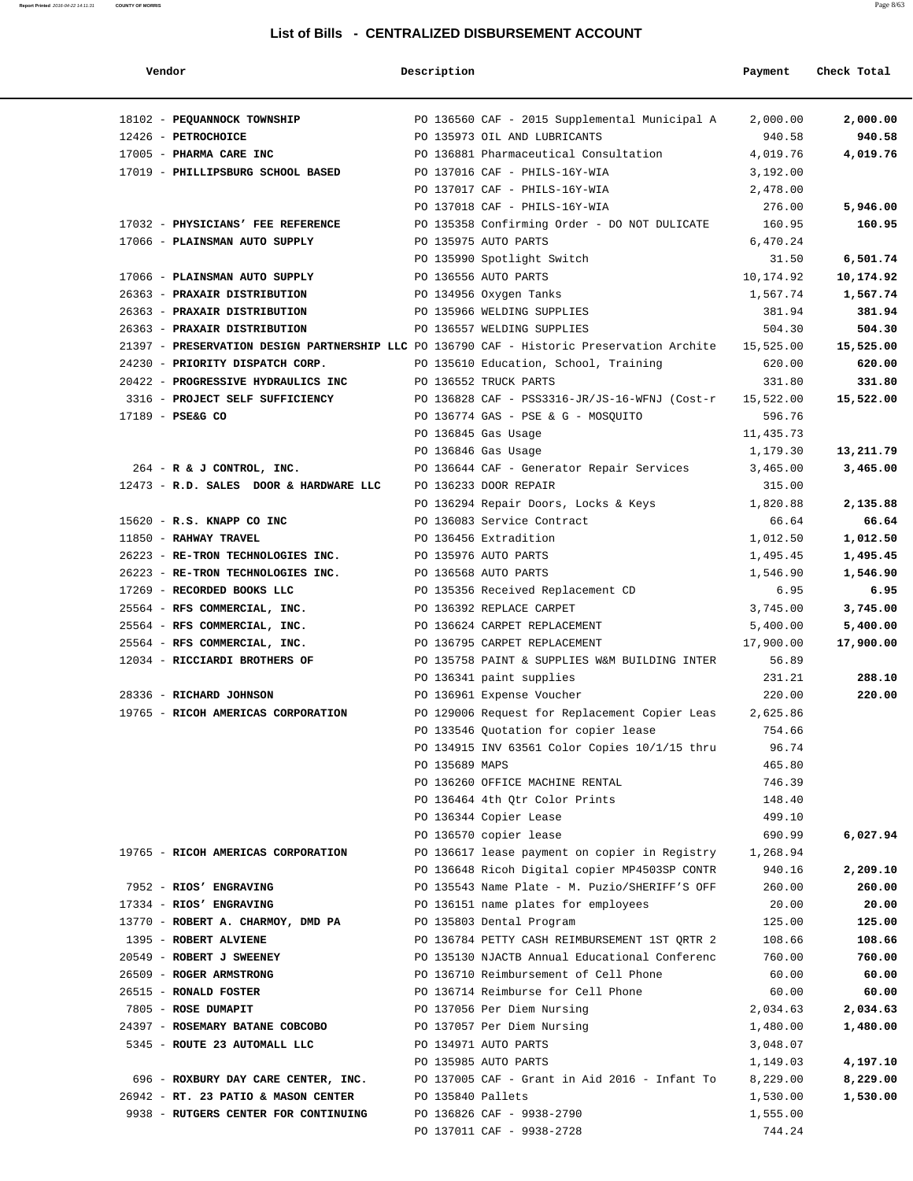# List of Bills - CENTRALIZED DISBURSEMENT ACCOUNT

| Vendor | Description | Payment | Check Total |
|---|---|---|---|
| 18102 - **PEQUANNOCK TOWNSHIP** | PO 136560 CAF - 2015 Supplemental Municipal A | 2,000.00 | **2,000.00** |
| 12426 - **PETROCHOICE** | PO 135973 OIL AND LUBRICANTS | 940.58 | **940.58** |
| 17005 - **PHARMA CARE INC** | PO 136881 Pharmaceutical Consultation | 4,019.76 | **4,019.76** |
| 17019 - **PHILLIPSBURG SCHOOL BASED** | PO 137016 CAF - PHILS-16Y-WIA | 3,192.00 | |
| | PO 137017 CAF - PHILS-16Y-WIA | 2,478.00 | |
| | PO 137018 CAF - PHILS-16Y-WIA | 276.00 | **5,946.00** |
| 17032 - **PHYSICIANS' FEE REFERENCE** | PO 135358 Confirming Order - DO NOT DULICATE | 160.95 | **160.95** |
| 17066 - **PLAINSMAN AUTO SUPPLY** | PO 135975 AUTO PARTS | 6,470.24 | |
| | PO 135990 Spotlight Switch | 31.50 | **6,501.74** |
| 17066 - **PLAINSMAN AUTO SUPPLY** | PO 136556 AUTO PARTS | 10,174.92 | **10,174.92** |
| 26363 - **PRAXAIR DISTRIBUTION** | PO 134956 Oxygen Tanks | 1,567.74 | **1,567.74** |
| 26363 - **PRAXAIR DISTRIBUTION** | PO 135966 WELDING SUPPLIES | 381.94 | **381.94** |
| 26363 - **PRAXAIR DISTRIBUTION** | PO 136557 WELDING SUPPLIES | 504.30 | **504.30** |
| 21397 - **PRESERVATION DESIGN PARTNERSHIP LLC** | PO 136790 CAF - Historic Preservation Archite | 15,525.00 | **15,525.00** |
| 24230 - **PRIORITY DISPATCH CORP.** | PO 135610 Education, School, Training | 620.00 | **620.00** |
| 20422 - **PROGRESSIVE HYDRAULICS INC** | PO 136552 TRUCK PARTS | 331.80 | **331.80** |
| 3316 - **PROJECT SELF SUFFICIENCY** | PO 136828 CAF - PSS3316-JR/JS-16-WFNJ (Cost-r | 15,522.00 | **15,522.00** |
| 17189 - **PSE&G CO** | PO 136774 GAS - PSE & G - MOSQUITO | 596.76 | |
| | PO 136845 Gas Usage | 11,435.73 | |
| | PO 136846 Gas Usage | 1,179.30 | **13,211.79** |
| 264 - **R & J CONTROL, INC.** | PO 136644 CAF - Generator Repair Services | 3,465.00 | **3,465.00** |
| 12473 - **R.D. SALES DOOR & HARDWARE LLC** | PO 136233 DOOR REPAIR | 315.00 | |
| | PO 136294 Repair Doors, Locks & Keys | 1,820.88 | **2,135.88** |
| 15620 - **R.S. KNAPP CO INC** | PO 136083 Service Contract | 66.64 | **66.64** |
| 11850 - **RAHWAY TRAVEL** | PO 136456 Extradition | 1,012.50 | **1,012.50** |
| 26223 - **RE-TRON TECHNOLOGIES INC.** | PO 135976 AUTO PARTS | 1,495.45 | **1,495.45** |
| 26223 - **RE-TRON TECHNOLOGIES INC.** | PO 136568 AUTO PARTS | 1,546.90 | **1,546.90** |
| 17269 - **RECORDED BOOKS LLC** | PO 135356 Received Replacement CD | 6.95 | **6.95** |
| 25564 - **RFS COMMERCIAL, INC.** | PO 136392 REPLACE CARPET | 3,745.00 | **3,745.00** |
| 25564 - **RFS COMMERCIAL, INC.** | PO 136624 CARPET REPLACEMENT | 5,400.00 | **5,400.00** |
| 25564 - **RFS COMMERCIAL, INC.** | PO 136795 CARPET REPLACEMENT | 17,900.00 | **17,900.00** |
| 12034 - **RICCIARDI BROTHERS OF** | PO 135758 PAINT & SUPPLIES W&M BUILDING INTER | 56.89 | |
| | PO 136341 paint supplies | 231.21 | **288.10** |
| 28336 - **RICHARD JOHNSON** | PO 136961 Expense Voucher | 220.00 | **220.00** |
| 19765 - **RICOH AMERICAS CORPORATION** | PO 129006 Request for Replacement Copier Leas | 2,625.86 | |
| | PO 133546 Quotation for copier lease | 754.66 | |
| | PO 134915 INV 63561 Color Copies 10/1/15 thru | 96.74 | |
| | PO 135689 MAPS | 465.80 | |
| | PO 136260 OFFICE MACHINE RENTAL | 746.39 | |
| | PO 136464 4th Qtr Color Prints | 148.40 | |
| | PO 136344 Copier Lease | 499.10 | |
| | PO 136570 copier lease | 690.99 | **6,027.94** |
| 19765 - **RICOH AMERICAS CORPORATION** | PO 136617 lease payment on copier in Registry | 1,268.94 | |
| | PO 136648 Ricoh Digital copier MP4503SP CONTR | 940.16 | **2,209.10** |
| 7952 - **RIOS' ENGRAVING** | PO 135543 Name Plate - M. Puzio/SHERIFF'S OFF | 260.00 | **260.00** |
| 17334 - **RIOS' ENGRAVING** | PO 136151 name plates for employees | 20.00 | **20.00** |
| 13770 - **ROBERT A. CHARMOY, DMD PA** | PO 135803 Dental Program | 125.00 | **125.00** |
| 1395 - **ROBERT ALVIENE** | PO 136784 PETTY CASH REIMBURSEMENT 1ST QRTR 2 | 108.66 | **108.66** |
| 20549 - **ROBERT J SWEENEY** | PO 135130 NJACTB Annual Educational Conferenc | 760.00 | **760.00** |
| 26509 - **ROGER ARMSTRONG** | PO 136710 Reimbursement of Cell Phone | 60.00 | **60.00** |
| 26515 - **RONALD FOSTER** | PO 136714 Reimburse for Cell Phone | 60.00 | **60.00** |
| 7805 - **ROSE DUMAPIT** | PO 137056 Per Diem Nursing | 2,034.63 | **2,034.63** |
| 24397 - **ROSEMARY BATANE COBCOBO** | PO 137057 Per Diem Nursing | 1,480.00 | **1,480.00** |
| 5345 - **ROUTE 23 AUTOMALL LLC** | PO 134971 AUTO PARTS | 3,048.07 | |
| | PO 135985 AUTO PARTS | 1,149.03 | **4,197.10** |
| 696 - **ROXBURY DAY CARE CENTER, INC.** | PO 137005 CAF - Grant in Aid 2016 - Infant To | 8,229.00 | **8,229.00** |
| 26942 - **RT. 23 PATIO & MASON CENTER** | PO 135840 Pallets | 1,530.00 | **1,530.00** |
| 9938 - **RUTGERS CENTER FOR CONTINUING** | PO 136826 CAF - 9938-2790 | 1,555.00 | |
| | PO 137011 CAF - 9938-2728 | 744.24 | |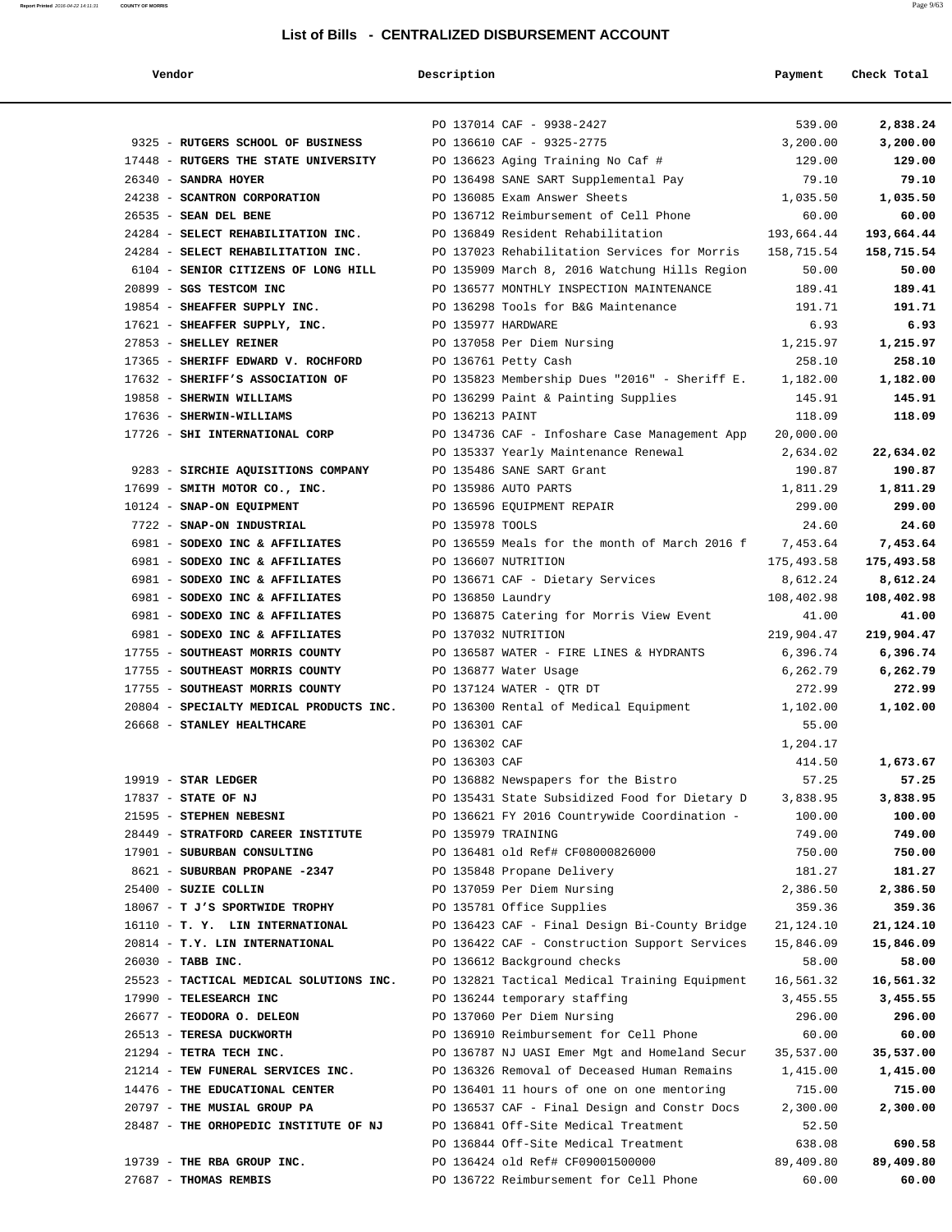## List of Bills - CENTRALIZED DISBURSEMENT ACCOUNT

| Vendor | Description | Payment | Check Total |
|---|---|---|---|
| | PO 137014 CAF - 9938-2427 | 539.00 | **2,838.24** |
| 9325 - **RUTGERS SCHOOL OF BUSINESS** | PO 136610 CAF - 9325-2775 | 3,200.00 | **3,200.00** |
| 17448 - **RUTGERS THE STATE UNIVERSITY** | PO 136623 Aging Training No Caf # | 129.00 | **129.00** |
| 26340 - **SANDRA HOYER** | PO 136498 SANE SART Supplemental Pay | 79.10 | **79.10** |
| 24238 - **SCANTRON CORPORATION** | PO 136085 Exam Answer Sheets | 1,035.50 | **1,035.50** |
| 26535 - **SEAN DEL BENE** | PO 136712 Reimbursement of Cell Phone | 60.00 | **60.00** |
| 24284 - **SELECT REHABILITATION INC.** | PO 136849 Resident Rehabilitation | 193,664.44 | **193,664.44** |
| 24284 - **SELECT REHABILITATION INC.** | PO 137023 Rehabilitation Services for Morris | 158,715.54 | **158,715.54** |
| 6104 - **SENIOR CITIZENS OF LONG HILL** | PO 135909 March 8, 2016 Watchung Hills Region | 50.00 | **50.00** |
| 20899 - **SGS TESTCOM INC** | PO 136577 MONTHLY INSPECTION MAINTENANCE | 189.41 | **189.41** |
| 19854 - **SHEAFFER SUPPLY INC.** | PO 136298 Tools for B&G Maintenance | 191.71 | **191.71** |
| 17621 - **SHEAFFER SUPPLY, INC.** | PO 135977 HARDWARE | 6.93 | **6.93** |
| 27853 - **SHELLEY REINER** | PO 137058 Per Diem Nursing | 1,215.97 | **1,215.97** |
| 17365 - **SHERIFF EDWARD V. ROCHFORD** | PO 136761 Petty Cash | 258.10 | **258.10** |
| 17632 - **SHERIFF'S ASSOCIATION OF** | PO 135823 Membership Dues "2016" - Sheriff E. | 1,182.00 | **1,182.00** |
| 19858 - **SHERWIN WILLIAMS** | PO 136299 Paint & Painting Supplies | 145.91 | **145.91** |
| 17636 - **SHERWIN-WILLIAMS** | PO 136213 PAINT | 118.09 | **118.09** |
| 17726 - **SHI INTERNATIONAL CORP** | PO 134736 CAF - Infoshare Case Management App | 20,000.00 | |
| | PO 135337 Yearly Maintenance Renewal | 2,634.02 | **22,634.02** |
| 9283 - **SIRCHIE AQUISITIONS COMPANY** | PO 135486 SANE SART Grant | 190.87 | **190.87** |
| 17699 - **SMITH MOTOR CO., INC.** | PO 135986 AUTO PARTS | 1,811.29 | **1,811.29** |
| 10124 - **SNAP-ON EQUIPMENT** | PO 136596 EQUIPMENT REPAIR | 299.00 | **299.00** |
| 7722 - **SNAP-ON INDUSTRIAL** | PO 135978 TOOLS | 24.60 | **24.60** |
| 6981 - **SODEXO INC & AFFILIATES** | PO 136559 Meals for the month of March 2016 f | 7,453.64 | **7,453.64** |
| 6981 - **SODEXO INC & AFFILIATES** | PO 136607 NUTRITION | 175,493.58 | **175,493.58** |
| 6981 - **SODEXO INC & AFFILIATES** | PO 136671 CAF - Dietary Services | 8,612.24 | **8,612.24** |
| 6981 - **SODEXO INC & AFFILIATES** | PO 136850 Laundry | 108,402.98 | **108,402.98** |
| 6981 - **SODEXO INC & AFFILIATES** | PO 136875 Catering for Morris View Event | 41.00 | **41.00** |
| 6981 - **SODEXO INC & AFFILIATES** | PO 137032 NUTRITION | 219,904.47 | **219,904.47** |
| 17755 - **SOUTHEAST MORRIS COUNTY** | PO 136587 WATER - FIRE LINES & HYDRANTS | 6,396.74 | **6,396.74** |
| 17755 - **SOUTHEAST MORRIS COUNTY** | PO 136877 Water Usage | 6,262.79 | **6,262.79** |
| 17755 - **SOUTHEAST MORRIS COUNTY** | PO 137124 WATER - QTR DT | 272.99 | **272.99** |
| 20804 - **SPECIALTY MEDICAL PRODUCTS INC.** | PO 136300 Rental of Medical Equipment | 1,102.00 | **1,102.00** |
| 26668 - **STANLEY HEALTHCARE** | PO 136301 CAF | 55.00 | |
| | PO 136302 CAF | 1,204.17 | |
| | PO 136303 CAF | 414.50 | **1,673.67** |
| 19919 - **STAR LEDGER** | PO 136882 Newspapers for the Bistro | 57.25 | **57.25** |
| 17837 - **STATE OF NJ** | PO 135431 State Subsidized Food for Dietary D | 3,838.95 | **3,838.95** |
| 21595 - **STEPHEN NEBESNI** | PO 136621 FY 2016 Countrywide Coordination - | 100.00 | **100.00** |
| 28449 - **STRATFORD CAREER INSTITUTE** | PO 135979 TRAINING | 749.00 | **749.00** |
| 17901 - **SUBURBAN CONSULTING** | PO 136481 old Ref# CF08000826000 | 750.00 | **750.00** |
| 8621 - **SUBURBAN PROPANE -2347** | PO 135848 Propane Delivery | 181.27 | **181.27** |
| 25400 - **SUZIE COLLIN** | PO 137059 Per Diem Nursing | 2,386.50 | **2,386.50** |
| 18067 - **T J'S SPORTWIDE TROPHY** | PO 135781 Office Supplies | 359.36 | **359.36** |
| 16110 - **T. Y. LIN INTERNATIONAL** | PO 136423 CAF - Final Design Bi-County Bridge | 21,124.10 | **21,124.10** |
| 20814 - **T.Y. LIN INTERNATIONAL** | PO 136422 CAF - Construction Support Services | 15,846.09 | **15,846.09** |
| 26030 - **TABB INC.** | PO 136612 Background checks | 58.00 | **58.00** |
| 25523 - **TACTICAL MEDICAL SOLUTIONS INC.** | PO 132821 Tactical Medical Training Equipment | 16,561.32 | **16,561.32** |
| 17990 - **TELESEARCH INC** | PO 136244 temporary staffing | 3,455.55 | **3,455.55** |
| 26677 - **TEODORA O. DELEON** | PO 137060 Per Diem Nursing | 296.00 | **296.00** |
| 26513 - **TERESA DUCKWORTH** | PO 136910 Reimbursement for Cell Phone | 60.00 | **60.00** |
| 21294 - **TETRA TECH INC.** | PO 136787 NJ UASI Emer Mgt and Homeland Secur | 35,537.00 | **35,537.00** |
| 21214 - **TEW FUNERAL SERVICES INC.** | PO 136326 Removal of Deceased Human Remains | 1,415.00 | **1,415.00** |
| 14476 - **THE EDUCATIONAL CENTER** | PO 136401 11 hours of one on one mentoring | 715.00 | **715.00** |
| 20797 - **THE MUSIAL GROUP PA** | PO 136537 CAF - Final Design and Constr Docs | 2,300.00 | **2,300.00** |
| 28487 - **THE ORHOPEDIC INSTITUTE OF NJ** | PO 136841 Off-Site Medical Treatment | 52.50 | |
| | PO 136844 Off-Site Medical Treatment | 638.08 | **690.58** |
| 19739 - **THE RBA GROUP INC.** | PO 136424 old Ref# CF09001500000 | 89,409.80 | **89,409.80** |
| 27687 - **THOMAS REMBIS** | PO 136722 Reimbursement for Cell Phone | 60.00 | **60.00** |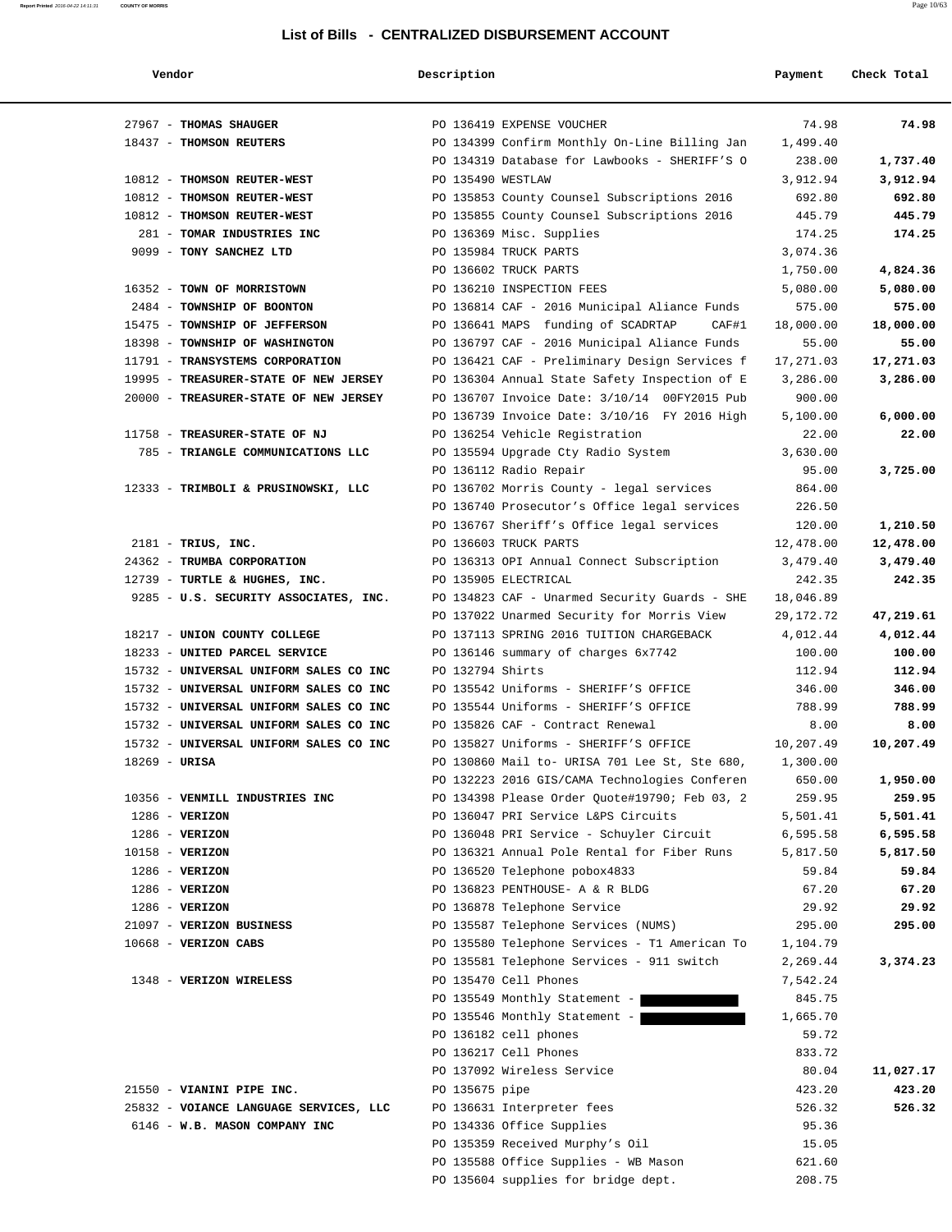## List of Bills - CENTRALIZED DISBURSEMENT ACCOUNT

| Vendor | Description | Payment | Check Total |
|---|---|---|---|
| 27967 - **THOMAS SHAUGER** | PO 136419 EXPENSE VOUCHER | 74.98 | **74.98** |
| 18437 - **THOMSON REUTERS** | PO 134399 Confirm Monthly On-Line Billing Jan | 1,499.40 | |
| | PO 134319 Database for Lawbooks - SHERIFF'S O | 238.00 | **1,737.40** |
| 10812 - **THOMSON REUTER-WEST** | PO 135490 WESTLAW | 3,912.94 | **3,912.94** |
| 10812 - **THOMSON REUTER-WEST** | PO 135853 County Counsel Subscriptions 2016 | 692.80 | **692.80** |
| 10812 - **THOMSON REUTER-WEST** | PO 135855 County Counsel Subscriptions 2016 | 445.79 | **445.79** |
| 281 - **TOMAR INDUSTRIES INC** | PO 136369 Misc. Supplies | 174.25 | **174.25** |
| 9099 - **TONY SANCHEZ LTD** | PO 135984 TRUCK PARTS | 3,074.36 | |
| | PO 136602 TRUCK PARTS | 1,750.00 | **4,824.36** |
| 16352 - **TOWN OF MORRISTOWN** | PO 136210 INSPECTION FEES | 5,080.00 | **5,080.00** |
| 2484 - **TOWNSHIP OF BOONTON** | PO 136814 CAF - 2016 Municipal Aliance Funds | 575.00 | **575.00** |
| 15475 - **TOWNSHIP OF JEFFERSON** | PO 136641 MAPS funding of SCADRTAP CAF#1 | 18,000.00 | **18,000.00** |
| 18398 - **TOWNSHIP OF WASHINGTON** | PO 136797 CAF - 2016 Municipal Aliance Funds | 55.00 | **55.00** |
| 11791 - **TRANSYSTEMS CORPORATION** | PO 136421 CAF - Preliminary Design Services f | 17,271.03 | **17,271.03** |
| 19995 - **TREASURER-STATE OF NEW JERSEY** | PO 136304 Annual State Safety Inspection of E | 3,286.00 | **3,286.00** |
| 20000 - **TREASURER-STATE OF NEW JERSEY** | PO 136707 Invoice Date: 3/10/14 00FY2015 Pub | 900.00 | |
| | PO 136739 Invoice Date: 3/10/16 FY 2016 High | 5,100.00 | **6,000.00** |
| 11758 - **TREASURER-STATE OF NJ** | PO 136254 Vehicle Registration | 22.00 | **22.00** |
| 785 - **TRIANGLE COMMUNICATIONS LLC** | PO 135594 Upgrade Cty Radio System | 3,630.00 | |
| | PO 136112 Radio Repair | 95.00 | **3,725.00** |
| 12333 - **TRIMBOLI & PRUSINOWSKI, LLC** | PO 136702 Morris County - legal services | 864.00 | |
| | PO 136740 Prosecutor's Office legal services | 226.50 | |
| | PO 136767 Sheriff's Office legal services | 120.00 | **1,210.50** |
| 2181 - **TRIUS, INC.** | PO 136603 TRUCK PARTS | 12,478.00 | **12,478.00** |
| 24362 - **TRUMBA CORPORATION** | PO 136313 OPI Annual Connect Subscription | 3,479.40 | **3,479.40** |
| 12739 - **TURTLE & HUGHES, INC.** | PO 135905 ELECTRICAL | 242.35 | **242.35** |
| 9285 - **U.S. SECURITY ASSOCIATES, INC.** | PO 134823 CAF - Unarmed Security Guards - SHE | 18,046.89 | |
| | PO 137022 Unarmed Security for Morris View | 29,172.72 | **47,219.61** |
| 18217 - **UNION COUNTY COLLEGE** | PO 137113 SPRING 2016 TUITION CHARGEBACK | 4,012.44 | **4,012.44** |
| 18233 - **UNITED PARCEL SERVICE** | PO 136146 summary of charges 6x7742 | 100.00 | **100.00** |
| 15732 - **UNIVERSAL UNIFORM SALES CO INC** | PO 132794 Shirts | 112.94 | **112.94** |
| 15732 - **UNIVERSAL UNIFORM SALES CO INC** | PO 135542 Uniforms - SHERIFF'S OFFICE | 346.00 | **346.00** |
| 15732 - **UNIVERSAL UNIFORM SALES CO INC** | PO 135544 Uniforms - SHERIFF'S OFFICE | 788.99 | **788.99** |
| 15732 - **UNIVERSAL UNIFORM SALES CO INC** | PO 135826 CAF - Contract Renewal | 8.00 | **8.00** |
| 15732 - **UNIVERSAL UNIFORM SALES CO INC** | PO 135827 Uniforms - SHERIFF'S OFFICE | 10,207.49 | **10,207.49** |
| 18269 - **URISA** | PO 130860 Mail to- URISA 701 Lee St, Ste 680, | 1,300.00 | |
| | PO 132223 2016 GIS/CAMA Technologies Conferen | 650.00 | **1,950.00** |
| 10356 - **VENMILL INDUSTRIES INC** | PO 134398 Please Order Quote#19790; Feb 03, 2 | 259.95 | **259.95** |
| 1286 - **VERIZON** | PO 136047 PRI Service L&PS Circuits | 5,501.41 | **5,501.41** |
| 1286 - **VERIZON** | PO 136048 PRI Service - Schuyler Circuit | 6,595.58 | **6,595.58** |
| 10158 - **VERIZON** | PO 136321 Annual Pole Rental for Fiber Runs | 5,817.50 | **5,817.50** |
| 1286 - **VERIZON** | PO 136520 Telephone pobox4833 | 59.84 | **59.84** |
| 1286 - **VERIZON** | PO 136823 PENTHOUSE- A & R BLDG | 67.20 | **67.20** |
| 1286 - **VERIZON** | PO 136878 Telephone Service | 29.92 | **29.92** |
| 21097 - **VERIZON BUSINESS** | PO 135587 Telephone Services (NUMS) | 295.00 | **295.00** |
| 10668 - **VERIZON CABS** | PO 135580 Telephone Services - T1 American To | 1,104.79 | |
| | PO 135581 Telephone Services - 911 switch | 2,269.44 | **3,374.23** |
| 1348 - **VERIZON WIRELESS** | PO 135470 Cell Phones | 7,542.24 | |
| | PO 135549 Monthly Statement - | 845.75 | |
| | PO 135546 Monthly Statement - | 1,665.70 | |
| | PO 136182 cell phones | 59.72 | |
| | PO 136217 Cell Phones | 833.72 | |
| | PO 137092 Wireless Service | 80.04 | **11,027.17** |
| 21550 - **VIANINI PIPE INC.** | PO 135675 pipe | 423.20 | **423.20** |
| 25832 - **VOIANCE LANGUAGE SERVICES, LLC** | PO 136631 Interpreter fees | 526.32 | **526.32** |
| 6146 - **W.B. MASON COMPANY INC** | PO 134336 Office Supplies | 95.36 | |
| | PO 135359 Received Murphy's Oil | 15.05 | |
| | PO 135588 Office Supplies - WB Mason | 621.60 | |
| | PO 135604 supplies for bridge dept. | 208.75 | |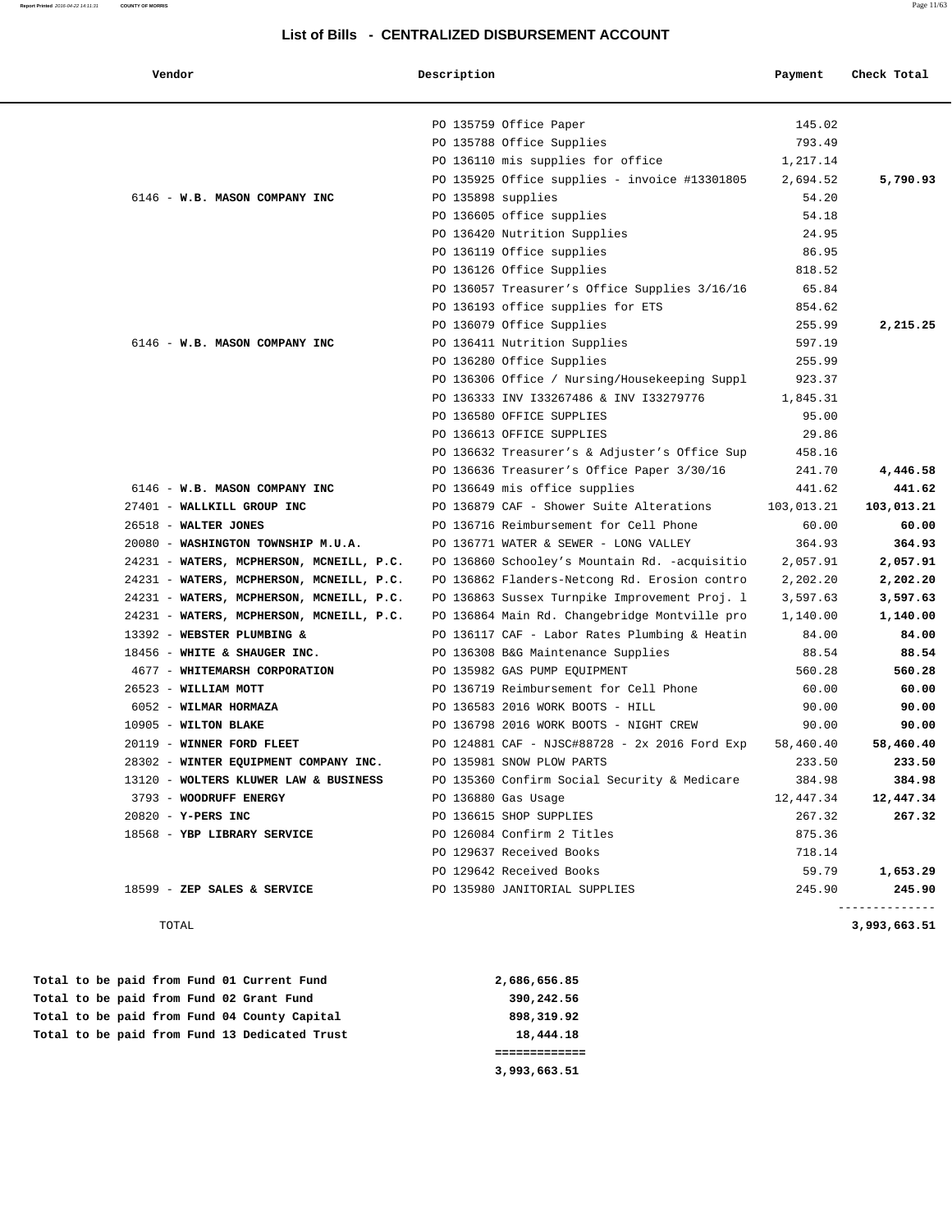## List of Bills - CENTRALIZED DISBURSEMENT ACCOUNT

| Vendor | Description | Payment | Check Total |
|---|---|---|---|
| | PO 135759 Office Paper | 145.02 | |
| | PO 135788 Office Supplies | 793.49 | |
| | PO 136110 mis supplies for office | 1,217.14 | |
| | PO 135925 Office supplies - invoice #13301805 | 2,694.52 | **5,790.93** |
| 6146 - **W.B. MASON COMPANY INC** | PO 135898 supplies | 54.20 | |
| | PO 136605 office supplies | 54.18 | |
| | PO 136420 Nutrition Supplies | 24.95 | |
| | PO 136119 Office supplies | 86.95 | |
| | PO 136126 Office Supplies | 818.52 | |
| | PO 136057 Treasurer's Office Supplies 3/16/16 | 65.84 | |
| | PO 136193 office supplies for ETS | 854.62 | |
| | PO 136079 Office Supplies | 255.99 | **2,215.25** |
| 6146 - **W.B. MASON COMPANY INC** | PO 136411 Nutrition Supplies | 597.19 | |
| | PO 136280 Office Supplies | 255.99 | |
| | PO 136306 Office / Nursing/Housekeeping Suppl | 923.37 | |
| | PO 136333 INV I33267486 & INV I33279776 | 1,845.31 | |
| | PO 136580 OFFICE SUPPLIES | 95.00 | |
| | PO 136613 OFFICE SUPPLIES | 29.86 | |
| | PO 136632 Treasurer's & Adjuster's Office Sup | 458.16 | |
| | PO 136636 Treasurer's Office Paper 3/30/16 | 241.70 | **4,446.58** |
| 6146 - **W.B. MASON COMPANY INC** | PO 136649 mis office supplies | 441.62 | **441.62** |
| 27401 - **WALLKILL GROUP INC** | PO 136879 CAF - Shower Suite Alterations | 103,013.21 | **103,013.21** |
| 26518 - **WALTER JONES** | PO 136716 Reimbursement for Cell Phone | 60.00 | **60.00** |
| 20080 - **WASHINGTON TOWNSHIP M.U.A.** | PO 136771 WATER & SEWER - LONG VALLEY | 364.93 | **364.93** |
| 24231 - **WATERS, MCPHERSON, MCNEILL, P.C.** | PO 136860 Schooley's Mountain Rd. -acquisitio | 2,057.91 | **2,057.91** |
| 24231 - **WATERS, MCPHERSON, MCNEILL, P.C.** | PO 136862 Flanders-Netcong Rd. Erosion contro | 2,202.20 | **2,202.20** |
| 24231 - **WATERS, MCPHERSON, MCNEILL, P.C.** | PO 136863 Sussex Turnpike Improvement Proj. l | 3,597.63 | **3,597.63** |
| 24231 - **WATERS, MCPHERSON, MCNEILL, P.C.** | PO 136864 Main Rd. Changebridge Montville pro | 1,140.00 | **1,140.00** |
| 13392 - **WEBSTER PLUMBING &** | PO 136117 CAF - Labor Rates Plumbing & Heatin | 84.00 | **84.00** |
| 18456 - **WHITE & SHAUGER INC.** | PO 136308 B&G Maintenance Supplies | 88.54 | **88.54** |
| 4677 - **WHITEMARSH CORPORATION** | PO 135982 GAS PUMP EQUIPMENT | 560.28 | **560.28** |
| 26523 - **WILLIAM MOTT** | PO 136719 Reimbursement for Cell Phone | 60.00 | **60.00** |
| 6052 - **WILMAR HORMAZA** | PO 136583 2016 WORK BOOTS - HILL | 90.00 | **90.00** |
| 10905 - **WILTON BLAKE** | PO 136798 2016 WORK BOOTS - NIGHT CREW | 90.00 | **90.00** |
| 20119 - **WINNER FORD FLEET** | PO 124881 CAF - NJSC#88728 - 2x 2016 Ford Exp | 58,460.40 | **58,460.40** |
| 28302 - **WINTER EQUIPMENT COMPANY INC.** | PO 135981 SNOW PLOW PARTS | 233.50 | **233.50** |
| 13120 - **WOLTERS KLUWER LAW & BUSINESS** | PO 135360 Confirm Social Security & Medicare | 384.98 | **384.98** |
| 3793 - **WOODRUFF ENERGY** | PO 136880 Gas Usage | 12,447.34 | **12,447.34** |
| 20820 - **Y-PERS INC** | PO 136615 SHOP SUPPLIES | 267.32 | **267.32** |
| 18568 - **YBP LIBRARY SERVICE** | PO 126084 Confirm 2 Titles | 875.36 | |
| | PO 129637 Received Books | 718.14 | |
| | PO 129642 Received Books | 59.79 | **1,653.29** |
| 18599 - **ZEP SALES & SERVICE** | PO 135980 JANITORIAL SUPPLIES | 245.90 | **245.90** |
| TOTAL | | | **3,993,663.51** |

| | |
|---|---|
| **Total to be paid from Fund 01 Current Fund** | **2,686,656.85** |
| **Total to be paid from Fund 02 Grant Fund** | **390,242.56** |
| **Total to be paid from Fund 04 County Capital** | **898,319.92** |
| **Total to be paid from Fund 13 Dedicated Trust** | **18,444.18** |
| | **3,993,663.51** |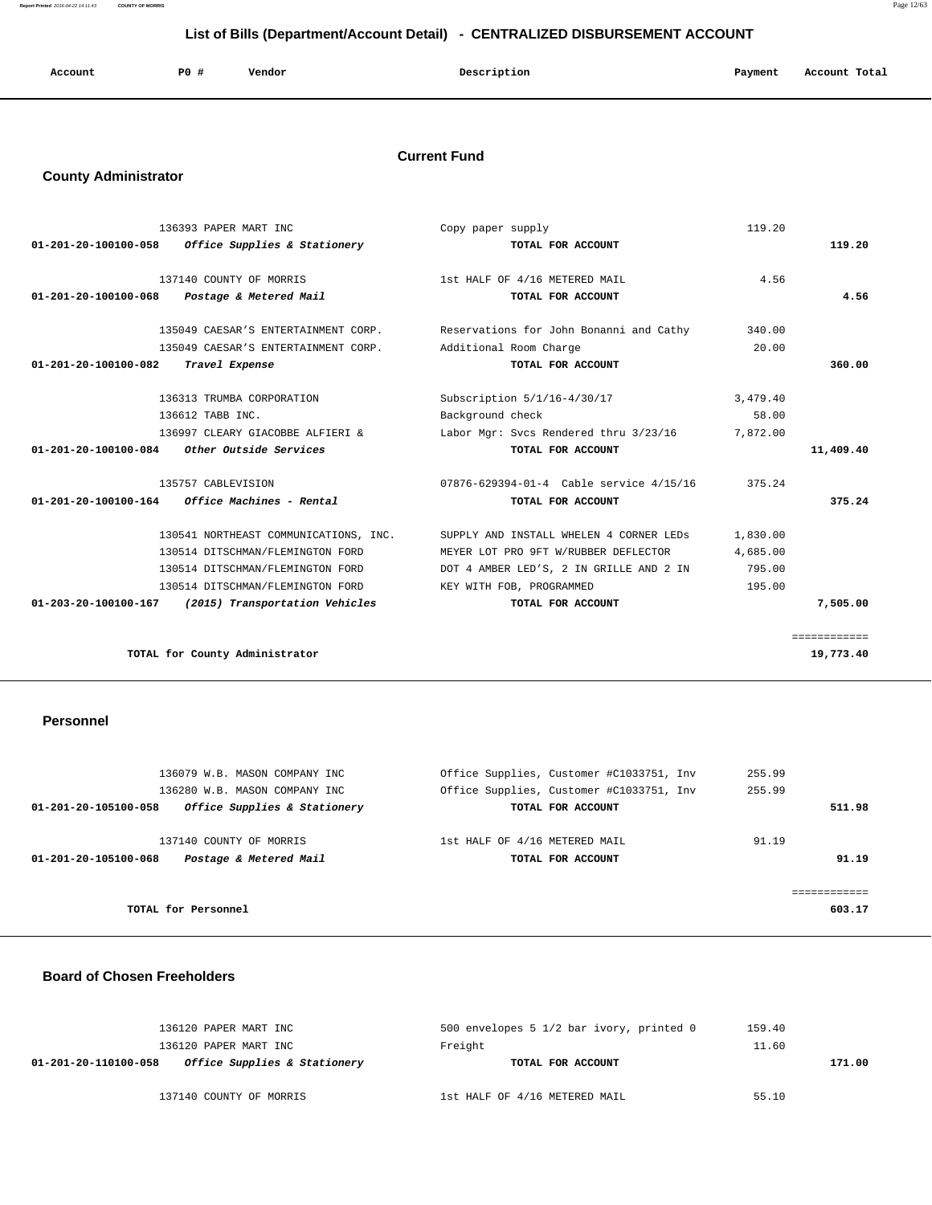## List of Bills (Department/Account Detail) - CENTRALIZED DISBURSEMENT ACCOUNT

| Account | PO # | Vendor | Description | Payment | Account Total |
|---|---|---|---|---|---|

### Current Fund

#### County Administrator

| Account | PO # | Vendor | Description | Payment | Account Total |
|---|---|---|---|---|---|
| | 136393 | PAPER MART INC | Copy paper supply | 119.20 | |
| 01-201-20-100100-058 | | *Office Supplies & Stationery* | TOTAL FOR ACCOUNT | | 119.20 |
| | 137140 | COUNTY OF MORRIS | 1st HALF OF 4/16 METERED MAIL | 4.56 | |
| 01-201-20-100100-068 | | *Postage & Metered Mail* | TOTAL FOR ACCOUNT | | 4.56 |
| | 135049 | CAESAR'S ENTERTAINMENT CORP. | Reservations for John Bonanni and Cathy | 340.00 | |
| | 135049 | CAESAR'S ENTERTAINMENT CORP. | Additional Room Charge | 20.00 | |
| 01-201-20-100100-082 | | *Travel Expense* | TOTAL FOR ACCOUNT | | 360.00 |
| | 136313 | TRUMBA CORPORATION | Subscription 5/1/16-4/30/17 | 3,479.40 | |
| | 136612 | TABB INC. | Background check | 58.00 | |
| | 136997 | CLEARY GIACOBBE ALFIERI & | Labor Mgr: Svcs Rendered thru 3/23/16 | 7,872.00 | |
| 01-201-20-100100-084 | | *Other Outside Services* | TOTAL FOR ACCOUNT | | 11,409.40 |
| | 135757 | CABLEVISION | 07876-629394-01-4 Cable service 4/15/16 | 375.24 | |
| 01-201-20-100100-164 | | *Office Machines - Rental* | TOTAL FOR ACCOUNT | | 375.24 |
| | 130541 | NORTHEAST COMMUNICATIONS, INC. | SUPPLY AND INSTALL WHELEN 4 CORNER LEDs | 1,830.00 | |
| | 130514 | DITSCHMAN/FLEMINGTON FORD | MEYER LOT PRO 9FT W/RUBBER DEFLECTOR | 4,685.00 | |
| | 130514 | DITSCHMAN/FLEMINGTON FORD | DOT 4 AMBER LED'S, 2 IN GRILLE AND 2 IN | 795.00 | |
| | 130514 | DITSCHMAN/FLEMINGTON FORD | KEY WITH FOB, PROGRAMMED | 195.00 | |
| 01-203-20-100100-167 | | *(2015) Transportation Vehicles* | TOTAL FOR ACCOUNT | | 7,505.00 |
| | | TOTAL for County Administrator | | | 19,773.40 |

#### Personnel

| Account | PO # | Vendor | Description | Payment | Account Total |
|---|---|---|---|---|---|
| | 136079 | W.B. MASON COMPANY INC | Office Supplies, Customer #C1033751, Inv | 255.99 | |
| | 136280 | W.B. MASON COMPANY INC | Office Supplies, Customer #C1033751, Inv | 255.99 | |
| 01-201-20-105100-058 | | *Office Supplies & Stationery* | TOTAL FOR ACCOUNT | | 511.98 |
| | 137140 | COUNTY OF MORRIS | 1st HALF OF 4/16 METERED MAIL | 91.19 | |
| 01-201-20-105100-068 | | *Postage & Metered Mail* | TOTAL FOR ACCOUNT | | 91.19 |
| | | TOTAL for Personnel | | | 603.17 |

#### Board of Chosen Freeholders

| Account | PO # | Vendor | Description | Payment | Account Total |
|---|---|---|---|---|---|
| | 136120 | PAPER MART INC | 500 envelopes 5 1/2 bar ivory, printed 0 | 159.40 | |
| | 136120 | PAPER MART INC | Freight | 11.60 | |
| 01-201-20-110100-058 | | *Office Supplies & Stationery* | TOTAL FOR ACCOUNT | | 171.00 |
| | 137140 | COUNTY OF MORRIS | 1st HALF OF 4/16 METERED MAIL | 55.10 | |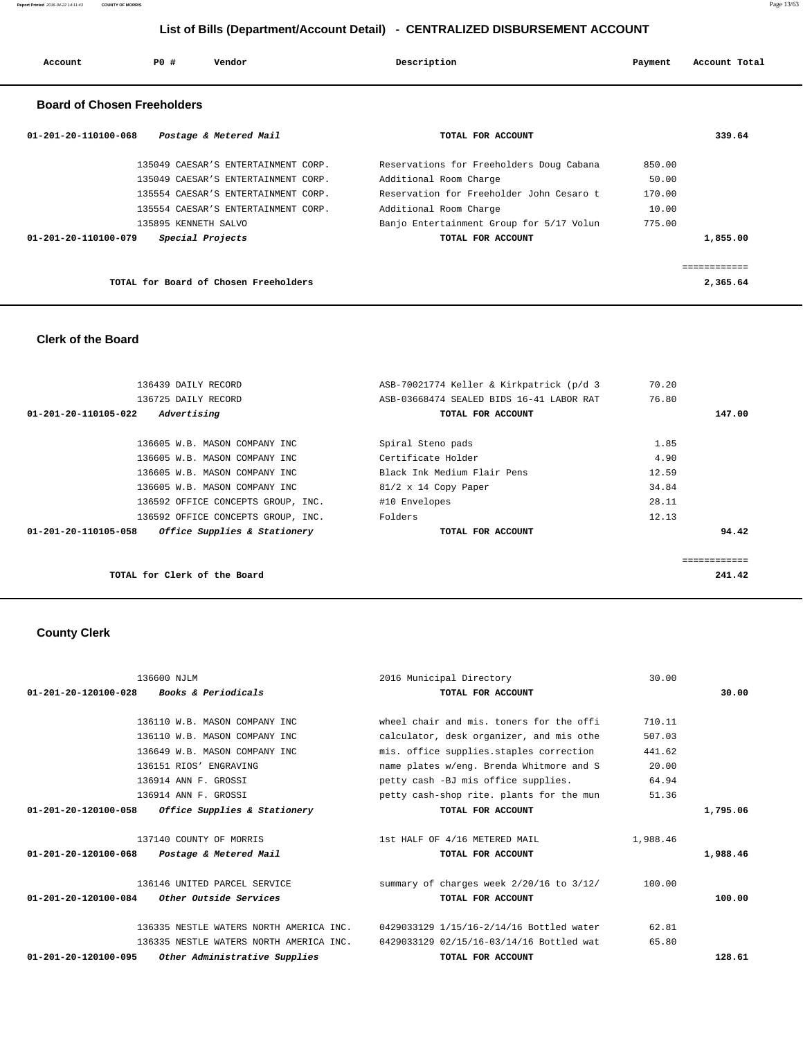## List of Bills (Department/Account Detail) - CENTRALIZED DISBURSEMENT ACCOUNT

| Account | PO # | Vendor | Description | Payment | Account Total |
|---|---|---|---|---|---|

### Board of Chosen Freeholders

| Account | PO # | Vendor | Description | Payment | Account Total |
|---|---|---|---|---|---|
| 01-201-20-110100-068 | | *Postage & Metered Mail* | **TOTAL FOR ACCOUNT** | | **339.64** |
| | 135049 | CAESAR'S ENTERTAINMENT CORP. | Reservations for Freeholders Doug Cabana | 850.00 | |
| | 135049 | CAESAR'S ENTERTAINMENT CORP. | Additional Room Charge | 50.00 | |
| | 135554 | CAESAR'S ENTERTAINMENT CORP. | Reservation for Freeholder John Cesaro t | 170.00 | |
| | 135554 | CAESAR'S ENTERTAINMENT CORP. | Additional Room Charge | 10.00 | |
| | 135895 | KENNETH SALVO | Banjo Entertainment Group for 5/17 Volun | 775.00 | |
| 01-201-20-110100-079 | | *Special Projects* | **TOTAL FOR ACCOUNT** | | **1,855.00** |
| | | **TOTAL for Board of Chosen Freeholders** | | | **2,365.64** |

### Clerk of the Board

| Account | PO # | Vendor | Description | Payment | Account Total |
|---|---|---|---|---|---|
| | 136439 | DAILY RECORD | ASB-70021774 Keller & Kirkpatrick (p/d 3 | 70.20 | |
| | 136725 | DAILY RECORD | ASB-03668474 SEALED BIDS 16-41 LABOR RAT | 76.80 | |
| 01-201-20-110105-022 | | *Advertising* | **TOTAL FOR ACCOUNT** | | **147.00** |
| | 136605 | W.B. MASON COMPANY INC | Spiral Steno pads | 1.85 | |
| | 136605 | W.B. MASON COMPANY INC | Certificate Holder | 4.90 | |
| | 136605 | W.B. MASON COMPANY INC | Black Ink Medium Flair Pens | 12.59 | |
| | 136605 | W.B. MASON COMPANY INC | 81/2 x 14 Copy Paper | 34.84 | |
| | 136592 | OFFICE CONCEPTS GROUP, INC. | #10 Envelopes | 28.11 | |
| | 136592 | OFFICE CONCEPTS GROUP, INC. | Folders | 12.13 | |
| 01-201-20-110105-058 | | *Office Supplies & Stationery* | **TOTAL FOR ACCOUNT** | | **94.42** |
| | | **TOTAL for Clerk of the Board** | | | **241.42** |

### County Clerk

| Account | PO # | Vendor | Description | Payment | Account Total |
|---|---|---|---|---|---|
| | 136600 | NJLM | 2016 Municipal Directory | 30.00 | |
| 01-201-20-120100-028 | | *Books & Periodicals* | **TOTAL FOR ACCOUNT** | | **30.00** |
| | 136110 | W.B. MASON COMPANY INC | wheel chair and mis. toners for the offi | 710.11 | |
| | 136110 | W.B. MASON COMPANY INC | calculator, desk organizer, and mis othe | 507.03 | |
| | 136649 | W.B. MASON COMPANY INC | mis. office supplies.staples correction | 441.62 | |
| | 136151 | RIOS' ENGRAVING | name plates w/eng. Brenda Whitmore and S | 20.00 | |
| | 136914 | ANN F. GROSSI | petty cash -BJ mis office supplies. | 64.94 | |
| | 136914 | ANN F. GROSSI | petty cash-shop rite. plants for the mun | 51.36 | |
| 01-201-20-120100-058 | | *Office Supplies & Stationery* | **TOTAL FOR ACCOUNT** | | **1,795.06** |
| | 137140 | COUNTY OF MORRIS | 1st HALF OF 4/16 METERED MAIL | 1,988.46 | |
| 01-201-20-120100-068 | | *Postage & Metered Mail* | **TOTAL FOR ACCOUNT** | | **1,988.46** |
| | 136146 | UNITED PARCEL SERVICE | summary of charges week 2/20/16 to 3/12/ | 100.00 | |
| 01-201-20-120100-084 | | *Other Outside Services* | **TOTAL FOR ACCOUNT** | | **100.00** |
| | 136335 | NESTLE WATERS NORTH AMERICA INC. | 0429033129 1/15/16-2/14/16 Bottled water | 62.81 | |
| | 136335 | NESTLE WATERS NORTH AMERICA INC. | 0429033129 02/15/16-03/14/16 Bottled wat | 65.80 | |
| 01-201-20-120100-095 | | *Other Administrative Supplies* | **TOTAL FOR ACCOUNT** | | **128.61** |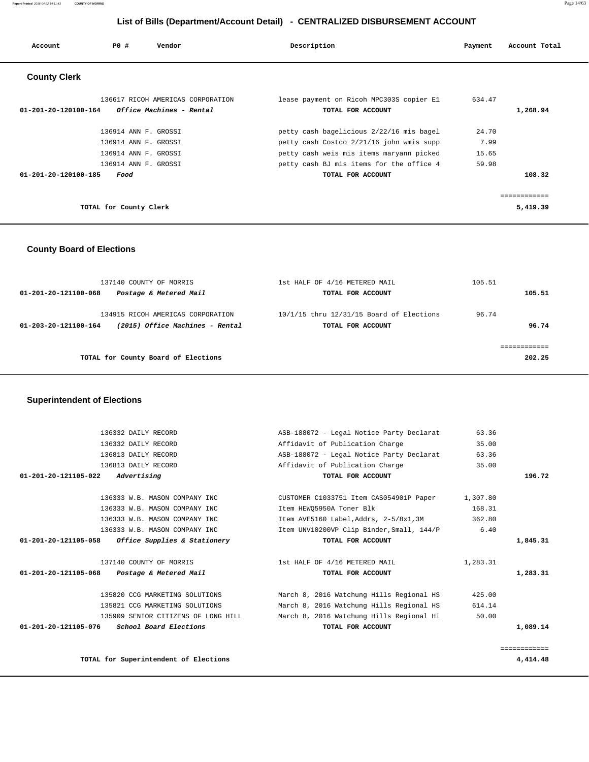## List of Bills (Department/Account Detail) - CENTRALIZED DISBURSEMENT ACCOUNT

| Account | PO # | Vendor | Description | Payment | Account Total |
|---|---|---|---|---|---|

### County Clerk

| Account | PO # | Vendor | Description | Payment | Account Total |
|---|---|---|---|---|---|
| | 136617 | RICOH AMERICAS CORPORATION | lease payment on Ricoh MPC303S copier E1 | 634.47 | |
| 01-201-20-120100-164 | | *Office Machines - Rental* | TOTAL FOR ACCOUNT | | 1,268.94 |
| | 136914 | ANN F. GROSSI | petty cash bagelicious 2/22/16 mis bagel | 24.70 | |
| | 136914 | ANN F. GROSSI | petty cash Costco 2/21/16 john wmis supp | 7.99 | |
| | 136914 | ANN F. GROSSI | petty cash weis mis items maryann picked | 15.65 | |
| | 136914 | ANN F. GROSSI | petty cash BJ mis items for the office 4 | 59.98 | |
| 01-201-20-120100-185 | | *Food* | TOTAL FOR ACCOUNT | | 108.32 |
| | | | | | ============ |
| | | TOTAL for County Clerk | | | 5,419.39 |

### County Board of Elections

| Account | PO # | Vendor | Description | Payment | Account Total |
|---|---|---|---|---|---|
| | 137140 | COUNTY OF MORRIS | 1st HALF OF 4/16 METERED MAIL | 105.51 | |
| 01-201-20-121100-068 | | *Postage & Metered Mail* | TOTAL FOR ACCOUNT | | 105.51 |
| | 134915 | RICOH AMERICAS CORPORATION | 10/1/15 thru 12/31/15 Board of Elections | 96.74 | |
| 01-203-20-121100-164 | | *(2015) Office Machines - Rental* | TOTAL FOR ACCOUNT | | 96.74 |
| | | | | | ============ |
| | | TOTAL for County Board of Elections | | | 202.25 |

### Superintendent of Elections

| Account | PO # | Vendor | Description | Payment | Account Total |
|---|---|---|---|---|---|
| | 136332 | DAILY RECORD | ASB-188072 - Legal Notice Party Declarat | 63.36 | |
| | 136332 | DAILY RECORD | Affidavit of Publication Charge | 35.00 | |
| | 136813 | DAILY RECORD | ASB-188072 - Legal Notice Party Declarat | 63.36 | |
| | 136813 | DAILY RECORD | Affidavit of Publication Charge | 35.00 | |
| 01-201-20-121105-022 | | *Advertising* | TOTAL FOR ACCOUNT | | 196.72 |
| | 136333 | W.B. MASON COMPANY INC | CUSTOMER C1033751 Item CAS054901P Paper | 1,307.80 | |
| | 136333 | W.B. MASON COMPANY INC | Item HEWQ5950A Toner Blk | 168.31 | |
| | 136333 | W.B. MASON COMPANY INC | Item AVE5160 Label,Addrs, 2-5/8x1,3M | 362.80 | |
| | 136333 | W.B. MASON COMPANY INC | Item UNV10200VP Clip Binder,Small, 144/P | 6.40 | |
| 01-201-20-121105-058 | | *Office Supplies & Stationery* | TOTAL FOR ACCOUNT | | 1,845.31 |
| | 137140 | COUNTY OF MORRIS | 1st HALF OF 4/16 METERED MAIL | 1,283.31 | |
| 01-201-20-121105-068 | | *Postage & Metered Mail* | TOTAL FOR ACCOUNT | | 1,283.31 |
| | 135820 | CCG MARKETING SOLUTIONS | March 8, 2016 Watchung Hills Regional HS | 425.00 | |
| | 135821 | CCG MARKETING SOLUTIONS | March 8, 2016 Watchung Hills Regional HS | 614.14 | |
| | 135909 | SENIOR CITIZENS OF LONG HILL | March 8, 2016 Watchung Hills Regional Hi | 50.00 | |
| 01-201-20-121105-076 | | *School Board Elections* | TOTAL FOR ACCOUNT | | 1,089.14 |
| | | | | | ============ |
| | | TOTAL for Superintendent of Elections | | | 4,414.48 |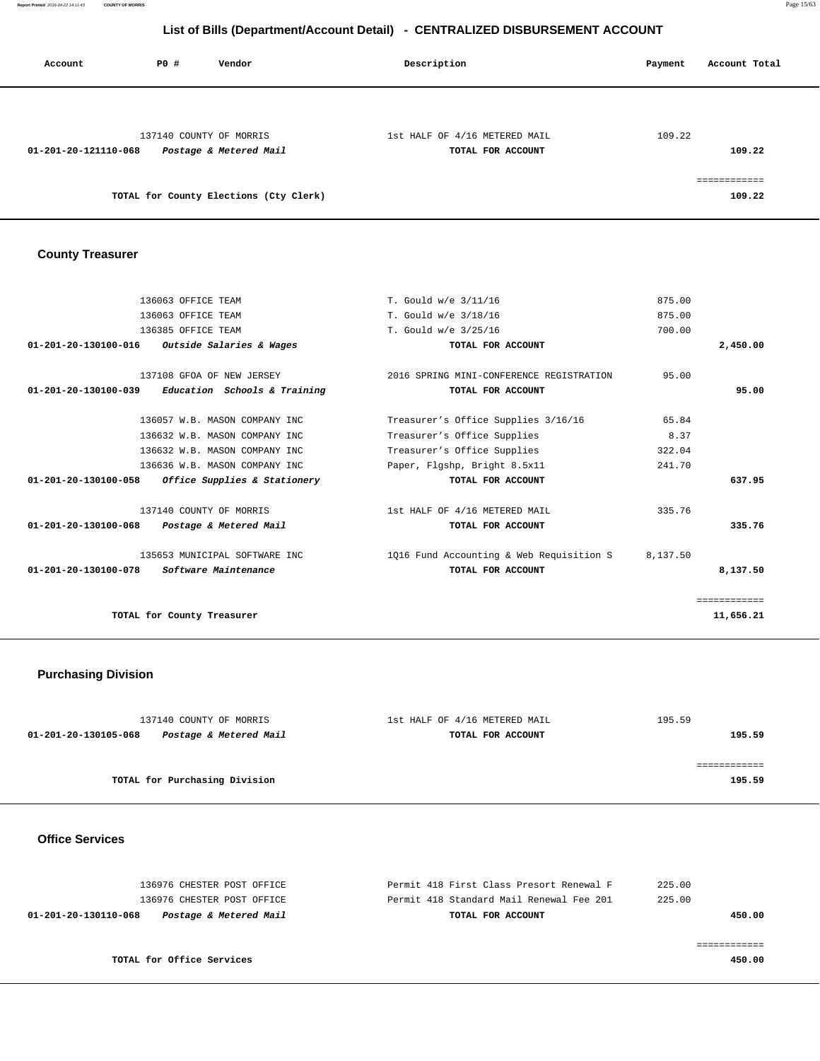# List of Bills (Department/Account Detail) - CENTRALIZED DISBURSEMENT ACCOUNT

| Account | PO # | Vendor | Description | Payment | Account Total |
|---|---|---|---|---|---|
| | 137140 | COUNTY OF MORRIS | 1st HALF OF 4/16 METERED MAIL | 109.22 | |
| **01-201-20-121110-068** | | ***Postage & Metered Mail*** | **TOTAL FOR ACCOUNT** | | **109.22** |
| | | | | | ============ |
| | | **TOTAL for County Elections (Cty Clerk)** | | | **109.22** |

## County Treasurer

| Account | PO # | Vendor | Description | Payment | Account Total |
|---|---|---|---|---|---|
| | 136063 | OFFICE TEAM | T. Gould w/e 3/11/16 | 875.00 | |
| | 136063 | OFFICE TEAM | T. Gould w/e 3/18/16 | 875.00 | |
| | 136385 | OFFICE TEAM | T. Gould w/e 3/25/16 | 700.00 | |
| **01-201-20-130100-016** | | ***Outside Salaries & Wages*** | **TOTAL FOR ACCOUNT** | | **2,450.00** |
| | 137108 | GFOA OF NEW JERSEY | 2016 SPRING MINI-CONFERENCE REGISTRATION | 95.00 | |
| **01-201-20-130100-039** | | ***Education Schools & Training*** | **TOTAL FOR ACCOUNT** | | **95.00** |
| | 136057 | W.B. MASON COMPANY INC | Treasurer's Office Supplies 3/16/16 | 65.84 | |
| | 136632 | W.B. MASON COMPANY INC | Treasurer's Office Supplies | 8.37 | |
| | 136632 | W.B. MASON COMPANY INC | Treasurer's Office Supplies | 322.04 | |
| | 136636 | W.B. MASON COMPANY INC | Paper, Flgshp, Bright 8.5x11 | 241.70 | |
| **01-201-20-130100-058** | | ***Office Supplies & Stationery*** | **TOTAL FOR ACCOUNT** | | **637.95** |
| | 137140 | COUNTY OF MORRIS | 1st HALF OF 4/16 METERED MAIL | 335.76 | |
| **01-201-20-130100-068** | | ***Postage & Metered Mail*** | **TOTAL FOR ACCOUNT** | | **335.76** |
| | 135653 | MUNICIPAL SOFTWARE INC | 1Q16 Fund Accounting & Web Requisition S | 8,137.50 | |
| **01-201-20-130100-078** | | ***Software Maintenance*** | **TOTAL FOR ACCOUNT** | | **8,137.50** |
| | | | | | ============ |
| | | **TOTAL for County Treasurer** | | | **11,656.21** |

## Purchasing Division

| Account | PO # | Vendor | Description | Payment | Account Total |
|---|---|---|---|---|---|
| | 137140 | COUNTY OF MORRIS | 1st HALF OF 4/16 METERED MAIL | 195.59 | |
| **01-201-20-130105-068** | | ***Postage & Metered Mail*** | **TOTAL FOR ACCOUNT** | | **195.59** |
| | | | | | ============ |
| | | **TOTAL for Purchasing Division** | | | **195.59** |

## Office Services

| Account | PO # | Vendor | Description | Payment | Account Total |
|---|---|---|---|---|---|
| | 136976 | CHESTER POST OFFICE | Permit 418 First Class Presort Renewal F | 225.00 | |
| | 136976 | CHESTER POST OFFICE | Permit 418 Standard Mail Renewal Fee 201 | 225.00 | |
| **01-201-20-130110-068** | | ***Postage & Metered Mail*** | **TOTAL FOR ACCOUNT** | | **450.00** |
| | | | | | ============ |
| | | **TOTAL for Office Services** | | | **450.00** |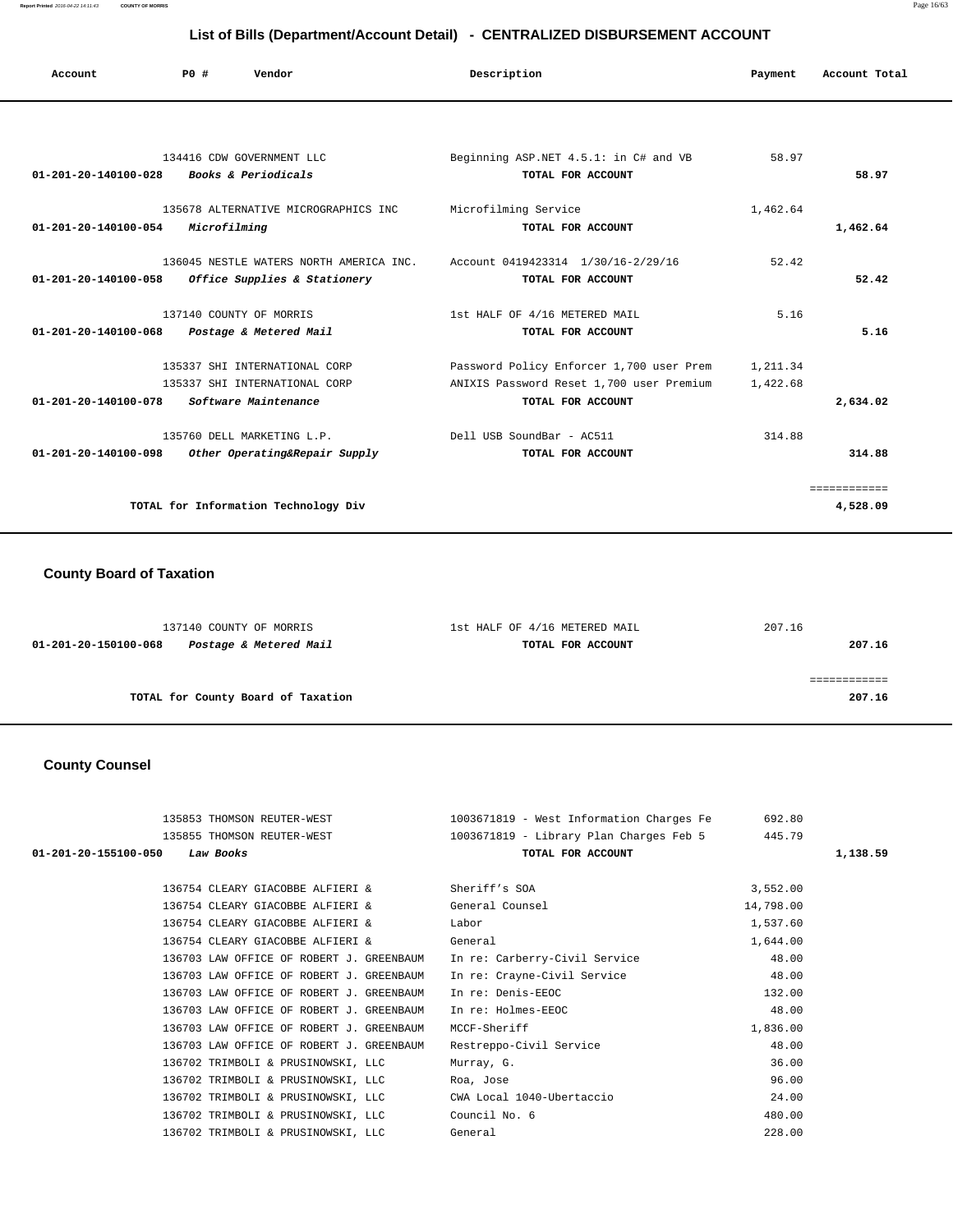# List of Bills (Department/Account Detail) - CENTRALIZED DISBURSEMENT ACCOUNT

| Account | PO # | Vendor | Description | Payment | Account Total |
|---|---|---|---|---|---|
| | 134416 | CDW GOVERNMENT LLC | Beginning ASP.NET 4.5.1: in C# and VB | 58.97 | |
| 01-201-20-140100-028 | | *Books & Periodicals* | TOTAL FOR ACCOUNT | | 58.97 |
| | 135678 | ALTERNATIVE MICROGRAPHICS INC | Microfilming Service | 1,462.64 | |
| 01-201-20-140100-054 | | *Microfilming* | TOTAL FOR ACCOUNT | | 1,462.64 |
| | 136045 | NESTLE WATERS NORTH AMERICA INC. | Account 0419423314 1/30/16-2/29/16 | 52.42 | |
| 01-201-20-140100-058 | | *Office Supplies & Stationery* | TOTAL FOR ACCOUNT | | 52.42 |
| | 137140 | COUNTY OF MORRIS | 1st HALF OF 4/16 METERED MAIL | 5.16 | |
| 01-201-20-140100-068 | | *Postage & Metered Mail* | TOTAL FOR ACCOUNT | | 5.16 |
| | 135337 | SHI INTERNATIONAL CORP | Password Policy Enforcer 1,700 user Prem | 1,211.34 | |
| | 135337 | SHI INTERNATIONAL CORP | ANIXIS Password Reset 1,700 user Premium | 1,422.68 | |
| 01-201-20-140100-078 | | *Software Maintenance* | TOTAL FOR ACCOUNT | | 2,634.02 |
| | 135760 | DELL MARKETING L.P. | Dell USB SoundBar - AC511 | 314.88 | |
| 01-201-20-140100-098 | | *Other Operating&Repair Supply* | TOTAL FOR ACCOUNT | | 314.88 |
| | | TOTAL for Information Technology Div | | | 4,528.09 |

## County Board of Taxation

| Account | PO # | Vendor | Description | Payment | Account Total |
|---|---|---|---|---|---|
| | 137140 | COUNTY OF MORRIS | 1st HALF OF 4/16 METERED MAIL | 207.16 | |
| 01-201-20-150100-068 | | *Postage & Metered Mail* | TOTAL FOR ACCOUNT | | 207.16 |
| | | TOTAL for County Board of Taxation | | | 207.16 |

## County Counsel

| Account | PO # | Vendor | Description | Payment | Account Total |
|---|---|---|---|---|---|
| | 135853 | THOMSON REUTER-WEST | 1003671819 - West Information Charges Fe | 692.80 | |
| | 135855 | THOMSON REUTER-WEST | 1003671819 - Library Plan Charges Feb 5 | 445.79 | |
| 01-201-20-155100-050 | | *Law Books* | TOTAL FOR ACCOUNT | | 1,138.59 |
| | 136754 | CLEARY GIACOBBE ALFIERI & | Sheriff's SOA | 3,552.00 | |
| | 136754 | CLEARY GIACOBBE ALFIERI & | General Counsel | 14,798.00 | |
| | 136754 | CLEARY GIACOBBE ALFIERI & | Labor | 1,537.60 | |
| | 136754 | CLEARY GIACOBBE ALFIERI & | General | 1,644.00 | |
| | 136703 | LAW OFFICE OF ROBERT J. GREENBAUM | In re: Carberry-Civil Service | 48.00 | |
| | 136703 | LAW OFFICE OF ROBERT J. GREENBAUM | In re: Crayne-Civil Service | 48.00 | |
| | 136703 | LAW OFFICE OF ROBERT J. GREENBAUM | In re: Denis-EEOC | 132.00 | |
| | 136703 | LAW OFFICE OF ROBERT J. GREENBAUM | In re: Holmes-EEOC | 48.00 | |
| | 136703 | LAW OFFICE OF ROBERT J. GREENBAUM | MCCF-Sheriff | 1,836.00 | |
| | 136703 | LAW OFFICE OF ROBERT J. GREENBAUM | Restreppo-Civil Service | 48.00 | |
| | 136702 | TRIMBOLI & PRUSINOWSKI, LLC | Murray, G. | 36.00 | |
| | 136702 | TRIMBOLI & PRUSINOWSKI, LLC | Roa, Jose | 96.00 | |
| | 136702 | TRIMBOLI & PRUSINOWSKI, LLC | CWA Local 1040-Ubertaccio | 24.00 | |
| | 136702 | TRIMBOLI & PRUSINOWSKI, LLC | Council No. 6 | 480.00 | |
| | 136702 | TRIMBOLI & PRUSINOWSKI, LLC | General | 228.00 | |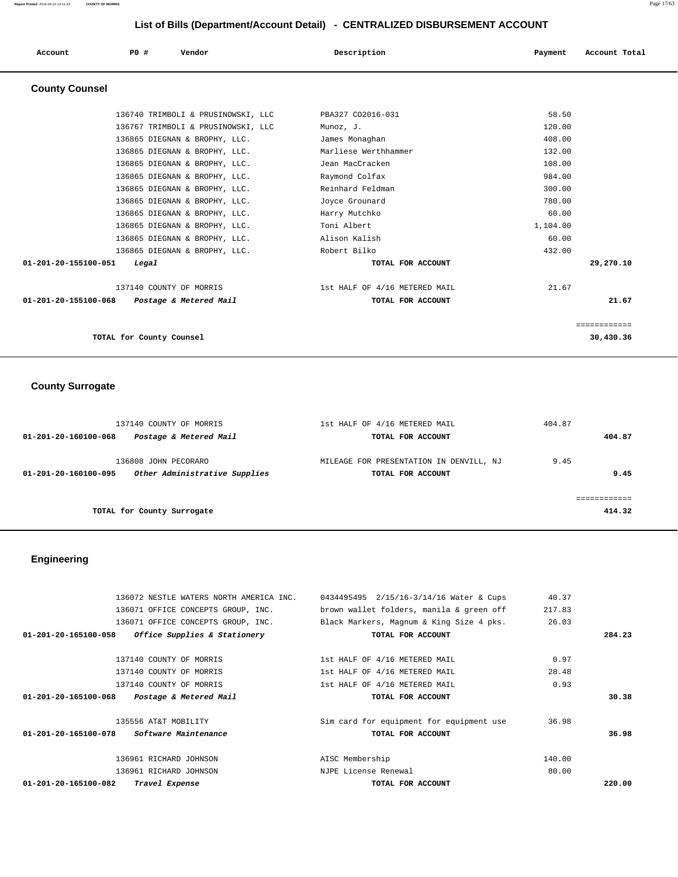## List of Bills (Department/Account Detail) - CENTRALIZED DISBURSEMENT ACCOUNT

| Account | PO # | Vendor | Description | Payment | Account Total |
|---|---|---|---|---|---|

### County Counsel

| Account | PO # | Vendor | Description | Payment | Account Total |
|---|---|---|---|---|---|
| | 136740 | TRIMBOLI & PRUSINOWSKI, LLC | PBA327 CO2016-031 | 58.50 | |
| | 136767 | TRIMBOLI & PRUSINOWSKI, LLC | Munoz, J. | 120.00 | |
| | 136865 | DIEGNAN & BROPHY, LLC. | James Monaghan | 408.00 | |
| | 136865 | DIEGNAN & BROPHY, LLC. | Marliese Werthhammer | 132.00 | |
| | 136865 | DIEGNAN & BROPHY, LLC. | Jean MacCracken | 108.00 | |
| | 136865 | DIEGNAN & BROPHY, LLC. | Raymond Colfax | 984.00 | |
| | 136865 | DIEGNAN & BROPHY, LLC. | Reinhard Feldman | 300.00 | |
| | 136865 | DIEGNAN & BROPHY, LLC. | Joyce Grounard | 780.00 | |
| | 136865 | DIEGNAN & BROPHY, LLC. | Harry Mutchko | 60.00 | |
| | 136865 | DIEGNAN & BROPHY, LLC. | Toni Albert | 1,104.00 | |
| | 136865 | DIEGNAN & BROPHY, LLC. | Alison Kalish | 60.00 | |
| | 136865 | DIEGNAN & BROPHY, LLC. | Robert Bilko | 432.00 | |
| **01-201-20-155100-051** | | ***Legal*** | **TOTAL FOR ACCOUNT** | | **29,270.10** |
| | 137140 | COUNTY OF MORRIS | 1st HALF OF 4/16 METERED MAIL | 21.67 | |
| **01-201-20-155100-068** | | ***Postage & Metered Mail*** | **TOTAL FOR ACCOUNT** | | **21.67** |
| | | | | | ============ |
| | | **TOTAL for County Counsel** | | | **30,430.36** |

### County Surrogate

| Account | PO # | Vendor | Description | Payment | Account Total |
|---|---|---|---|---|---|
| | 137140 | COUNTY OF MORRIS | 1st HALF OF 4/16 METERED MAIL | 404.87 | |
| **01-201-20-160100-068** | | ***Postage & Metered Mail*** | **TOTAL FOR ACCOUNT** | | **404.87** |
| | 136808 | JOHN PECORARO | MILEAGE FOR PRESENTATION IN DENVILL, NJ | 9.45 | |
| **01-201-20-160100-095** | | ***Other Administrative Supplies*** | **TOTAL FOR ACCOUNT** | | **9.45** |
| | | | | | ============ |
| | | **TOTAL for County Surrogate** | | | **414.32** |

### Engineering

| Account | PO # | Vendor | Description | Payment | Account Total |
|---|---|---|---|---|---|
| | 136072 | NESTLE WATERS NORTH AMERICA INC. | 0434495495 2/15/16-3/14/16 Water & Cups | 40.37 | |
| | 136071 | OFFICE CONCEPTS GROUP, INC. | brown wallet folders, manila & green off | 217.83 | |
| | 136071 | OFFICE CONCEPTS GROUP, INC. | Black Markers, Magnum & King Size 4 pks. | 26.03 | |
| **01-201-20-165100-058** | | ***Office Supplies & Stationery*** | **TOTAL FOR ACCOUNT** | | **284.23** |
| | 137140 | COUNTY OF MORRIS | 1st HALF OF 4/16 METERED MAIL | 0.97 | |
| | 137140 | COUNTY OF MORRIS | 1st HALF OF 4/16 METERED MAIL | 28.48 | |
| | 137140 | COUNTY OF MORRIS | 1st HALF OF 4/16 METERED MAIL | 0.93 | |
| **01-201-20-165100-068** | | ***Postage & Metered Mail*** | **TOTAL FOR ACCOUNT** | | **30.38** |
| | 135556 | AT&T MOBILITY | Sim card for equipment for equipment use | 36.98 | |
| **01-201-20-165100-078** | | ***Software Maintenance*** | **TOTAL FOR ACCOUNT** | | **36.98** |
| | 136961 | RICHARD JOHNSON | AISC Membership | 140.00 | |
| | 136961 | RICHARD JOHNSON | NJPE License Renewal | 80.00 | |
| **01-201-20-165100-082** | | ***Travel Expense*** | **TOTAL FOR ACCOUNT** | | **220.00** |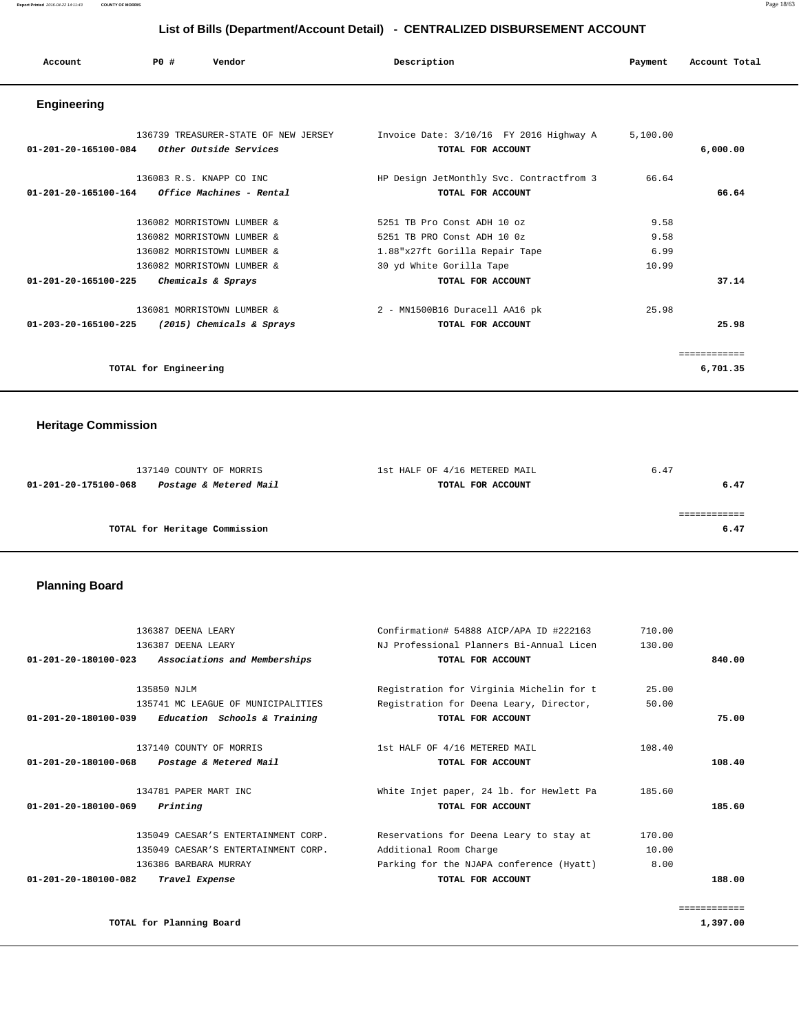## List of Bills (Department/Account Detail) - CENTRALIZED DISBURSEMENT ACCOUNT

| Account | PO # | Vendor | Description | Payment | Account Total |
|---|---|---|---|---|---|

### Engineering

| Account | PO # | Vendor | Description | Payment | Account Total |
|---|---|---|---|---|---|
| | 136739 | TREASURER-STATE OF NEW JERSEY | Invoice Date: 3/10/16 FY 2016 Highway A | 5,100.00 | |
| 01-201-20-165100-084 | | *Other Outside Services* | TOTAL FOR ACCOUNT | | 6,000.00 |
| | 136083 | R.S. KNAPP CO INC | HP Design JetMonthly Svc. Contractfrom 3 | 66.64 | |
| 01-201-20-165100-164 | | *Office Machines - Rental* | TOTAL FOR ACCOUNT | | 66.64 |
| | 136082 | MORRISTOWN LUMBER & | 5251 TB Pro Const ADH 10 oz | 9.58 | |
| | 136082 | MORRISTOWN LUMBER & | 5251 TB PRO Const ADH 10 0z | 9.58 | |
| | 136082 | MORRISTOWN LUMBER & | 1.88"x27ft Gorilla Repair Tape | 6.99 | |
| | 136082 | MORRISTOWN LUMBER & | 30 yd White Gorilla Tape | 10.99 | |
| 01-201-20-165100-225 | | *Chemicals & Sprays* | TOTAL FOR ACCOUNT | | 37.14 |
| | 136081 | MORRISTOWN LUMBER & | 2 - MN1500B16 Duracell AA16 pk | 25.98 | |
| 01-203-20-165100-225 | | *(2015) Chemicals & Sprays* | TOTAL FOR ACCOUNT | | 25.98 |
| | | | | | ============ |
| | | TOTAL for Engineering | | | 6,701.35 |

### Heritage Commission

| Account | PO # | Vendor | Description | Payment | Account Total |
|---|---|---|---|---|---|
| | 137140 | COUNTY OF MORRIS | 1st HALF OF 4/16 METERED MAIL | 6.47 | |
| 01-201-20-175100-068 | | *Postage & Metered Mail* | TOTAL FOR ACCOUNT | | 6.47 |
| | | | | | ============ |
| | | TOTAL for Heritage Commission | | | 6.47 |

### Planning Board

| Account | PO # | Vendor | Description | Payment | Account Total |
|---|---|---|---|---|---|
| | 136387 | DEENA LEARY | Confirmation# 54888 AICP/APA ID #222163 | 710.00 | |
| | 136387 | DEENA LEARY | NJ Professional Planners Bi-Annual Licen | 130.00 | |
| 01-201-20-180100-023 | | *Associations and Memberships* | TOTAL FOR ACCOUNT | | 840.00 |
| | 135850 | NJLM | Registration for Virginia Michelin for t | 25.00 | |
| | 135741 | MC LEAGUE OF MUNICIPALITIES | Registration for Deena Leary, Director, | 50.00 | |
| 01-201-20-180100-039 | | *Education Schools & Training* | TOTAL FOR ACCOUNT | | 75.00 |
| | 137140 | COUNTY OF MORRIS | 1st HALF OF 4/16 METERED MAIL | 108.40 | |
| 01-201-20-180100-068 | | *Postage & Metered Mail* | TOTAL FOR ACCOUNT | | 108.40 |
| | 134781 | PAPER MART INC | White Injet paper, 24 lb. for Hewlett Pa | 185.60 | |
| 01-201-20-180100-069 | | *Printing* | TOTAL FOR ACCOUNT | | 185.60 |
| | 135049 | CAESAR'S ENTERTAINMENT CORP. | Reservations for Deena Leary to stay at | 170.00 | |
| | 135049 | CAESAR'S ENTERTAINMENT CORP. | Additional Room Charge | 10.00 | |
| | 136386 | BARBARA MURRAY | Parking for the NJAPA conference (Hyatt) | 8.00 | |
| 01-201-20-180100-082 | | *Travel Expense* | TOTAL FOR ACCOUNT | | 188.00 |
| | | | | | ============ |
| | | TOTAL for Planning Board | | | 1,397.00 |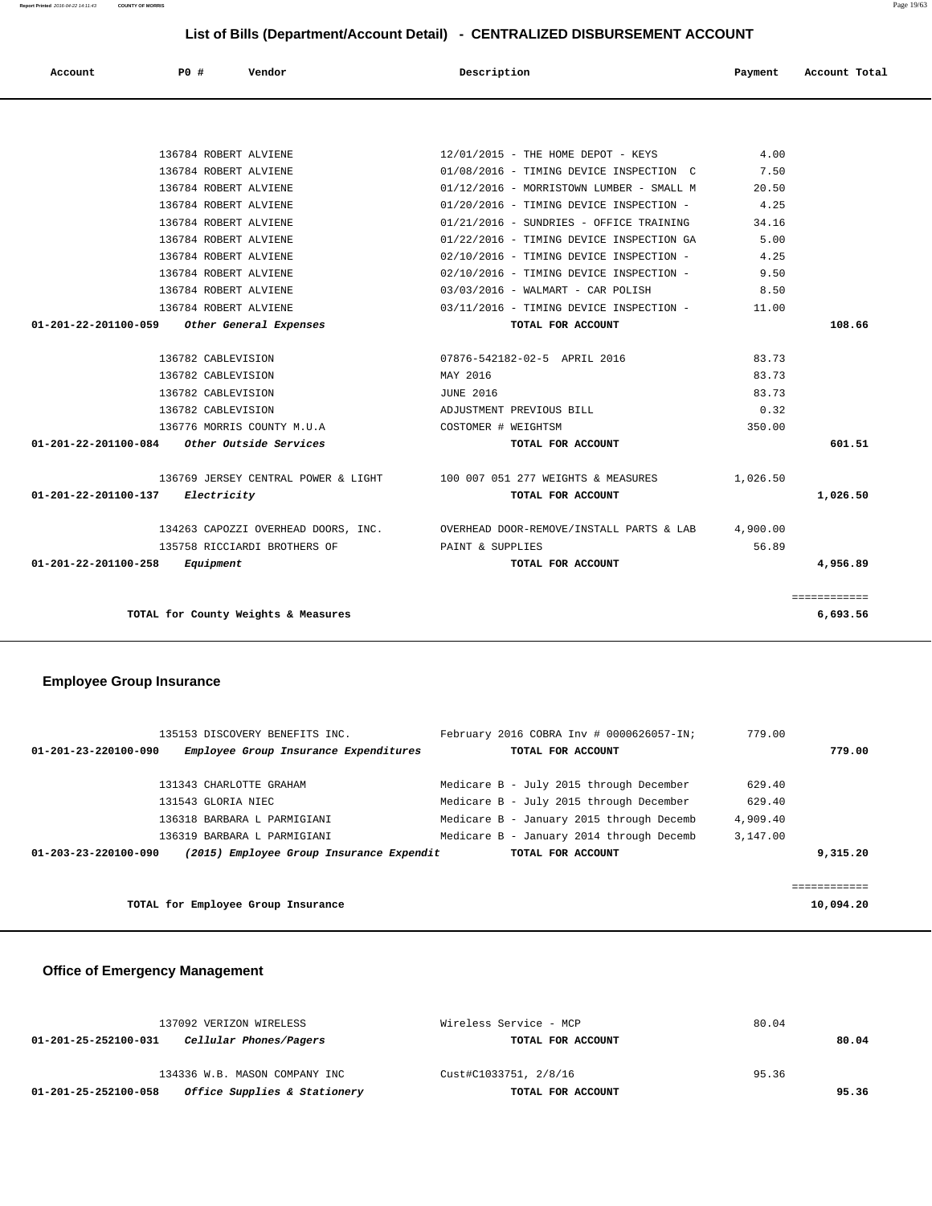## List of Bills (Department/Account Detail) - CENTRALIZED DISBURSEMENT ACCOUNT

| Account | PO # | Vendor | Description | Payment | Account Total |
|---|---|---|---|---|---|
| | 136784 | ROBERT ALVIENE | 12/01/2015 - THE HOME DEPOT - KEYS | 4.00 | |
| | 136784 | ROBERT ALVIENE | 01/08/2016 - TIMING DEVICE INSPECTION C | 7.50 | |
| | 136784 | ROBERT ALVIENE | 01/12/2016 - MORRISTOWN LUMBER - SMALL M | 20.50 | |
| | 136784 | ROBERT ALVIENE | 01/20/2016 - TIMING DEVICE INSPECTION - | 4.25 | |
| | 136784 | ROBERT ALVIENE | 01/21/2016 - SUNDRIES - OFFICE TRAINING | 34.16 | |
| | 136784 | ROBERT ALVIENE | 01/22/2016 - TIMING DEVICE INSPECTION GA | 5.00 | |
| | 136784 | ROBERT ALVIENE | 02/10/2016 - TIMING DEVICE INSPECTION - | 4.25 | |
| | 136784 | ROBERT ALVIENE | 02/10/2016 - TIMING DEVICE INSPECTION - | 9.50 | |
| | 136784 | ROBERT ALVIENE | 03/03/2016 - WALMART - CAR POLISH | 8.50 | |
| | 136784 | ROBERT ALVIENE | 03/11/2016 - TIMING DEVICE INSPECTION - | 11.00 | |
| **01-201-22-201100-059** | | *Other General Expenses* | **TOTAL FOR ACCOUNT** | | **108.66** |
| | 136782 | CABLEVISION | 07876-542182-02-5 APRIL 2016 | 83.73 | |
| | 136782 | CABLEVISION | MAY 2016 | 83.73 | |
| | 136782 | CABLEVISION | JUNE 2016 | 83.73 | |
| | 136782 | CABLEVISION | ADJUSTMENT PREVIOUS BILL | 0.32 | |
| | 136776 | MORRIS COUNTY M.U.A | COSTOMER # WEIGHTSM | 350.00 | |
| **01-201-22-201100-084** | | *Other Outside Services* | **TOTAL FOR ACCOUNT** | | **601.51** |
| | 136769 | JERSEY CENTRAL POWER & LIGHT | 100 007 051 277 WEIGHTS & MEASURES | 1,026.50 | |
| **01-201-22-201100-137** | | *Electricity* | **TOTAL FOR ACCOUNT** | | **1,026.50** |
| | 134263 | CAPOZZI OVERHEAD DOORS, INC. | OVERHEAD DOOR-REMOVE/INSTALL PARTS & LAB | 4,900.00 | |
| | 135758 | RICCIARDI BROTHERS OF | PAINT & SUPPLIES | 56.89 | |
| **01-201-22-201100-258** | | *Equipment* | **TOTAL FOR ACCOUNT** | | **4,956.89** |
| | | **TOTAL for County Weights & Measures** | | | **6,693.56** |

### Employee Group Insurance

| Account | PO # | Vendor | Description | Payment | Account Total |
|---|---|---|---|---|---|
| | 135153 | DISCOVERY BENEFITS INC. | February 2016 COBRA Inv # 0000626057-IN; | 779.00 | |
| **01-201-23-220100-090** | | *Employee Group Insurance Expenditures* | **TOTAL FOR ACCOUNT** | | **779.00** |
| | 131343 | CHARLOTTE GRAHAM | Medicare B - July 2015 through December | 629.40 | |
| | 131543 | GLORIA NIEC | Medicare B - July 2015 through December | 629.40 | |
| | 136318 | BARBARA L PARMIGIANI | Medicare B - January 2015 through Decemb | 4,909.40 | |
| | 136319 | BARBARA L PARMIGIANI | Medicare B - January 2014 through Decemb | 3,147.00 | |
| **01-203-23-220100-090** | | *(2015) Employee Group Insurance Expendit* | **TOTAL FOR ACCOUNT** | | **9,315.20** |
| | | **TOTAL for Employee Group Insurance** | | | **10,094.20** |

### Office of Emergency Management

| Account | PO # | Vendor | Description | Payment | Account Total |
|---|---|---|---|---|---|
| | 137092 | VERIZON WIRELESS | Wireless Service - MCP | 80.04 | |
| **01-201-25-252100-031** | | *Cellular Phones/Pagers* | **TOTAL FOR ACCOUNT** | | **80.04** |
| | 134336 | W.B. MASON COMPANY INC | Cust#C1033751, 2/8/16 | 95.36 | |
| **01-201-25-252100-058** | | *Office Supplies & Stationery* | **TOTAL FOR ACCOUNT** | | **95.36** |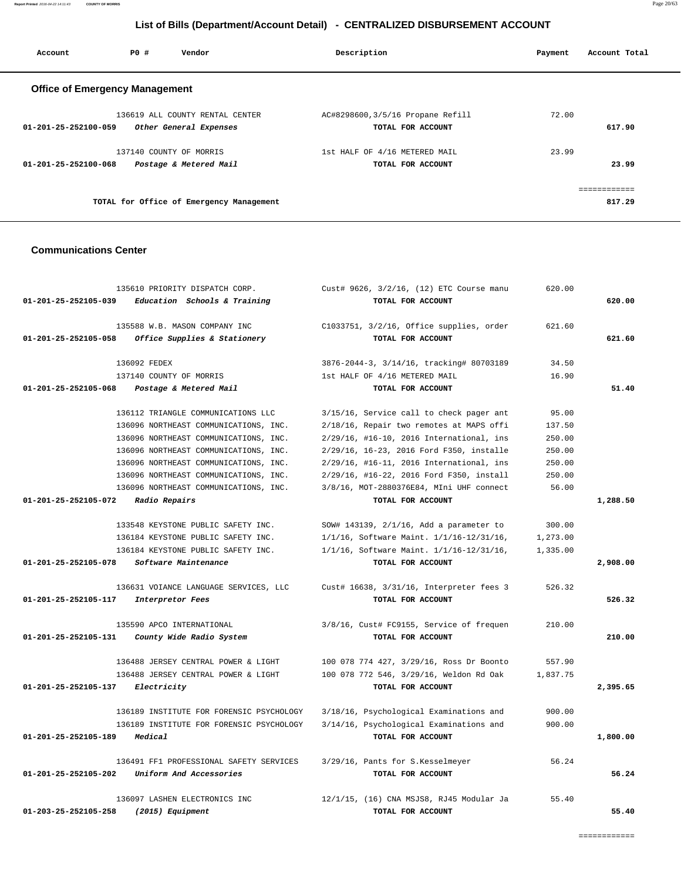# List of Bills (Department/Account Detail) - CENTRALIZED DISBURSEMENT ACCOUNT

| Account | PO # | Vendor | Description | Payment | Account Total |
|---|---|---|---|---|---|

## Office of Emergency Management

| Account | PO # | Vendor | Description | Payment | Account Total |
|---|---|---|---|---|---|
| | 136619 | ALL COUNTY RENTAL CENTER | AC#8298600,3/5/16 Propane Refill | 72.00 | |
| 01-201-25-252100-059 | | *Other General Expenses* | TOTAL FOR ACCOUNT | | 617.90 |
| | 137140 | COUNTY OF MORRIS | 1st HALF OF 4/16 METERED MAIL | 23.99 | |
| 01-201-25-252100-068 | | *Postage & Metered Mail* | TOTAL FOR ACCOUNT | | 23.99 |
| | | | | | ============ |
| | | TOTAL for Office of Emergency Management | | | 817.29 |

## Communications Center

| Account | PO # | Vendor | Description | Payment | Account Total |
|---|---|---|---|---|---|
| | 135610 | PRIORITY DISPATCH CORP. | Cust# 9626, 3/2/16, (12) ETC Course manu | 620.00 | |
| 01-201-25-252105-039 | | *Education Schools & Training* | TOTAL FOR ACCOUNT | | 620.00 |
| | 135588 | W.B. MASON COMPANY INC | C1033751, 3/2/16, Office supplies, order | 621.60 | |
| 01-201-25-252105-058 | | *Office Supplies & Stationery* | TOTAL FOR ACCOUNT | | 621.60 |
| | 136092 | FEDEX | 3876-2044-3, 3/14/16, tracking# 80703189 | 34.50 | |
| | 137140 | COUNTY OF MORRIS | 1st HALF OF 4/16 METERED MAIL | 16.90 | |
| 01-201-25-252105-068 | | *Postage & Metered Mail* | TOTAL FOR ACCOUNT | | 51.40 |
| | 136112 | TRIANGLE COMMUNICATIONS LLC | 3/15/16, Service call to check pager ant | 95.00 | |
| | 136096 | NORTHEAST COMMUNICATIONS, INC. | 2/18/16, Repair two remotes at MAPS offi | 137.50 | |
| | 136096 | NORTHEAST COMMUNICATIONS, INC. | 2/29/16, #16-10, 2016 International, ins | 250.00 | |
| | 136096 | NORTHEAST COMMUNICATIONS, INC. | 2/29/16, 16-23, 2016 Ford F350, installe | 250.00 | |
| | 136096 | NORTHEAST COMMUNICATIONS, INC. | 2/29/16, #16-11, 2016 International, ins | 250.00 | |
| | 136096 | NORTHEAST COMMUNICATIONS, INC. | 2/29/16, #16-22, 2016 Ford F350, install | 250.00 | |
| | 136096 | NORTHEAST COMMUNICATIONS, INC. | 3/8/16, MOT-2880376E84, MIni UHF connect | 56.00 | |
| 01-201-25-252105-072 | | *Radio Repairs* | TOTAL FOR ACCOUNT | | 1,288.50 |
| | 133548 | KEYSTONE PUBLIC SAFETY INC. | SOW# 143139, 2/1/16, Add a parameter to | 300.00 | |
| | 136184 | KEYSTONE PUBLIC SAFETY INC. | 1/1/16, Software Maint. 1/1/16-12/31/16, | 1,273.00 | |
| | 136184 | KEYSTONE PUBLIC SAFETY INC. | 1/1/16, Software Maint. 1/1/16-12/31/16, | 1,335.00 | |
| 01-201-25-252105-078 | | *Software Maintenance* | TOTAL FOR ACCOUNT | | 2,908.00 |
| | 136631 | VOIANCE LANGUAGE SERVICES, LLC | Cust# 16638, 3/31/16, Interpreter fees 3 | 526.32 | |
| 01-201-25-252105-117 | | *Interpretor Fees* | TOTAL FOR ACCOUNT | | 526.32 |
| | 135590 | APCO INTERNATIONAL | 3/8/16, Cust# FC9155, Service of frequen | 210.00 | |
| 01-201-25-252105-131 | | *County Wide Radio System* | TOTAL FOR ACCOUNT | | 210.00 |
| | 136488 | JERSEY CENTRAL POWER & LIGHT | 100 078 774 427, 3/29/16, Ross Dr Boonto | 557.90 | |
| | 136488 | JERSEY CENTRAL POWER & LIGHT | 100 078 772 546, 3/29/16, Weldon Rd Oak | 1,837.75 | |
| 01-201-25-252105-137 | | *Electricity* | TOTAL FOR ACCOUNT | | 2,395.65 |
| | 136189 | INSTITUTE FOR FORENSIC PSYCHOLOGY | 3/18/16, Psychological Examinations and | 900.00 | |
| | 136189 | INSTITUTE FOR FORENSIC PSYCHOLOGY | 3/14/16, Psychological Examinations and | 900.00 | |
| 01-201-25-252105-189 | | *Medical* | TOTAL FOR ACCOUNT | | 1,800.00 |
| | 136491 | FF1 PROFESSIONAL SAFETY SERVICES | 3/29/16, Pants for S.Kesselmeyer | 56.24 | |
| 01-201-25-252105-202 | | *Uniform And Accessories* | TOTAL FOR ACCOUNT | | 56.24 |
| | 136097 | LASHEN ELECTRONICS INC | 12/1/15, (16) CNA MSJS8, RJ45 Modular Ja | 55.40 | |
| 01-203-25-252105-258 | | *(2015) Equipment* | TOTAL FOR ACCOUNT | | 55.40 |
| | | | | | ============ |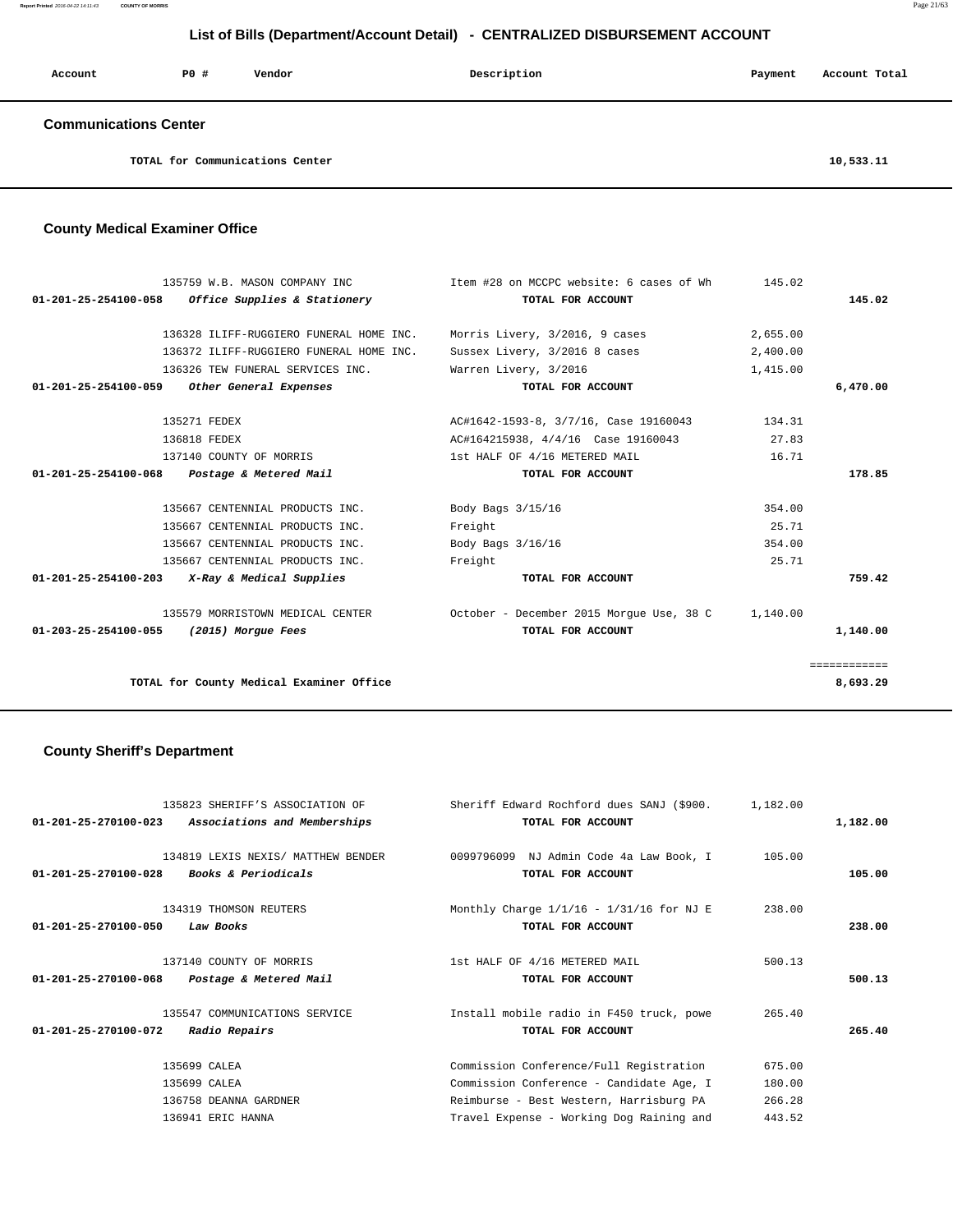# List of Bills (Department/Account Detail) - CENTRALIZED DISBURSEMENT ACCOUNT

| Account | PO # | Vendor | Description | Payment | Account Total |
|---|---|---|---|---|---|

## Communications Center

| | | | | | |
|---|---|---|---|---|---|
| | | TOTAL for Communications Center | | | 10,533.11 |

## County Medical Examiner Office

| Account | PO # | Vendor | Description | Payment | Account Total |
|---|---|---|---|---|---|
| | 135759 | W.B. MASON COMPANY INC | Item #28 on MCCPC website: 6 cases of Wh | 145.02 | |
| 01-201-25-254100-058 | | *Office Supplies & Stationery* | TOTAL FOR ACCOUNT | | 145.02 |
| | 136328 | ILIFF-RUGGIERO FUNERAL HOME INC. | Morris Livery, 3/2016, 9 cases | 2,655.00 | |
| | 136372 | ILIFF-RUGGIERO FUNERAL HOME INC. | Sussex Livery, 3/2016 8 cases | 2,400.00 | |
| | 136326 | TEW FUNERAL SERVICES INC. | Warren Livery, 3/2016 | 1,415.00 | |
| 01-201-25-254100-059 | | *Other General Expenses* | TOTAL FOR ACCOUNT | | 6,470.00 |
| | 135271 | FEDEX | AC#1642-1593-8, 3/7/16, Case 19160043 | 134.31 | |
| | 136818 | FEDEX | AC#164215938, 4/4/16 Case 19160043 | 27.83 | |
| | 137140 | COUNTY OF MORRIS | 1st HALF OF 4/16 METERED MAIL | 16.71 | |
| 01-201-25-254100-068 | | *Postage & Metered Mail* | TOTAL FOR ACCOUNT | | 178.85 |
| | 135667 | CENTENNIAL PRODUCTS INC. | Body Bags 3/15/16 | 354.00 | |
| | 135667 | CENTENNIAL PRODUCTS INC. | Freight | 25.71 | |
| | 135667 | CENTENNIAL PRODUCTS INC. | Body Bags 3/16/16 | 354.00 | |
| | 135667 | CENTENNIAL PRODUCTS INC. | Freight | 25.71 | |
| 01-201-25-254100-203 | | *X-Ray & Medical Supplies* | TOTAL FOR ACCOUNT | | 759.42 |
| | 135579 | MORRISTOWN MEDICAL CENTER | October - December 2015 Morgue Use, 38 C | 1,140.00 | |
| 01-203-25-254100-055 | | *(2015) Morgue Fees* | TOTAL FOR ACCOUNT | | 1,140.00 |
| | | | | | ============ |
| | | TOTAL for County Medical Examiner Office | | | 8,693.29 |

## County Sheriff's Department

| Account | PO # | Vendor | Description | Payment | Account Total |
|---|---|---|---|---|---|
| | 135823 | SHERIFF'S ASSOCIATION OF | Sheriff Edward Rochford dues SANJ ($900. | 1,182.00 | |
| 01-201-25-270100-023 | | *Associations and Memberships* | TOTAL FOR ACCOUNT | | 1,182.00 |
| | 134819 | LEXIS NEXIS/ MATTHEW BENDER | 0099796099 NJ Admin Code 4a Law Book, I | 105.00 | |
| 01-201-25-270100-028 | | *Books & Periodicals* | TOTAL FOR ACCOUNT | | 105.00 |
| | 134319 | THOMSON REUTERS | Monthly Charge 1/1/16 - 1/31/16 for NJ E | 238.00 | |
| 01-201-25-270100-050 | | *Law Books* | TOTAL FOR ACCOUNT | | 238.00 |
| | 137140 | COUNTY OF MORRIS | 1st HALF OF 4/16 METERED MAIL | 500.13 | |
| 01-201-25-270100-068 | | *Postage & Metered Mail* | TOTAL FOR ACCOUNT | | 500.13 |
| | 135547 | COMMUNICATIONS SERVICE | Install mobile radio in F450 truck, powe | 265.40 | |
| 01-201-25-270100-072 | | *Radio Repairs* | TOTAL FOR ACCOUNT | | 265.40 |
| | 135699 | CALEA | Commission Conference/Full Registration | 675.00 | |
| | 135699 | CALEA | Commission Conference - Candidate Age, I | 180.00 | |
| | 136758 | DEANNA GARDNER | Reimburse - Best Western, Harrisburg PA | 266.28 | |
| | 136941 | ERIC HANNA | Travel Expense - Working Dog Raining and | 443.52 | |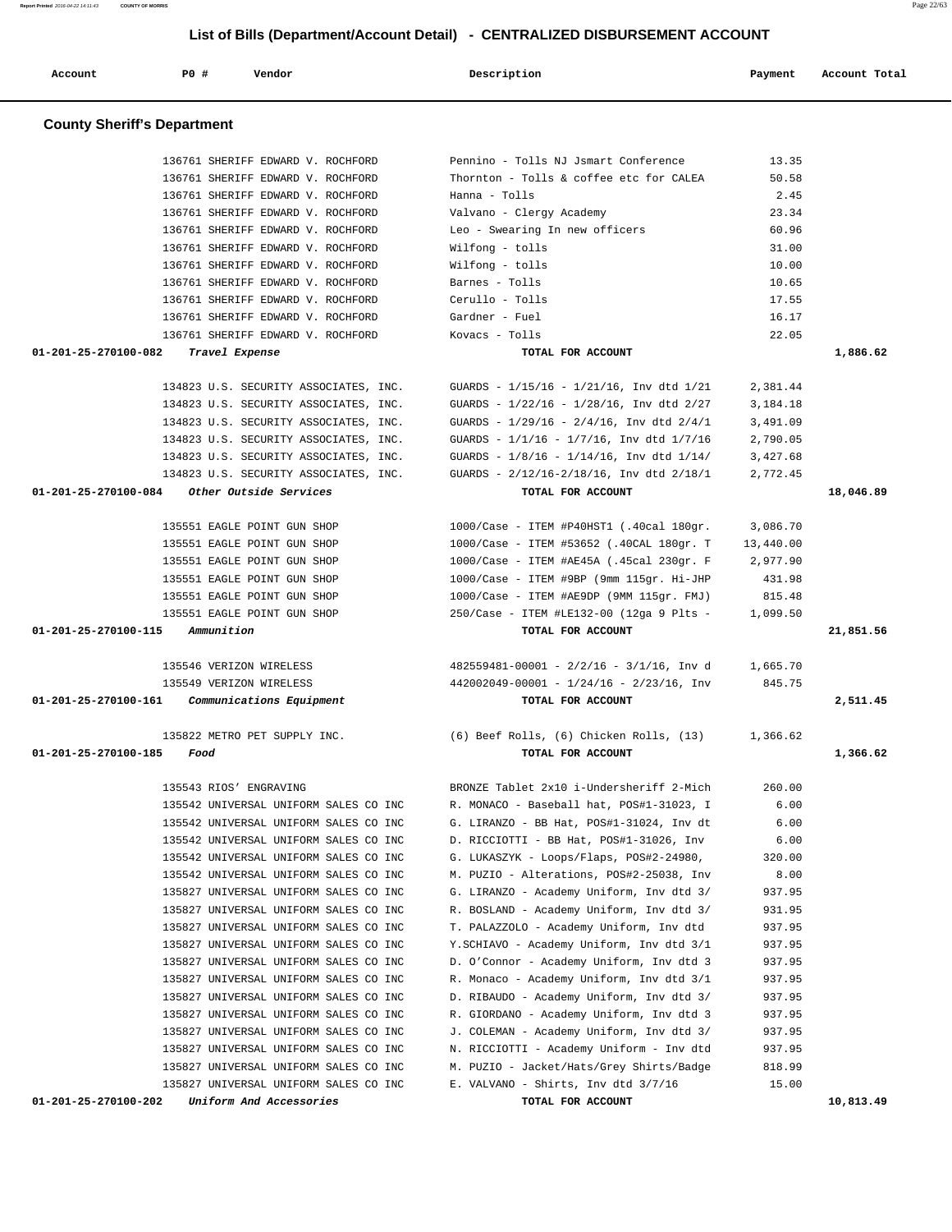# List of Bills (Department/Account Detail) - CENTRALIZED DISBURSEMENT ACCOUNT

| Account | PO # | Vendor | Description | Payment | Account Total |
|---|---|---|---|---|---|

## County Sheriff's Department

| Account | PO # | Vendor | Description | Payment | Account Total |
|---|---|---|---|---|---|
| | 136761 | SHERIFF EDWARD V. ROCHFORD | Pennino - Tolls NJ Jsmart Conference | 13.35 | |
| | 136761 | SHERIFF EDWARD V. ROCHFORD | Thornton - Tolls & coffee etc for CALEA | 50.58 | |
| | 136761 | SHERIFF EDWARD V. ROCHFORD | Hanna - Tolls | 2.45 | |
| | 136761 | SHERIFF EDWARD V. ROCHFORD | Valvano - Clergy Academy | 23.34 | |
| | 136761 | SHERIFF EDWARD V. ROCHFORD | Leo - Swearing In new officers | 60.96 | |
| | 136761 | SHERIFF EDWARD V. ROCHFORD | Wilfong - tolls | 31.00 | |
| | 136761 | SHERIFF EDWARD V. ROCHFORD | Wilfong - tolls | 10.00 | |
| | 136761 | SHERIFF EDWARD V. ROCHFORD | Barnes - Tolls | 10.65 | |
| | 136761 | SHERIFF EDWARD V. ROCHFORD | Cerullo - Tolls | 17.55 | |
| | 136761 | SHERIFF EDWARD V. ROCHFORD | Gardner - Fuel | 16.17 | |
| | 136761 | SHERIFF EDWARD V. ROCHFORD | Kovacs - Tolls | 22.05 | |
| **01-201-25-270100-082** | | *Travel Expense* | **TOTAL FOR ACCOUNT** | | **1,886.62** |
| | 134823 | U.S. SECURITY ASSOCIATES, INC. | GUARDS - 1/15/16 - 1/21/16, Inv dtd 1/21 | 2,381.44 | |
| | 134823 | U.S. SECURITY ASSOCIATES, INC. | GUARDS - 1/22/16 - 1/28/16, Inv dtd 2/27 | 3,184.18 | |
| | 134823 | U.S. SECURITY ASSOCIATES, INC. | GUARDS - 1/29/16 - 2/4/16, Inv dtd 2/4/1 | 3,491.09 | |
| | 134823 | U.S. SECURITY ASSOCIATES, INC. | GUARDS - 1/1/16 - 1/7/16, Inv dtd 1/7/16 | 2,790.05 | |
| | 134823 | U.S. SECURITY ASSOCIATES, INC. | GUARDS - 1/8/16 - 1/14/16, Inv dtd 1/14/ | 3,427.68 | |
| | 134823 | U.S. SECURITY ASSOCIATES, INC. | GUARDS - 2/12/16-2/18/16, Inv dtd 2/18/1 | 2,772.45 | |
| **01-201-25-270100-084** | | *Other Outside Services* | **TOTAL FOR ACCOUNT** | | **18,046.89** |
| | 135551 | EAGLE POINT GUN SHOP | 1000/Case - ITEM #P40HST1 (.40cal 180gr. | 3,086.70 | |
| | 135551 | EAGLE POINT GUN SHOP | 1000/Case - ITEM #53652 (.40CAL 180gr. T | 13,440.00 | |
| | 135551 | EAGLE POINT GUN SHOP | 1000/Case - ITEM #AE45A (.45cal 230gr. F | 2,977.90 | |
| | 135551 | EAGLE POINT GUN SHOP | 1000/Case - ITEM #9BP (9mm 115gr. Hi-JHP | 431.98 | |
| | 135551 | EAGLE POINT GUN SHOP | 1000/Case - ITEM #AE9DP (9MM 115gr. FMJ) | 815.48 | |
| | 135551 | EAGLE POINT GUN SHOP | 250/Case - ITEM #LE132-00 (12ga 9 Plts - | 1,099.50 | |
| **01-201-25-270100-115** | | *Ammunition* | **TOTAL FOR ACCOUNT** | | **21,851.56** |
| | 135546 | VERIZON WIRELESS | 482559481-00001 - 2/2/16 - 3/1/16, Inv d | 1,665.70 | |
| | 135549 | VERIZON WIRELESS | 442002049-00001 - 1/24/16 - 2/23/16, Inv | 845.75 | |
| **01-201-25-270100-161** | | *Communications Equipment* | **TOTAL FOR ACCOUNT** | | **2,511.45** |
| | 135822 | METRO PET SUPPLY INC. | (6) Beef Rolls, (6) Chicken Rolls, (13) | 1,366.62 | |
| **01-201-25-270100-185** | | *Food* | **TOTAL FOR ACCOUNT** | | **1,366.62** |
| | 135543 | RIOS' ENGRAVING | BRONZE Tablet 2x10 i-Undersheriff 2-Mich | 260.00 | |
| | 135542 | UNIVERSAL UNIFORM SALES CO INC | R. MONACO - Baseball hat, POS#1-31023, I | 6.00 | |
| | 135542 | UNIVERSAL UNIFORM SALES CO INC | G. LIRANZO - BB Hat, POS#1-31024, Inv dt | 6.00 | |
| | 135542 | UNIVERSAL UNIFORM SALES CO INC | D. RICCIOTTI - BB Hat, POS#1-31026, Inv | 6.00 | |
| | 135542 | UNIVERSAL UNIFORM SALES CO INC | G. LUKASZYK - Loops/Flaps, POS#2-24980, | 320.00 | |
| | 135542 | UNIVERSAL UNIFORM SALES CO INC | M. PUZIO - Alterations, POS#2-25038, Inv | 8.00 | |
| | 135827 | UNIVERSAL UNIFORM SALES CO INC | G. LIRANZO - Academy Uniform, Inv dtd 3/ | 937.95 | |
| | 135827 | UNIVERSAL UNIFORM SALES CO INC | R. BOSLAND - Academy Uniform, Inv dtd 3/ | 931.95 | |
| | 135827 | UNIVERSAL UNIFORM SALES CO INC | T. PALAZZOLO - Academy Uniform, Inv dtd | 937.95 | |
| | 135827 | UNIVERSAL UNIFORM SALES CO INC | Y.SCHIAVO - Academy Uniform, Inv dtd 3/1 | 937.95 | |
| | 135827 | UNIVERSAL UNIFORM SALES CO INC | D. O'Connor - Academy Uniform, Inv dtd 3 | 937.95 | |
| | 135827 | UNIVERSAL UNIFORM SALES CO INC | R. Monaco - Academy Uniform, Inv dtd 3/1 | 937.95 | |
| | 135827 | UNIVERSAL UNIFORM SALES CO INC | D. RIBAUDO - Academy Uniform, Inv dtd 3/ | 937.95 | |
| | 135827 | UNIVERSAL UNIFORM SALES CO INC | R. GIORDANO - Academy Uniform, Inv dtd 3 | 937.95 | |
| | 135827 | UNIVERSAL UNIFORM SALES CO INC | J. COLEMAN - Academy Uniform, Inv dtd 3/ | 937.95 | |
| | 135827 | UNIVERSAL UNIFORM SALES CO INC | N. RICCIOTTI - Academy Uniform - Inv dtd | 937.95 | |
| | 135827 | UNIVERSAL UNIFORM SALES CO INC | M. PUZIO - Jacket/Hats/Grey Shirts/Badge | 818.99 | |
| | 135827 | UNIVERSAL UNIFORM SALES CO INC | E. VALVANO - Shirts, Inv dtd 3/7/16 | 15.00 | |
| **01-201-25-270100-202** | | *Uniform And Accessories* | **TOTAL FOR ACCOUNT** | | **10,813.49** |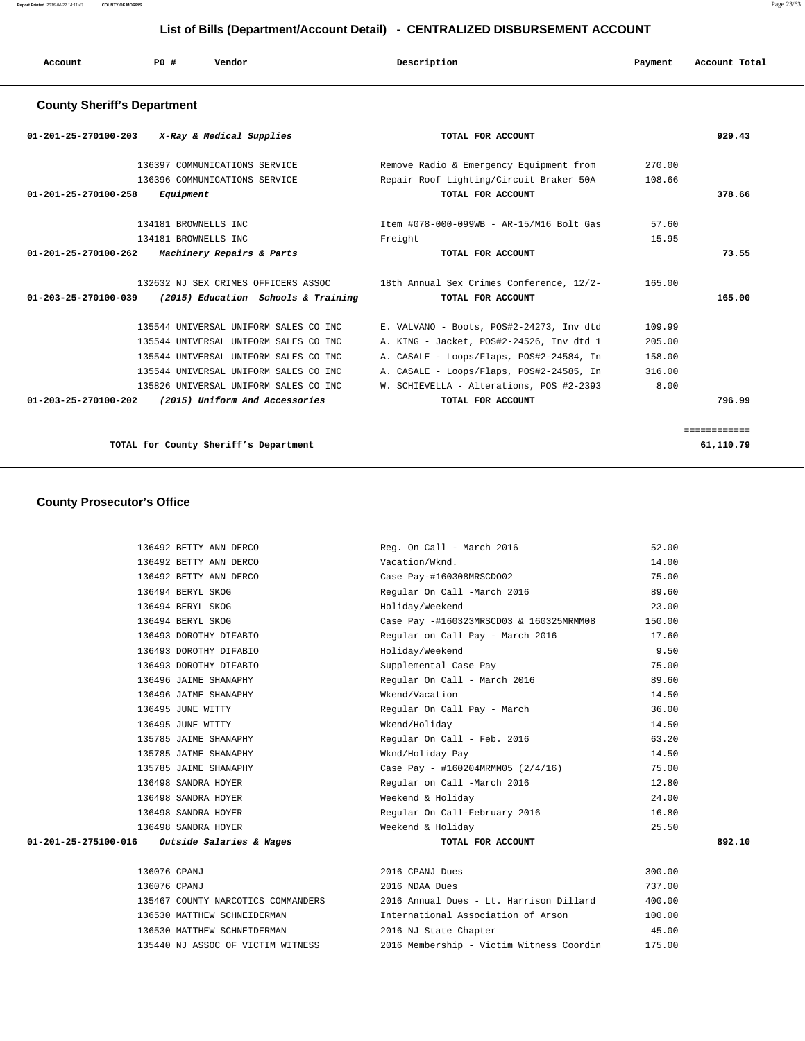# List of Bills (Department/Account Detail) - CENTRALIZED DISBURSEMENT ACCOUNT

| Account | PO # | Vendor | Description | Payment | Account Total |
|---|---|---|---|---|---|

## County Sheriff's Department

| Account | PO # | Vendor | Description | Payment | Account Total |
|---|---|---|---|---|---|
| 01-201-25-270100-203 | | *X-Ray & Medical Supplies* | TOTAL FOR ACCOUNT | | 929.43 |
| | 136397 | COMMUNICATIONS SERVICE | Remove Radio & Emergency Equipment from | 270.00 | |
| | 136396 | COMMUNICATIONS SERVICE | Repair Roof Lighting/Circuit Braker 50A | 108.66 | |
| 01-201-25-270100-258 | | *Equipment* | TOTAL FOR ACCOUNT | | 378.66 |
| | 134181 | BROWNELLS INC | Item #078-000-099WB - AR-15/M16 Bolt Gas | 57.60 | |
| | 134181 | BROWNELLS INC | Freight | 15.95 | |
| 01-201-25-270100-262 | | *Machinery Repairs & Parts* | TOTAL FOR ACCOUNT | | 73.55 |
| | 132632 | NJ SEX CRIMES OFFICERS ASSOC | 18th Annual Sex Crimes Conference, 12/2- | 165.00 | |
| 01-203-25-270100-039 | | *(2015) Education Schools & Training* | TOTAL FOR ACCOUNT | | 165.00 |
| | 135544 | UNIVERSAL UNIFORM SALES CO INC | E. VALVANO - Boots, POS#2-24273, Inv dtd | 109.99 | |
| | 135544 | UNIVERSAL UNIFORM SALES CO INC | A. KING - Jacket, POS#2-24526, Inv dtd 1 | 205.00 | |
| | 135544 | UNIVERSAL UNIFORM SALES CO INC | A. CASALE - Loops/Flaps, POS#2-24584, In | 158.00 | |
| | 135544 | UNIVERSAL UNIFORM SALES CO INC | A. CASALE - Loops/Flaps, POS#2-24585, In | 316.00 | |
| | 135826 | UNIVERSAL UNIFORM SALES CO INC | W. SCHIEVELLA - Alterations, POS #2-2393 | 8.00 | |
| 01-203-25-270100-202 | | *(2015) Uniform And Accessories* | TOTAL FOR ACCOUNT | | 796.99 |
| | | TOTAL for County Sheriff's Department | | | 61,110.79 |

## County Prosecutor's Office

| Account | PO # | Vendor | Description | Payment | Account Total |
|---|---|---|---|---|---|
| | 136492 | BETTY ANN DERCO | Reg. On Call - March 2016 | 52.00 | |
| | 136492 | BETTY ANN DERCO | Vacation/Wknd. | 14.00 | |
| | 136492 | BETTY ANN DERCO | Case Pay-#160308MRSCDO02 | 75.00 | |
| | 136494 | BERYL SKOG | Regular On Call -March 2016 | 89.60 | |
| | 136494 | BERYL SKOG | Holiday/Weekend | 23.00 | |
| | 136494 | BERYL SKOG | Case Pay -#160323MRSCD03 & 160325MRMM08 | 150.00 | |
| | 136493 | DOROTHY DIFABIO | Regular on Call Pay - March 2016 | 17.60 | |
| | 136493 | DOROTHY DIFABIO | Holiday/Weekend | 9.50 | |
| | 136493 | DOROTHY DIFABIO | Supplemental Case Pay | 75.00 | |
| | 136496 | JAIME SHANAPHY | Regular On Call - March 2016 | 89.60 | |
| | 136496 | JAIME SHANAPHY | Wkend/Vacation | 14.50 | |
| | 136495 | JUNE WITTY | Regular On Call Pay - March | 36.00 | |
| | 136495 | JUNE WITTY | Wkend/Holiday | 14.50 | |
| | 135785 | JAIME SHANAPHY | Regular On Call - Feb. 2016 | 63.20 | |
| | 135785 | JAIME SHANAPHY | Wknd/Holiday Pay | 14.50 | |
| | 135785 | JAIME SHANAPHY | Case Pay - #160204MRMM05 (2/4/16) | 75.00 | |
| | 136498 | SANDRA HOYER | Regular on Call -March 2016 | 12.80 | |
| | 136498 | SANDRA HOYER | Weekend & Holiday | 24.00 | |
| | 136498 | SANDRA HOYER | Regular On Call-February 2016 | 16.80 | |
| | 136498 | SANDRA HOYER | Weekend & Holiday | 25.50 | |
| 01-201-25-275100-016 | | *Outside Salaries & Wages* | TOTAL FOR ACCOUNT | | 892.10 |
| | 136076 | CPANJ | 2016 CPANJ Dues | 300.00 | |
| | 136076 | CPANJ | 2016 NDAA Dues | 737.00 | |
| | 135467 | COUNTY NARCOTICS COMMANDERS | 2016 Annual Dues - Lt. Harrison Dillard | 400.00 | |
| | 136530 | MATTHEW SCHNEIDERMAN | International Association of Arson | 100.00 | |
| | 136530 | MATTHEW SCHNEIDERMAN | 2016 NJ State Chapter | 45.00 | |
| | 135440 | NJ ASSOC OF VICTIM WITNESS | 2016 Membership - Victim Witness Coordin | 175.00 | |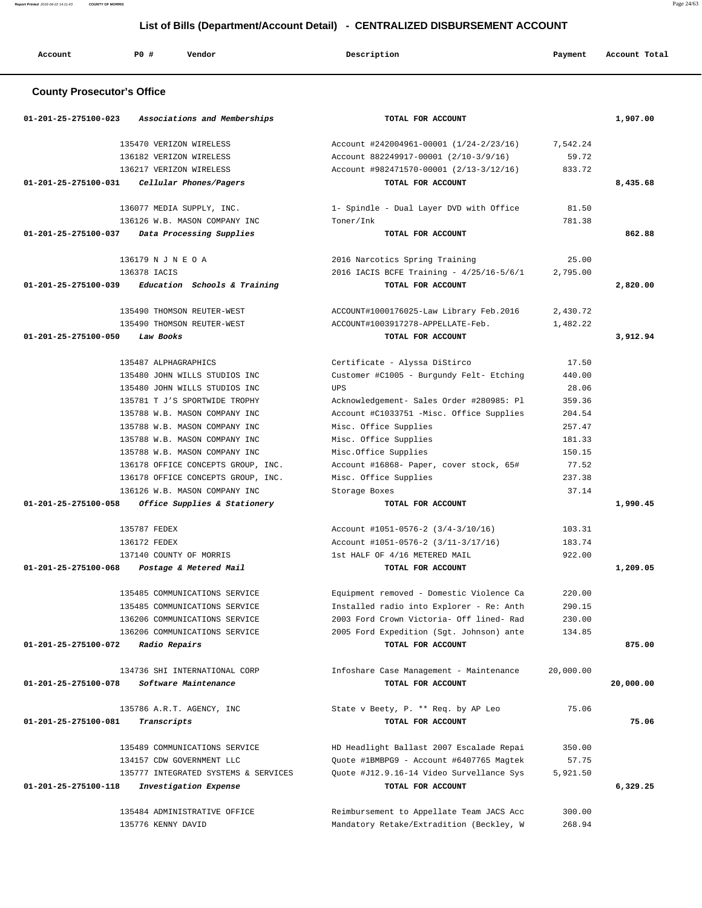## List of Bills (Department/Account Detail) - CENTRALIZED DISBURSEMENT ACCOUNT

### County Prosecutor's Office

| Account | PO # | Vendor | Description | Payment | Account Total |
|---|---|---|---|---|---|
| 01-201-25-275100-023 | | *Associations and Memberships* | TOTAL FOR ACCOUNT | | 1,907.00 |
| | 135470 | VERIZON WIRELESS | Account #242004961-00001 (1/24-2/23/16) | 7,542.24 | |
| | 136182 | VERIZON WIRELESS | Account 882249917-00001 (2/10-3/9/16) | 59.72 | |
| | 136217 | VERIZON WIRELESS | Account #982471570-00001 (2/13-3/12/16) | 833.72 | |
| 01-201-25-275100-031 | | *Cellular Phones/Pagers* | TOTAL FOR ACCOUNT | | 8,435.68 |
| | 136077 | MEDIA SUPPLY, INC. | 1- Spindle - Dual Layer DVD with Office | 81.50 | |
| | 136126 | W.B. MASON COMPANY INC | Toner/Ink | 781.38 | |
| 01-201-25-275100-037 | | *Data Processing Supplies* | TOTAL FOR ACCOUNT | | 862.88 |
| | 136179 | N J N E O A | 2016 Narcotics Spring Training | 25.00 | |
| | 136378 | IACIS | 2016 IACIS BCFE Training - 4/25/16-5/6/1 | 2,795.00 | |
| 01-201-25-275100-039 | | *Education Schools & Training* | TOTAL FOR ACCOUNT | | 2,820.00 |
| | 135490 | THOMSON REUTER-WEST | ACCOUNT#1000176025-Law Library Feb.2016 | 2,430.72 | |
| | 135490 | THOMSON REUTER-WEST | ACCOUNT#1003917278-APPELLATE-Feb. | 1,482.22 | |
| 01-201-25-275100-050 | | *Law Books* | TOTAL FOR ACCOUNT | | 3,912.94 |
| | 135487 | ALPHAGRAPHICS | Certificate - Alyssa DiStirco | 17.50 | |
| | 135480 | JOHN WILLS STUDIOS INC | Customer #C1005 - Burgundy Felt- Etching | 440.00 | |
| | 135480 | JOHN WILLS STUDIOS INC | UPS | 28.06 | |
| | 135781 | T J'S SPORTWIDE TROPHY | Acknowledgement- Sales Order #280985: Pl | 359.36 | |
| | 135788 | W.B. MASON COMPANY INC | Account #C1033751 -Misc. Office Supplies | 204.54 | |
| | 135788 | W.B. MASON COMPANY INC | Misc. Office Supplies | 257.47 | |
| | 135788 | W.B. MASON COMPANY INC | Misc. Office Supplies | 181.33 | |
| | 135788 | W.B. MASON COMPANY INC | Misc.Office Supplies | 150.15 | |
| | 136178 | OFFICE CONCEPTS GROUP, INC. | Account #16868- Paper, cover stock, 65# | 77.52 | |
| | 136178 | OFFICE CONCEPTS GROUP, INC. | Misc. Office Supplies | 237.38 | |
| | 136126 | W.B. MASON COMPANY INC | Storage Boxes | 37.14 | |
| 01-201-25-275100-058 | | *Office Supplies & Stationery* | TOTAL FOR ACCOUNT | | 1,990.45 |
| | 135787 | FEDEX | Account #1051-0576-2 (3/4-3/10/16) | 103.31 | |
| | 136172 | FEDEX | Account #1051-0576-2 (3/11-3/17/16) | 183.74 | |
| | 137140 | COUNTY OF MORRIS | 1st HALF OF 4/16 METERED MAIL | 922.00 | |
| 01-201-25-275100-068 | | *Postage & Metered Mail* | TOTAL FOR ACCOUNT | | 1,209.05 |
| | 135485 | COMMUNICATIONS SERVICE | Equipment removed - Domestic Violence Ca | 220.00 | |
| | 135485 | COMMUNICATIONS SERVICE | Installed radio into Explorer - Re: Anth | 290.15 | |
| | 136206 | COMMUNICATIONS SERVICE | 2003 Ford Crown Victoria- Off lined- Rad | 230.00 | |
| | 136206 | COMMUNICATIONS SERVICE | 2005 Ford Expedition (Sgt. Johnson) ante | 134.85 | |
| 01-201-25-275100-072 | | *Radio Repairs* | TOTAL FOR ACCOUNT | | 875.00 |
| | 134736 | SHI INTERNATIONAL CORP | Infoshare Case Management - Maintenance | 20,000.00 | |
| 01-201-25-275100-078 | | *Software Maintenance* | TOTAL FOR ACCOUNT | | 20,000.00 |
| | 135786 | A.R.T. AGENCY, INC | State v Beety, P. ** Req. by AP Leo | 75.06 | |
| 01-201-25-275100-081 | | *Transcripts* | TOTAL FOR ACCOUNT | | 75.06 |
| | 135489 | COMMUNICATIONS SERVICE | HD Headlight Ballast 2007 Escalade Repai | 350.00 | |
| | 134157 | CDW GOVERNMENT LLC | Quote #1BMBPG9 - Account #6407765 Magtek | 57.75 | |
| | 135777 | INTEGRATED SYSTEMS & SERVICES | Quote #J12.9.16-14 Video Survellance Sys | 5,921.50 | |
| 01-201-25-275100-118 | | *Investigation Expense* | TOTAL FOR ACCOUNT | | 6,329.25 |
| | 135484 | ADMINISTRATIVE OFFICE | Reimbursement to Appellate Team JACS Acc | 300.00 | |
| | 135776 | KENNY DAVID | Mandatory Retake/Extradition (Beckley, W | 268.94 | |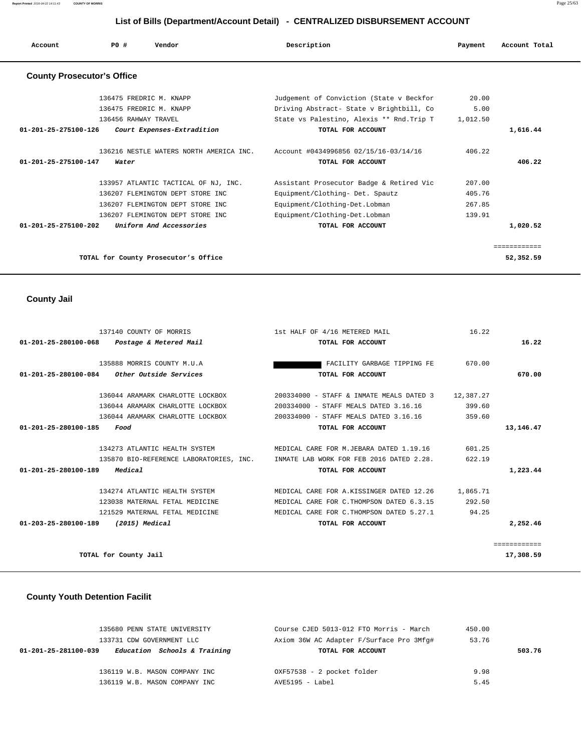## List of Bills (Department/Account Detail) - CENTRALIZED DISBURSEMENT ACCOUNT

| Account | PO # | Vendor | Description | Payment | Account Total |
|---|---|---|---|---|---|

### County Prosecutor's Office

| Account | PO # | Vendor | Description | Payment | Account Total |
|---|---|---|---|---|---|
| | 136475 | FREDRIC M. KNAPP | Judgement of Conviction (State v Beckfor | 20.00 | |
| | 136475 | FREDRIC M. KNAPP | Driving Abstract- State v Brightbill, Co | 5.00 | |
| | 136456 | RAHWAY TRAVEL | State vs Palestino, Alexis ** Rnd.Trip T | 1,012.50 | |
| **01-201-25-275100-126** | | *Court Expenses-Extradition* | **TOTAL FOR ACCOUNT** | | **1,616.44** |
| | 136216 | NESTLE WATERS NORTH AMERICA INC. | Account #0434996856 02/15/16-03/14/16 | 406.22 | |
| **01-201-25-275100-147** | | *Water* | **TOTAL FOR ACCOUNT** | | **406.22** |
| | 133957 | ATLANTIC TACTICAL OF NJ, INC. | Assistant Prosecutor Badge & Retired Vic | 207.00 | |
| | 136207 | FLEMINGTON DEPT STORE INC | Equipment/Clothing- Det. Spautz | 405.76 | |
| | 136207 | FLEMINGTON DEPT STORE INC | Equipment/Clothing-Det.Lobman | 267.85 | |
| | 136207 | FLEMINGTON DEPT STORE INC | Equipment/Clothing-Det.Lobman | 139.91 | |
| **01-201-25-275100-202** | | *Uniform And Accessories* | **TOTAL FOR ACCOUNT** | | **1,020.52** |

**TOTAL for County Prosecutor's Office** ============ **52,352.59**

### County Jail

| Account | PO # | Vendor | Description | Payment | Account Total |
|---|---|---|---|---|---|
| | 137140 | COUNTY OF MORRIS | 1st HALF OF 4/16 METERED MAIL | 16.22 | |
| **01-201-25-280100-068** | | *Postage & Metered Mail* | **TOTAL FOR ACCOUNT** | | **16.22** |
| | 135888 | MORRIS COUNTY M.U.A | [REDACTED] FACILITY GARBAGE TIPPING FE | 670.00 | |
| **01-201-25-280100-084** | | *Other Outside Services* | **TOTAL FOR ACCOUNT** | | **670.00** |
| | 136044 | ARAMARK CHARLOTTE LOCKBOX | 200334000 - STAFF & INMATE MEALS DATED 3 | 12,387.27 | |
| | 136044 | ARAMARK CHARLOTTE LOCKBOX | 200334000 - STAFF MEALS DATED 3.16.16 | 399.60 | |
| | 136044 | ARAMARK CHARLOTTE LOCKBOX | 200334000 - STAFF MEALS DATED 3.16.16 | 359.60 | |
| **01-201-25-280100-185** | | *Food* | **TOTAL FOR ACCOUNT** | | **13,146.47** |
| | 134273 | ATLANTIC HEALTH SYSTEM | MEDICAL CARE FOR M.JEBARA DATED 1.19.16 | 601.25 | |
| | 135870 | BIO-REFERENCE LABORATORIES, INC. | INMATE LAB WORK FOR FEB 2016 DATED 2.28. | 622.19 | |
| **01-201-25-280100-189** | | *Medical* | **TOTAL FOR ACCOUNT** | | **1,223.44** |
| | 134274 | ATLANTIC HEALTH SYSTEM | MEDICAL CARE FOR A.KISSINGER DATED 12.26 | 1,865.71 | |
| | 123038 | MATERNAL FETAL MEDICINE | MEDICAL CARE FOR C.THOMPSON DATED 6.3.15 | 292.50 | |
| | 121529 | MATERNAL FETAL MEDICINE | MEDICAL CARE FOR C.THOMPSON DATED 5.27.1 | 94.25 | |
| **01-203-25-280100-189** | | *(2015) Medical* | **TOTAL FOR ACCOUNT** | | **2,252.46** |

**TOTAL for County Jail** ============ **17,308.59**

### County Youth Detention Facilit

| Account | PO # | Vendor | Description | Payment | Account Total |
|---|---|---|---|---|---|
| | 135680 | PENN STATE UNIVERSITY | Course CJED 5013-012 FTO Morris - March | 450.00 | |
| | 133731 | CDW GOVERNMENT LLC | Axiom 36W AC Adapter F/Surface Pro 3Mfg# | 53.76 | |
| **01-201-25-281100-039** | | *Education Schools & Training* | **TOTAL FOR ACCOUNT** | | **503.76** |
| | 136119 | W.B. MASON COMPANY INC | OXF57538 - 2 pocket folder | 9.98 | |
| | 136119 | W.B. MASON COMPANY INC | AVE5195 - Label | 5.45 | |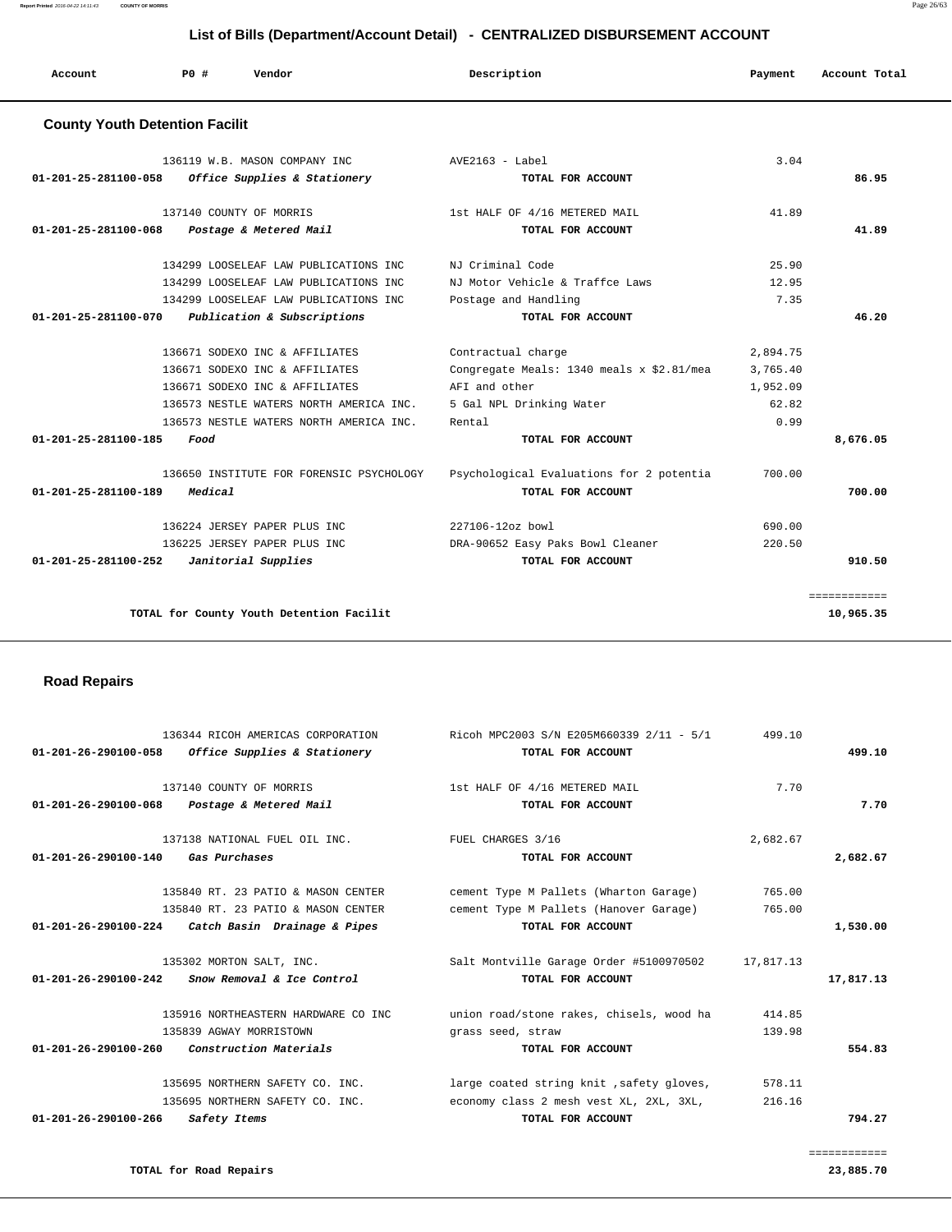## List of Bills (Department/Account Detail) - CENTRALIZED DISBURSEMENT ACCOUNT

| Account | PO # | Vendor | Description | Payment | Account Total |
|---|---|---|---|---|---|

### County Youth Detention Facilit

| Account | PO # | Vendor | Description | Payment | Account Total |
|---|---|---|---|---|---|
| | 136119 | W.B. MASON COMPANY INC | AVE2163 - Label | 3.04 | |
| 01-201-25-281100-058 | | *Office Supplies & Stationery* | TOTAL FOR ACCOUNT | | 86.95 |
| | 137140 | COUNTY OF MORRIS | 1st HALF OF 4/16 METERED MAIL | 41.89 | |
| 01-201-25-281100-068 | | *Postage & Metered Mail* | TOTAL FOR ACCOUNT | | 41.89 |
| | 134299 | LOOSELEAF LAW PUBLICATIONS INC | NJ Criminal Code | 25.90 | |
| | 134299 | LOOSELEAF LAW PUBLICATIONS INC | NJ Motor Vehicle & Traffce Laws | 12.95 | |
| | 134299 | LOOSELEAF LAW PUBLICATIONS INC | Postage and Handling | 7.35 | |
| 01-201-25-281100-070 | | *Publication & Subscriptions* | TOTAL FOR ACCOUNT | | 46.20 |
| | 136671 | SODEXO INC & AFFILIATES | Contractual charge | 2,894.75 | |
| | 136671 | SODEXO INC & AFFILIATES | Congregate Meals: 1340 meals x $2.81/mea | 3,765.40 | |
| | 136671 | SODEXO INC & AFFILIATES | AFI and other | 1,952.09 | |
| | 136573 | NESTLE WATERS NORTH AMERICA INC. | 5 Gal NPL Drinking Water | 62.82 | |
| | 136573 | NESTLE WATERS NORTH AMERICA INC. | Rental | 0.99 | |
| 01-201-25-281100-185 | | *Food* | TOTAL FOR ACCOUNT | | 8,676.05 |
| | 136650 | INSTITUTE FOR FORENSIC PSYCHOLOGY | Psychological Evaluations for 2 potentia | 700.00 | |
| 01-201-25-281100-189 | | *Medical* | TOTAL FOR ACCOUNT | | 700.00 |
| | 136224 | JERSEY PAPER PLUS INC | 227106-12oz bowl | 690.00 | |
| | 136225 | JERSEY PAPER PLUS INC | DRA-90652 Easy Paks Bowl Cleaner | 220.50 | |
| 01-201-25-281100-252 | | *Janitorial Supplies* | TOTAL FOR ACCOUNT | | 910.50 |
| | | | | | ============ |
| | | TOTAL for County Youth Detention Facilit | | | 10,965.35 |

### Road Repairs

| Account | PO # | Vendor | Description | Payment | Account Total |
|---|---|---|---|---|---|
| | 136344 | RICOH AMERICAS CORPORATION | Ricoh MPC2003 S/N E205M660339 2/11 - 5/1 | 499.10 | |
| 01-201-26-290100-058 | | *Office Supplies & Stationery* | TOTAL FOR ACCOUNT | | 499.10 |
| | 137140 | COUNTY OF MORRIS | 1st HALF OF 4/16 METERED MAIL | 7.70 | |
| 01-201-26-290100-068 | | *Postage & Metered Mail* | TOTAL FOR ACCOUNT | | 7.70 |
| | 137138 | NATIONAL FUEL OIL INC. | FUEL CHARGES 3/16 | 2,682.67 | |
| 01-201-26-290100-140 | | *Gas Purchases* | TOTAL FOR ACCOUNT | | 2,682.67 |
| | 135840 | RT. 23 PATIO & MASON CENTER | cement Type M Pallets (Wharton Garage) | 765.00 | |
| | 135840 | RT. 23 PATIO & MASON CENTER | cement Type M Pallets (Hanover Garage) | 765.00 | |
| 01-201-26-290100-224 | | *Catch Basin Drainage & Pipes* | TOTAL FOR ACCOUNT | | 1,530.00 |
| | 135302 | MORTON SALT, INC. | Salt Montville Garage Order #5100970502 | 17,817.13 | |
| 01-201-26-290100-242 | | *Snow Removal & Ice Control* | TOTAL FOR ACCOUNT | | 17,817.13 |
| | 135916 | NORTHEASTERN HARDWARE CO INC | union road/stone rakes, chisels, wood ha | 414.85 | |
| | 135839 | AGWAY MORRISTOWN | grass seed, straw | 139.98 | |
| 01-201-26-290100-260 | | *Construction Materials* | TOTAL FOR ACCOUNT | | 554.83 |
| | 135695 | NORTHERN SAFETY CO. INC. | large coated string knit ,safety gloves, | 578.11 | |
| | 135695 | NORTHERN SAFETY CO. INC. | economy class 2 mesh vest XL, 2XL, 3XL, | 216.16 | |
| 01-201-26-290100-266 | | *Safety Items* | TOTAL FOR ACCOUNT | | 794.27 |
| | | | | | ============ |
| | | TOTAL for Road Repairs | | | 23,885.70 |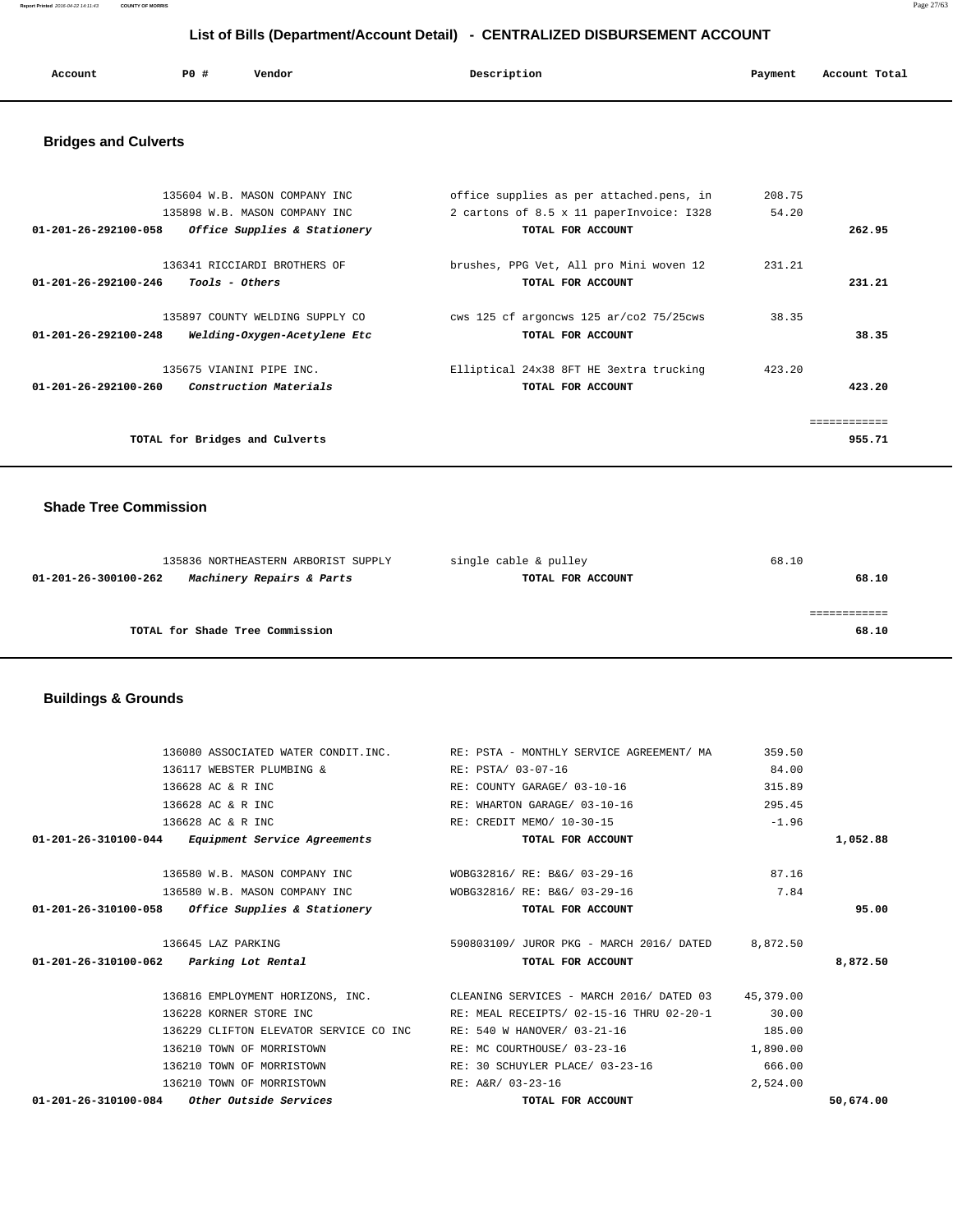# List of Bills (Department/Account Detail) - CENTRALIZED DISBURSEMENT ACCOUNT

| Account | PO # | Vendor | Description | Payment | Account Total |
|---|---|---|---|---|---|

## Bridges and Culverts

| Account | PO # | Vendor | Description | Payment | Account Total |
|---|---|---|---|---|---|
| | 135604 | W.B. MASON COMPANY INC | office supplies as per attached.pens, in | 208.75 | |
| | 135898 | W.B. MASON COMPANY INC | 2 cartons of 8.5 x 11 paperInvoice: I328 | 54.20 | |
| **01-201-26-292100-058** | | ***Office Supplies & Stationery*** | **TOTAL FOR ACCOUNT** | | **262.95** |
| | 136341 | RICCIARDI BROTHERS OF | brushes, PPG Vet, All pro Mini woven 12 | 231.21 | |
| **01-201-26-292100-246** | | ***Tools - Others*** | **TOTAL FOR ACCOUNT** | | **231.21** |
| | 135897 | COUNTY WELDING SUPPLY CO | cws 125 cf argoncws 125 ar/co2 75/25cws | 38.35 | |
| **01-201-26-292100-248** | | ***Welding-Oxygen-Acetylene Etc*** | **TOTAL FOR ACCOUNT** | | **38.35** |
| | 135675 | VIANINI PIPE INC. | Elliptical 24x38 8FT HE 3extra trucking | 423.20 | |
| **01-201-26-292100-260** | | ***Construction Materials*** | **TOTAL FOR ACCOUNT** | | **423.20** |
| | | | | | ============ |
| | | **TOTAL for Bridges and Culverts** | | | **955.71** |

## Shade Tree Commission

| Account | PO # | Vendor | Description | Payment | Account Total |
|---|---|---|---|---|---|
| | 135836 | NORTHEASTERN ARBORIST SUPPLY | single cable & pulley | 68.10 | |
| **01-201-26-300100-262** | | ***Machinery Repairs & Parts*** | **TOTAL FOR ACCOUNT** | | **68.10** |
| | | | | | ============ |
| | | **TOTAL for Shade Tree Commission** | | | **68.10** |

## Buildings & Grounds

| Account | PO # | Vendor | Description | Payment | Account Total |
|---|---|---|---|---|---|
| | 136080 | ASSOCIATED WATER CONDIT.INC. | RE: PSTA - MONTHLY SERVICE AGREEMENT/ MA | 359.50 | |
| | 136117 | WEBSTER PLUMBING & | RE: PSTA/ 03-07-16 | 84.00 | |
| | 136628 | AC & R INC | RE: COUNTY GARAGE/ 03-10-16 | 315.89 | |
| | 136628 | AC & R INC | RE: WHARTON GARAGE/ 03-10-16 | 295.45 | |
| | 136628 | AC & R INC | RE: CREDIT MEMO/ 10-30-15 | -1.96 | |
| **01-201-26-310100-044** | | ***Equipment Service Agreements*** | **TOTAL FOR ACCOUNT** | | **1,052.88** |
| | 136580 | W.B. MASON COMPANY INC | WOBG32816/ RE: B&G/ 03-29-16 | 87.16 | |
| | 136580 | W.B. MASON COMPANY INC | WOBG32816/ RE: B&G/ 03-29-16 | 7.84 | |
| **01-201-26-310100-058** | | ***Office Supplies & Stationery*** | **TOTAL FOR ACCOUNT** | | **95.00** |
| | 136645 | LAZ PARKING | 590803109/ JUROR PKG - MARCH 2016/ DATED | 8,872.50 | |
| **01-201-26-310100-062** | | ***Parking Lot Rental*** | **TOTAL FOR ACCOUNT** | | **8,872.50** |
| | 136816 | EMPLOYMENT HORIZONS, INC. | CLEANING SERVICES - MARCH 2016/ DATED 03 | 45,379.00 | |
| | 136228 | KORNER STORE INC | RE: MEAL RECEIPTS/ 02-15-16 THRU 02-20-1 | 30.00 | |
| | 136229 | CLIFTON ELEVATOR SERVICE CO INC | RE: 540 W HANOVER/ 03-21-16 | 185.00 | |
| | 136210 | TOWN OF MORRISTOWN | RE: MC COURTHOUSE/ 03-23-16 | 1,890.00 | |
| | 136210 | TOWN OF MORRISTOWN | RE: 30 SCHUYLER PLACE/ 03-23-16 | 666.00 | |
| | 136210 | TOWN OF MORRISTOWN | RE: A&R/ 03-23-16 | 2,524.00 | |
| **01-201-26-310100-084** | | ***Other Outside Services*** | **TOTAL FOR ACCOUNT** | | **50,674.00** |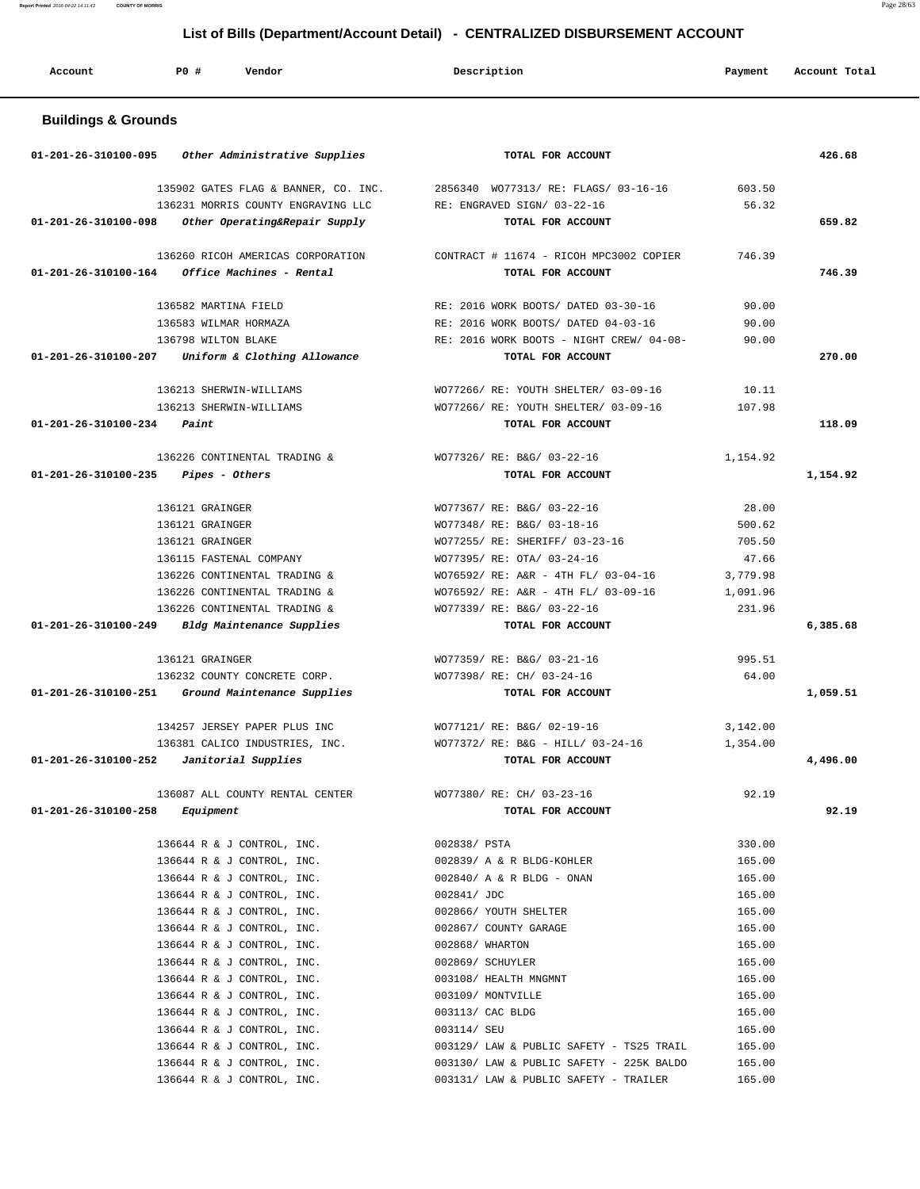# List of Bills (Department/Account Detail) - CENTRALIZED DISBURSEMENT ACCOUNT

| Account | PO # | Vendor | Description | Payment | Account Total |
|---|---|---|---|---|---|

## Buildings & Grounds

| Account | PO # | Vendor | Description | Payment | Account Total |
|---|---|---|---|---|---|
| 01-201-26-310100-095 *Other Administrative Supplies* | | | TOTAL FOR ACCOUNT | | 426.68 |
| | 135902 | GATES FLAG & BANNER, CO. INC. | 2856340 WO77313/ RE: FLAGS/ 03-16-16 | 603.50 | |
| | 136231 | MORRIS COUNTY ENGRAVING LLC | RE: ENGRAVED SIGN/ 03-22-16 | 56.32 | |
| 01-201-26-310100-098 *Other Operating&Repair Supply* | | | TOTAL FOR ACCOUNT | | 659.82 |
| | 136260 | RICOH AMERICAS CORPORATION | CONTRACT # 11674 - RICOH MPC3002 COPIER | 746.39 | |
| 01-201-26-310100-164 *Office Machines - Rental* | | | TOTAL FOR ACCOUNT | | 746.39 |
| | 136582 | MARTINA FIELD | RE: 2016 WORK BOOTS/ DATED 03-30-16 | 90.00 | |
| | 136583 | WILMAR HORMAZA | RE: 2016 WORK BOOTS/ DATED 04-03-16 | 90.00 | |
| | 136798 | WILTON BLAKE | RE: 2016 WORK BOOTS - NIGHT CREW/ 04-08- | 90.00 | |
| 01-201-26-310100-207 *Uniform & Clothing Allowance* | | | TOTAL FOR ACCOUNT | | 270.00 |
| | 136213 | SHERWIN-WILLIAMS | WO77266/ RE: YOUTH SHELTER/ 03-09-16 | 10.11 | |
| | 136213 | SHERWIN-WILLIAMS | WO77266/ RE: YOUTH SHELTER/ 03-09-16 | 107.98 | |
| 01-201-26-310100-234 *Paint* | | | TOTAL FOR ACCOUNT | | 118.09 |
| | 136226 | CONTINENTAL TRADING & | WO77326/ RE: B&G/ 03-22-16 | 1,154.92 | |
| 01-201-26-310100-235 *Pipes - Others* | | | TOTAL FOR ACCOUNT | | 1,154.92 |
| | 136121 | GRAINGER | WO77367/ RE: B&G/ 03-22-16 | 28.00 | |
| | 136121 | GRAINGER | WO77348/ RE: B&G/ 03-18-16 | 500.62 | |
| | 136121 | GRAINGER | WO77255/ RE: SHERIFF/ 03-23-16 | 705.50 | |
| | 136115 | FASTENAL COMPANY | WO77395/ RE: OTA/ 03-24-16 | 47.66 | |
| | 136226 | CONTINENTAL TRADING & | WO76592/ RE: A&R - 4TH FL/ 03-04-16 | 3,779.98 | |
| | 136226 | CONTINENTAL TRADING & | WO76592/ RE: A&R - 4TH FL/ 03-09-16 | 1,091.96 | |
| | 136226 | CONTINENTAL TRADING & | WO77339/ RE: B&G/ 03-22-16 | 231.96 | |
| 01-201-26-310100-249 *Bldg Maintenance Supplies* | | | TOTAL FOR ACCOUNT | | 6,385.68 |
| | 136121 | GRAINGER | WO77359/ RE: B&G/ 03-21-16 | 995.51 | |
| | 136232 | COUNTY CONCRETE CORP. | WO77398/ RE: CH/ 03-24-16 | 64.00 | |
| 01-201-26-310100-251 *Ground Maintenance Supplies* | | | TOTAL FOR ACCOUNT | | 1,059.51 |
| | 134257 | JERSEY PAPER PLUS INC | WO77121/ RE: B&G/ 02-19-16 | 3,142.00 | |
| | 136381 | CALICO INDUSTRIES, INC. | WO77372/ RE: B&G - HILL/ 03-24-16 | 1,354.00 | |
| 01-201-26-310100-252 *Janitorial Supplies* | | | TOTAL FOR ACCOUNT | | 4,496.00 |
| | 136087 | ALL COUNTY RENTAL CENTER | WO77380/ RE: CH/ 03-23-16 | 92.19 | |
| 01-201-26-310100-258 *Equipment* | | | TOTAL FOR ACCOUNT | | 92.19 |
| | 136644 | R & J CONTROL, INC. | 002838/ PSTA | 330.00 | |
| | 136644 | R & J CONTROL, INC. | 002839/ A & R BLDG-KOHLER | 165.00 | |
| | 136644 | R & J CONTROL, INC. | 002840/ A & R BLDG - ONAN | 165.00 | |
| | 136644 | R & J CONTROL, INC. | 002841/ JDC | 165.00 | |
| | 136644 | R & J CONTROL, INC. | 002866/ YOUTH SHELTER | 165.00 | |
| | 136644 | R & J CONTROL, INC. | 002867/ COUNTY GARAGE | 165.00 | |
| | 136644 | R & J CONTROL, INC. | 002868/ WHARTON | 165.00 | |
| | 136644 | R & J CONTROL, INC. | 002869/ SCHUYLER | 165.00 | |
| | 136644 | R & J CONTROL, INC. | 003108/ HEALTH MNGMNT | 165.00 | |
| | 136644 | R & J CONTROL, INC. | 003109/ MONTVILLE | 165.00 | |
| | 136644 | R & J CONTROL, INC. | 003113/ CAC BLDG | 165.00 | |
| | 136644 | R & J CONTROL, INC. | 003114/ SEU | 165.00 | |
| | 136644 | R & J CONTROL, INC. | 003129/ LAW & PUBLIC SAFETY - TS25 TRAIL | 165.00 | |
| | 136644 | R & J CONTROL, INC. | 003130/ LAW & PUBLIC SAFETY - 225K BALDO | 165.00 | |
| | 136644 | R & J CONTROL, INC. | 003131/ LAW & PUBLIC SAFETY - TRAILER | 165.00 | |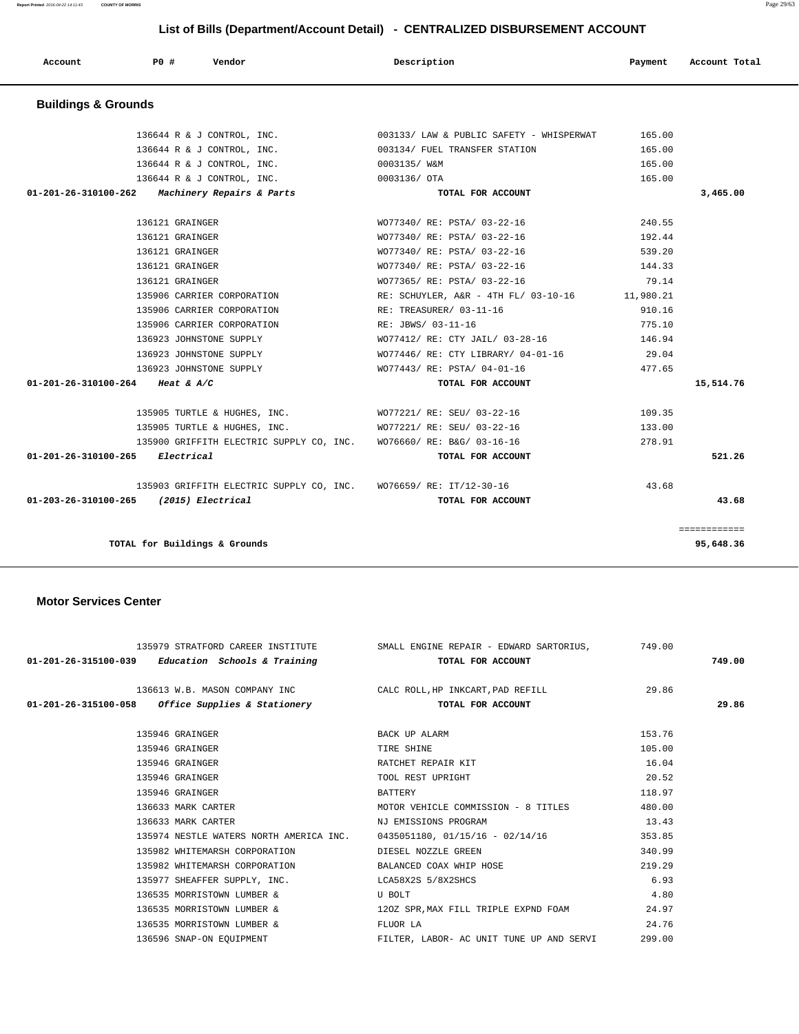## List of Bills (Department/Account Detail) - CENTRALIZED DISBURSEMENT ACCOUNT

| Account | PO # | Vendor | Description | Payment | Account Total |
|---|---|---|---|---|---|

### Buildings & Grounds

| Account | PO # | Vendor | Description | Payment | Account Total |
|---|---|---|---|---|---|
| | 136644 | R & J CONTROL, INC. | 003133/ LAW & PUBLIC SAFETY - WHISPERWAT | 165.00 | |
| | 136644 | R & J CONTROL, INC. | 003134/ FUEL TRANSFER STATION | 165.00 | |
| | 136644 | R & J CONTROL, INC. | 0003135/ W&M | 165.00 | |
| | 136644 | R & J CONTROL, INC. | 0003136/ OTA | 165.00 | |
| **01-201-26-310100-262** | | *Machinery Repairs & Parts* | TOTAL FOR ACCOUNT | | 3,465.00 |
| | 136121 | GRAINGER | WO77340/ RE: PSTA/ 03-22-16 | 240.55 | |
| | 136121 | GRAINGER | WO77340/ RE: PSTA/ 03-22-16 | 192.44 | |
| | 136121 | GRAINGER | WO77340/ RE: PSTA/ 03-22-16 | 539.20 | |
| | 136121 | GRAINGER | WO77340/ RE: PSTA/ 03-22-16 | 144.33 | |
| | 136121 | GRAINGER | WO77365/ RE: PSTA/ 03-22-16 | 79.14 | |
| | 135906 | CARRIER CORPORATION | RE: SCHUYLER, A&R - 4TH FL/ 03-10-16 | 11,980.21 | |
| | 135906 | CARRIER CORPORATION | RE: TREASURER/ 03-11-16 | 910.16 | |
| | 135906 | CARRIER CORPORATION | RE: JBWS/ 03-11-16 | 775.10 | |
| | 136923 | JOHNSTONE SUPPLY | WO77412/ RE: CTY JAIL/ 03-28-16 | 146.94 | |
| | 136923 | JOHNSTONE SUPPLY | WO77446/ RE: CTY LIBRARY/ 04-01-16 | 29.04 | |
| | 136923 | JOHNSTONE SUPPLY | WO77443/ RE: PSTA/ 04-01-16 | 477.65 | |
| **01-201-26-310100-264** | | *Heat & A/C* | TOTAL FOR ACCOUNT | | 15,514.76 |
| | 135905 | TURTLE & HUGHES, INC. | WO77221/ RE: SEU/ 03-22-16 | 109.35 | |
| | 135905 | TURTLE & HUGHES, INC. | WO77221/ RE: SEU/ 03-22-16 | 133.00 | |
| | 135900 | GRIFFITH ELECTRIC SUPPLY CO, INC. | WO76660/ RE: B&G/ 03-16-16 | 278.91 | |
| **01-201-26-310100-265** | | *Electrical* | TOTAL FOR ACCOUNT | | 521.26 |
| | 135903 | GRIFFITH ELECTRIC SUPPLY CO, INC. | WO76659/ RE: IT/12-30-16 | 43.68 | |
| **01-203-26-310100-265** | | *(2015) Electrical* | TOTAL FOR ACCOUNT | | 43.68 |
| | | | | | ============ |
| | | TOTAL for Buildings & Grounds | | | 95,648.36 |

### Motor Services Center

| Account | PO # | Vendor | Description | Payment | Account Total |
|---|---|---|---|---|---|
| | 135979 | STRATFORD CAREER INSTITUTE | SMALL ENGINE REPAIR - EDWARD SARTORIUS, | 749.00 | |
| **01-201-26-315100-039** | | *Education Schools & Training* | TOTAL FOR ACCOUNT | | 749.00 |
| | 136613 | W.B. MASON COMPANY INC | CALC ROLL,HP INKCART,PAD REFILL | 29.86 | |
| **01-201-26-315100-058** | | *Office Supplies & Stationery* | TOTAL FOR ACCOUNT | | 29.86 |
| | 135946 | GRAINGER | BACK UP ALARM | 153.76 | |
| | 135946 | GRAINGER | TIRE SHINE | 105.00 | |
| | 135946 | GRAINGER | RATCHET REPAIR KIT | 16.04 | |
| | 135946 | GRAINGER | TOOL REST UPRIGHT | 20.52 | |
| | 135946 | GRAINGER | BATTERY | 118.97 | |
| | 136633 | MARK CARTER | MOTOR VEHICLE COMMISSION - 8 TITLES | 480.00 | |
| | 136633 | MARK CARTER | NJ EMISSIONS PROGRAM | 13.43 | |
| | 135974 | NESTLE WATERS NORTH AMERICA INC. | 0435051180, 01/15/16 - 02/14/16 | 353.85 | |
| | 135982 | WHITEMARSH CORPORATION | DIESEL NOZZLE GREEN | 340.99 | |
| | 135982 | WHITEMARSH CORPORATION | BALANCED COAX WHIP HOSE | 219.29 | |
| | 135977 | SHEAFFER SUPPLY, INC. | LCA58X2S 5/8X2SHCS | 6.93 | |
| | 136535 | MORRISTOWN LUMBER & | U BOLT | 4.80 | |
| | 136535 | MORRISTOWN LUMBER & | 12OZ SPR,MAX FILL TRIPLE EXPND FOAM | 24.97 | |
| | 136535 | MORRISTOWN LUMBER & | FLUOR LA | 24.76 | |
| | 136596 | SNAP-ON EQUIPMENT | FILTER, LABOR- AC UNIT TUNE UP AND SERVI | 299.00 | |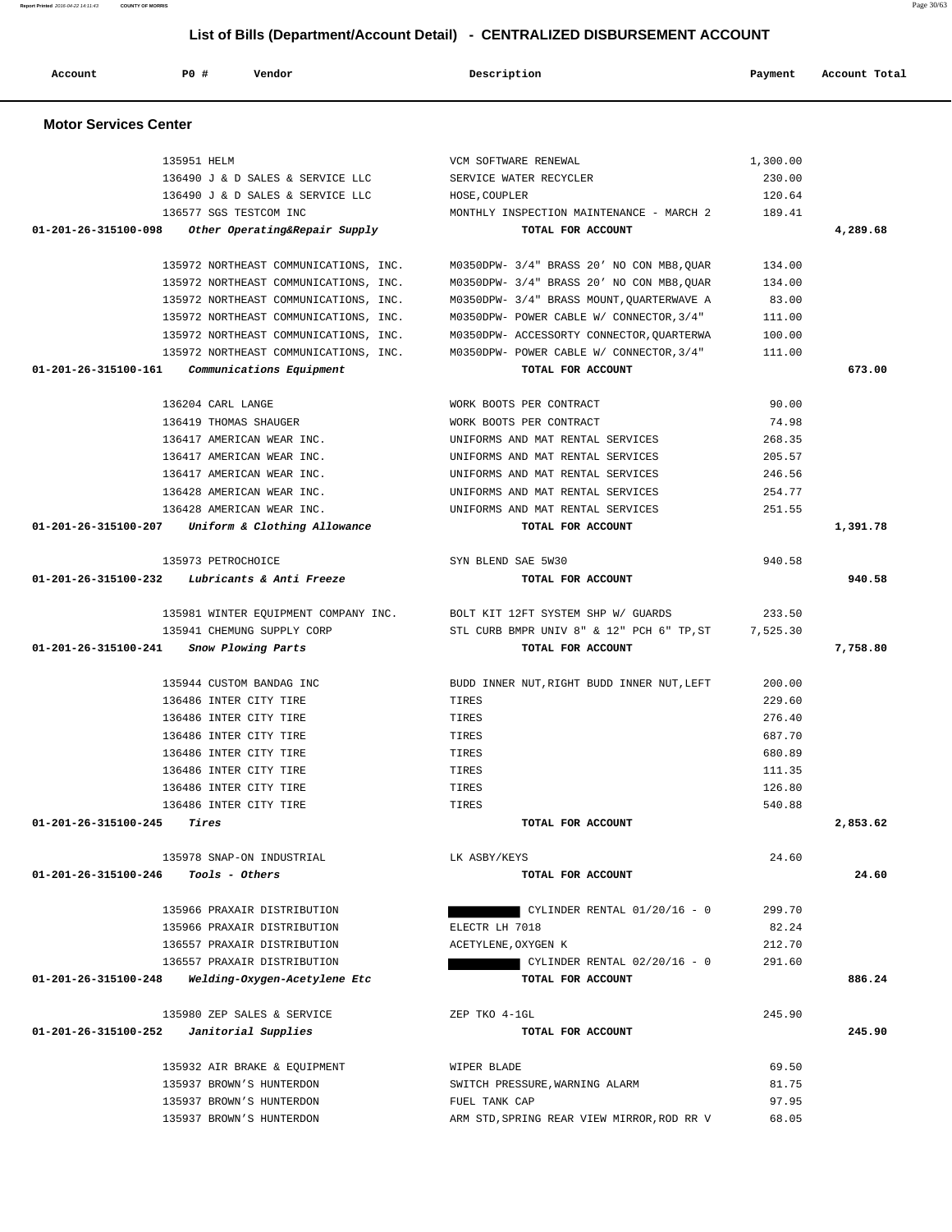## List of Bills (Department/Account Detail) - CENTRALIZED DISBURSEMENT ACCOUNT

| Account | PO # | Vendor | Description | Payment | Account Total |
|---|---|---|---|---|---|

### Motor Services Center

| Account | PO # | Vendor | Description | Payment | Account Total |
|---|---|---|---|---|---|
| | 135951 | HELM | VCM SOFTWARE RENEWAL | 1,300.00 | |
| | 136490 | J & D SALES & SERVICE LLC | SERVICE WATER RECYCLER | 230.00 | |
| | 136490 | J & D SALES & SERVICE LLC | HOSE,COUPLER | 120.64 | |
| | 136577 | SGS TESTCOM INC | MONTHLY INSPECTION MAINTENANCE - MARCH 2 | 189.41 | |
| 01-201-26-315100-098 | | *Other Operating&Repair Supply* | TOTAL FOR ACCOUNT | | 4,289.68 |
| | 135972 | NORTHEAST COMMUNICATIONS, INC. | M0350DPW- 3/4" BRASS 20' NO CON MB8,QUAR | 134.00 | |
| | 135972 | NORTHEAST COMMUNICATIONS, INC. | M0350DPW- 3/4" BRASS 20' NO CON MB8,QUAR | 134.00 | |
| | 135972 | NORTHEAST COMMUNICATIONS, INC. | M0350DPW- 3/4" BRASS MOUNT,QUARTERWAVE A | 83.00 | |
| | 135972 | NORTHEAST COMMUNICATIONS, INC. | M0350DPW- POWER CABLE W/ CONNECTOR,3/4" | 111.00 | |
| | 135972 | NORTHEAST COMMUNICATIONS, INC. | M0350DPW- ACCESSORTY CONNECTOR,QUARTERWA | 100.00 | |
| | 135972 | NORTHEAST COMMUNICATIONS, INC. | M0350DPW- POWER CABLE W/ CONNECTOR,3/4" | 111.00 | |
| 01-201-26-315100-161 | | *Communications Equipment* | TOTAL FOR ACCOUNT | | 673.00 |
| | 136204 | CARL LANGE | WORK BOOTS PER CONTRACT | 90.00 | |
| | 136419 | THOMAS SHAUGER | WORK BOOTS PER CONTRACT | 74.98 | |
| | 136417 | AMERICAN WEAR INC. | UNIFORMS AND MAT RENTAL SERVICES | 268.35 | |
| | 136417 | AMERICAN WEAR INC. | UNIFORMS AND MAT RENTAL SERVICES | 205.57 | |
| | 136417 | AMERICAN WEAR INC. | UNIFORMS AND MAT RENTAL SERVICES | 246.56 | |
| | 136428 | AMERICAN WEAR INC. | UNIFORMS AND MAT RENTAL SERVICES | 254.77 | |
| | 136428 | AMERICAN WEAR INC. | UNIFORMS AND MAT RENTAL SERVICES | 251.55 | |
| 01-201-26-315100-207 | | *Uniform & Clothing Allowance* | TOTAL FOR ACCOUNT | | 1,391.78 |
| | 135973 | PETROCHOICE | SYN BLEND SAE 5W30 | 940.58 | |
| 01-201-26-315100-232 | | *Lubricants & Anti Freeze* | TOTAL FOR ACCOUNT | | 940.58 |
| | 135981 | WINTER EQUIPMENT COMPANY INC. | BOLT KIT 12FT SYSTEM SHP W/ GUARDS | 233.50 | |
| | 135941 | CHEMUNG SUPPLY CORP | STL CURB BMPR UNIV 8" & 12" PCH 6" TP,ST | 7,525.30 | |
| 01-201-26-315100-241 | | *Snow Plowing Parts* | TOTAL FOR ACCOUNT | | 7,758.80 |
| | 135944 | CUSTOM BANDAG INC | BUDD INNER NUT,RIGHT BUDD INNER NUT,LEFT | 200.00 | |
| | 136486 | INTER CITY TIRE | TIRES | 229.60 | |
| | 136486 | INTER CITY TIRE | TIRES | 276.40 | |
| | 136486 | INTER CITY TIRE | TIRES | 687.70 | |
| | 136486 | INTER CITY TIRE | TIRES | 680.89 | |
| | 136486 | INTER CITY TIRE | TIRES | 111.35 | |
| | 136486 | INTER CITY TIRE | TIRES | 126.80 | |
| | 136486 | INTER CITY TIRE | TIRES | 540.88 | |
| 01-201-26-315100-245 | | *Tires* | TOTAL FOR ACCOUNT | | 2,853.62 |
| | 135978 | SNAP-ON INDUSTRIAL | LK ASBY/KEYS | 24.60 | |
| 01-201-26-315100-246 | | *Tools - Others* | TOTAL FOR ACCOUNT | | 24.60 |
| | 135966 | PRAXAIR DISTRIBUTION | CYLINDER RENTAL 01/20/16 - 0 | 299.70 | |
| | 135966 | PRAXAIR DISTRIBUTION | ELECTR LH 7018 | 82.24 | |
| | 136557 | PRAXAIR DISTRIBUTION | ACETYLENE,OXYGEN K | 212.70 | |
| | 136557 | PRAXAIR DISTRIBUTION | CYLINDER RENTAL 02/20/16 - 0 | 291.60 | |
| 01-201-26-315100-248 | | *Welding-Oxygen-Acetylene Etc* | TOTAL FOR ACCOUNT | | 886.24 |
| | 135980 | ZEP SALES & SERVICE | ZEP TKO 4-1GL | 245.90 | |
| 01-201-26-315100-252 | | *Janitorial Supplies* | TOTAL FOR ACCOUNT | | 245.90 |
| | 135932 | AIR BRAKE & EQUIPMENT | WIPER BLADE | 69.50 | |
| | 135937 | BROWN'S HUNTERDON | SWITCH PRESSURE,WARNING ALARM | 81.75 | |
| | 135937 | BROWN'S HUNTERDON | FUEL TANK CAP | 97.95 | |
| | 135937 | BROWN'S HUNTERDON | ARM STD,SPRING REAR VIEW MIRROR,ROD RR V | 68.05 | |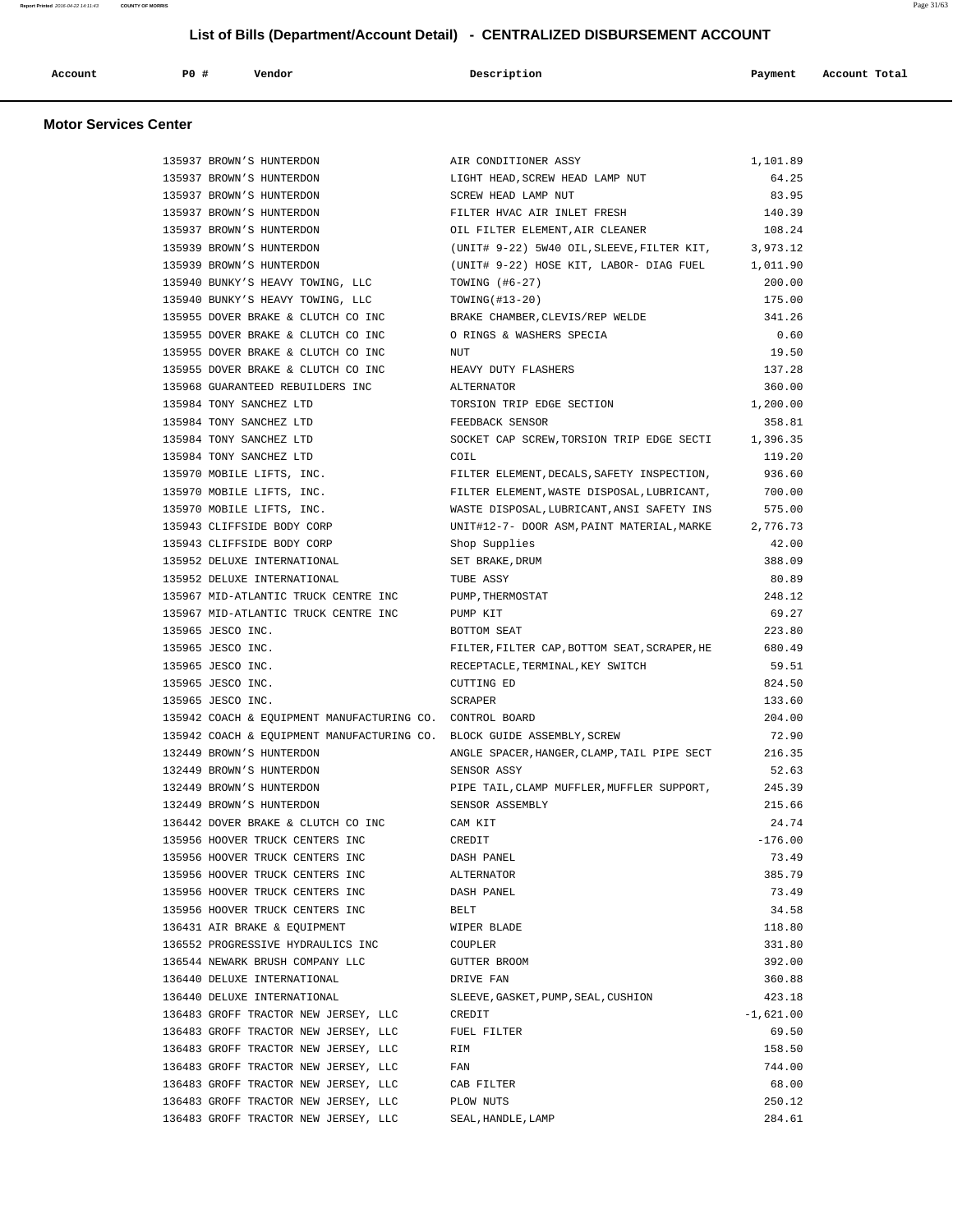## List of Bills (Department/Account Detail) - CENTRALIZED DISBURSEMENT ACCOUNT

| Account | PO # | Vendor | Description | Payment | Account Total |
|---|---|---|---|---|---|

### Motor Services Center

| Account | PO # | Vendor | Description | Payment | Account Total |
|---|---|---|---|---|---|
| | 135937 | BROWN'S HUNTERDON | AIR CONDITIONER ASSY | 1,101.89 | |
| | 135937 | BROWN'S HUNTERDON | LIGHT HEAD,SCREW HEAD LAMP NUT | 64.25 | |
| | 135937 | BROWN'S HUNTERDON | SCREW HEAD LAMP NUT | 83.95 | |
| | 135937 | BROWN'S HUNTERDON | FILTER HVAC AIR INLET FRESH | 140.39 | |
| | 135937 | BROWN'S HUNTERDON | OIL FILTER ELEMENT,AIR CLEANER | 108.24 | |
| | 135939 | BROWN'S HUNTERDON | (UNIT# 9-22) 5W40 OIL,SLEEVE,FILTER KIT, | 3,973.12 | |
| | 135939 | BROWN'S HUNTERDON | (UNIT# 9-22) HOSE KIT, LABOR- DIAG FUEL | 1,011.90 | |
| | 135940 | BUNKY'S HEAVY TOWING, LLC | TOWING (#6-27) | 200.00 | |
| | 135940 | BUNKY'S HEAVY TOWING, LLC | TOWING(#13-20) | 175.00 | |
| | 135955 | DOVER BRAKE & CLUTCH CO INC | BRAKE CHAMBER,CLEVIS/REP WELDE | 341.26 | |
| | 135955 | DOVER BRAKE & CLUTCH CO INC | O RINGS & WASHERS SPECIA | 0.60 | |
| | 135955 | DOVER BRAKE & CLUTCH CO INC | NUT | 19.50 | |
| | 135955 | DOVER BRAKE & CLUTCH CO INC | HEAVY DUTY FLASHERS | 137.28 | |
| | 135968 | GUARANTEED REBUILDERS INC | ALTERNATOR | 360.00 | |
| | 135984 | TONY SANCHEZ LTD | TORSION TRIP EDGE SECTION | 1,200.00 | |
| | 135984 | TONY SANCHEZ LTD | FEEDBACK SENSOR | 358.81 | |
| | 135984 | TONY SANCHEZ LTD | SOCKET CAP SCREW,TORSION TRIP EDGE SECTI | 1,396.35 | |
| | 135984 | TONY SANCHEZ LTD | COIL | 119.20 | |
| | 135970 | MOBILE LIFTS, INC. | FILTER ELEMENT,DECALS,SAFETY INSPECTION, | 936.60 | |
| | 135970 | MOBILE LIFTS, INC. | FILTER ELEMENT,WASTE DISPOSAL,LUBRICANT, | 700.00 | |
| | 135970 | MOBILE LIFTS, INC. | WASTE DISPOSAL,LUBRICANT,ANSI SAFETY INS | 575.00 | |
| | 135943 | CLIFFSIDE BODY CORP | UNIT#12-7- DOOR ASM,PAINT MATERIAL,MARKE | 2,776.73 | |
| | 135943 | CLIFFSIDE BODY CORP | Shop Supplies | 42.00 | |
| | 135952 | DELUXE INTERNATIONAL | SET BRAKE,DRUM | 388.09 | |
| | 135952 | DELUXE INTERNATIONAL | TUBE ASSY | 80.89 | |
| | 135967 | MID-ATLANTIC TRUCK CENTRE INC | PUMP,THERMOSTAT | 248.12 | |
| | 135967 | MID-ATLANTIC TRUCK CENTRE INC | PUMP KIT | 69.27 | |
| | 135965 | JESCO INC. | BOTTOM SEAT | 223.80 | |
| | 135965 | JESCO INC. | FILTER,FILTER CAP,BOTTOM SEAT,SCRAPER,HE | 680.49 | |
| | 135965 | JESCO INC. | RECEPTACLE,TERMINAL,KEY SWITCH | 59.51 | |
| | 135965 | JESCO INC. | CUTTING ED | 824.50 | |
| | 135965 | JESCO INC. | SCRAPER | 133.60 | |
| | 135942 | COACH & EQUIPMENT MANUFACTURING CO. | CONTROL BOARD | 204.00 | |
| | 135942 | COACH & EQUIPMENT MANUFACTURING CO. | BLOCK GUIDE ASSEMBLY,SCREW | 72.90 | |
| | 132449 | BROWN'S HUNTERDON | ANGLE SPACER,HANGER,CLAMP,TAIL PIPE SECT | 216.35 | |
| | 132449 | BROWN'S HUNTERDON | SENSOR ASSY | 52.63 | |
| | 132449 | BROWN'S HUNTERDON | PIPE TAIL,CLAMP MUFFLER,MUFFLER SUPPORT, | 245.39 | |
| | 132449 | BROWN'S HUNTERDON | SENSOR ASSEMBLY | 215.66 | |
| | 136442 | DOVER BRAKE & CLUTCH CO INC | CAM KIT | 24.74 | |
| | 135956 | HOOVER TRUCK CENTERS INC | CREDIT | -176.00 | |
| | 135956 | HOOVER TRUCK CENTERS INC | DASH PANEL | 73.49 | |
| | 135956 | HOOVER TRUCK CENTERS INC | ALTERNATOR | 385.79 | |
| | 135956 | HOOVER TRUCK CENTERS INC | DASH PANEL | 73.49 | |
| | 135956 | HOOVER TRUCK CENTERS INC | BELT | 34.58 | |
| | 136431 | AIR BRAKE & EQUIPMENT | WIPER BLADE | 118.80 | |
| | 136552 | PROGRESSIVE HYDRAULICS INC | COUPLER | 331.80 | |
| | 136544 | NEWARK BRUSH COMPANY LLC | GUTTER BROOM | 392.00 | |
| | 136440 | DELUXE INTERNATIONAL | DRIVE FAN | 360.88 | |
| | 136440 | DELUXE INTERNATIONAL | SLEEVE,GASKET,PUMP,SEAL,CUSHION | 423.18 | |
| | 136483 | GROFF TRACTOR NEW JERSEY, LLC | CREDIT | -1,621.00 | |
| | 136483 | GROFF TRACTOR NEW JERSEY, LLC | FUEL FILTER | 69.50 | |
| | 136483 | GROFF TRACTOR NEW JERSEY, LLC | RIM | 158.50 | |
| | 136483 | GROFF TRACTOR NEW JERSEY, LLC | FAN | 744.00 | |
| | 136483 | GROFF TRACTOR NEW JERSEY, LLC | CAB FILTER | 68.00 | |
| | 136483 | GROFF TRACTOR NEW JERSEY, LLC | PLOW NUTS | 250.12 | |
| | 136483 | GROFF TRACTOR NEW JERSEY, LLC | SEAL,HANDLE,LAMP | 284.61 | |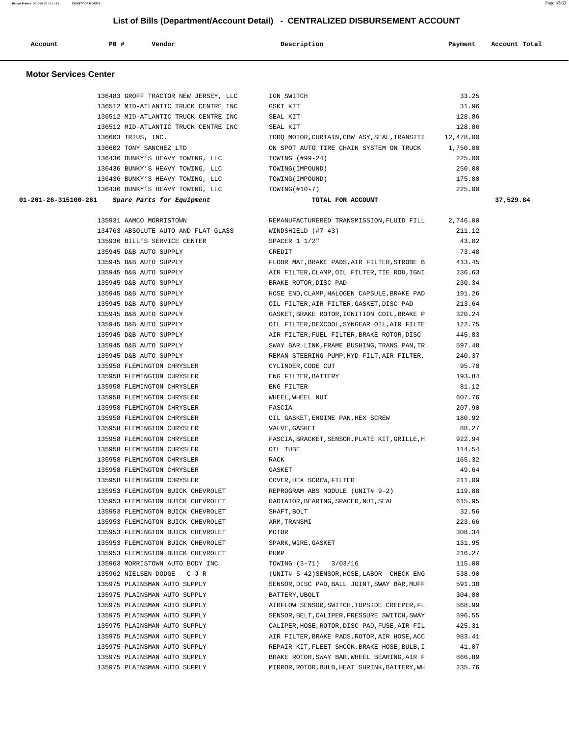## List of Bills (Department/Account Detail) - CENTRALIZED DISBURSEMENT ACCOUNT

| Account | PO # | Vendor | Description | Payment | Account Total |
|---|---|---|---|---|---|

### Motor Services Center

| Account | PO # | Vendor | Description | Payment | Account Total |
|---|---|---|---|---|---|
| | 136483 | GROFF TRACTOR NEW JERSEY, LLC | IGN SWITCH | 33.25 | |
| | 136512 | MID-ATLANTIC TRUCK CENTRE INC | GSKT KIT | 31.96 | |
| | 136512 | MID-ATLANTIC TRUCK CENTRE INC | SEAL KIT | 128.86 | |
| | 136512 | MID-ATLANTIC TRUCK CENTRE INC | SEAL KIT | 128.86 | |
| | 136603 | TRIUS, INC. | TORQ MOTOR,CURTAIN,CBW ASY,SEAL,TRANSITI | 12,478.00 | |
| | 136602 | TONY SANCHEZ LTD | ON SPOT AUTO TIRE CHAIN SYSTEM ON TRUCK | 1,750.00 | |
| | 136436 | BUNKY'S HEAVY TOWING, LLC | TOWING (#99-24) | 225.00 | |
| | 136436 | BUNKY'S HEAVY TOWING, LLC | TOWING(IMPOUND) | 250.00 | |
| | 136436 | BUNKY'S HEAVY TOWING, LLC | TOWING(IMPOUND) | 175.00 | |
| | 136436 | BUNKY'S HEAVY TOWING, LLC | TOWING(#10-7) | 225.00 | |
| **01-201-26-315100-261** | | *Spare Parts for Equipment* | **TOTAL FOR ACCOUNT** | | **37,529.84** |
| | 135931 | AAMCO MORRISTOWN | REMANUFACTURERED TRANSMISSION,FLUID FILL | 2,746.00 | |
| | 134763 | ABSOLUTE AUTO AND FLAT GLASS | WINDSHIELD (#7-43) | 211.12 | |
| | 135936 | BILL'S SERVICE CENTER | SPACER 1 1/2" | 43.02 | |
| | 135945 | D&B AUTO SUPPLY | CREDIT | -73.48 | |
| | 135945 | D&B AUTO SUPPLY | FLOOR MAT,BRAKE PADS,AIR FILTER,STROBE B | 413.45 | |
| | 135945 | D&B AUTO SUPPLY | AIR FILTER,CLAMP,OIL FILTER,TIE ROD,IGNI | 236.63 | |
| | 135945 | D&B AUTO SUPPLY | BRAKE ROTOR,DISC PAD | 230.34 | |
| | 135945 | D&B AUTO SUPPLY | HOSE END,CLAMP,HALOGEN CAPSULE,BRAKE PAD | 191.26 | |
| | 135945 | D&B AUTO SUPPLY | OIL FILTER,AIR FILTER,GASKET,DISC PAD | 213.64 | |
| | 135945 | D&B AUTO SUPPLY | GASKET,BRAKE ROTOR,IGNITION COIL,BRAKE P | 320.24 | |
| | 135945 | D&B AUTO SUPPLY | OIL FILTER,DEXCOOL,SYNGEAR OIL,AIR FILTE | 122.75 | |
| | 135945 | D&B AUTO SUPPLY | AIR FILTER,FUEL FILTER,BRAKE ROTOR,DISC | 445.83 | |
| | 135945 | D&B AUTO SUPPLY | SWAY BAR LINK,FRAME BUSHING,TRANS PAN,TR | 597.48 | |
| | 135945 | D&B AUTO SUPPLY | REMAN STEERING PUMP,HYD FILT,AIR FILTER, | 240.37 | |
| | 135958 | FLEMINGTON CHRYSLER | CYLINDER,CODE CUT | 95.70 | |
| | 135958 | FLEMINGTON CHRYSLER | ENG FILTER,BATTERY | 193.84 | |
| | 135958 | FLEMINGTON CHRYSLER | ENG FILTER | 81.12 | |
| | 135958 | FLEMINGTON CHRYSLER | WHEEL,WHEEL NUT | 607.76 | |
| | 135958 | FLEMINGTON CHRYSLER | FASCIA | 207.90 | |
| | 135958 | FLEMINGTON CHRYSLER | OIL GASKET,ENGINE PAN,HEX SCREW | 180.92 | |
| | 135958 | FLEMINGTON CHRYSLER | VALVE,GASKET | 88.27 | |
| | 135958 | FLEMINGTON CHRYSLER | FASCIA,BRACKET,SENSOR,PLATE KIT,GRILLE,H | 922.94 | |
| | 135958 | FLEMINGTON CHRYSLER | OIL TUBE | 114.54 | |
| | 135958 | FLEMINGTON CHRYSLER | RACK | 165.32 | |
| | 135958 | FLEMINGTON CHRYSLER | GASKET | 49.64 | |
| | 135958 | FLEMINGTON CHRYSLER | COVER,HEX SCREW,FILTER | 211.09 | |
| | 135953 | FLEMINGTON BUICK CHEVROLET | REPROGRAM ABS MODULE (UNIT# 9-2) | 119.88 | |
| | 135953 | FLEMINGTON BUICK CHEVROLET | RADIATOR,BEARING,SPACER,NUT,SEAL | 615.95 | |
| | 135953 | FLEMINGTON BUICK CHEVROLET | SHAFT,BOLT | 32.56 | |
| | 135953 | FLEMINGTON BUICK CHEVROLET | ARM,TRANSMI | 223.66 | |
| | 135953 | FLEMINGTON BUICK CHEVROLET | MOTOR | 308.34 | |
| | 135953 | FLEMINGTON BUICK CHEVROLET | SPARK,WIRE,GASKET | 131.95 | |
| | 135953 | FLEMINGTON BUICK CHEVROLET | PUMP | 216.27 | |
| | 135963 | MORRISTOWN AUTO BODY INC | TOWING (3-71) 3/03/16 | 115.00 | |
| | 135962 | NIELSEN DODGE - C-J-R | (UNIT# 5-42)SENSOR,HOSE,LABOR- CHECK ENG | 538.90 | |
| | 135975 | PLAINSMAN AUTO SUPPLY | SENSOR,DISC PAD,BALL JOINT,SWAY BAR,MUFF | 591.38 | |
| | 135975 | PLAINSMAN AUTO SUPPLY | BATTERY,UBOLT | 304.80 | |
| | 135975 | PLAINSMAN AUTO SUPPLY | AIRFLOW SENSOR,SWITCH,TOPSIDE CREEPER,FL | 568.99 | |
| | 135975 | PLAINSMAN AUTO SUPPLY | SENSOR,BELT,CALIPER,PRESSURE SWITCH,SWAY | 596.55 | |
| | 135975 | PLAINSMAN AUTO SUPPLY | CALIPER,HOSE,ROTOR,DISC PAD,FUSE,AIR FIL | 425.31 | |
| | 135975 | PLAINSMAN AUTO SUPPLY | AIR FILTER,BRAKE PADS,ROTOR,AIR HOSE,ACC | 983.41 | |
| | 135975 | PLAINSMAN AUTO SUPPLY | REPAIR KIT,FLEET SHCOK,BRAKE HOSE,BULB,I | 41.07 | |
| | 135975 | PLAINSMAN AUTO SUPPLY | BRAKE ROTOR,SWAY BAR,WHEEL BEARING,AIR F | 866.89 | |
| | 135975 | PLAINSMAN AUTO SUPPLY | MIRROR,ROTOR,BULB,HEAT SHRINK,BATTERY,WH | 235.76 | |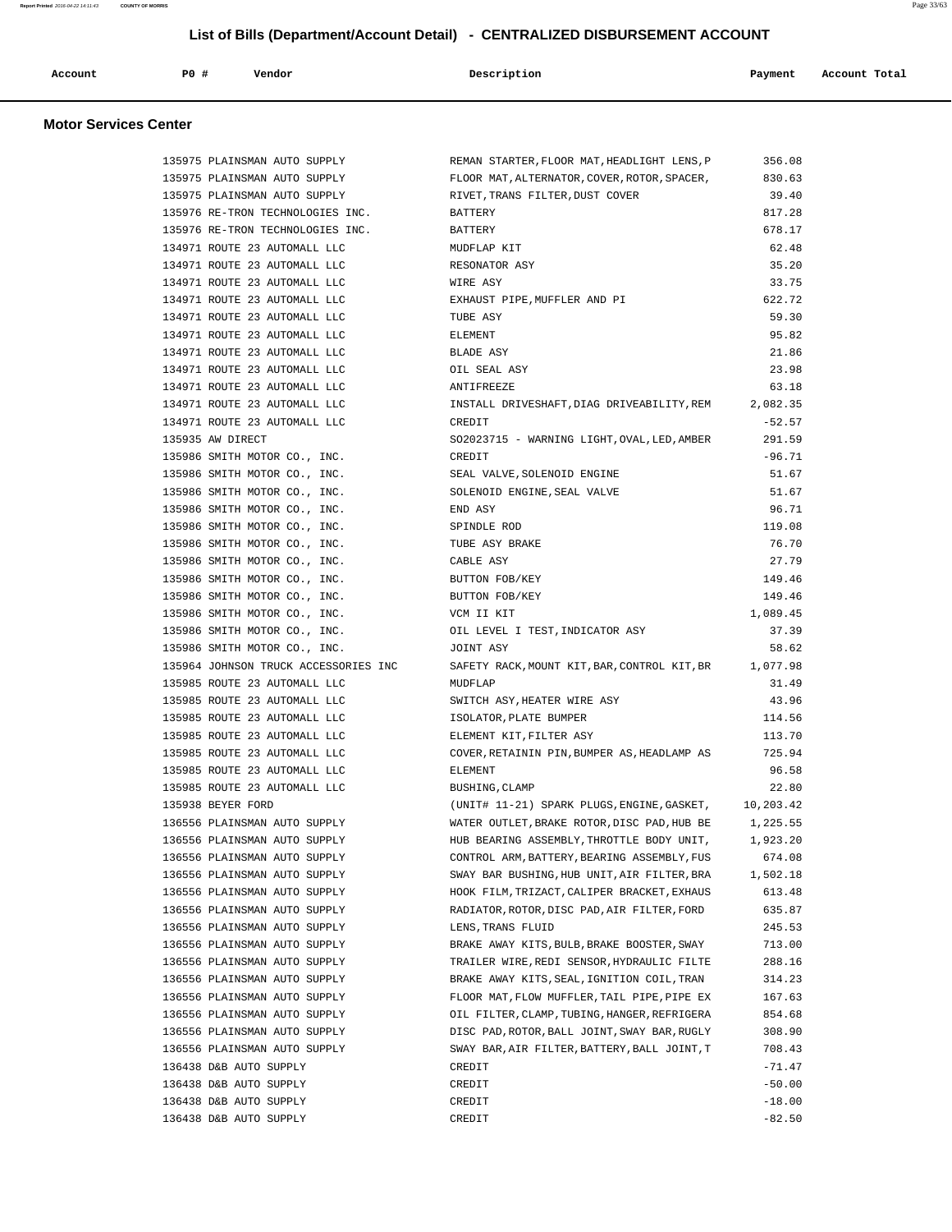# List of Bills (Department/Account Detail) - CENTRALIZED DISBURSEMENT ACCOUNT

| Account | PO # | Vendor | Description | Payment | Account Total |
|---|---|---|---|---|---|

## Motor Services Center

| Account | PO # | Vendor | Description | Payment | Account Total |
|---|---|---|---|---|---|
| | 135975 | PLAINSMAN AUTO SUPPLY | REMAN STARTER,FLOOR MAT,HEADLIGHT LENS,P | 356.08 | |
| | 135975 | PLAINSMAN AUTO SUPPLY | FLOOR MAT,ALTERNATOR,COVER,ROTOR,SPACER, | 830.63 | |
| | 135975 | PLAINSMAN AUTO SUPPLY | RIVET,TRANS FILTER,DUST COVER | 39.40 | |
| | 135976 | RE-TRON TECHNOLOGIES INC. | BATTERY | 817.28 | |
| | 135976 | RE-TRON TECHNOLOGIES INC. | BATTERY | 678.17 | |
| | 134971 | ROUTE 23 AUTOMALL LLC | MUDFLAP KIT | 62.48 | |
| | 134971 | ROUTE 23 AUTOMALL LLC | RESONATOR ASY | 35.20 | |
| | 134971 | ROUTE 23 AUTOMALL LLC | WIRE ASY | 33.75 | |
| | 134971 | ROUTE 23 AUTOMALL LLC | EXHAUST PIPE,MUFFLER AND PI | 622.72 | |
| | 134971 | ROUTE 23 AUTOMALL LLC | TUBE ASY | 59.30 | |
| | 134971 | ROUTE 23 AUTOMALL LLC | ELEMENT | 95.82 | |
| | 134971 | ROUTE 23 AUTOMALL LLC | BLADE ASY | 21.86 | |
| | 134971 | ROUTE 23 AUTOMALL LLC | OIL SEAL ASY | 23.98 | |
| | 134971 | ROUTE 23 AUTOMALL LLC | ANTIFREEZE | 63.18 | |
| | 134971 | ROUTE 23 AUTOMALL LLC | INSTALL DRIVESHAFT,DIAG DRIVEABILITY,REM | 2,082.35 | |
| | 134971 | ROUTE 23 AUTOMALL LLC | CREDIT | -52.57 | |
| | 135935 | AW DIRECT | SO2023715 - WARNING LIGHT,OVAL,LED,AMBER | 291.59 | |
| | 135986 | SMITH MOTOR CO., INC. | CREDIT | -96.71 | |
| | 135986 | SMITH MOTOR CO., INC. | SEAL VALVE,SOLENOID ENGINE | 51.67 | |
| | 135986 | SMITH MOTOR CO., INC. | SOLENOID ENGINE,SEAL VALVE | 51.67 | |
| | 135986 | SMITH MOTOR CO., INC. | END ASY | 96.71 | |
| | 135986 | SMITH MOTOR CO., INC. | SPINDLE ROD | 119.08 | |
| | 135986 | SMITH MOTOR CO., INC. | TUBE ASY BRAKE | 76.70 | |
| | 135986 | SMITH MOTOR CO., INC. | CABLE ASY | 27.79 | |
| | 135986 | SMITH MOTOR CO., INC. | BUTTON FOB/KEY | 149.46 | |
| | 135986 | SMITH MOTOR CO., INC. | BUTTON FOB/KEY | 149.46 | |
| | 135986 | SMITH MOTOR CO., INC. | VCM II KIT | 1,089.45 | |
| | 135986 | SMITH MOTOR CO., INC. | OIL LEVEL I TEST,INDICATOR ASY | 37.39 | |
| | 135986 | SMITH MOTOR CO., INC. | JOINT ASY | 58.62 | |
| | 135964 | JOHNSON TRUCK ACCESSORIES INC | SAFETY RACK,MOUNT KIT,BAR,CONTROL KIT,BR | 1,077.98 | |
| | 135985 | ROUTE 23 AUTOMALL LLC | MUDFLAP | 31.49 | |
| | 135985 | ROUTE 23 AUTOMALL LLC | SWITCH ASY,HEATER WIRE ASY | 43.96 | |
| | 135985 | ROUTE 23 AUTOMALL LLC | ISOLATOR,PLATE BUMPER | 114.56 | |
| | 135985 | ROUTE 23 AUTOMALL LLC | ELEMENT KIT,FILTER ASY | 113.70 | |
| | 135985 | ROUTE 23 AUTOMALL LLC | COVER,RETAININ PIN,BUMPER AS,HEADLAMP AS | 725.94 | |
| | 135985 | ROUTE 23 AUTOMALL LLC | ELEMENT | 96.58 | |
| | 135985 | ROUTE 23 AUTOMALL LLC | BUSHING,CLAMP | 22.80 | |
| | 135938 | BEYER FORD | (UNIT# 11-21) SPARK PLUGS,ENGINE,GASKET, | 10,203.42 | |
| | 136556 | PLAINSMAN AUTO SUPPLY | WATER OUTLET,BRAKE ROTOR,DISC PAD,HUB BE | 1,225.55 | |
| | 136556 | PLAINSMAN AUTO SUPPLY | HUB BEARING ASSEMBLY,THROTTLE BODY UNIT, | 1,923.20 | |
| | 136556 | PLAINSMAN AUTO SUPPLY | CONTROL ARM,BATTERY,BEARING ASSEMBLY,FUS | 674.08 | |
| | 136556 | PLAINSMAN AUTO SUPPLY | SWAY BAR BUSHING,HUB UNIT,AIR FILTER,BRA | 1,502.18 | |
| | 136556 | PLAINSMAN AUTO SUPPLY | HOOK FILM,TRIZACT,CALIPER BRACKET,EXHAUS | 613.48 | |
| | 136556 | PLAINSMAN AUTO SUPPLY | RADIATOR,ROTOR,DISC PAD,AIR FILTER,FORD | 635.87 | |
| | 136556 | PLAINSMAN AUTO SUPPLY | LENS,TRANS FLUID | 245.53 | |
| | 136556 | PLAINSMAN AUTO SUPPLY | BRAKE AWAY KITS,BULB,BRAKE BOOSTER,SWAY | 713.00 | |
| | 136556 | PLAINSMAN AUTO SUPPLY | TRAILER WIRE,REDI SENSOR,HYDRAULIC FILTE | 288.16 | |
| | 136556 | PLAINSMAN AUTO SUPPLY | BRAKE AWAY KITS,SEAL,IGNITION COIL,TRAN | 314.23 | |
| | 136556 | PLAINSMAN AUTO SUPPLY | FLOOR MAT,FLOW MUFFLER,TAIL PIPE,PIPE EX | 167.63 | |
| | 136556 | PLAINSMAN AUTO SUPPLY | OIL FILTER,CLAMP,TUBING,HANGER,REFRIGERA | 854.68 | |
| | 136556 | PLAINSMAN AUTO SUPPLY | DISC PAD,ROTOR,BALL JOINT,SWAY BAR,RUGLY | 308.90 | |
| | 136556 | PLAINSMAN AUTO SUPPLY | SWAY BAR,AIR FILTER,BATTERY,BALL JOINT,T | 708.43 | |
| | 136438 | D&B AUTO SUPPLY | CREDIT | -71.47 | |
| | 136438 | D&B AUTO SUPPLY | CREDIT | -50.00 | |
| | 136438 | D&B AUTO SUPPLY | CREDIT | -18.00 | |
| | 136438 | D&B AUTO SUPPLY | CREDIT | -82.50 | |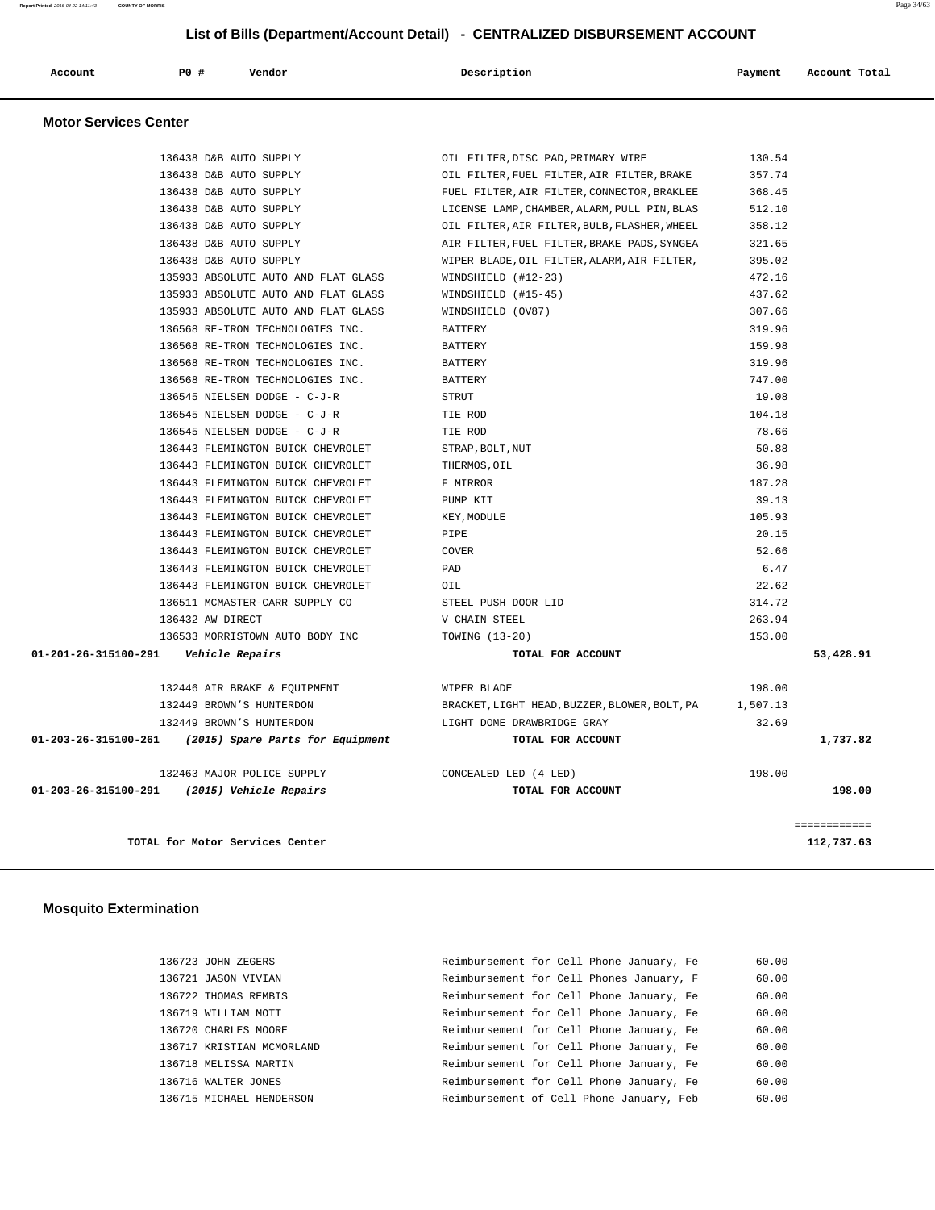## List of Bills (Department/Account Detail) - CENTRALIZED DISBURSEMENT ACCOUNT

| Account | PO # | Vendor | Description | Payment | Account Total |
|---|---|---|---|---|---|

### Motor Services Center

| Account | PO # | Vendor | Description | Payment | Account Total |
|---|---|---|---|---|---|
| | 136438 | D&B AUTO SUPPLY | OIL FILTER,DISC PAD,PRIMARY WIRE | 130.54 | |
| | 136438 | D&B AUTO SUPPLY | OIL FILTER,FUEL FILTER,AIR FILTER,BRAKE | 357.74 | |
| | 136438 | D&B AUTO SUPPLY | FUEL FILTER,AIR FILTER,CONNECTOR,BRAKLEE | 368.45 | |
| | 136438 | D&B AUTO SUPPLY | LICENSE LAMP,CHAMBER,ALARM,PULL PIN,BLAS | 512.10 | |
| | 136438 | D&B AUTO SUPPLY | OIL FILTER,AIR FILTER,BULB,FLASHER,WHEEL | 358.12 | |
| | 136438 | D&B AUTO SUPPLY | AIR FILTER,FUEL FILTER,BRAKE PADS,SYNGEA | 321.65 | |
| | 136438 | D&B AUTO SUPPLY | WIPER BLADE,OIL FILTER,ALARM,AIR FILTER, | 395.02 | |
| | 135933 | ABSOLUTE AUTO AND FLAT GLASS | WINDSHIELD (#12-23) | 472.16 | |
| | 135933 | ABSOLUTE AUTO AND FLAT GLASS | WINDSHIELD (#15-45) | 437.62 | |
| | 135933 | ABSOLUTE AUTO AND FLAT GLASS | WINDSHIELD (OV87) | 307.66 | |
| | 136568 | RE-TRON TECHNOLOGIES INC. | BATTERY | 319.96 | |
| | 136568 | RE-TRON TECHNOLOGIES INC. | BATTERY | 159.98 | |
| | 136568 | RE-TRON TECHNOLOGIES INC. | BATTERY | 319.96 | |
| | 136568 | RE-TRON TECHNOLOGIES INC. | BATTERY | 747.00 | |
| | 136545 | NIELSEN DODGE - C-J-R | STRUT | 19.08 | |
| | 136545 | NIELSEN DODGE - C-J-R | TIE ROD | 104.18 | |
| | 136545 | NIELSEN DODGE - C-J-R | TIE ROD | 78.66 | |
| | 136443 | FLEMINGTON BUICK CHEVROLET | STRAP,BOLT,NUT | 50.88 | |
| | 136443 | FLEMINGTON BUICK CHEVROLET | THERMOS,OIL | 36.98 | |
| | 136443 | FLEMINGTON BUICK CHEVROLET | F MIRROR | 187.28 | |
| | 136443 | FLEMINGTON BUICK CHEVROLET | PUMP KIT | 39.13 | |
| | 136443 | FLEMINGTON BUICK CHEVROLET | KEY,MODULE | 105.93 | |
| | 136443 | FLEMINGTON BUICK CHEVROLET | PIPE | 20.15 | |
| | 136443 | FLEMINGTON BUICK CHEVROLET | COVER | 52.66 | |
| | 136443 | FLEMINGTON BUICK CHEVROLET | PAD | 6.47 | |
| | 136443 | FLEMINGTON BUICK CHEVROLET | OIL | 22.62 | |
| | 136511 | MCMASTER-CARR SUPPLY CO | STEEL PUSH DOOR LID | 314.72 | |
| | 136432 | AW DIRECT | V CHAIN STEEL | 263.94 | |
| | 136533 | MORRISTOWN AUTO BODY INC | TOWING (13-20) | 153.00 | |
| **01-201-26-315100-291** | | ***Vehicle Repairs*** | **TOTAL FOR ACCOUNT** | | **53,428.91** |
| | 132446 | AIR BRAKE & EQUIPMENT | WIPER BLADE | 198.00 | |
| | 132449 | BROWN'S HUNTERDON | BRACKET,LIGHT HEAD,BUZZER,BLOWER,BOLT,PA | 1,507.13 | |
| | 132449 | BROWN'S HUNTERDON | LIGHT DOME DRAWBRIDGE GRAY | 32.69 | |
| **01-203-26-315100-261** | | ***(2015) Spare Parts for Equipment*** | **TOTAL FOR ACCOUNT** | | **1,737.82** |
| | 132463 | MAJOR POLICE SUPPLY | CONCEALED LED (4 LED) | 198.00 | |
| **01-203-26-315100-291** | | ***(2015) Vehicle Repairs*** | **TOTAL FOR ACCOUNT** | | **198.00** |
| | | | | | ============ |
| | | **TOTAL for Motor Services Center** | | | **112,737.63** |

### Mosquito Extermination

| Account | PO # | Vendor | Description | Payment | Account Total |
|---|---|---|---|---|---|
| | 136723 | JOHN ZEGERS | Reimbursement for Cell Phone January, Fe | 60.00 | |
| | 136721 | JASON VIVIAN | Reimbursement for Cell Phones January, F | 60.00 | |
| | 136722 | THOMAS REMBIS | Reimbursement for Cell Phone January, Fe | 60.00 | |
| | 136719 | WILLIAM MOTT | Reimbursement for Cell Phone January, Fe | 60.00 | |
| | 136720 | CHARLES MOORE | Reimbursement for Cell Phone January, Fe | 60.00 | |
| | 136717 | KRISTIAN MCMORLAND | Reimbursement for Cell Phone January, Fe | 60.00 | |
| | 136718 | MELISSA MARTIN | Reimbursement for Cell Phone January, Fe | 60.00 | |
| | 136716 | WALTER JONES | Reimbursement for Cell Phone January, Fe | 60.00 | |
| | 136715 | MICHAEL HENDERSON | Reimbursement of Cell Phone January, Feb | 60.00 | |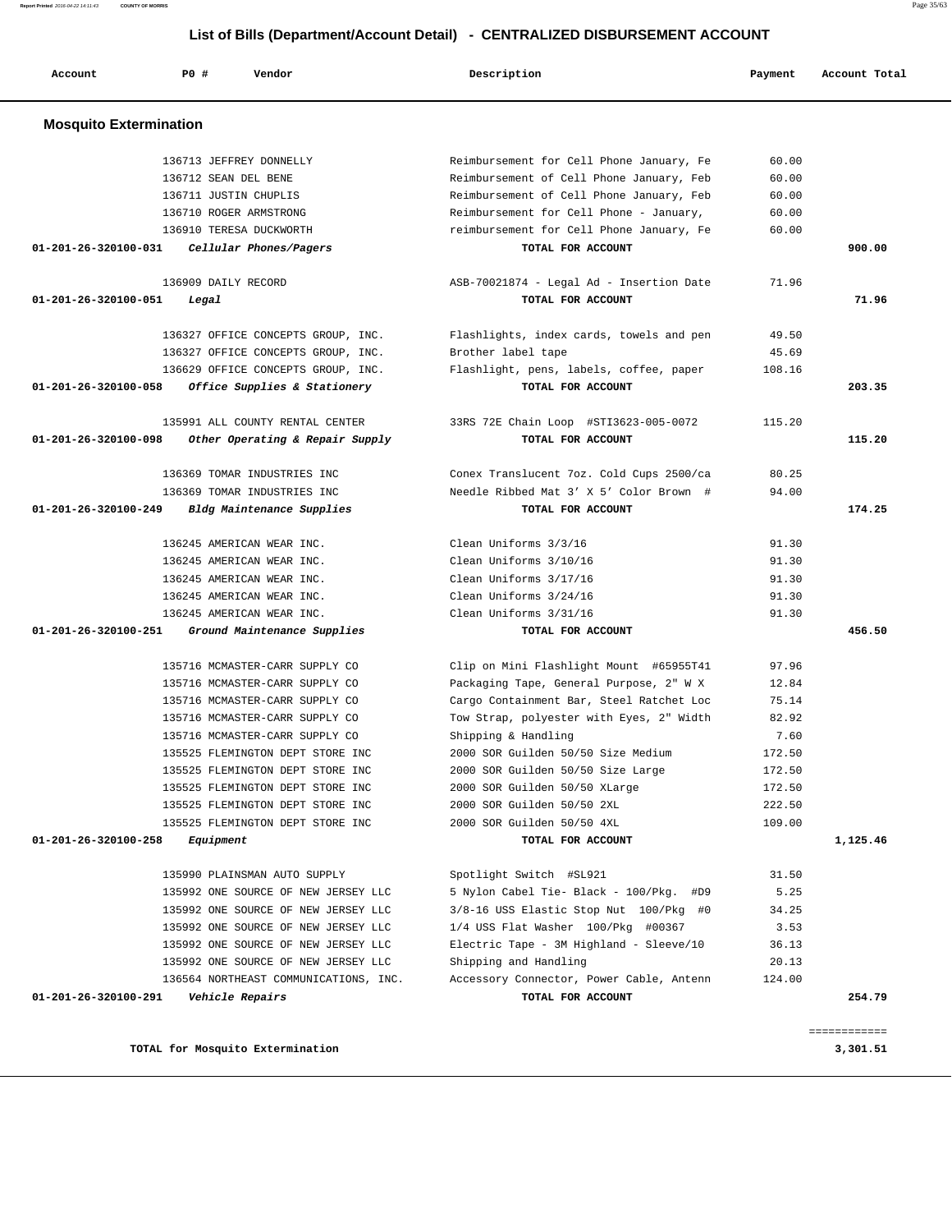## List of Bills (Department/Account Detail) - CENTRALIZED DISBURSEMENT ACCOUNT

| Account | P0 # | Vendor | Description | Payment | Account Total |
|---|---|---|---|---|---|

### Mosquito Extermination

| Account | P0 # | Vendor | Description | Payment | Account Total |
|---|---|---|---|---|---|
| | 136713 | JEFFREY DONNELLY | Reimbursement for Cell Phone January, Fe | 60.00 | |
| | 136712 | SEAN DEL BENE | Reimbursement of Cell Phone January, Feb | 60.00 | |
| | 136711 | JUSTIN CHUPLIS | Reimbursement of Cell Phone January, Feb | 60.00 | |
| | 136710 | ROGER ARMSTRONG | Reimbursement for Cell Phone - January, | 60.00 | |
| | 136910 | TERESA DUCKWORTH | reimbursement for Cell Phone January, Fe | 60.00 | |
| **01-201-26-320100-031** | | ***Cellular Phones/Pagers*** | **TOTAL FOR ACCOUNT** | | **900.00** |
| | 136909 | DAILY RECORD | ASB-70021874 - Legal Ad - Insertion Date | 71.96 | |
| **01-201-26-320100-051** | | ***Legal*** | **TOTAL FOR ACCOUNT** | | **71.96** |
| | 136327 | OFFICE CONCEPTS GROUP, INC. | Flashlights, index cards, towels and pen | 49.50 | |
| | 136327 | OFFICE CONCEPTS GROUP, INC. | Brother label tape | 45.69 | |
| | 136629 | OFFICE CONCEPTS GROUP, INC. | Flashlight, pens, labels, coffee, paper | 108.16 | |
| **01-201-26-320100-058** | | ***Office Supplies & Stationery*** | **TOTAL FOR ACCOUNT** | | **203.35** |
| | 135991 | ALL COUNTY RENTAL CENTER | 33RS 72E Chain Loop #STI3623-005-0072 | 115.20 | |
| **01-201-26-320100-098** | | ***Other Operating & Repair Supply*** | **TOTAL FOR ACCOUNT** | | **115.20** |
| | 136369 | TOMAR INDUSTRIES INC | Conex Translucent 7oz. Cold Cups 2500/ca | 80.25 | |
| | 136369 | TOMAR INDUSTRIES INC | Needle Ribbed Mat 3' X 5' Color Brown # | 94.00 | |
| **01-201-26-320100-249** | | ***Bldg Maintenance Supplies*** | **TOTAL FOR ACCOUNT** | | **174.25** |
| | 136245 | AMERICAN WEAR INC. | Clean Uniforms 3/3/16 | 91.30 | |
| | 136245 | AMERICAN WEAR INC. | Clean Uniforms 3/10/16 | 91.30 | |
| | 136245 | AMERICAN WEAR INC. | Clean Uniforms 3/17/16 | 91.30 | |
| | 136245 | AMERICAN WEAR INC. | Clean Uniforms 3/24/16 | 91.30 | |
| | 136245 | AMERICAN WEAR INC. | Clean Uniforms 3/31/16 | 91.30 | |
| **01-201-26-320100-251** | | ***Ground Maintenance Supplies*** | **TOTAL FOR ACCOUNT** | | **456.50** |
| | 135716 | MCMASTER-CARR SUPPLY CO | Clip on Mini Flashlight Mount #65955T41 | 97.96 | |
| | 135716 | MCMASTER-CARR SUPPLY CO | Packaging Tape, General Purpose, 2" W X | 12.84 | |
| | 135716 | MCMASTER-CARR SUPPLY CO | Cargo Containment Bar, Steel Ratchet Loc | 75.14 | |
| | 135716 | MCMASTER-CARR SUPPLY CO | Tow Strap, polyester with Eyes, 2" Width | 82.92 | |
| | 135716 | MCMASTER-CARR SUPPLY CO | Shipping & Handling | 7.60 | |
| | 135525 | FLEMINGTON DEPT STORE INC | 2000 SOR Guilden 50/50 Size Medium | 172.50 | |
| | 135525 | FLEMINGTON DEPT STORE INC | 2000 SOR Guilden 50/50 Size Large | 172.50 | |
| | 135525 | FLEMINGTON DEPT STORE INC | 2000 SOR Guilden 50/50 XLarge | 172.50 | |
| | 135525 | FLEMINGTON DEPT STORE INC | 2000 SOR Guilden 50/50 2XL | 222.50 | |
| | 135525 | FLEMINGTON DEPT STORE INC | 2000 SOR Guilden 50/50 4XL | 109.00 | |
| **01-201-26-320100-258** | | ***Equipment*** | **TOTAL FOR ACCOUNT** | | **1,125.46** |
| | 135990 | PLAINSMAN AUTO SUPPLY | Spotlight Switch #SL921 | 31.50 | |
| | 135992 | ONE SOURCE OF NEW JERSEY LLC | 5 Nylon Cabel Tie- Black - 100/Pkg. #D9 | 5.25 | |
| | 135992 | ONE SOURCE OF NEW JERSEY LLC | 3/8-16 USS Elastic Stop Nut 100/Pkg #0 | 34.25 | |
| | 135992 | ONE SOURCE OF NEW JERSEY LLC | 1/4 USS Flat Washer 100/Pkg #00367 | 3.53 | |
| | 135992 | ONE SOURCE OF NEW JERSEY LLC | Electric Tape - 3M Highland - Sleeve/10 | 36.13 | |
| | 135992 | ONE SOURCE OF NEW JERSEY LLC | Shipping and Handling | 20.13 | |
| | 136564 | NORTHEAST COMMUNICATIONS, INC. | Accessory Connector, Power Cable, Antenn | 124.00 | |
| **01-201-26-320100-291** | | ***Vehicle Repairs*** | **TOTAL FOR ACCOUNT** | | **254.79** |

============

**TOTAL for Mosquito Extermination** **3,301.51**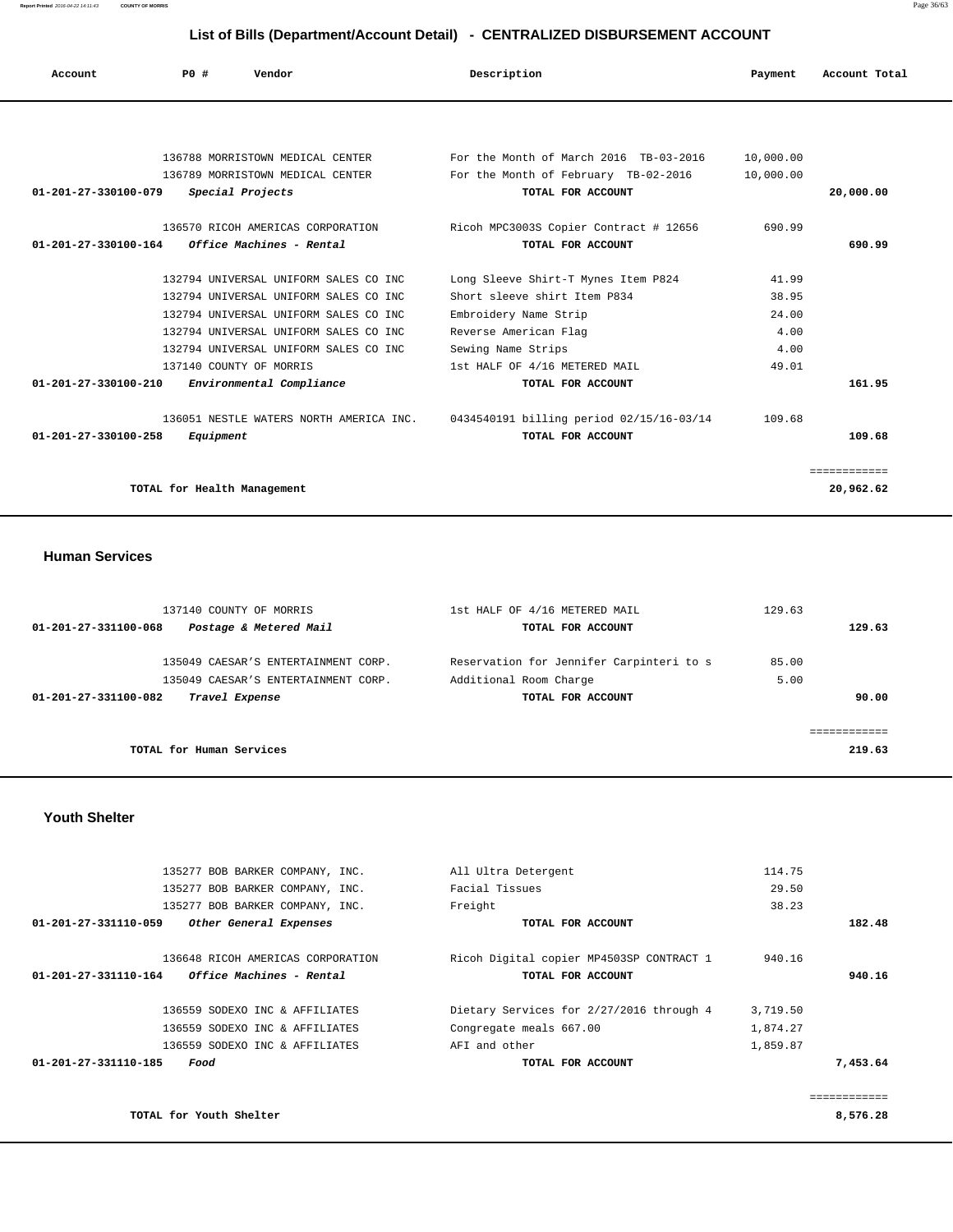# List of Bills (Department/Account Detail) - CENTRALIZED DISBURSEMENT ACCOUNT

| Account | PO # | Vendor | Description | Payment | Account Total |
|---|---|---|---|---|---|
| | 136788 | MORRISTOWN MEDICAL CENTER | For the Month of March 2016 TB-03-2016 | 10,000.00 | |
| | 136789 | MORRISTOWN MEDICAL CENTER | For the Month of February TB-02-2016 | 10,000.00 | |
| **01-201-27-330100-079** | | ***Special Projects*** | **TOTAL FOR ACCOUNT** | | **20,000.00** |
| | 136570 | RICOH AMERICAS CORPORATION | Ricoh MPC3003S Copier Contract # 12656 | 690.99 | |
| **01-201-27-330100-164** | | ***Office Machines - Rental*** | **TOTAL FOR ACCOUNT** | | **690.99** |
| | 132794 | UNIVERSAL UNIFORM SALES CO INC | Long Sleeve Shirt-T Mynes Item P824 | 41.99 | |
| | 132794 | UNIVERSAL UNIFORM SALES CO INC | Short sleeve shirt Item P834 | 38.95 | |
| | 132794 | UNIVERSAL UNIFORM SALES CO INC | Embroidery Name Strip | 24.00 | |
| | 132794 | UNIVERSAL UNIFORM SALES CO INC | Reverse American Flag | 4.00 | |
| | 132794 | UNIVERSAL UNIFORM SALES CO INC | Sewing Name Strips | 4.00 | |
| | 137140 | COUNTY OF MORRIS | 1st HALF OF 4/16 METERED MAIL | 49.01 | |
| **01-201-27-330100-210** | | ***Environmental Compliance*** | **TOTAL FOR ACCOUNT** | | **161.95** |
| | 136051 | NESTLE WATERS NORTH AMERICA INC. | 0434540191 billing period 02/15/16-03/14 | 109.68 | |
| **01-201-27-330100-258** | | ***Equipment*** | **TOTAL FOR ACCOUNT** | | **109.68** |
| | | **TOTAL for Health Management** | | | **20,962.62** |

## Human Services

| Account | PO # | Vendor | Description | Payment | Account Total |
|---|---|---|---|---|---|
| | 137140 | COUNTY OF MORRIS | 1st HALF OF 4/16 METERED MAIL | 129.63 | |
| **01-201-27-331100-068** | | ***Postage & Metered Mail*** | **TOTAL FOR ACCOUNT** | | **129.63** |
| | 135049 | CAESAR'S ENTERTAINMENT CORP. | Reservation for Jennifer Carpinteri to s | 85.00 | |
| | 135049 | CAESAR'S ENTERTAINMENT CORP. | Additional Room Charge | 5.00 | |
| **01-201-27-331100-082** | | ***Travel Expense*** | **TOTAL FOR ACCOUNT** | | **90.00** |
| | | **TOTAL for Human Services** | | | **219.63** |

## Youth Shelter

| Account | PO # | Vendor | Description | Payment | Account Total |
|---|---|---|---|---|---|
| | 135277 | BOB BARKER COMPANY, INC. | All Ultra Detergent | 114.75 | |
| | 135277 | BOB BARKER COMPANY, INC. | Facial Tissues | 29.50 | |
| | 135277 | BOB BARKER COMPANY, INC. | Freight | 38.23 | |
| **01-201-27-331110-059** | | ***Other General Expenses*** | **TOTAL FOR ACCOUNT** | | **182.48** |
| | 136648 | RICOH AMERICAS CORPORATION | Ricoh Digital copier MP4503SP CONTRACT 1 | 940.16 | |
| **01-201-27-331110-164** | | ***Office Machines - Rental*** | **TOTAL FOR ACCOUNT** | | **940.16** |
| | 136559 | SODEXO INC & AFFILIATES | Dietary Services for 2/27/2016 through 4 | 3,719.50 | |
| | 136559 | SODEXO INC & AFFILIATES | Congregate meals 667.00 | 1,874.27 | |
| | 136559 | SODEXO INC & AFFILIATES | AFI and other | 1,859.87 | |
| **01-201-27-331110-185** | | ***Food*** | **TOTAL FOR ACCOUNT** | | **7,453.64** |
| | | **TOTAL for Youth Shelter** | | | **8,576.28** |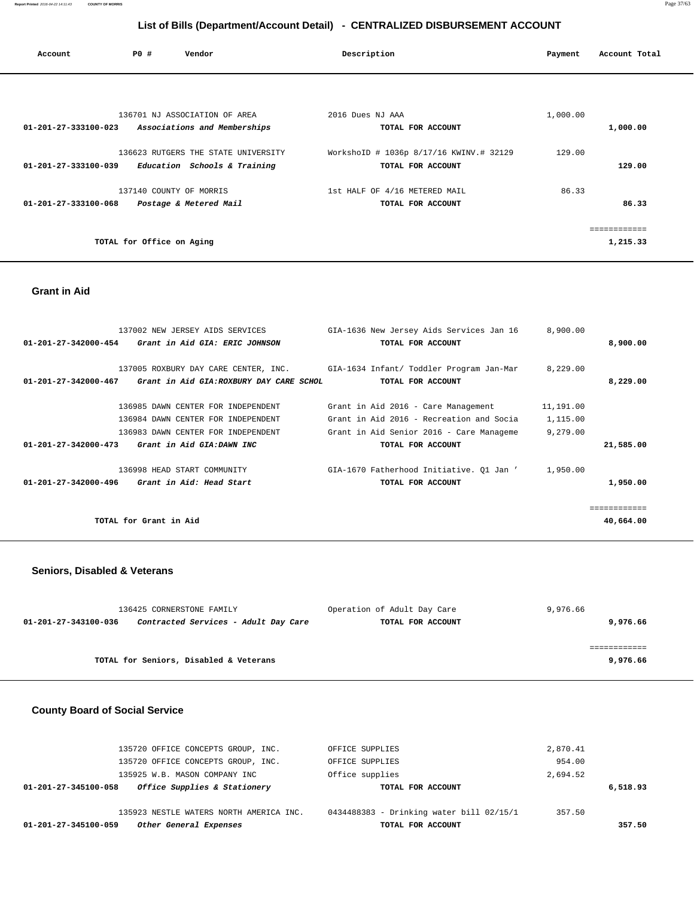# List of Bills (Department/Account Detail) - CENTRALIZED DISBURSEMENT ACCOUNT

| Account | PO # | Vendor | Description | Payment | Account Total |
|---|---|---|---|---|---|
| | 136701 | NJ ASSOCIATION OF AREA | 2016 Dues NJ AAA | 1,000.00 | |
| **01-201-27-333100-023** | | ***Associations and Memberships*** | **TOTAL FOR ACCOUNT** | | **1,000.00** |
| | 136623 | RUTGERS THE STATE UNIVERSITY | WorkshoID # 1036p 8/17/16 KWINV.# 32129 | 129.00 | |
| **01-201-27-333100-039** | | ***Education Schools & Training*** | **TOTAL FOR ACCOUNT** | | **129.00** |
| | 137140 | COUNTY OF MORRIS | 1st HALF OF 4/16 METERED MAIL | 86.33 | |
| **01-201-27-333100-068** | | ***Postage & Metered Mail*** | **TOTAL FOR ACCOUNT** | | **86.33** |
| | | | | | ============ |
| | | **TOTAL for Office on Aging** | | | **1,215.33** |

## Grant in Aid

| Account | PO # | Vendor | Description | Payment | Account Total |
|---|---|---|---|---|---|
| | 137002 | NEW JERSEY AIDS SERVICES | GIA-1636 New Jersey Aids Services Jan 16 | 8,900.00 | |
| **01-201-27-342000-454** | | ***Grant in Aid GIA: ERIC JOHNSON*** | **TOTAL FOR ACCOUNT** | | **8,900.00** |
| | 137005 | ROXBURY DAY CARE CENTER, INC. | GIA-1634 Infant/ Toddler Program Jan-Mar | 8,229.00 | |
| **01-201-27-342000-467** | | ***Grant in Aid GIA:ROXBURY DAY CARE SCHOL*** | **TOTAL FOR ACCOUNT** | | **8,229.00** |
| | 136985 | DAWN CENTER FOR INDEPENDENT | Grant in Aid 2016 - Care Management | 11,191.00 | |
| | 136984 | DAWN CENTER FOR INDEPENDENT | Grant in Aid 2016 - Recreation and Socia | 1,115.00 | |
| | 136983 | DAWN CENTER FOR INDEPENDENT | Grant in Aid Senior 2016 - Care Manageme | 9,279.00 | |
| **01-201-27-342000-473** | | ***Grant in Aid GIA:DAWN INC*** | **TOTAL FOR ACCOUNT** | | **21,585.00** |
| | 136998 | HEAD START COMMUNITY | GIA-1670 Fatherhood Initiative. Q1 Jan ' | 1,950.00 | |
| **01-201-27-342000-496** | | ***Grant in Aid: Head Start*** | **TOTAL FOR ACCOUNT** | | **1,950.00** |
| | | | | | ============ |
| | | **TOTAL for Grant in Aid** | | | **40,664.00** |

## Seniors, Disabled & Veterans

| Account | PO # | Vendor | Description | Payment | Account Total |
|---|---|---|---|---|---|
| | 136425 | CORNERSTONE FAMILY | Operation of Adult Day Care | 9,976.66 | |
| **01-201-27-343100-036** | | ***Contracted Services - Adult Day Care*** | **TOTAL FOR ACCOUNT** | | **9,976.66** |
| | | | | | ============ |
| | | **TOTAL for Seniors, Disabled & Veterans** | | | **9,976.66** |

## County Board of Social Service

| Account | PO # | Vendor | Description | Payment | Account Total |
|---|---|---|---|---|---|
| | 135720 | OFFICE CONCEPTS GROUP, INC. | OFFICE SUPPLIES | 2,870.41 | |
| | 135720 | OFFICE CONCEPTS GROUP, INC. | OFFICE SUPPLIES | 954.00 | |
| | 135925 | W.B. MASON COMPANY INC | Office supplies | 2,694.52 | |
| **01-201-27-345100-058** | | ***Office Supplies & Stationery*** | **TOTAL FOR ACCOUNT** | | **6,518.93** |
| | 135923 | NESTLE WATERS NORTH AMERICA INC. | 0434488383 - Drinking water bill 02/15/1 | 357.50 | |
| **01-201-27-345100-059** | | ***Other General Expenses*** | **TOTAL FOR ACCOUNT** | | **357.50** |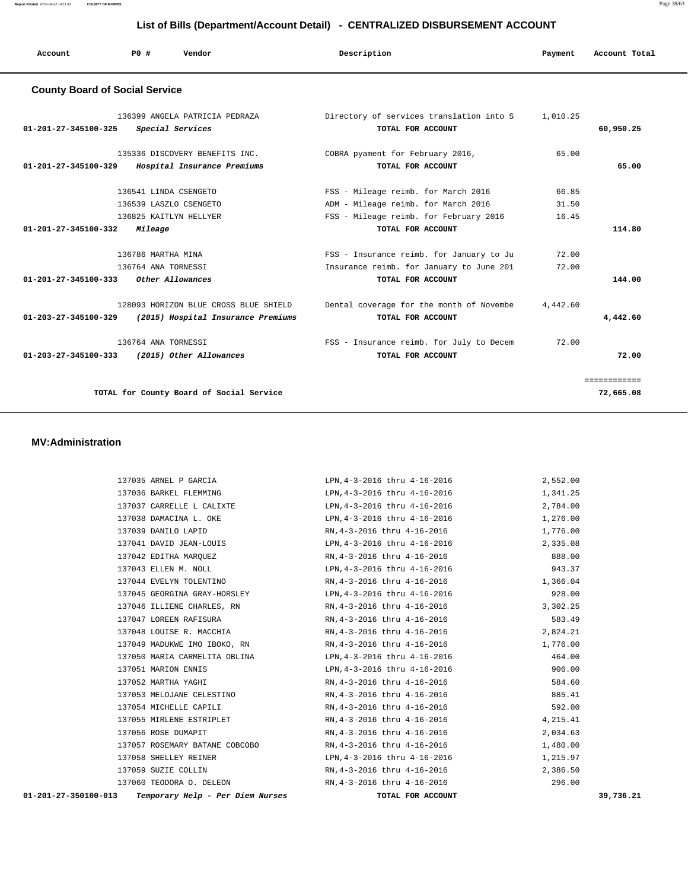# List of Bills (Department/Account Detail) - CENTRALIZED DISBURSEMENT ACCOUNT

| Account | PO # | Vendor | Description | Payment | Account Total |
|---|---|---|---|---|---|

## County Board of Social Service

| Account | PO # | Vendor | Description | Payment | Account Total |
|---|---|---|---|---|---|
| | 136399 | ANGELA PATRICIA PEDRAZA | Directory of services translation into S | 1,010.25 | |
| 01-201-27-345100-325 | | *Special Services* | TOTAL FOR ACCOUNT | | 60,950.25 |
| | 135336 | DISCOVERY BENEFITS INC. | COBRA pyament for February 2016, | 65.00 | |
| 01-201-27-345100-329 | | *Hospital Insurance Premiums* | TOTAL FOR ACCOUNT | | 65.00 |
| | 136541 | LINDA CSENGETO | FSS - Mileage reimb. for March 2016 | 66.85 | |
| | 136539 | LASZLO CSENGETO | ADM - Mileage reimb. for March 2016 | 31.50 | |
| | 136825 | KAITLYN HELLYER | FSS - Mileage reimb. for February 2016 | 16.45 | |
| 01-201-27-345100-332 | | *Mileage* | TOTAL FOR ACCOUNT | | 114.80 |
| | 136786 | MARTHA MINA | FSS - Insurance reimb. for January to Ju | 72.00 | |
| | 136764 | ANA TORNESSI | Insurance reimb. for January to June 201 | 72.00 | |
| 01-201-27-345100-333 | | *Other Allowances* | TOTAL FOR ACCOUNT | | 144.00 |
| | 128093 | HORIZON BLUE CROSS BLUE SHIELD | Dental coverage for the month of Novembe | 4,442.60 | |
| 01-203-27-345100-329 | | *(2015) Hospital Insurance Premiums* | TOTAL FOR ACCOUNT | | 4,442.60 |
| | 136764 | ANA TORNESSI | FSS - Insurance reimb. for July to Decem | 72.00 | |
| 01-203-27-345100-333 | | *(2015) Other Allowances* | TOTAL FOR ACCOUNT | | 72.00 |
| | | | | | ============ |
| | | **TOTAL for County Board of Social Service** | | | **72,665.08** |

## MV:Administration

| Account | PO # | Vendor | Description | Payment | Account Total |
|---|---|---|---|---|---|
| | 137035 | ARNEL P GARCIA | LPN,4-3-2016 thru 4-16-2016 | 2,552.00 | |
| | 137036 | BARKEL FLEMMING | LPN,4-3-2016 thru 4-16-2016 | 1,341.25 | |
| | 137037 | CARRELLE L CALIXTE | LPN,4-3-2016 thru 4-16-2016 | 2,784.00 | |
| | 137038 | DAMACINA L. OKE | LPN,4-3-2016 thru 4-16-2016 | 1,276.00 | |
| | 137039 | DANILO LAPID | RN,4-3-2016 thru 4-16-2016 | 1,776.00 | |
| | 137041 | DAVID JEAN-LOUIS | LPN,4-3-2016 thru 4-16-2016 | 2,335.08 | |
| | 137042 | EDITHA MARQUEZ | RN,4-3-2016 thru 4-16-2016 | 888.00 | |
| | 137043 | ELLEN M. NOLL | LPN,4-3-2016 thru 4-16-2016 | 943.37 | |
| | 137044 | EVELYN TOLENTINO | RN,4-3-2016 thru 4-16-2016 | 1,366.04 | |
| | 137045 | GEORGINA GRAY-HORSLEY | LPN,4-3-2016 thru 4-16-2016 | 928.00 | |
| | 137046 | ILLIENE CHARLES, RN | RN,4-3-2016 thru 4-16-2016 | 3,302.25 | |
| | 137047 | LOREEN RAFISURA | RN,4-3-2016 thru 4-16-2016 | 583.49 | |
| | 137048 | LOUISE R. MACCHIA | RN,4-3-2016 thru 4-16-2016 | 2,824.21 | |
| | 137049 | MADUKWE IMO IBOKO, RN | RN,4-3-2016 thru 4-16-2016 | 1,776.00 | |
| | 137050 | MARIA CARMELITA OBLINA | LPN,4-3-2016 thru 4-16-2016 | 464.00 | |
| | 137051 | MARION ENNIS | LPN,4-3-2016 thru 4-16-2016 | 906.00 | |
| | 137052 | MARTHA YAGHI | RN,4-3-2016 thru 4-16-2016 | 584.60 | |
| | 137053 | MELOJANE CELESTINO | RN,4-3-2016 thru 4-16-2016 | 885.41 | |
| | 137054 | MICHELLE CAPILI | RN,4-3-2016 thru 4-16-2016 | 592.00 | |
| | 137055 | MIRLENE ESTRIPLET | RN,4-3-2016 thru 4-16-2016 | 4,215.41 | |
| | 137056 | ROSE DUMAPIT | RN,4-3-2016 thru 4-16-2016 | 2,034.63 | |
| | 137057 | ROSEMARY BATANE COBCOBO | RN,4-3-2016 thru 4-16-2016 | 1,480.00 | |
| | 137058 | SHELLEY REINER | LPN,4-3-2016 thru 4-16-2016 | 1,215.97 | |
| | 137059 | SUZIE COLLIN | RN,4-3-2016 thru 4-16-2016 | 2,386.50 | |
| | 137060 | TEODORA O. DELEON | RN,4-3-2016 thru 4-16-2016 | 296.00 | |
| 01-201-27-350100-013 | | *Temporary Help - Per Diem Nurses* | TOTAL FOR ACCOUNT | | 39,736.21 |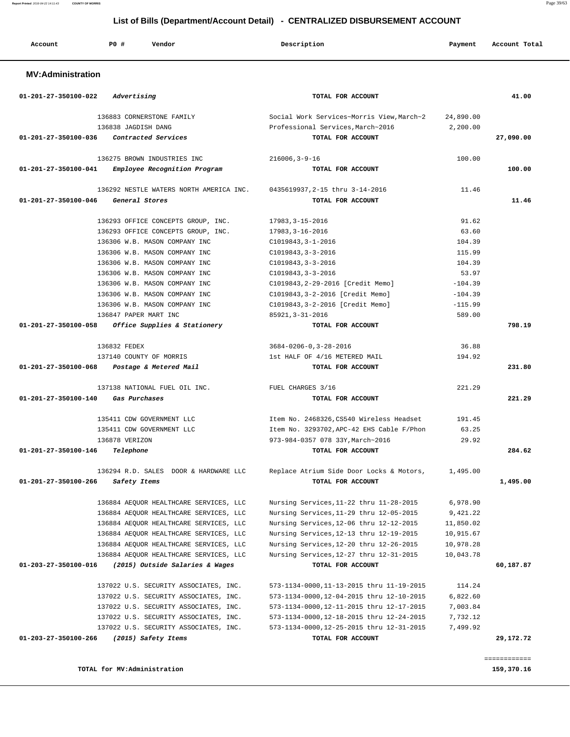## List of Bills (Department/Account Detail) - CENTRALIZED DISBURSEMENT ACCOUNT

| Account | PO # | Vendor | Description | Payment | Account Total |
|---|---|---|---|---|---|

### MV:Administration

| Account | PO # Vendor | Description | Payment | Account Total |
|---|---|---|---|---|
| 01-201-27-350100-022 *Advertising* | | TOTAL FOR ACCOUNT | | 41.00 |
| | 136883 CORNERSTONE FAMILY | Social Work Services~Morris View,March~2 | 24,890.00 | |
| | 136838 JAGDISH DANG | Professional Services,March~2016 | 2,200.00 | |
| 01-201-27-350100-036 *Contracted Services* | | TOTAL FOR ACCOUNT | | 27,090.00 |
| | 136275 BROWN INDUSTRIES INC | 216006,3-9-16 | 100.00 | |
| 01-201-27-350100-041 *Employee Recognition Program* | | TOTAL FOR ACCOUNT | | 100.00 |
| | 136292 NESTLE WATERS NORTH AMERICA INC. | 0435619937,2-15 thru 3-14-2016 | 11.46 | |
| 01-201-27-350100-046 *General Stores* | | TOTAL FOR ACCOUNT | | 11.46 |
| | 136293 OFFICE CONCEPTS GROUP, INC. | 17983,3-15-2016 | 91.62 | |
| | 136293 OFFICE CONCEPTS GROUP, INC. | 17983,3-16-2016 | 63.60 | |
| | 136306 W.B. MASON COMPANY INC | C1019843,3-1-2016 | 104.39 | |
| | 136306 W.B. MASON COMPANY INC | C1019843,3-3-2016 | 115.99 | |
| | 136306 W.B. MASON COMPANY INC | C1019843,3-3-2016 | 104.39 | |
| | 136306 W.B. MASON COMPANY INC | C1019843,3-3-2016 | 53.97 | |
| | 136306 W.B. MASON COMPANY INC | C1019843,2-29-2016 [Credit Memo] | -104.39 | |
| | 136306 W.B. MASON COMPANY INC | C1019843,3-2-2016 [Credit Memo] | -104.39 | |
| | 136306 W.B. MASON COMPANY INC | C1019843,3-2-2016 [Credit Memo] | -115.99 | |
| | 136847 PAPER MART INC | 85921,3-31-2016 | 589.00 | |
| 01-201-27-350100-058 *Office Supplies & Stationery* | | TOTAL FOR ACCOUNT | | 798.19 |
| | 136832 FEDEX | 3684-0206-0,3-28-2016 | 36.88 | |
| | 137140 COUNTY OF MORRIS | 1st HALF OF 4/16 METERED MAIL | 194.92 | |
| 01-201-27-350100-068 *Postage & Metered Mail* | | TOTAL FOR ACCOUNT | | 231.80 |
| | 137138 NATIONAL FUEL OIL INC. | FUEL CHARGES 3/16 | 221.29 | |
| 01-201-27-350100-140 *Gas Purchases* | | TOTAL FOR ACCOUNT | | 221.29 |
| | 135411 CDW GOVERNMENT LLC | Item No. 2468326,CS540 Wireless Headset | 191.45 | |
| | 135411 CDW GOVERNMENT LLC | Item No. 3293702,APC-42 EHS Cable F/Phon | 63.25 | |
| | 136878 VERIZON | 973-984-0357 078 33Y,March~2016 | 29.92 | |
| 01-201-27-350100-146 *Telephone* | | TOTAL FOR ACCOUNT | | 284.62 |
| | 136294 R.D. SALES DOOR & HARDWARE LLC | Replace Atrium Side Door Locks & Motors, | 1,495.00 | |
| 01-201-27-350100-266 *Safety Items* | | TOTAL FOR ACCOUNT | | 1,495.00 |
| | 136884 AEQUOR HEALTHCARE SERVICES, LLC | Nursing Services,11-22 thru 11-28-2015 | 6,978.90 | |
| | 136884 AEQUOR HEALTHCARE SERVICES, LLC | Nursing Services,11-29 thru 12-05-2015 | 9,421.22 | |
| | 136884 AEQUOR HEALTHCARE SERVICES, LLC | Nursing Services,12-06 thru 12-12-2015 | 11,850.02 | |
| | 136884 AEQUOR HEALTHCARE SERVICES, LLC | Nursing Services,12-13 thru 12-19-2015 | 10,915.67 | |
| | 136884 AEQUOR HEALTHCARE SERVICES, LLC | Nursing Services,12-20 thru 12-26-2015 | 10,978.28 | |
| | 136884 AEQUOR HEALTHCARE SERVICES, LLC | Nursing Services,12-27 thru 12-31-2015 | 10,043.78 | |
| 01-203-27-350100-016 *(2015) Outside Salaries & Wages* | | TOTAL FOR ACCOUNT | | 60,187.87 |
| | 137022 U.S. SECURITY ASSOCIATES, INC. | 573-1134-0000,11-13-2015 thru 11-19-2015 | 114.24 | |
| | 137022 U.S. SECURITY ASSOCIATES, INC. | 573-1134-0000,12-04-2015 thru 12-10-2015 | 6,822.60 | |
| | 137022 U.S. SECURITY ASSOCIATES, INC. | 573-1134-0000,12-11-2015 thru 12-17-2015 | 7,003.84 | |
| | 137022 U.S. SECURITY ASSOCIATES, INC. | 573-1134-0000,12-18-2015 thru 12-24-2015 | 7,732.12 | |
| | 137022 U.S. SECURITY ASSOCIATES, INC. | 573-1134-0000,12-25-2015 thru 12-31-2015 | 7,499.92 | |
| 01-203-27-350100-266 *(2015) Safety Items* | | TOTAL FOR ACCOUNT | | 29,172.72 |

============

**TOTAL for MV:Administration** 159,370.16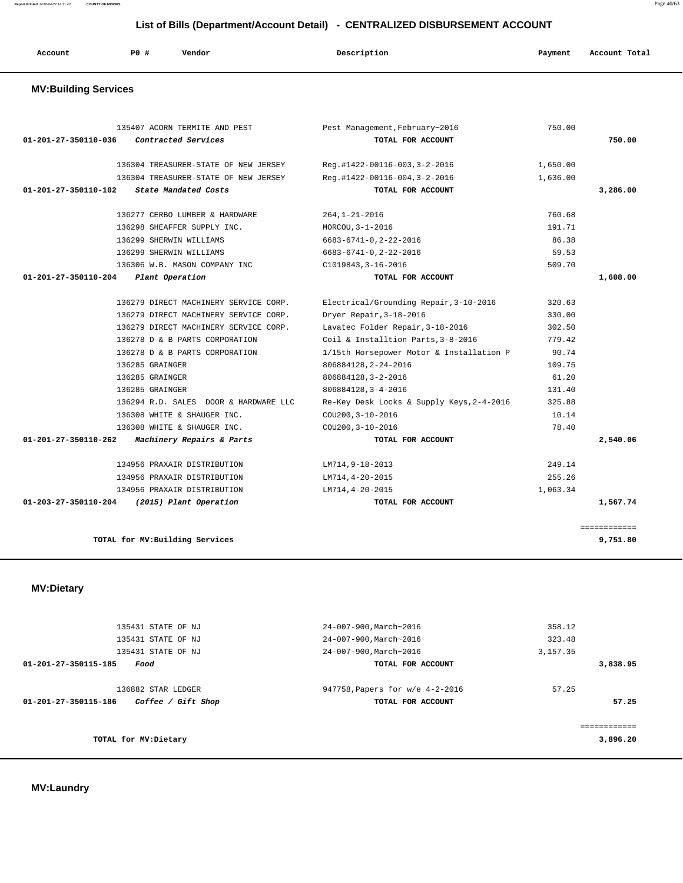## List of Bills (Department/Account Detail) - CENTRALIZED DISBURSEMENT ACCOUNT

| Account | PO # | Vendor | Description | Payment | Account Total |
|---|---|---|---|---|---|

### MV:Building Services

| Account | PO # | Vendor | Description | Payment | Account Total |
|---|---|---|---|---|---|
| | 135407 | ACORN TERMITE AND PEST | Pest Management,February~2016 | 750.00 | |
| 01-201-27-350110-036 | | *Contracted Services* | TOTAL FOR ACCOUNT | | 750.00 |
| | 136304 | TREASURER-STATE OF NEW JERSEY | Reg.#1422-00116-003,3-2-2016 | 1,650.00 | |
| | 136304 | TREASURER-STATE OF NEW JERSEY | Reg.#1422-00116-004,3-2-2016 | 1,636.00 | |
| 01-201-27-350110-102 | | *State Mandated Costs* | TOTAL FOR ACCOUNT | | 3,286.00 |
| | 136277 | CERBO LUMBER & HARDWARE | 264,1-21-2016 | 760.68 | |
| | 136298 | SHEAFFER SUPPLY INC. | MORCOU,3-1-2016 | 191.71 | |
| | 136299 | SHERWIN WILLIAMS | 6683-6741-0,2-22-2016 | 86.38 | |
| | 136299 | SHERWIN WILLIAMS | 6683-6741-0,2-22-2016 | 59.53 | |
| | 136306 | W.B. MASON COMPANY INC | C1019843,3-16-2016 | 509.70 | |
| 01-201-27-350110-204 | | *Plant Operation* | TOTAL FOR ACCOUNT | | 1,608.00 |
| | 136279 | DIRECT MACHINERY SERVICE CORP. | Electrical/Grounding Repair,3-10-2016 | 320.63 | |
| | 136279 | DIRECT MACHINERY SERVICE CORP. | Dryer Repair,3-18-2016 | 330.00 | |
| | 136279 | DIRECT MACHINERY SERVICE CORP. | Lavatec Folder Repair,3-18-2016 | 302.50 | |
| | 136278 | D & B PARTS CORPORATION | Coil & Installtion Parts,3-8-2016 | 779.42 | |
| | 136278 | D & B PARTS CORPORATION | 1/15th Horsepower Motor & Installation P | 90.74 | |
| | 136285 | GRAINGER | 806884128,2-24-2016 | 109.75 | |
| | 136285 | GRAINGER | 806884128,3-2-2016 | 61.20 | |
| | 136285 | GRAINGER | 806884128,3-4-2016 | 131.40 | |
| | 136294 | R.D. SALES DOOR & HARDWARE LLC | Re-Key Desk Locks & Supply Keys,2-4-2016 | 325.88 | |
| | 136308 | WHITE & SHAUGER INC. | COU200,3-10-2016 | 10.14 | |
| | 136308 | WHITE & SHAUGER INC. | COU200,3-10-2016 | 78.40 | |
| 01-201-27-350110-262 | | *Machinery Repairs & Parts* | TOTAL FOR ACCOUNT | | 2,540.06 |
| | 134956 | PRAXAIR DISTRIBUTION | LM714,9-18-2013 | 249.14 | |
| | 134956 | PRAXAIR DISTRIBUTION | LM714,4-20-2015 | 255.26 | |
| | 134956 | PRAXAIR DISTRIBUTION | LM714,4-20-2015 | 1,063.34 | |
| 01-203-27-350110-204 | | *(2015) Plant Operation* | TOTAL FOR ACCOUNT | | 1,567.74 |
| | | | | | ============ |
| | | TOTAL for MV:Building Services | | | 9,751.80 |

### MV:Dietary

| Account | PO # | Vendor | Description | Payment | Account Total |
|---|---|---|---|---|---|
| | 135431 | STATE OF NJ | 24-007-900,March~2016 | 358.12 | |
| | 135431 | STATE OF NJ | 24-007-900,March~2016 | 323.48 | |
| | 135431 | STATE OF NJ | 24-007-900,March~2016 | 3,157.35 | |
| 01-201-27-350115-185 | | *Food* | TOTAL FOR ACCOUNT | | 3,838.95 |
| | 136882 | STAR LEDGER | 947758,Papers for w/e 4-2-2016 | 57.25 | |
| 01-201-27-350115-186 | | *Coffee / Gift Shop* | TOTAL FOR ACCOUNT | | 57.25 |
| | | | | | ============ |
| | | TOTAL for MV:Dietary | | | 3,896.20 |

### MV:Laundry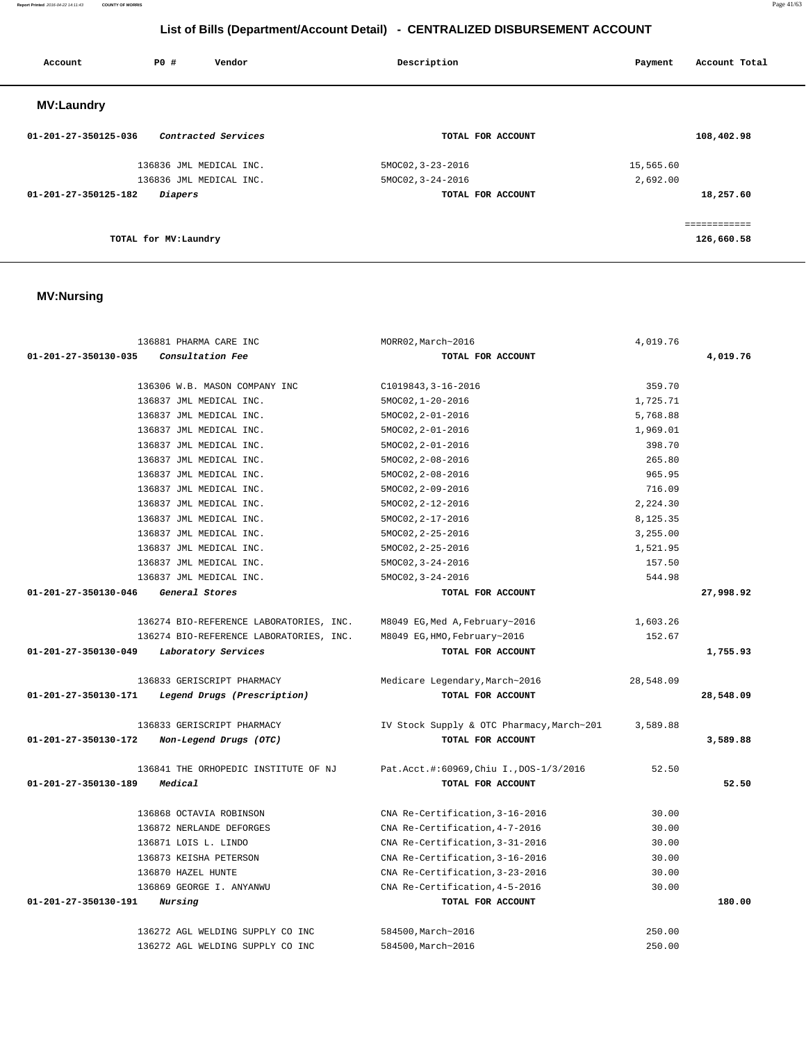## List of Bills (Department/Account Detail) - CENTRALIZED DISBURSEMENT ACCOUNT

| Account | PO # | Vendor | Description | Payment | Account Total |
|---|---|---|---|---|---|

### MV:Laundry

| Account | PO # | Vendor | Description | Payment | Account Total |
|---|---|---|---|---|---|
| 01-201-27-350125-036 | | *Contracted Services* | TOTAL FOR ACCOUNT | | 108,402.98 |
| | 136836 | JML MEDICAL INC. | 5MOC02,3-23-2016 | 15,565.60 | |
| | 136836 | JML MEDICAL INC. | 5MOC02,3-24-2016 | 2,692.00 | |
| 01-201-27-350125-182 | | *Diapers* | TOTAL FOR ACCOUNT | | 18,257.60 |
| | | | | | ============ |
| | | TOTAL for MV:Laundry | | | 126,660.58 |

### MV:Nursing

| Account | PO # | Vendor | Description | Payment | Account Total |
|---|---|---|---|---|---|
| | 136881 | PHARMA CARE INC | MORR02,March~2016 | 4,019.76 | |
| 01-201-27-350130-035 | | *Consultation Fee* | TOTAL FOR ACCOUNT | | 4,019.76 |
| | 136306 | W.B. MASON COMPANY INC | C1019843,3-16-2016 | 359.70 | |
| | 136837 | JML MEDICAL INC. | 5MOC02,1-20-2016 | 1,725.71 | |
| | 136837 | JML MEDICAL INC. | 5MOC02,2-01-2016 | 5,768.88 | |
| | 136837 | JML MEDICAL INC. | 5MOC02,2-01-2016 | 1,969.01 | |
| | 136837 | JML MEDICAL INC. | 5MOC02,2-01-2016 | 398.70 | |
| | 136837 | JML MEDICAL INC. | 5MOC02,2-08-2016 | 265.80 | |
| | 136837 | JML MEDICAL INC. | 5MOC02,2-08-2016 | 965.95 | |
| | 136837 | JML MEDICAL INC. | 5MOC02,2-09-2016 | 716.09 | |
| | 136837 | JML MEDICAL INC. | 5MOC02,2-12-2016 | 2,224.30 | |
| | 136837 | JML MEDICAL INC. | 5MOC02,2-17-2016 | 8,125.35 | |
| | 136837 | JML MEDICAL INC. | 5MOC02,2-25-2016 | 3,255.00 | |
| | 136837 | JML MEDICAL INC. | 5MOC02,2-25-2016 | 1,521.95 | |
| | 136837 | JML MEDICAL INC. | 5MOC02,3-24-2016 | 157.50 | |
| | 136837 | JML MEDICAL INC. | 5MOC02,3-24-2016 | 544.98 | |
| 01-201-27-350130-046 | | *General Stores* | TOTAL FOR ACCOUNT | | 27,998.92 |
| | 136274 | BIO-REFERENCE LABORATORIES, INC. | M8049 EG,Med A,February~2016 | 1,603.26 | |
| | 136274 | BIO-REFERENCE LABORATORIES, INC. | M8049 EG,HMO,February~2016 | 152.67 | |
| 01-201-27-350130-049 | | *Laboratory Services* | TOTAL FOR ACCOUNT | | 1,755.93 |
| | 136833 | GERISCRIPT PHARMACY | Medicare Legendary,March~2016 | 28,548.09 | |
| 01-201-27-350130-171 | | *Legend Drugs (Prescription)* | TOTAL FOR ACCOUNT | | 28,548.09 |
| | 136833 | GERISCRIPT PHARMACY | IV Stock Supply & OTC Pharmacy,March~201 | 3,589.88 | |
| 01-201-27-350130-172 | | *Non-Legend Drugs (OTC)* | TOTAL FOR ACCOUNT | | 3,589.88 |
| | 136841 | THE ORHOPEDIC INSTITUTE OF NJ | Pat.Acct.#:60969,Chiu I.,DOS-1/3/2016 | 52.50 | |
| 01-201-27-350130-189 | | *Medical* | TOTAL FOR ACCOUNT | | 52.50 |
| | 136868 | OCTAVIA ROBINSON | CNA Re-Certification,3-16-2016 | 30.00 | |
| | 136872 | NERLANDE DEFORGES | CNA Re-Certification,4-7-2016 | 30.00 | |
| | 136871 | LOIS L. LINDO | CNA Re-Certification,3-31-2016 | 30.00 | |
| | 136873 | KEISHA PETERSON | CNA Re-Certification,3-16-2016 | 30.00 | |
| | 136870 | HAZEL HUNTE | CNA Re-Certification,3-23-2016 | 30.00 | |
| | 136869 | GEORGE I. ANYANWU | CNA Re-Certification,4-5-2016 | 30.00 | |
| 01-201-27-350130-191 | | *Nursing* | TOTAL FOR ACCOUNT | | 180.00 |
| | 136272 | AGL WELDING SUPPLY CO INC | 584500,March~2016 | 250.00 | |
| | 136272 | AGL WELDING SUPPLY CO INC | 584500,March~2016 | 250.00 | |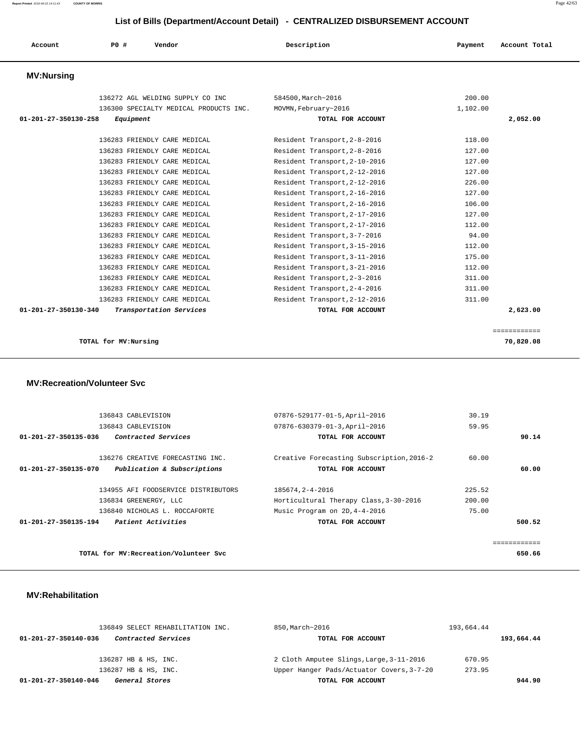# List of Bills (Department/Account Detail) - CENTRALIZED DISBURSEMENT ACCOUNT

| Account | PO # | Vendor | Description | Payment | Account Total |
|---|---|---|---|---|---|

## MV:Nursing

| Account | PO # | Vendor | Description | Payment | Account Total |
|---|---|---|---|---|---|
| | 136272 | AGL WELDING SUPPLY CO INC | 584500,March~2016 | 200.00 | |
| | 136300 | SPECIALTY MEDICAL PRODUCTS INC. | MOVMN,February~2016 | 1,102.00 | |
| **01-201-27-350130-258** | | *Equipment* | **TOTAL FOR ACCOUNT** | | **2,052.00** |
| | 136283 | FRIENDLY CARE MEDICAL | Resident Transport,2-8-2016 | 118.00 | |
| | 136283 | FRIENDLY CARE MEDICAL | Resident Transport,2-8-2016 | 127.00 | |
| | 136283 | FRIENDLY CARE MEDICAL | Resident Transport,2-10-2016 | 127.00 | |
| | 136283 | FRIENDLY CARE MEDICAL | Resident Transport,2-12-2016 | 127.00 | |
| | 136283 | FRIENDLY CARE MEDICAL | Resident Transport,2-12-2016 | 226.00 | |
| | 136283 | FRIENDLY CARE MEDICAL | Resident Transport,2-16-2016 | 127.00 | |
| | 136283 | FRIENDLY CARE MEDICAL | Resident Transport,2-16-2016 | 106.00 | |
| | 136283 | FRIENDLY CARE MEDICAL | Resident Transport,2-17-2016 | 127.00 | |
| | 136283 | FRIENDLY CARE MEDICAL | Resident Transport,2-17-2016 | 112.00 | |
| | 136283 | FRIENDLY CARE MEDICAL | Resident Transport,3-7-2016 | 94.00 | |
| | 136283 | FRIENDLY CARE MEDICAL | Resident Transport,3-15-2016 | 112.00 | |
| | 136283 | FRIENDLY CARE MEDICAL | Resident Transport,3-11-2016 | 175.00 | |
| | 136283 | FRIENDLY CARE MEDICAL | Resident Transport,3-21-2016 | 112.00 | |
| | 136283 | FRIENDLY CARE MEDICAL | Resident Transport,2-3-2016 | 311.00 | |
| | 136283 | FRIENDLY CARE MEDICAL | Resident Transport,2-4-2016 | 311.00 | |
| | 136283 | FRIENDLY CARE MEDICAL | Resident Transport,2-12-2016 | 311.00 | |
| **01-201-27-350130-340** | | *Transportation Services* | **TOTAL FOR ACCOUNT** | | **2,623.00** |

**TOTAL for MV:Nursing** — **70,820.08**

## MV:Recreation/Volunteer Svc

| Account | PO # | Vendor | Description | Payment | Account Total |
|---|---|---|---|---|---|
| | 136843 | CABLEVISION | 07876-529177-01-5,April~2016 | 30.19 | |
| | 136843 | CABLEVISION | 07876-630379-01-3,April~2016 | 59.95 | |
| **01-201-27-350135-036** | | *Contracted Services* | **TOTAL FOR ACCOUNT** | | **90.14** |
| | 136276 | CREATIVE FORECASTING INC. | Creative Forecasting Subscription,2016-2 | 60.00 | |
| **01-201-27-350135-070** | | *Publication & Subscriptions* | **TOTAL FOR ACCOUNT** | | **60.00** |
| | 134955 | AFI FOODSERVICE DISTRIBUTORS | 185674,2-4-2016 | 225.52 | |
| | 136834 | GREENERGY, LLC | Horticultural Therapy Class,3-30-2016 | 200.00 | |
| | 136840 | NICHOLAS L. ROCCAFORTE | Music Program on 2D,4-4-2016 | 75.00 | |
| **01-201-27-350135-194** | | *Patient Activities* | **TOTAL FOR ACCOUNT** | | **500.52** |

**TOTAL for MV:Recreation/Volunteer Svc** — **650.66**

## MV:Rehabilitation

| Account | PO # | Vendor | Description | Payment | Account Total |
|---|---|---|---|---|---|
| | 136849 | SELECT REHABILITATION INC. | 850,March~2016 | 193,664.44 | |
| **01-201-27-350140-036** | | *Contracted Services* | **TOTAL FOR ACCOUNT** | | **193,664.44** |
| | 136287 | HB & HS, INC. | 2 Cloth Amputee Slings,Large,3-11-2016 | 670.95 | |
| | 136287 | HB & HS, INC. | Upper Hanger Pads/Actuator Covers,3-7-20 | 273.95 | |
| **01-201-27-350140-046** | | *General Stores* | **TOTAL FOR ACCOUNT** | | **944.90** |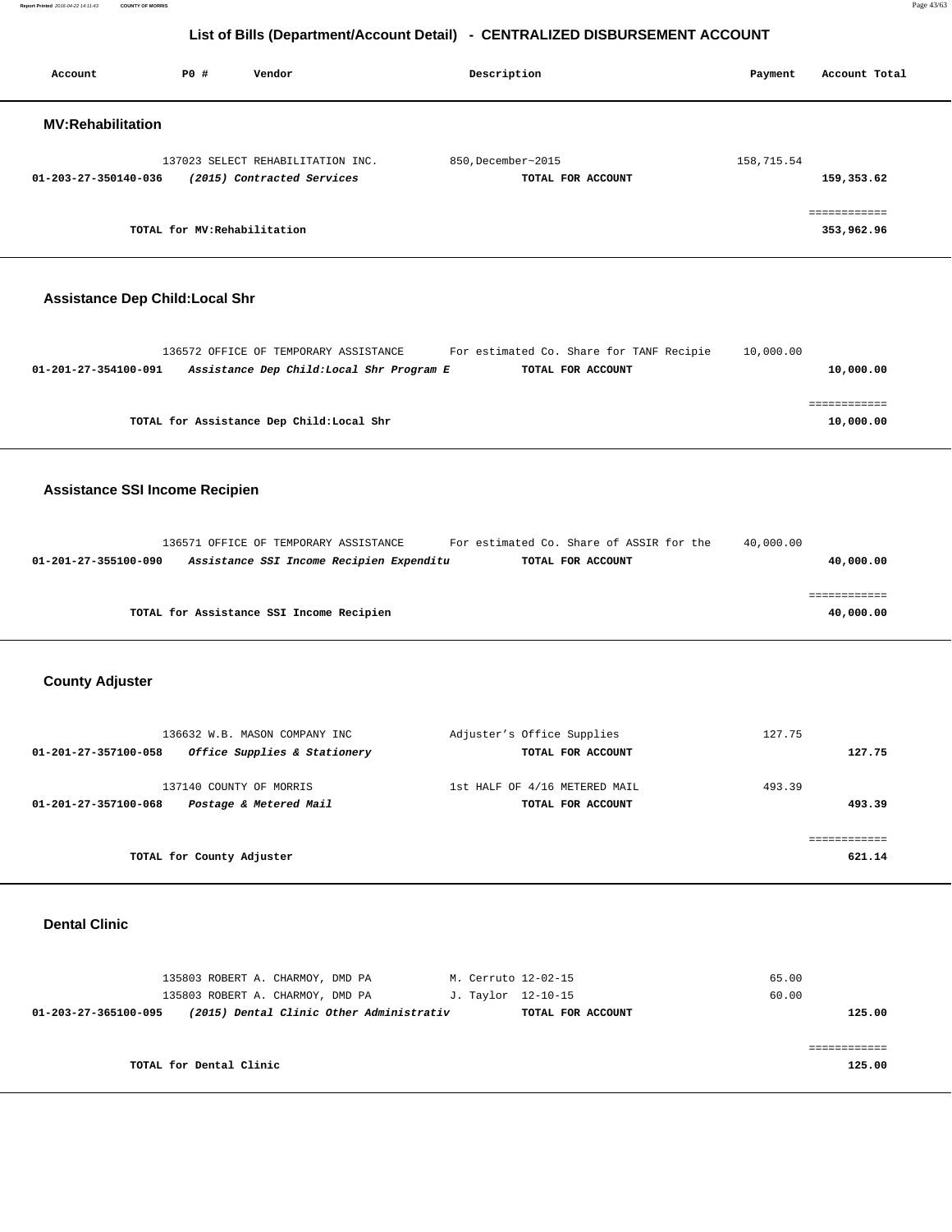## List of Bills (Department/Account Detail) - CENTRALIZED DISBURSEMENT ACCOUNT

| Account | PO # | Vendor | Description | Payment | Account Total |
|---|---|---|---|---|---|

### MV:Rehabilitation

| Account | PO # | Vendor | Description | Payment | Account Total |
|---|---|---|---|---|---|
| | 137023 | SELECT REHABILITATION INC. | 850,December~2015 | 158,715.54 | |
| **01-203-27-350140-036** | | ***(2015) Contracted Services*** | **TOTAL FOR ACCOUNT** | | **159,353.62** |
| | | | | | ============ |
| | | **TOTAL for MV:Rehabilitation** | | | **353,962.96** |

### Assistance Dep Child:Local Shr

| Account | PO # | Vendor | Description | Payment | Account Total |
|---|---|---|---|---|---|
| | 136572 | OFFICE OF TEMPORARY ASSISTANCE | For estimated Co. Share for TANF Recipie | 10,000.00 | |
| **01-201-27-354100-091** | | ***Assistance Dep Child:Local Shr Program E*** | **TOTAL FOR ACCOUNT** | | **10,000.00** |
| | | | | | ============ |
| | | **TOTAL for Assistance Dep Child:Local Shr** | | | **10,000.00** |

### Assistance SSI Income Recipien

| Account | PO # | Vendor | Description | Payment | Account Total |
|---|---|---|---|---|---|
| | 136571 | OFFICE OF TEMPORARY ASSISTANCE | For estimated Co. Share of ASSIR for the | 40,000.00 | |
| **01-201-27-355100-090** | | ***Assistance SSI Income Recipien Expenditu*** | **TOTAL FOR ACCOUNT** | | **40,000.00** |
| | | | | | ============ |
| | | **TOTAL for Assistance SSI Income Recipien** | | | **40,000.00** |

### County Adjuster

| Account | PO # | Vendor | Description | Payment | Account Total |
|---|---|---|---|---|---|
| | 136632 | W.B. MASON COMPANY INC | Adjuster's Office Supplies | 127.75 | |
| **01-201-27-357100-058** | | ***Office Supplies & Stationery*** | **TOTAL FOR ACCOUNT** | | **127.75** |
| | 137140 | COUNTY OF MORRIS | 1st HALF OF 4/16 METERED MAIL | 493.39 | |
| **01-201-27-357100-068** | | ***Postage & Metered Mail*** | **TOTAL FOR ACCOUNT** | | **493.39** |
| | | | | | ============ |
| | | **TOTAL for County Adjuster** | | | **621.14** |

### Dental Clinic

| Account | PO # | Vendor | Description | Payment | Account Total |
|---|---|---|---|---|---|
| | 135803 | ROBERT A. CHARMOY, DMD PA | M. Cerruto 12-02-15 | 65.00 | |
| | 135803 | ROBERT A. CHARMOY, DMD PA | J. Taylor 12-10-15 | 60.00 | |
| **01-203-27-365100-095** | | ***(2015) Dental Clinic Other Administrativ*** | **TOTAL FOR ACCOUNT** | | **125.00** |
| | | | | | ============ |
| | | **TOTAL for Dental Clinic** | | | **125.00** |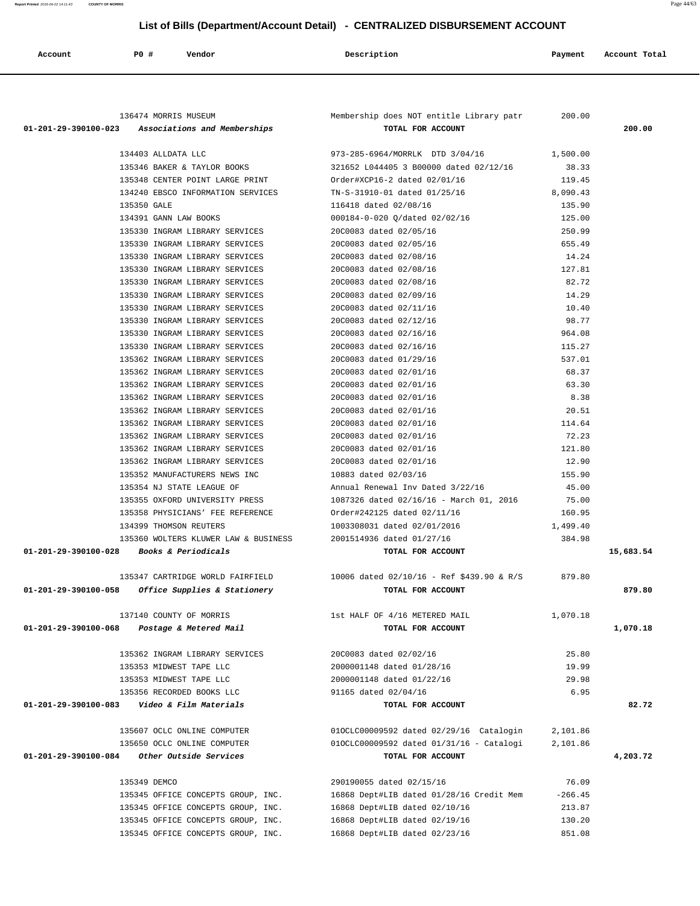# List of Bills (Department/Account Detail) - CENTRALIZED DISBURSEMENT ACCOUNT

| Account | PO # | Vendor | Description | Payment | Account Total |
|---|---|---|---|---|---|
| | 136474 | MORRIS MUSEUM | Membership does NOT entitle Library patr | 200.00 | |
| 01-201-29-390100-023 | | *Associations and Memberships* | TOTAL FOR ACCOUNT | | 200.00 |
| | 134403 | ALLDATA LLC | 973-285-6964/MORRLK DTD 3/04/16 | 1,500.00 | |
| | 135346 | BAKER & TAYLOR BOOKS | 321652 L044405 3 B00000 dated 02/12/16 | 38.33 | |
| | 135348 | CENTER POINT LARGE PRINT | Order#XCP16-2 dated 02/01/16 | 119.45 | |
| | 134240 | EBSCO INFORMATION SERVICES | TN-S-31910-01 dated 01/25/16 | 8,090.43 | |
| | 135350 | GALE | 116418 dated 02/08/16 | 135.90 | |
| | 134391 | GANN LAW BOOKS | 000184-0-020 Q/dated 02/02/16 | 125.00 | |
| | 135330 | INGRAM LIBRARY SERVICES | 20C0083 dated 02/05/16 | 250.99 | |
| | 135330 | INGRAM LIBRARY SERVICES | 20C0083 dated 02/05/16 | 655.49 | |
| | 135330 | INGRAM LIBRARY SERVICES | 20C0083 dated 02/08/16 | 14.24 | |
| | 135330 | INGRAM LIBRARY SERVICES | 20C0083 dated 02/08/16 | 127.81 | |
| | 135330 | INGRAM LIBRARY SERVICES | 20C0083 dated 02/08/16 | 82.72 | |
| | 135330 | INGRAM LIBRARY SERVICES | 20C0083 dated 02/09/16 | 14.29 | |
| | 135330 | INGRAM LIBRARY SERVICES | 20C0083 dated 02/11/16 | 10.40 | |
| | 135330 | INGRAM LIBRARY SERVICES | 20C0083 dated 02/12/16 | 98.77 | |
| | 135330 | INGRAM LIBRARY SERVICES | 20C0083 dated 02/16/16 | 964.08 | |
| | 135330 | INGRAM LIBRARY SERVICES | 20C0083 dated 02/16/16 | 115.27 | |
| | 135362 | INGRAM LIBRARY SERVICES | 20C0083 dated 01/29/16 | 537.01 | |
| | 135362 | INGRAM LIBRARY SERVICES | 20C0083 dated 02/01/16 | 68.37 | |
| | 135362 | INGRAM LIBRARY SERVICES | 20C0083 dated 02/01/16 | 63.30 | |
| | 135362 | INGRAM LIBRARY SERVICES | 20C0083 dated 02/01/16 | 8.38 | |
| | 135362 | INGRAM LIBRARY SERVICES | 20C0083 dated 02/01/16 | 20.51 | |
| | 135362 | INGRAM LIBRARY SERVICES | 20C0083 dated 02/01/16 | 114.64 | |
| | 135362 | INGRAM LIBRARY SERVICES | 20C0083 dated 02/01/16 | 72.23 | |
| | 135362 | INGRAM LIBRARY SERVICES | 20C0083 dated 02/01/16 | 121.80 | |
| | 135362 | INGRAM LIBRARY SERVICES | 20C0083 dated 02/01/16 | 12.90 | |
| | 135352 | MANUFACTURERS NEWS INC | 10883 dated 02/03/16 | 155.90 | |
| | 135354 | NJ STATE LEAGUE OF | Annual Renewal Inv Dated 3/22/16 | 45.00 | |
| | 135355 | OXFORD UNIVERSITY PRESS | 1087326 dated 02/16/16 - March 01, 2016 | 75.00 | |
| | 135358 | PHYSICIANS' FEE REFERENCE | Order#242125 dated 02/11/16 | 160.95 | |
| | 134399 | THOMSON REUTERS | 1003308031 dated 02/01/2016 | 1,499.40 | |
| | 135360 | WOLTERS KLUWER LAW & BUSINESS | 2001514936 dated 01/27/16 | 384.98 | |
| 01-201-29-390100-028 | | *Books & Periodicals* | TOTAL FOR ACCOUNT | | 15,683.54 |
| | 135347 | CARTRIDGE WORLD FAIRFIELD | 10006 dated 02/10/16 - Ref $439.90 & R/S | 879.80 | |
| 01-201-29-390100-058 | | *Office Supplies & Stationery* | TOTAL FOR ACCOUNT | | 879.80 |
| | 137140 | COUNTY OF MORRIS | 1st HALF OF 4/16 METERED MAIL | 1,070.18 | |
| 01-201-29-390100-068 | | *Postage & Metered Mail* | TOTAL FOR ACCOUNT | | 1,070.18 |
| | 135362 | INGRAM LIBRARY SERVICES | 20C0083 dated 02/02/16 | 25.80 | |
| | 135353 | MIDWEST TAPE LLC | 2000001148 dated 01/28/16 | 19.99 | |
| | 135353 | MIDWEST TAPE LLC | 2000001148 dated 01/22/16 | 29.98 | |
| | 135356 | RECORDED BOOKS LLC | 91165 dated 02/04/16 | 6.95 | |
| 01-201-29-390100-083 | | *Video & Film Materials* | TOTAL FOR ACCOUNT | | 82.72 |
| | 135607 | OCLC ONLINE COMPUTER | 01OCLC00009592 dated 02/29/16 Catalogin | 2,101.86 | |
| | 135650 | OCLC ONLINE COMPUTER | 01OCLC00009592 dated 01/31/16 - Catalogi | 2,101.86 | |
| 01-201-29-390100-084 | | *Other Outside Services* | TOTAL FOR ACCOUNT | | 4,203.72 |
| | 135349 | DEMCO | 290190055 dated 02/15/16 | 76.09 | |
| | 135345 | OFFICE CONCEPTS GROUP, INC. | 16868 Dept#LIB dated 01/28/16 Credit Mem | -266.45 | |
| | 135345 | OFFICE CONCEPTS GROUP, INC. | 16868 Dept#LIB dated 02/10/16 | 213.87 | |
| | 135345 | OFFICE CONCEPTS GROUP, INC. | 16868 Dept#LIB dated 02/19/16 | 130.20 | |
| | 135345 | OFFICE CONCEPTS GROUP, INC. | 16868 Dept#LIB dated 02/23/16 | 851.08 | |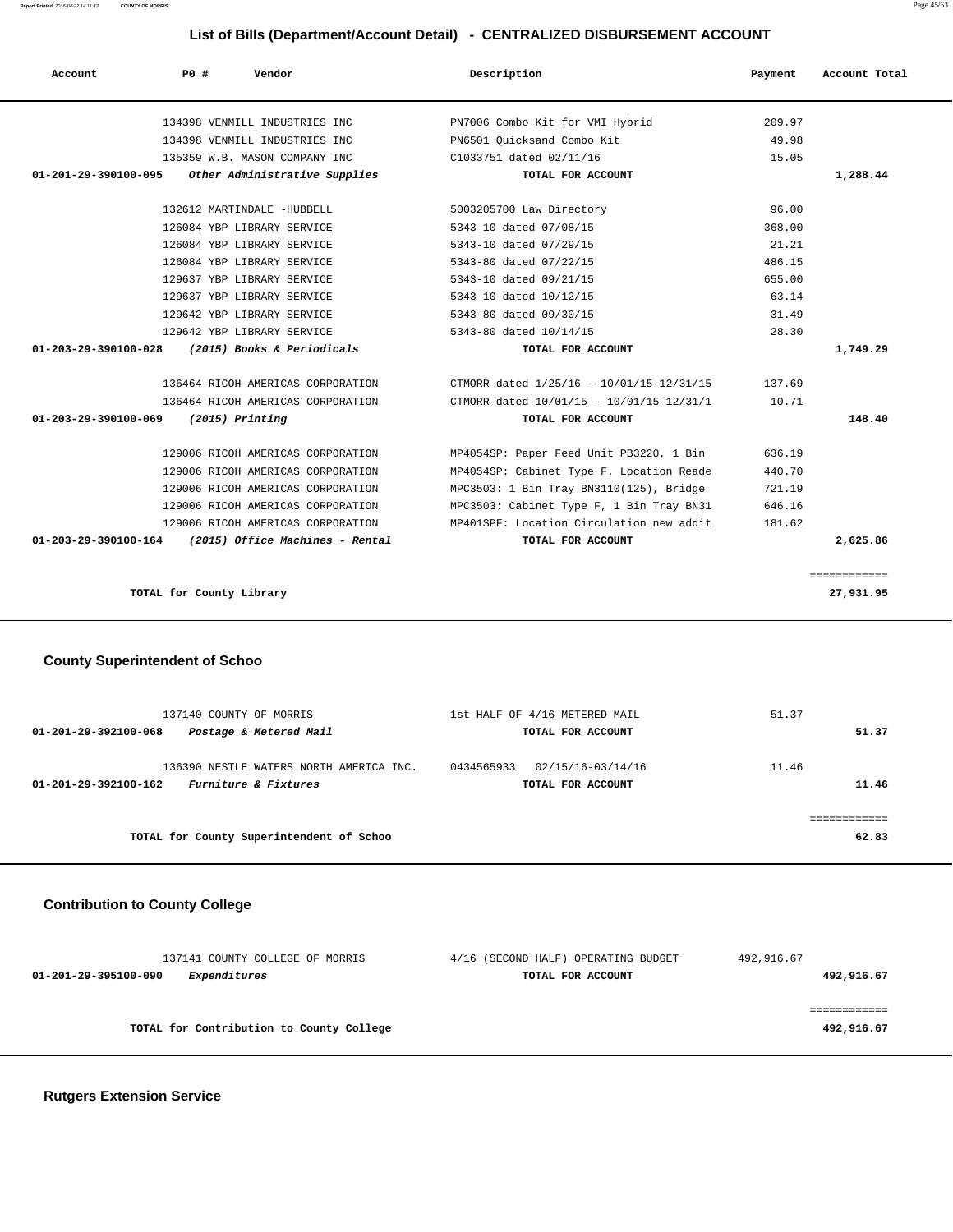## List of Bills (Department/Account Detail) - CENTRALIZED DISBURSEMENT ACCOUNT

| Account | PO # | Vendor | Description | Payment | Account Total |
|---|---|---|---|---|---|
| | 134398 | VENMILL INDUSTRIES INC | PN7006 Combo Kit for VMI Hybrid | 209.97 | |
| | 134398 | VENMILL INDUSTRIES INC | PN6501 Quicksand Combo Kit | 49.98 | |
| | 135359 | W.B. MASON COMPANY INC | C1033751 dated 02/11/16 | 15.05 | |
| **01-201-29-390100-095** | | ***Other Administrative Supplies*** | **TOTAL FOR ACCOUNT** | | **1,288.44** |
| | 132612 | MARTINDALE -HUBBELL | 5003205700 Law Directory | 96.00 | |
| | 126084 | YBP LIBRARY SERVICE | 5343-10 dated 07/08/15 | 368.00 | |
| | 126084 | YBP LIBRARY SERVICE | 5343-10 dated 07/29/15 | 21.21 | |
| | 126084 | YBP LIBRARY SERVICE | 5343-80 dated 07/22/15 | 486.15 | |
| | 129637 | YBP LIBRARY SERVICE | 5343-10 dated 09/21/15 | 655.00 | |
| | 129637 | YBP LIBRARY SERVICE | 5343-10 dated 10/12/15 | 63.14 | |
| | 129642 | YBP LIBRARY SERVICE | 5343-80 dated 09/30/15 | 31.49 | |
| | 129642 | YBP LIBRARY SERVICE | 5343-80 dated 10/14/15 | 28.30 | |
| **01-203-29-390100-028** | | ***(2015) Books & Periodicals*** | **TOTAL FOR ACCOUNT** | | **1,749.29** |
| | 136464 | RICOH AMERICAS CORPORATION | CTMORR dated 1/25/16 - 10/01/15-12/31/15 | 137.69 | |
| | 136464 | RICOH AMERICAS CORPORATION | CTMORR dated 10/01/15 - 10/01/15-12/31/1 | 10.71 | |
| **01-203-29-390100-069** | | ***(2015) Printing*** | **TOTAL FOR ACCOUNT** | | **148.40** |
| | 129006 | RICOH AMERICAS CORPORATION | MP4054SP: Paper Feed Unit PB3220, 1 Bin | 636.19 | |
| | 129006 | RICOH AMERICAS CORPORATION | MP4054SP: Cabinet Type F. Location Reade | 440.70 | |
| | 129006 | RICOH AMERICAS CORPORATION | MPC3503: 1 Bin Tray BN3110(125), Bridge | 721.19 | |
| | 129006 | RICOH AMERICAS CORPORATION | MPC3503: Cabinet Type F, 1 Bin Tray BN31 | 646.16 | |
| | 129006 | RICOH AMERICAS CORPORATION | MP401SPF: Location Circulation new addit | 181.62 | |
| **01-203-29-390100-164** | | ***(2015) Office Machines - Rental*** | **TOTAL FOR ACCOUNT** | | **2,625.86** |
| | | **TOTAL for County Library** | | | **27,931.95** |

### County Superintendent of Schoo

| Account | PO # | Vendor | Description | Payment | Account Total |
|---|---|---|---|---|---|
| | 137140 | COUNTY OF MORRIS | 1st HALF OF 4/16 METERED MAIL | 51.37 | |
| **01-201-29-392100-068** | | ***Postage & Metered Mail*** | **TOTAL FOR ACCOUNT** | | **51.37** |
| | 136390 | NESTLE WATERS NORTH AMERICA INC. | 0434565933 02/15/16-03/14/16 | 11.46 | |
| **01-201-29-392100-162** | | ***Furniture & Fixtures*** | **TOTAL FOR ACCOUNT** | | **11.46** |
| | | **TOTAL for County Superintendent of Schoo** | | | **62.83** |

### Contribution to County College

| Account | PO # | Vendor | Description | Payment | Account Total |
|---|---|---|---|---|---|
| | 137141 | COUNTY COLLEGE OF MORRIS | 4/16 (SECOND HALF) OPERATING BUDGET | 492,916.67 | |
| **01-201-29-395100-090** | | ***Expenditures*** | **TOTAL FOR ACCOUNT** | | **492,916.67** |
| | | **TOTAL for Contribution to County College** | | | **492,916.67** |

### Rutgers Extension Service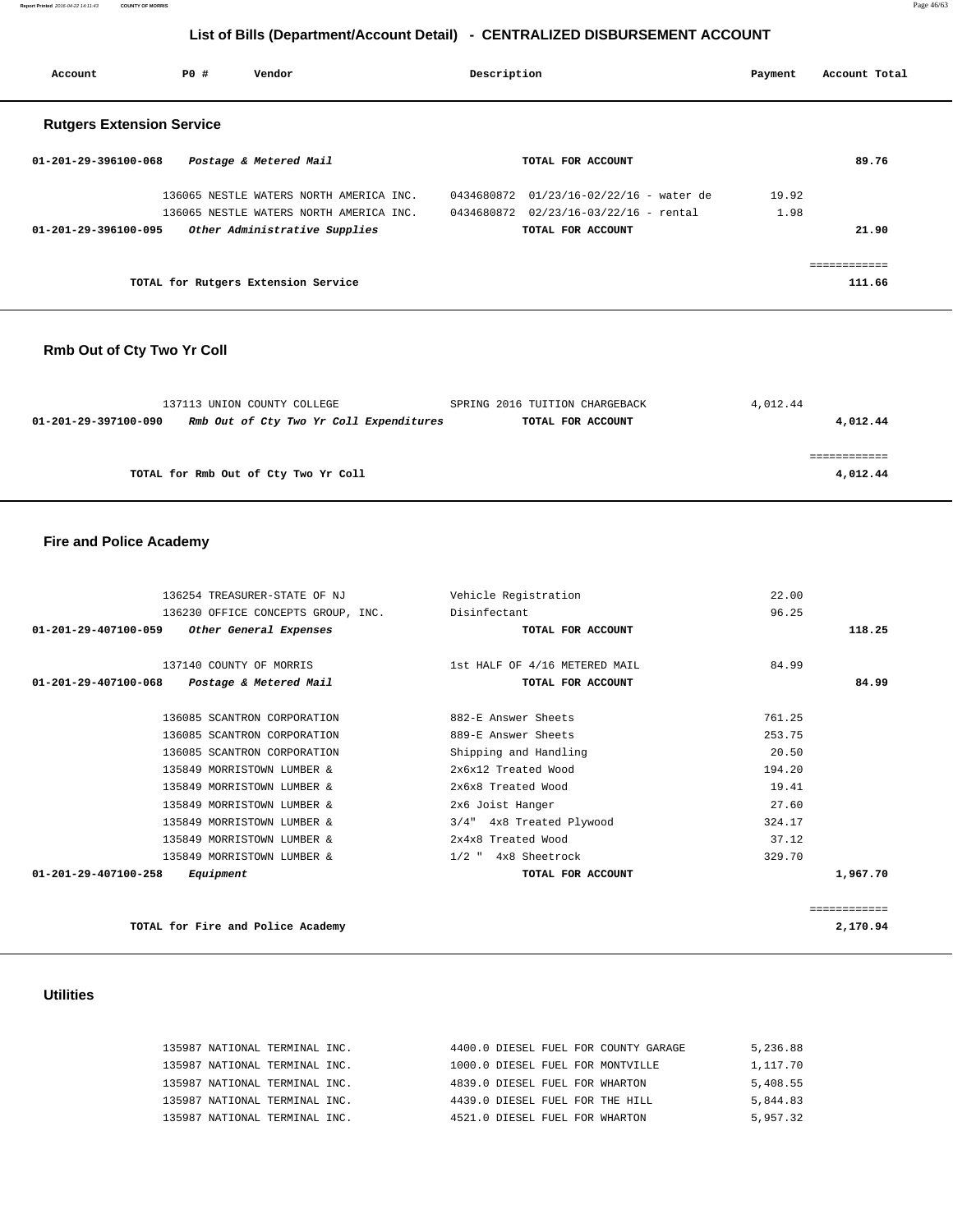# List of Bills (Department/Account Detail) - CENTRALIZED DISBURSEMENT ACCOUNT

| Account | PO # | Vendor | Description | Payment | Account Total |
|---|---|---|---|---|---|

## Rutgers Extension Service

| Account | PO # | Vendor | Description | Payment | Account Total |
|---|---|---|---|---|---|
| 01-201-29-396100-068 | | *Postage & Metered Mail* | **TOTAL FOR ACCOUNT** | | **89.76** |
| | 136065 | NESTLE WATERS NORTH AMERICA INC. | 0434680872 01/23/16-02/22/16 - water de | 19.92 | |
| | 136065 | NESTLE WATERS NORTH AMERICA INC. | 0434680872 02/23/16-03/22/16 - rental | 1.98 | |
| 01-201-29-396100-095 | | *Other Administrative Supplies* | **TOTAL FOR ACCOUNT** | | **21.90** |
| | | | | | ============ |
| | | **TOTAL for Rutgers Extension Service** | | | **111.66** |

## Rmb Out of Cty Two Yr Coll

| Account | PO # | Vendor | Description | Payment | Account Total |
|---|---|---|---|---|---|
| | 137113 | UNION COUNTY COLLEGE | SPRING 2016 TUITION CHARGEBACK | 4,012.44 | |
| 01-201-29-397100-090 | | *Rmb Out of Cty Two Yr Coll Expenditures* | **TOTAL FOR ACCOUNT** | | **4,012.44** |
| | | | | | ============ |
| | | **TOTAL for Rmb Out of Cty Two Yr Coll** | | | **4,012.44** |

## Fire and Police Academy

| Account | PO # | Vendor | Description | Payment | Account Total |
|---|---|---|---|---|---|
| | 136254 | TREASURER-STATE OF NJ | Vehicle Registration | 22.00 | |
| | 136230 | OFFICE CONCEPTS GROUP, INC. | Disinfectant | 96.25 | |
| 01-201-29-407100-059 | | *Other General Expenses* | **TOTAL FOR ACCOUNT** | | **118.25** |
| | 137140 | COUNTY OF MORRIS | 1st HALF OF 4/16 METERED MAIL | 84.99 | |
| 01-201-29-407100-068 | | *Postage & Metered Mail* | **TOTAL FOR ACCOUNT** | | **84.99** |
| | 136085 | SCANTRON CORPORATION | 882-E Answer Sheets | 761.25 | |
| | 136085 | SCANTRON CORPORATION | 889-E Answer Sheets | 253.75 | |
| | 136085 | SCANTRON CORPORATION | Shipping and Handling | 20.50 | |
| | 135849 | MORRISTOWN LUMBER & | 2x6x12 Treated Wood | 194.20 | |
| | 135849 | MORRISTOWN LUMBER & | 2x6x8 Treated Wood | 19.41 | |
| | 135849 | MORRISTOWN LUMBER & | 2x6 Joist Hanger | 27.60 | |
| | 135849 | MORRISTOWN LUMBER & | 3/4" 4x8 Treated Plywood | 324.17 | |
| | 135849 | MORRISTOWN LUMBER & | 2x4x8 Treated Wood | 37.12 | |
| | 135849 | MORRISTOWN LUMBER & | 1/2 " 4x8 Sheetrock | 329.70 | |
| 01-201-29-407100-258 | | *Equipment* | **TOTAL FOR ACCOUNT** | | **1,967.70** |
| | | | | | ============ |
| | | **TOTAL for Fire and Police Academy** | | | **2,170.94** |

## Utilities

| Account | PO # | Vendor | Description | Payment | Account Total |
|---|---|---|---|---|---|
| | 135987 | NATIONAL TERMINAL INC. | 4400.0 DIESEL FUEL FOR COUNTY GARAGE | 5,236.88 | |
| | 135987 | NATIONAL TERMINAL INC. | 1000.0 DIESEL FUEL FOR MONTVILLE | 1,117.70 | |
| | 135987 | NATIONAL TERMINAL INC. | 4839.0 DIESEL FUEL FOR WHARTON | 5,408.55 | |
| | 135987 | NATIONAL TERMINAL INC. | 4439.0 DIESEL FUEL FOR THE HILL | 5,844.83 | |
| | 135987 | NATIONAL TERMINAL INC. | 4521.0 DIESEL FUEL FOR WHARTON | 5,957.32 | |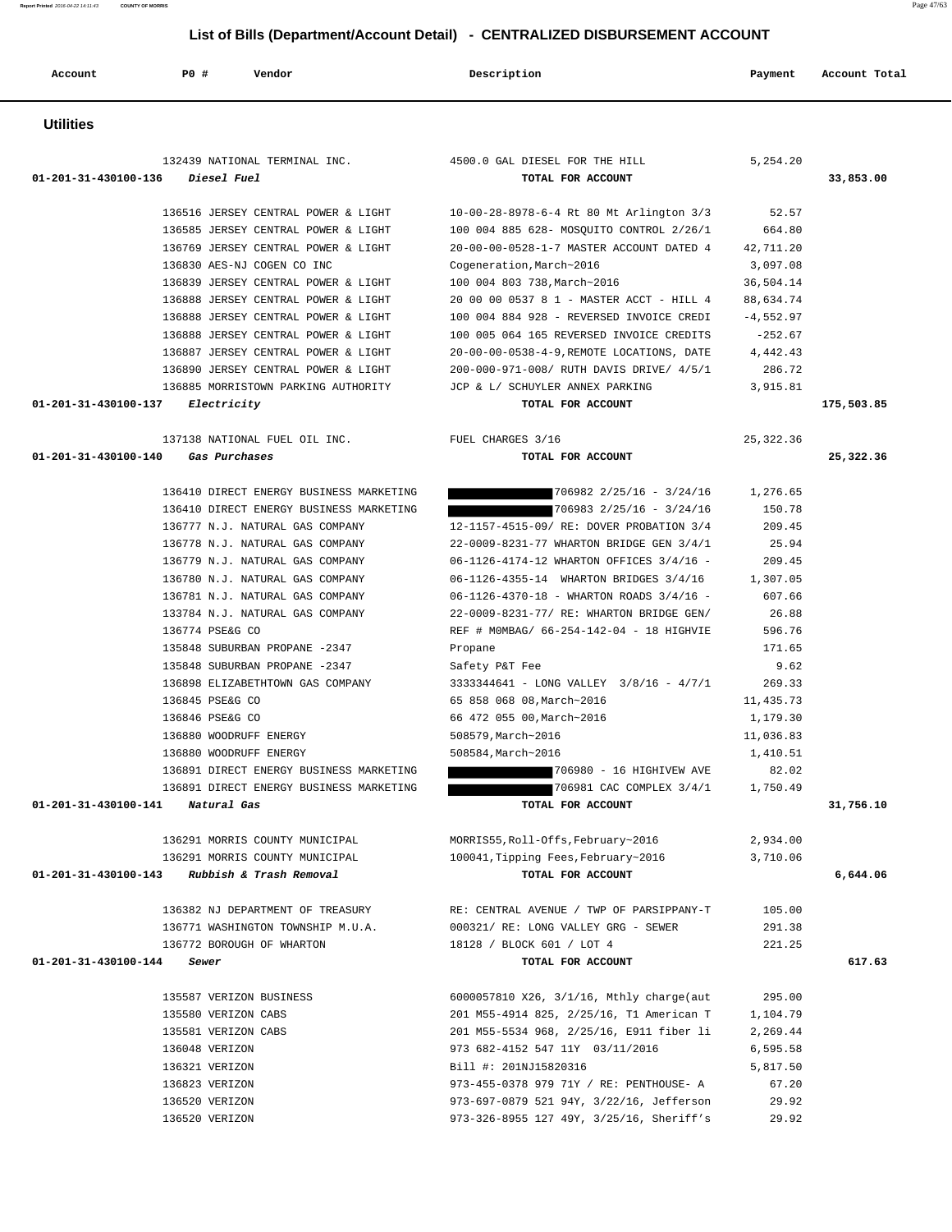# List of Bills (Department/Account Detail) - CENTRALIZED DISBURSEMENT ACCOUNT

| Account | PO # | Vendor | Description | Payment | Account Total |
|---|---|---|---|---|---|

## Utilities

| Account | PO # | Vendor | Description | Payment | Account Total |
|---|---|---|---|---|---|
| | 132439 | NATIONAL TERMINAL INC. | 4500.0 GAL DIESEL FOR THE HILL | 5,254.20 | |
| 01-201-31-430100-136 | | *Diesel Fuel* | TOTAL FOR ACCOUNT | | 33,853.00 |
| | 136516 | JERSEY CENTRAL POWER & LIGHT | 10-00-28-8978-6-4 Rt 80 Mt Arlington 3/3 | 52.57 | |
| | 136585 | JERSEY CENTRAL POWER & LIGHT | 100 004 885 628- MOSQUITO CONTROL 2/26/1 | 664.80 | |
| | 136769 | JERSEY CENTRAL POWER & LIGHT | 20-00-00-0528-1-7 MASTER ACCOUNT DATED 4 | 42,711.20 | |
| | 136830 | AES-NJ COGEN CO INC | Cogeneration,March~2016 | 3,097.08 | |
| | 136839 | JERSEY CENTRAL POWER & LIGHT | 100 004 803 738,March~2016 | 36,504.14 | |
| | 136888 | JERSEY CENTRAL POWER & LIGHT | 20 00 00 0537 8 1 - MASTER ACCT - HILL 4 | 88,634.74 | |
| | 136888 | JERSEY CENTRAL POWER & LIGHT | 100 004 884 928 - REVERSED INVOICE CREDI | -4,552.97 | |
| | 136888 | JERSEY CENTRAL POWER & LIGHT | 100 005 064 165 REVERSED INVOICE CREDITS | -252.67 | |
| | 136887 | JERSEY CENTRAL POWER & LIGHT | 20-00-00-0538-4-9,REMOTE LOCATIONS, DATE | 4,442.43 | |
| | 136890 | JERSEY CENTRAL POWER & LIGHT | 200-000-971-008/ RUTH DAVIS DRIVE/ 4/5/1 | 286.72 | |
| | 136885 | MORRISTOWN PARKING AUTHORITY | JCP & L/ SCHUYLER ANNEX PARKING | 3,915.81 | |
| 01-201-31-430100-137 | | *Electricity* | TOTAL FOR ACCOUNT | | 175,503.85 |
| | 137138 | NATIONAL FUEL OIL INC. | FUEL CHARGES 3/16 | 25,322.36 | |
| 01-201-31-430100-140 | | *Gas Purchases* | TOTAL FOR ACCOUNT | | 25,322.36 |
| | 136410 | DIRECT ENERGY BUSINESS MARKETING | 706982 2/25/16 - 3/24/16 | 1,276.65 | |
| | 136410 | DIRECT ENERGY BUSINESS MARKETING | 706983 2/25/16 - 3/24/16 | 150.78 | |
| | 136777 | N.J. NATURAL GAS COMPANY | 12-1157-4515-09/ RE: DOVER PROBATION 3/4 | 209.45 | |
| | 136778 | N.J. NATURAL GAS COMPANY | 22-0009-8231-77 WHARTON BRIDGE GEN 3/4/1 | 25.94 | |
| | 136779 | N.J. NATURAL GAS COMPANY | 06-1126-4174-12 WHARTON OFFICES 3/4/16 - | 209.45 | |
| | 136780 | N.J. NATURAL GAS COMPANY | 06-1126-4355-14 WHARTON BRIDGES 3/4/16 | 1,307.05 | |
| | 136781 | N.J. NATURAL GAS COMPANY | 06-1126-4370-18 - WHARTON ROADS 3/4/16 - | 607.66 | |
| | 133784 | N.J. NATURAL GAS COMPANY | 22-0009-8231-77/ RE: WHARTON BRIDGE GEN/ | 26.88 | |
| | 136774 | PSE&G CO | REF # M0MBAG/ 66-254-142-04 - 18 HIGHVIE | 596.76 | |
| | 135848 | SUBURBAN PROPANE -2347 | Propane | 171.65 | |
| | 135848 | SUBURBAN PROPANE -2347 | Safety P&T Fee | 9.62 | |
| | 136898 | ELIZABETHTOWN GAS COMPANY | 3333344641 - LONG VALLEY 3/8/16 - 4/7/1 | 269.33 | |
| | 136845 | PSE&G CO | 65 858 068 08,March~2016 | 11,435.73 | |
| | 136846 | PSE&G CO | 66 472 055 00,March~2016 | 1,179.30 | |
| | 136880 | WOODRUFF ENERGY | 508579,March~2016 | 11,036.83 | |
| | 136880 | WOODRUFF ENERGY | 508584,March~2016 | 1,410.51 | |
| | 136891 | DIRECT ENERGY BUSINESS MARKETING | 706980 - 16 HIGHIVEW AVE | 82.02 | |
| | 136891 | DIRECT ENERGY BUSINESS MARKETING | 706981 CAC COMPLEX 3/4/1 | 1,750.49 | |
| 01-201-31-430100-141 | | *Natural Gas* | TOTAL FOR ACCOUNT | | 31,756.10 |
| | 136291 | MORRIS COUNTY MUNICIPAL | MORRIS55,Roll-Offs,February~2016 | 2,934.00 | |
| | 136291 | MORRIS COUNTY MUNICIPAL | 100041,Tipping Fees,February~2016 | 3,710.06 | |
| 01-201-31-430100-143 | | *Rubbish & Trash Removal* | TOTAL FOR ACCOUNT | | 6,644.06 |
| | 136382 | NJ DEPARTMENT OF TREASURY | RE: CENTRAL AVENUE / TWP OF PARSIPPANY-T | 105.00 | |
| | 136771 | WASHINGTON TOWNSHIP M.U.A. | 000321/ RE: LONG VALLEY GRG - SEWER | 291.38 | |
| | 136772 | BOROUGH OF WHARTON | 18128 / BLOCK 601 / LOT 4 | 221.25 | |
| 01-201-31-430100-144 | | *Sewer* | TOTAL FOR ACCOUNT | | 617.63 |
| | 135587 | VERIZON BUSINESS | 6000057810 X26, 3/1/16, Mthly charge(aut | 295.00 | |
| | 135580 | VERIZON CABS | 201 M55-4914 825, 2/25/16, T1 American T | 1,104.79 | |
| | 135581 | VERIZON CABS | 201 M55-5534 968, 2/25/16, E911 fiber li | 2,269.44 | |
| | 136048 | VERIZON | 973 682-4152 547 11Y 03/11/2016 | 6,595.58 | |
| | 136321 | VERIZON | Bill #: 201NJ15820316 | 5,817.50 | |
| | 136823 | VERIZON | 973-455-0378 979 71Y / RE: PENTHOUSE- A | 67.20 | |
| | 136520 | VERIZON | 973-697-0879 521 94Y, 3/22/16, Jefferson | 29.92 | |
| | 136520 | VERIZON | 973-326-8955 127 49Y, 3/25/16, Sheriff's | 29.92 | |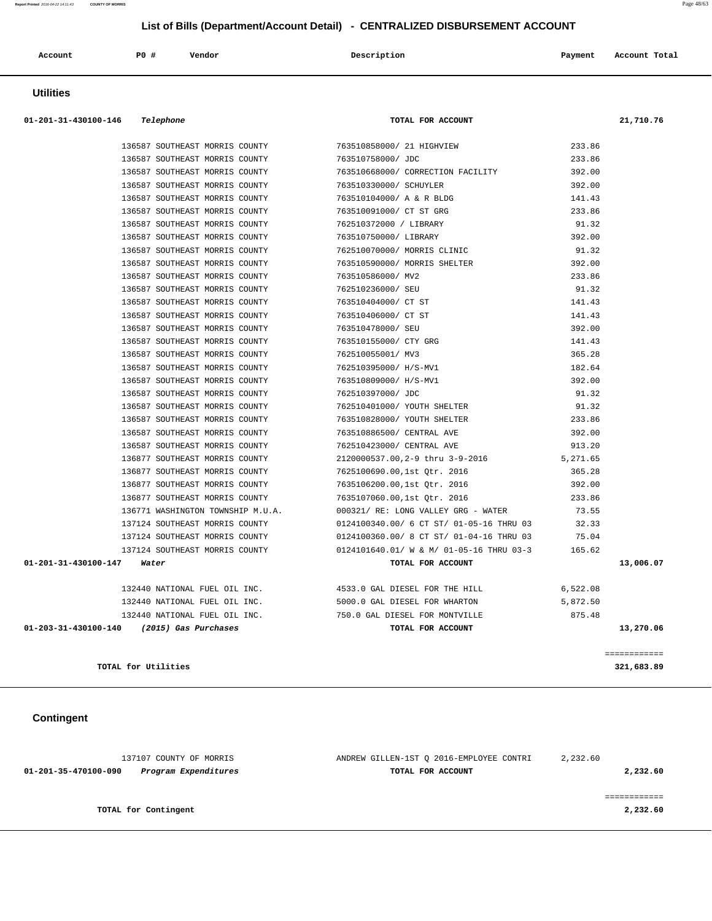## List of Bills (Department/Account Detail) - CENTRALIZED DISBURSEMENT ACCOUNT

| Account | PO # | Vendor | Description | Payment | Account Total |
|---|---|---|---|---|---|

### Utilities

| Account | PO # | Vendor | Description | Payment | Account Total |
|---|---|---|---|---|---|
| 01-201-31-430100-146 *Telephone* | | | **TOTAL FOR ACCOUNT** | | **21,710.76** |
| | 136587 | SOUTHEAST MORRIS COUNTY | 763510858000/ 21 HIGHVIEW | 233.86 | |
| | 136587 | SOUTHEAST MORRIS COUNTY | 763510758000/ JDC | 233.86 | |
| | 136587 | SOUTHEAST MORRIS COUNTY | 763510668000/ CORRECTION FACILITY | 392.00 | |
| | 136587 | SOUTHEAST MORRIS COUNTY | 763510330000/ SCHUYLER | 392.00 | |
| | 136587 | SOUTHEAST MORRIS COUNTY | 763510104000/ A & R BLDG | 141.43 | |
| | 136587 | SOUTHEAST MORRIS COUNTY | 763510091000/ CT ST GRG | 233.86 | |
| | 136587 | SOUTHEAST MORRIS COUNTY | 762510372000 / LIBRARY | 91.32 | |
| | 136587 | SOUTHEAST MORRIS COUNTY | 763510750000/ LIBRARY | 392.00 | |
| | 136587 | SOUTHEAST MORRIS COUNTY | 762510070000/ MORRIS CLINIC | 91.32 | |
| | 136587 | SOUTHEAST MORRIS COUNTY | 763510590000/ MORRIS SHELTER | 392.00 | |
| | 136587 | SOUTHEAST MORRIS COUNTY | 763510586000/ MV2 | 233.86 | |
| | 136587 | SOUTHEAST MORRIS COUNTY | 762510236000/ SEU | 91.32 | |
| | 136587 | SOUTHEAST MORRIS COUNTY | 763510404000/ CT ST | 141.43 | |
| | 136587 | SOUTHEAST MORRIS COUNTY | 763510406000/ CT ST | 141.43 | |
| | 136587 | SOUTHEAST MORRIS COUNTY | 763510478000/ SEU | 392.00 | |
| | 136587 | SOUTHEAST MORRIS COUNTY | 763510155000/ CTY GRG | 141.43 | |
| | 136587 | SOUTHEAST MORRIS COUNTY | 762510055001/ MV3 | 365.28 | |
| | 136587 | SOUTHEAST MORRIS COUNTY | 762510395000/ H/S-MV1 | 182.64 | |
| | 136587 | SOUTHEAST MORRIS COUNTY | 763510809000/ H/S-MV1 | 392.00 | |
| | 136587 | SOUTHEAST MORRIS COUNTY | 762510397000/ JDC | 91.32 | |
| | 136587 | SOUTHEAST MORRIS COUNTY | 762510401000/ YOUTH SHELTER | 91.32 | |
| | 136587 | SOUTHEAST MORRIS COUNTY | 763510828000/ YOUTH SHELTER | 233.86 | |
| | 136587 | SOUTHEAST MORRIS COUNTY | 763510886500/ CENTRAL AVE | 392.00 | |
| | 136587 | SOUTHEAST MORRIS COUNTY | 762510423000/ CENTRAL AVE | 913.20 | |
| | 136877 | SOUTHEAST MORRIS COUNTY | 2120000537.00,2-9 thru 3-9-2016 | 5,271.65 | |
| | 136877 | SOUTHEAST MORRIS COUNTY | 7625100690.00,1st Qtr. 2016 | 365.28 | |
| | 136877 | SOUTHEAST MORRIS COUNTY | 7635106200.00,1st Qtr. 2016 | 392.00 | |
| | 136877 | SOUTHEAST MORRIS COUNTY | 7635107060.00,1st Qtr. 2016 | 233.86 | |
| | 136771 | WASHINGTON TOWNSHIP M.U.A. | 000321/ RE: LONG VALLEY GRG - WATER | 73.55 | |
| | 137124 | SOUTHEAST MORRIS COUNTY | 0124100340.00/ 6 CT ST/ 01-05-16 THRU 03 | 32.33 | |
| | 137124 | SOUTHEAST MORRIS COUNTY | 0124100360.00/ 8 CT ST/ 01-04-16 THRU 03 | 75.04 | |
| | 137124 | SOUTHEAST MORRIS COUNTY | 0124101640.01/ W & M/ 01-05-16 THRU 03-3 | 165.62 | |
| 01-201-31-430100-147 *Water* | | | **TOTAL FOR ACCOUNT** | | **13,006.07** |
| | 132440 | NATIONAL FUEL OIL INC. | 4533.0 GAL DIESEL FOR THE HILL | 6,522.08 | |
| | 132440 | NATIONAL FUEL OIL INC. | 5000.0 GAL DIESEL FOR WHARTON | 5,872.50 | |
| | 132440 | NATIONAL FUEL OIL INC. | 750.0 GAL DIESEL FOR MONTVILLE | 875.48 | |
| 01-203-31-430100-140 *(2015) Gas Purchases* | | | **TOTAL FOR ACCOUNT** | | **13,270.06** |
| | | | | | ============ |
| **TOTAL for Utilities** | | | | | **321,683.89** |

### Contingent

| Account | PO # | Vendor | Description | Payment | Account Total |
|---|---|---|---|---|---|
| | 137107 | COUNTY OF MORRIS | ANDREW GILLEN-1ST Q 2016-EMPLOYEE CONTRI | 2,232.60 | |
| 01-201-35-470100-090 *Program Expenditures* | | | **TOTAL FOR ACCOUNT** | | **2,232.60** |
| | | | | | ============ |
| **TOTAL for Contingent** | | | | | **2,232.60** |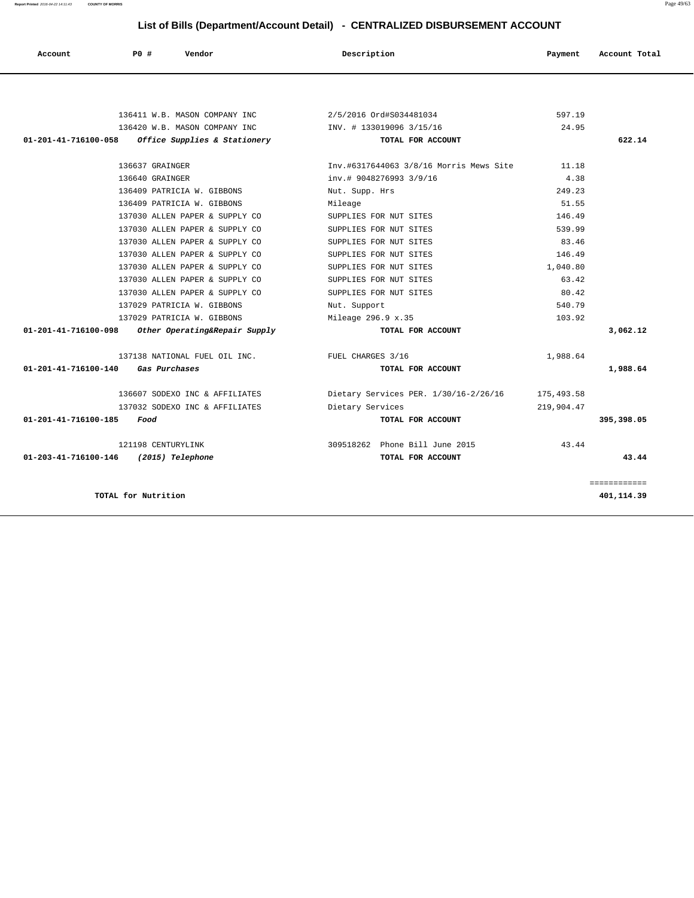# List of Bills (Department/Account Detail) - CENTRALIZED DISBURSEMENT ACCOUNT

| Account | PO # | Vendor | Description | Payment | Account Total |
|---|---|---|---|---|---|
| | 136411 | W.B. MASON COMPANY INC | 2/5/2016 Ord#S034481034 | 597.19 | |
| | 136420 | W.B. MASON COMPANY INC | INV. # 133019096 3/15/16 | 24.95 | |
| **01-201-41-716100-058** | | ***Office Supplies & Stationery*** | **TOTAL FOR ACCOUNT** | | **622.14** |
| | 136637 | GRAINGER | Inv.#6317644063 3/8/16 Morris Mews Site | 11.18 | |
| | 136640 | GRAINGER | inv.# 9048276993 3/9/16 | 4.38 | |
| | 136409 | PATRICIA W. GIBBONS | Nut. Supp. Hrs | 249.23 | |
| | 136409 | PATRICIA W. GIBBONS | Mileage | 51.55 | |
| | 137030 | ALLEN PAPER & SUPPLY CO | SUPPLIES FOR NUT SITES | 146.49 | |
| | 137030 | ALLEN PAPER & SUPPLY CO | SUPPLIES FOR NUT SITES | 539.99 | |
| | 137030 | ALLEN PAPER & SUPPLY CO | SUPPLIES FOR NUT SITES | 83.46 | |
| | 137030 | ALLEN PAPER & SUPPLY CO | SUPPLIES FOR NUT SITES | 146.49 | |
| | 137030 | ALLEN PAPER & SUPPLY CO | SUPPLIES FOR NUT SITES | 1,040.80 | |
| | 137030 | ALLEN PAPER & SUPPLY CO | SUPPLIES FOR NUT SITES | 63.42 | |
| | 137030 | ALLEN PAPER & SUPPLY CO | SUPPLIES FOR NUT SITES | 80.42 | |
| | 137029 | PATRICIA W. GIBBONS | Nut. Support | 540.79 | |
| | 137029 | PATRICIA W. GIBBONS | Mileage 296.9 x.35 | 103.92 | |
| **01-201-41-716100-098** | | ***Other Operating&Repair Supply*** | **TOTAL FOR ACCOUNT** | | **3,062.12** |
| | 137138 | NATIONAL FUEL OIL INC. | FUEL CHARGES 3/16 | 1,988.64 | |
| **01-201-41-716100-140** | | ***Gas Purchases*** | **TOTAL FOR ACCOUNT** | | **1,988.64** |
| | 136607 | SODEXO INC & AFFILIATES | Dietary Services PER. 1/30/16-2/26/16 | 175,493.58 | |
| | 137032 | SODEXO INC & AFFILIATES | Dietary Services | 219,904.47 | |
| **01-201-41-716100-185** | | ***Food*** | **TOTAL FOR ACCOUNT** | | **395,398.05** |
| | 121198 | CENTURYLINK | 309518262 Phone Bill June 2015 | 43.44 | |
| **01-203-41-716100-146** | | ***(2015) Telephone*** | **TOTAL FOR ACCOUNT** | | **43.44** |
| | | | | | ============ |
| **TOTAL for Nutrition** | | | | | **401,114.39** |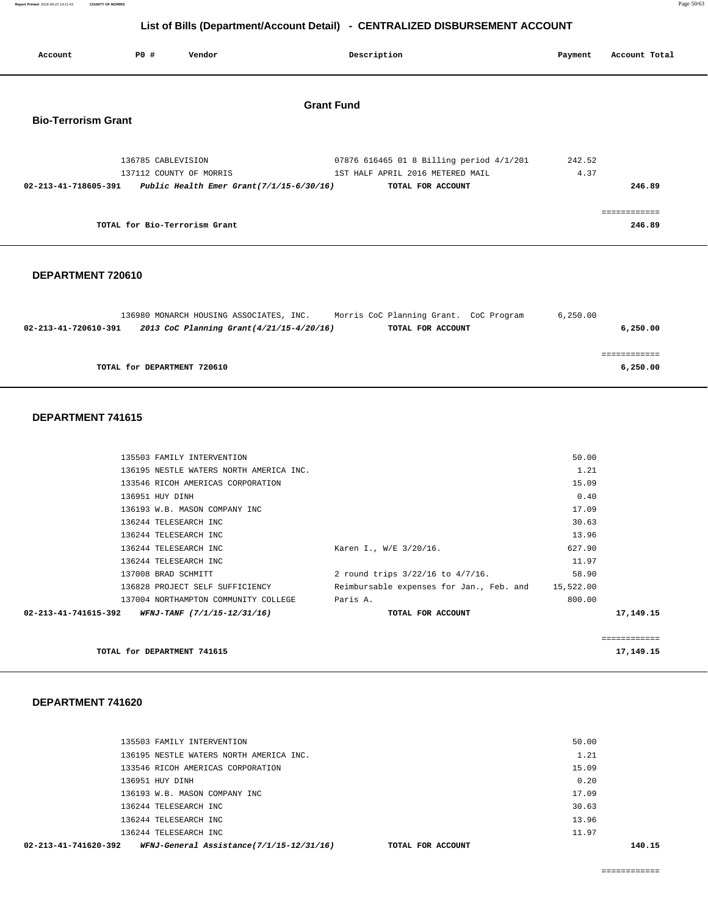# List of Bills (Department/Account Detail) - CENTRALIZED DISBURSEMENT ACCOUNT

## Grant Fund

### Bio-Terrorism Grant

| Account | PO # | Vendor | Description | Payment | Account Total |
|---|---|---|---|---|---|
| | 136785 | CABLEVISION | 07876 616465 01 8 Billing period 4/1/201 | 242.52 | |
| | 137112 | COUNTY OF MORRIS | 1ST HALF APRIL 2016 METERED MAIL | 4.37 | |
| **02-213-41-718605-391** | | ***Public Health Emer Grant(7/1/15-6/30/16)*** | **TOTAL FOR ACCOUNT** | | **246.89** |
| | | | | | ============ |
| | | **TOTAL for Bio-Terrorism Grant** | | | **246.89** |

### DEPARTMENT 720610

| Account | PO # | Vendor | Description | Payment | Account Total |
|---|---|---|---|---|---|
| | 136980 | MONARCH HOUSING ASSOCIATES, INC. | Morris CoC Planning Grant. CoC Program | 6,250.00 | |
| **02-213-41-720610-391** | | ***2013 CoC Planning Grant(4/21/15-4/20/16)*** | **TOTAL FOR ACCOUNT** | | **6,250.00** |
| | | | | | ============ |
| | | **TOTAL for DEPARTMENT 720610** | | | **6,250.00** |

### DEPARTMENT 741615

| Account | PO # | Vendor | Description | Payment | Account Total |
|---|---|---|---|---|---|
| | 135503 | FAMILY INTERVENTION | | 50.00 | |
| | 136195 | NESTLE WATERS NORTH AMERICA INC. | | 1.21 | |
| | 133546 | RICOH AMERICAS CORPORATION | | 15.09 | |
| | 136951 | HUY DINH | | 0.40 | |
| | 136193 | W.B. MASON COMPANY INC | | 17.09 | |
| | 136244 | TELESEARCH INC | | 30.63 | |
| | 136244 | TELESEARCH INC | | 13.96 | |
| | 136244 | TELESEARCH INC | Karen I., W/E 3/20/16. | 627.90 | |
| | 136244 | TELESEARCH INC | | 11.97 | |
| | 137008 | BRAD SCHMITT | 2 round trips 3/22/16 to 4/7/16. | 58.90 | |
| | 136828 | PROJECT SELF SUFFICIENCY | Reimbursable expenses for Jan., Feb. and | 15,522.00 | |
| | 137004 | NORTHAMPTON COMMUNITY COLLEGE | Paris A. | 800.00 | |
| **02-213-41-741615-392** | | ***WFNJ-TANF (7/1/15-12/31/16)*** | **TOTAL FOR ACCOUNT** | | **17,149.15** |
| | | | | | ============ |
| | | **TOTAL for DEPARTMENT 741615** | | | **17,149.15** |

### DEPARTMENT 741620

| Account | PO # | Vendor | Description | Payment | Account Total |
|---|---|---|---|---|---|
| | 135503 | FAMILY INTERVENTION | | 50.00 | |
| | 136195 | NESTLE WATERS NORTH AMERICA INC. | | 1.21 | |
| | 133546 | RICOH AMERICAS CORPORATION | | 15.09 | |
| | 136951 | HUY DINH | | 0.20 | |
| | 136193 | W.B. MASON COMPANY INC | | 17.09 | |
| | 136244 | TELESEARCH INC | | 30.63 | |
| | 136244 | TELESEARCH INC | | 13.96 | |
| | 136244 | TELESEARCH INC | | 11.97 | |
| **02-213-41-741620-392** | | ***WFNJ-General Assistance(7/1/15-12/31/16)*** | **TOTAL FOR ACCOUNT** | | **140.15** |
| | | | | | ============ |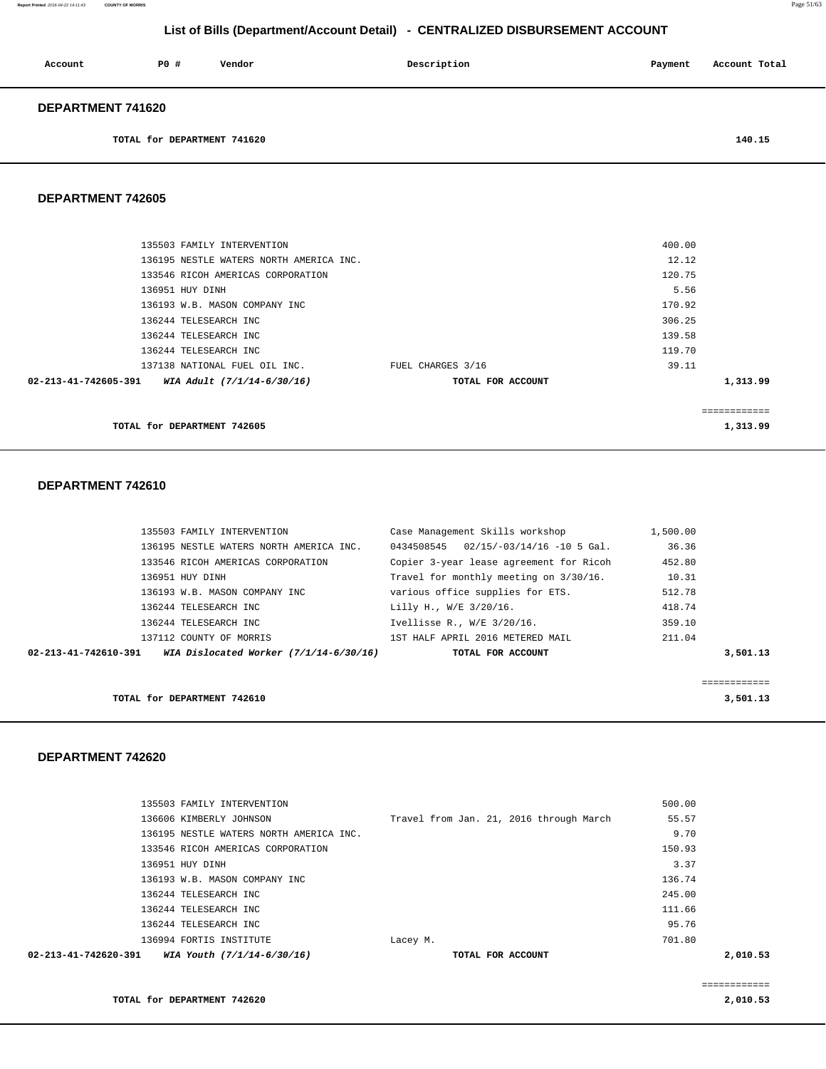## List of Bills (Department/Account Detail) - CENTRALIZED DISBURSEMENT ACCOUNT

| Account | PO # | Vendor | Description | Payment | Account Total |
|---|---|---|---|---|---|

### DEPARTMENT 741620

| | | | | | |
|---|---|---|---|---|---|
| TOTAL for DEPARTMENT 741620 | | | | | 140.15 |

### DEPARTMENT 742605

| Account | PO # | Vendor | Description | Payment | Account Total |
|---|---|---|---|---|---|
| | 135503 | FAMILY INTERVENTION | | 400.00 | |
| | 136195 | NESTLE WATERS NORTH AMERICA INC. | | 12.12 | |
| | 133546 | RICOH AMERICAS CORPORATION | | 120.75 | |
| | 136951 | HUY DINH | | 5.56 | |
| | 136193 | W.B. MASON COMPANY INC | | 170.92 | |
| | 136244 | TELESEARCH INC | | 306.25 | |
| | 136244 | TELESEARCH INC | | 139.58 | |
| | 136244 | TELESEARCH INC | | 119.70 | |
| | 137138 | NATIONAL FUEL OIL INC. | FUEL CHARGES 3/16 | 39.11 | |
| 02-213-41-742605-391 | | *WIA Adult (7/1/14-6/30/16)* | TOTAL FOR ACCOUNT | | 1,313.99 |
| | | | | | ============ |
| TOTAL for DEPARTMENT 742605 | | | | | 1,313.99 |

### DEPARTMENT 742610

| Account | PO # | Vendor | Description | Payment | Account Total |
|---|---|---|---|---|---|
| | 135503 | FAMILY INTERVENTION | Case Management Skills workshop | 1,500.00 | |
| | 136195 | NESTLE WATERS NORTH AMERICA INC. | 0434508545 02/15/-03/14/16 -10 5 Gal. | 36.36 | |
| | 133546 | RICOH AMERICAS CORPORATION | Copier 3-year lease agreement for Ricoh | 452.80 | |
| | 136951 | HUY DINH | Travel for monthly meeting on 3/30/16. | 10.31 | |
| | 136193 | W.B. MASON COMPANY INC | various office supplies for ETS. | 512.78 | |
| | 136244 | TELESEARCH INC | Lilly H., W/E 3/20/16. | 418.74 | |
| | 136244 | TELESEARCH INC | Ivellisse R., W/E 3/20/16. | 359.10 | |
| | 137112 | COUNTY OF MORRIS | 1ST HALF APRIL 2016 METERED MAIL | 211.04 | |
| 02-213-41-742610-391 | | *WIA Dislocated Worker (7/1/14-6/30/16)* | TOTAL FOR ACCOUNT | | 3,501.13 |
| | | | | | ============ |
| TOTAL for DEPARTMENT 742610 | | | | | 3,501.13 |

### DEPARTMENT 742620

| Account | PO # | Vendor | Description | Payment | Account Total |
|---|---|---|---|---|---|
| | 135503 | FAMILY INTERVENTION | | 500.00 | |
| | 136606 | KIMBERLY JOHNSON | Travel from Jan. 21, 2016 through March | 55.57 | |
| | 136195 | NESTLE WATERS NORTH AMERICA INC. | | 9.70 | |
| | 133546 | RICOH AMERICAS CORPORATION | | 150.93 | |
| | 136951 | HUY DINH | | 3.37 | |
| | 136193 | W.B. MASON COMPANY INC | | 136.74 | |
| | 136244 | TELESEARCH INC | | 245.00 | |
| | 136244 | TELESEARCH INC | | 111.66 | |
| | 136244 | TELESEARCH INC | | 95.76 | |
| | 136994 | FORTIS INSTITUTE | Lacey M. | 701.80 | |
| 02-213-41-742620-391 | | *WIA Youth (7/1/14-6/30/16)* | TOTAL FOR ACCOUNT | | 2,010.53 |
| | | | | | ============ |
| TOTAL for DEPARTMENT 742620 | | | | | 2,010.53 |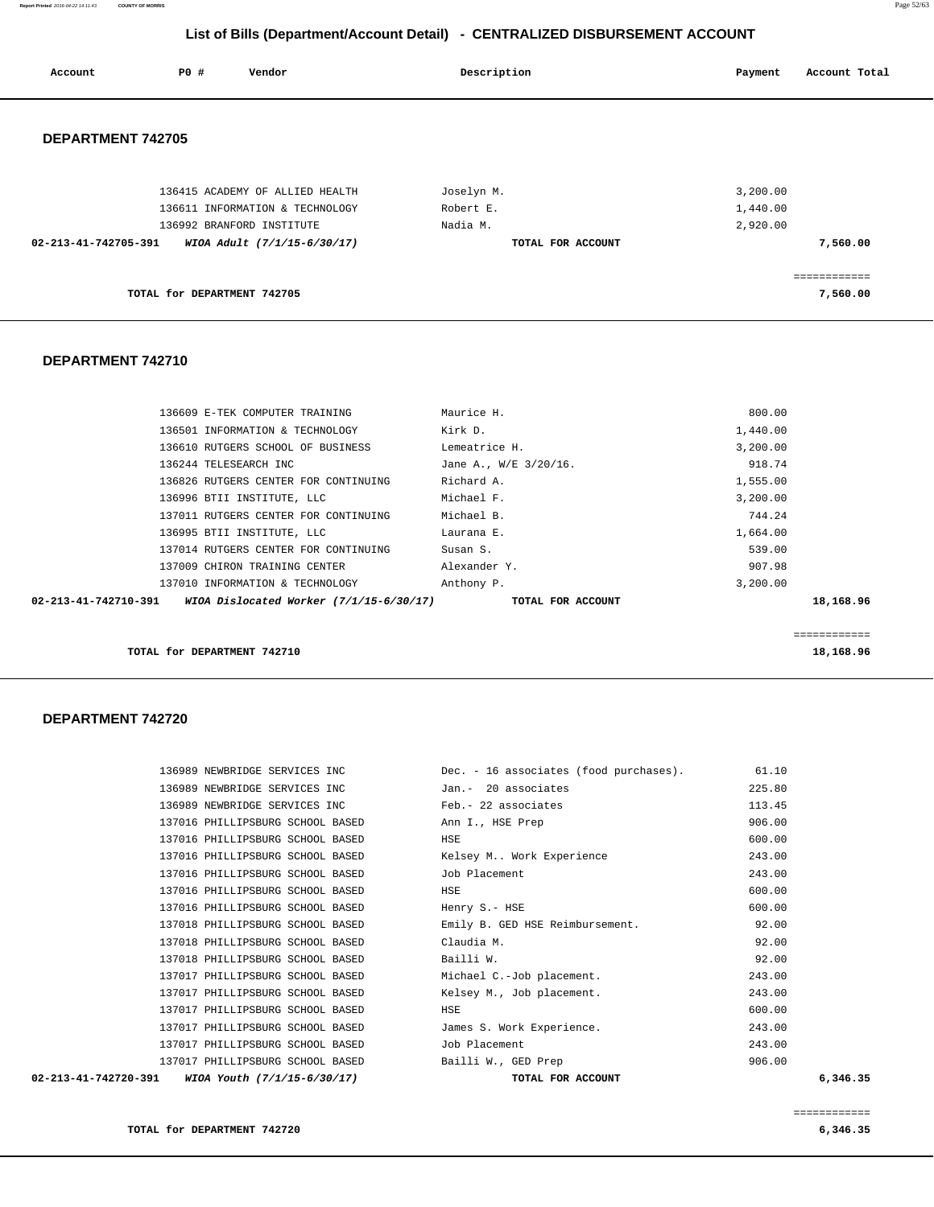## List of Bills (Department/Account Detail) - CENTRALIZED DISBURSEMENT ACCOUNT

| Account | PO # | Vendor | Description | Payment | Account Total |
|---|---|---|---|---|---|

### DEPARTMENT 742705

| Account | PO # | Vendor | Description | Payment | Account Total |
|---|---|---|---|---|---|
| | 136415 | ACADEMY OF ALLIED HEALTH | Joselyn M. | 3,200.00 | |
| | 136611 | INFORMATION & TECHNOLOGY | Robert E. | 1,440.00 | |
| | 136992 | BRANFORD INSTITUTE | Nadia M. | 2,920.00 | |
| **02-213-41-742705-391** | | ***WIOA Adult (7/1/15-6/30/17)*** | **TOTAL FOR ACCOUNT** | | **7,560.00** |

**TOTAL for DEPARTMENT 742705** — **7,560.00**

### DEPARTMENT 742710

| Account | PO # | Vendor | Description | Payment | Account Total |
|---|---|---|---|---|---|
| | 136609 | E-TEK COMPUTER TRAINING | Maurice H. | 800.00 | |
| | 136501 | INFORMATION & TECHNOLOGY | Kirk D. | 1,440.00 | |
| | 136610 | RUTGERS SCHOOL OF BUSINESS | Lemeatrice H. | 3,200.00 | |
| | 136244 | TELESEARCH INC | Jane A., W/E 3/20/16. | 918.74 | |
| | 136826 | RUTGERS CENTER FOR CONTINUING | Richard A. | 1,555.00 | |
| | 136996 | BTII INSTITUTE, LLC | Michael F. | 3,200.00 | |
| | 137011 | RUTGERS CENTER FOR CONTINUING | Michael B. | 744.24 | |
| | 136995 | BTII INSTITUTE, LLC | Laurana E. | 1,664.00 | |
| | 137014 | RUTGERS CENTER FOR CONTINUING | Susan S. | 539.00 | |
| | 137009 | CHIRON TRAINING CENTER | Alexander Y. | 907.98 | |
| | 137010 | INFORMATION & TECHNOLOGY | Anthony P. | 3,200.00 | |
| **02-213-41-742710-391** | | ***WIOA Dislocated Worker (7/1/15-6/30/17)*** | **TOTAL FOR ACCOUNT** | | **18,168.96** |

**TOTAL for DEPARTMENT 742710** — **18,168.96**

### DEPARTMENT 742720

| Account | PO # | Vendor | Description | Payment | Account Total |
|---|---|---|---|---|---|
| | 136989 | NEWBRIDGE SERVICES INC | Dec. - 16 associates (food purchases). | 61.10 | |
| | 136989 | NEWBRIDGE SERVICES INC | Jan.- 20 associates | 225.80 | |
| | 136989 | NEWBRIDGE SERVICES INC | Feb.- 22 associates | 113.45 | |
| | 137016 | PHILLIPSBURG SCHOOL BASED | Ann I., HSE Prep | 906.00 | |
| | 137016 | PHILLIPSBURG SCHOOL BASED | HSE | 600.00 | |
| | 137016 | PHILLIPSBURG SCHOOL BASED | Kelsey M.. Work Experience | 243.00 | |
| | 137016 | PHILLIPSBURG SCHOOL BASED | Job Placement | 243.00 | |
| | 137016 | PHILLIPSBURG SCHOOL BASED | HSE | 600.00 | |
| | 137016 | PHILLIPSBURG SCHOOL BASED | Henry S.- HSE | 600.00 | |
| | 137018 | PHILLIPSBURG SCHOOL BASED | Emily B. GED HSE Reimbursement. | 92.00 | |
| | 137018 | PHILLIPSBURG SCHOOL BASED | Claudia M. | 92.00 | |
| | 137018 | PHILLIPSBURG SCHOOL BASED | Bailli W. | 92.00 | |
| | 137017 | PHILLIPSBURG SCHOOL BASED | Michael C.-Job placement. | 243.00 | |
| | 137017 | PHILLIPSBURG SCHOOL BASED | Kelsey M., Job placement. | 243.00 | |
| | 137017 | PHILLIPSBURG SCHOOL BASED | HSE | 600.00 | |
| | 137017 | PHILLIPSBURG SCHOOL BASED | James S. Work Experience. | 243.00 | |
| | 137017 | PHILLIPSBURG SCHOOL BASED | Job Placement | 243.00 | |
| | 137017 | PHILLIPSBURG SCHOOL BASED | Bailli W., GED Prep | 906.00 | |
| **02-213-41-742720-391** | | ***WIOA Youth (7/1/15-6/30/17)*** | **TOTAL FOR ACCOUNT** | | **6,346.35** |

**TOTAL for DEPARTMENT 742720** — **6,346.35**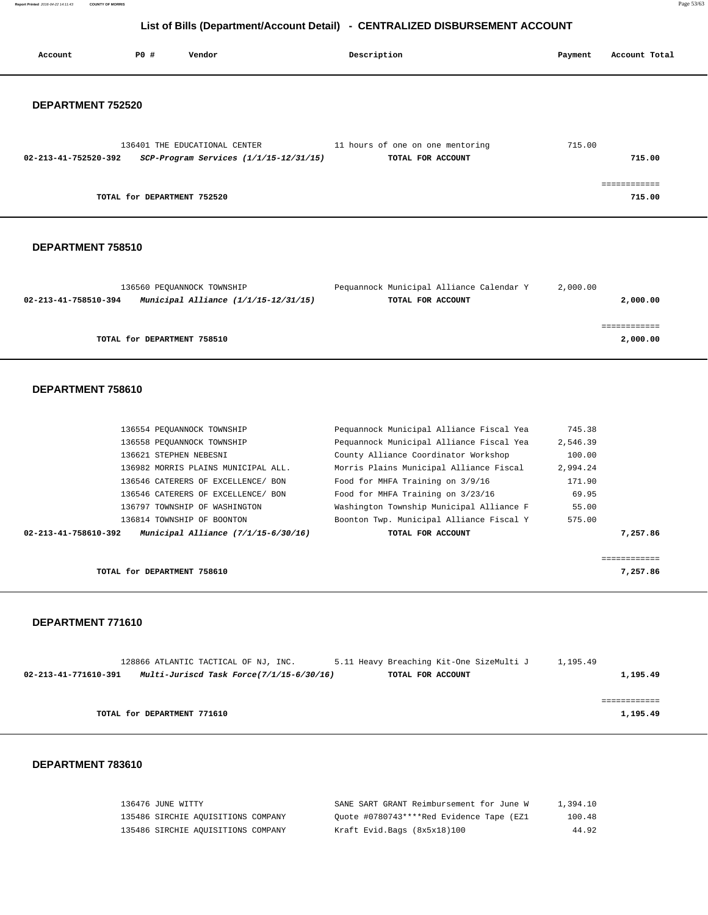# List of Bills (Department/Account Detail) - CENTRALIZED DISBURSEMENT ACCOUNT

| Account | PO # | Vendor | Description | Payment | Account Total |
|---|---|---|---|---|---|

## DEPARTMENT 752520

| Account | PO # | Vendor | Description | Payment | Account Total |
|---|---|---|---|---|---|
| | 136401 | THE EDUCATIONAL CENTER | 11 hours of one on one mentoring | 715.00 | |
| **02-213-41-752520-392** | | ***SCP-Program Services (1/1/15-12/31/15)*** | **TOTAL FOR ACCOUNT** | | **715.00** |
| | | | | | ============ |
| | **TOTAL for DEPARTMENT 752520** | | | | **715.00** |

## DEPARTMENT 758510

| Account | PO # | Vendor | Description | Payment | Account Total |
|---|---|---|---|---|---|
| | 136560 | PEQUANNOCK TOWNSHIP | Pequannock Municipal Alliance Calendar Y | 2,000.00 | |
| **02-213-41-758510-394** | | ***Municipal Alliance (1/1/15-12/31/15)*** | **TOTAL FOR ACCOUNT** | | **2,000.00** |
| | | | | | ============ |
| | **TOTAL for DEPARTMENT 758510** | | | | **2,000.00** |

## DEPARTMENT 758610

| Account | PO # | Vendor | Description | Payment | Account Total |
|---|---|---|---|---|---|
| | 136554 | PEQUANNOCK TOWNSHIP | Pequannock Municipal Alliance Fiscal Yea | 745.38 | |
| | 136558 | PEQUANNOCK TOWNSHIP | Pequannock Municipal Alliance Fiscal Yea | 2,546.39 | |
| | 136621 | STEPHEN NEBESNI | County Alliance Coordinator Workshop | 100.00 | |
| | 136982 | MORRIS PLAINS MUNICIPAL ALL. | Morris Plains Municipal Alliance Fiscal | 2,994.24 | |
| | 136546 | CATERERS OF EXCELLENCE/ BON | Food for MHFA Training on 3/9/16 | 171.90 | |
| | 136546 | CATERERS OF EXCELLENCE/ BON | Food for MHFA Training on 3/23/16 | 69.95 | |
| | 136797 | TOWNSHIP OF WASHINGTON | Washington Township Municipal Alliance F | 55.00 | |
| | 136814 | TOWNSHIP OF BOONTON | Boonton Twp. Municipal Alliance Fiscal Y | 575.00 | |
| **02-213-41-758610-392** | | ***Municipal Alliance (7/1/15-6/30/16)*** | **TOTAL FOR ACCOUNT** | | **7,257.86** |
| | | | | | ============ |
| | **TOTAL for DEPARTMENT 758610** | | | | **7,257.86** |

## DEPARTMENT 771610

| Account | PO # | Vendor | Description | Payment | Account Total |
|---|---|---|---|---|---|
| | 128866 | ATLANTIC TACTICAL OF NJ, INC. | 5.11 Heavy Breaching Kit-One SizeMulti J | 1,195.49 | |
| **02-213-41-771610-391** | | ***Multi-Juriscd Task Force(7/1/15-6/30/16)*** | **TOTAL FOR ACCOUNT** | | **1,195.49** |
| | | | | | ============ |
| | **TOTAL for DEPARTMENT 771610** | | | | **1,195.49** |

## DEPARTMENT 783610

| Account | PO # | Vendor | Description | Payment | Account Total |
|---|---|---|---|---|---|
| | 136476 | JUNE WITTY | SANE SART GRANT Reimbursement for June W | 1,394.10 | |
| | 135486 | SIRCHIE AQUISITIONS COMPANY | Quote #0780743****Red Evidence Tape (EZ1 | 100.48 | |
| | 135486 | SIRCHIE AQUISITIONS COMPANY | Kraft Evid.Bags (8x5x18)100 | 44.92 | |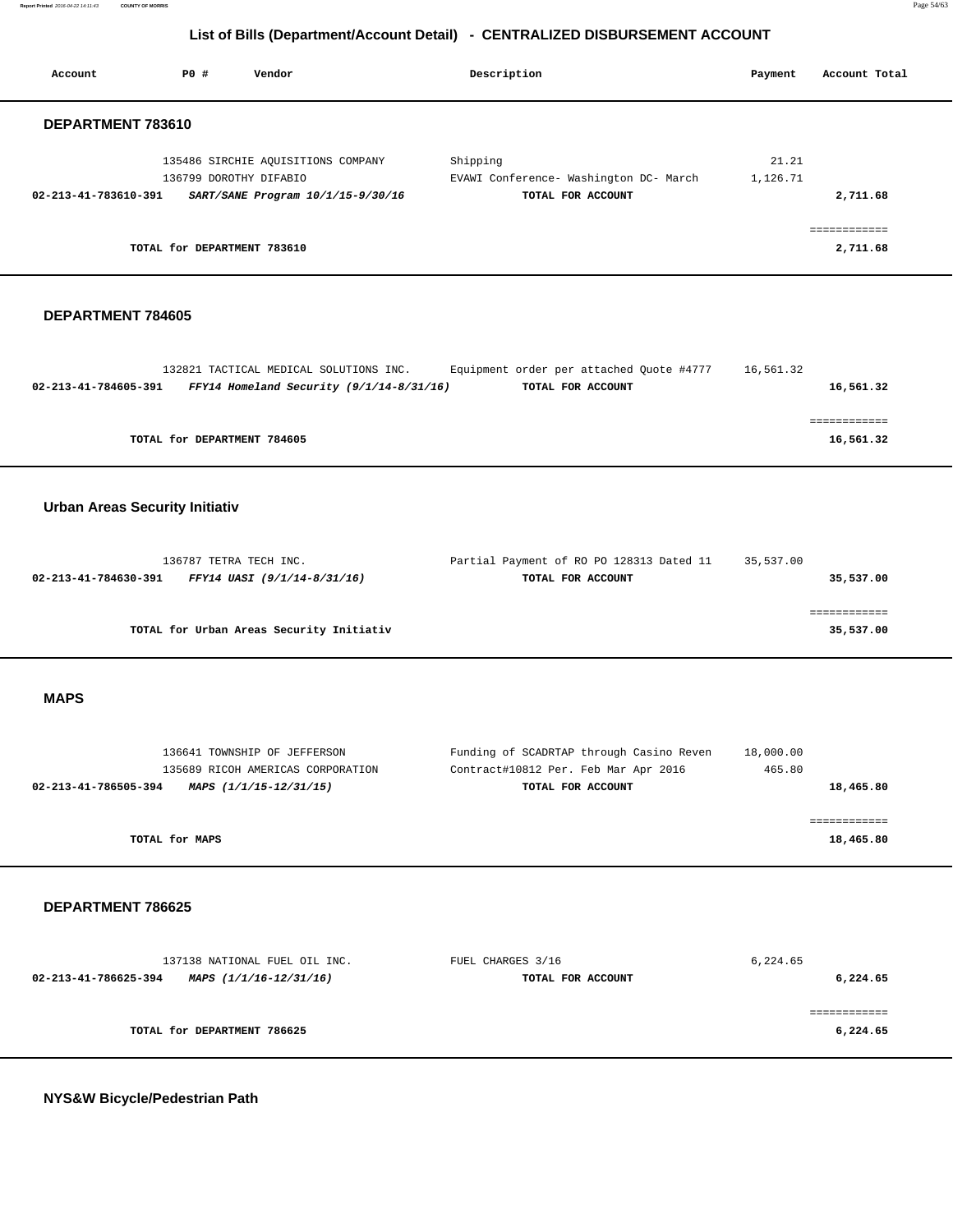## List of Bills (Department/Account Detail) - CENTRALIZED DISBURSEMENT ACCOUNT

| Account | PO # | Vendor | Description | Payment | Account Total |
|---|---|---|---|---|---|

### DEPARTMENT 783610

| Account | PO # | Vendor | Description | Payment | Account Total |
|---|---|---|---|---|---|
| | 135486 | SIRCHIE AQUISITIONS COMPANY | Shipping | 21.21 | |
| | 136799 | DOROTHY DIFABIO | EVAWI Conference- Washington DC- March | 1,126.71 | |
| **02-213-41-783610-391** | | ***SART/SANE Program 10/1/15-9/30/16*** | **TOTAL FOR ACCOUNT** | | **2,711.68** |

**TOTAL for DEPARTMENT 783610** ============ **2,711.68**

### DEPARTMENT 784605

| Account | PO # | Vendor | Description | Payment | Account Total |
|---|---|---|---|---|---|
| | 132821 | TACTICAL MEDICAL SOLUTIONS INC. | Equipment order per attached Quote #4777 | 16,561.32 | |
| **02-213-41-784605-391** | | ***FFY14 Homeland Security (9/1/14-8/31/16)*** | **TOTAL FOR ACCOUNT** | | **16,561.32** |

**TOTAL for DEPARTMENT 784605** ============ **16,561.32**

### Urban Areas Security Initiativ

| Account | PO # | Vendor | Description | Payment | Account Total |
|---|---|---|---|---|---|
| | 136787 | TETRA TECH INC. | Partial Payment of RO PO 128313 Dated 11 | 35,537.00 | |
| **02-213-41-784630-391** | | ***FFY14 UASI (9/1/14-8/31/16)*** | **TOTAL FOR ACCOUNT** | | **35,537.00** |

**TOTAL for Urban Areas Security Initiativ** ============ **35,537.00**

### MAPS

| Account | PO # | Vendor | Description | Payment | Account Total |
|---|---|---|---|---|---|
| | 136641 | TOWNSHIP OF JEFFERSON | Funding of SCADRTAP through Casino Reven | 18,000.00 | |
| | 135689 | RICOH AMERICAS CORPORATION | Contract#10812 Per. Feb Mar Apr 2016 | 465.80 | |
| **02-213-41-786505-394** | | ***MAPS (1/1/15-12/31/15)*** | **TOTAL FOR ACCOUNT** | | **18,465.80** |

**TOTAL for MAPS** ============ **18,465.80**

### DEPARTMENT 786625

| Account | PO # | Vendor | Description | Payment | Account Total |
|---|---|---|---|---|---|
| | 137138 | NATIONAL FUEL OIL INC. | FUEL CHARGES 3/16 | 6,224.65 | |
| **02-213-41-786625-394** | | ***MAPS (1/1/16-12/31/16)*** | **TOTAL FOR ACCOUNT** | | **6,224.65** |

**TOTAL for DEPARTMENT 786625** ============ **6,224.65**

### NYS&W Bicycle/Pedestrian Path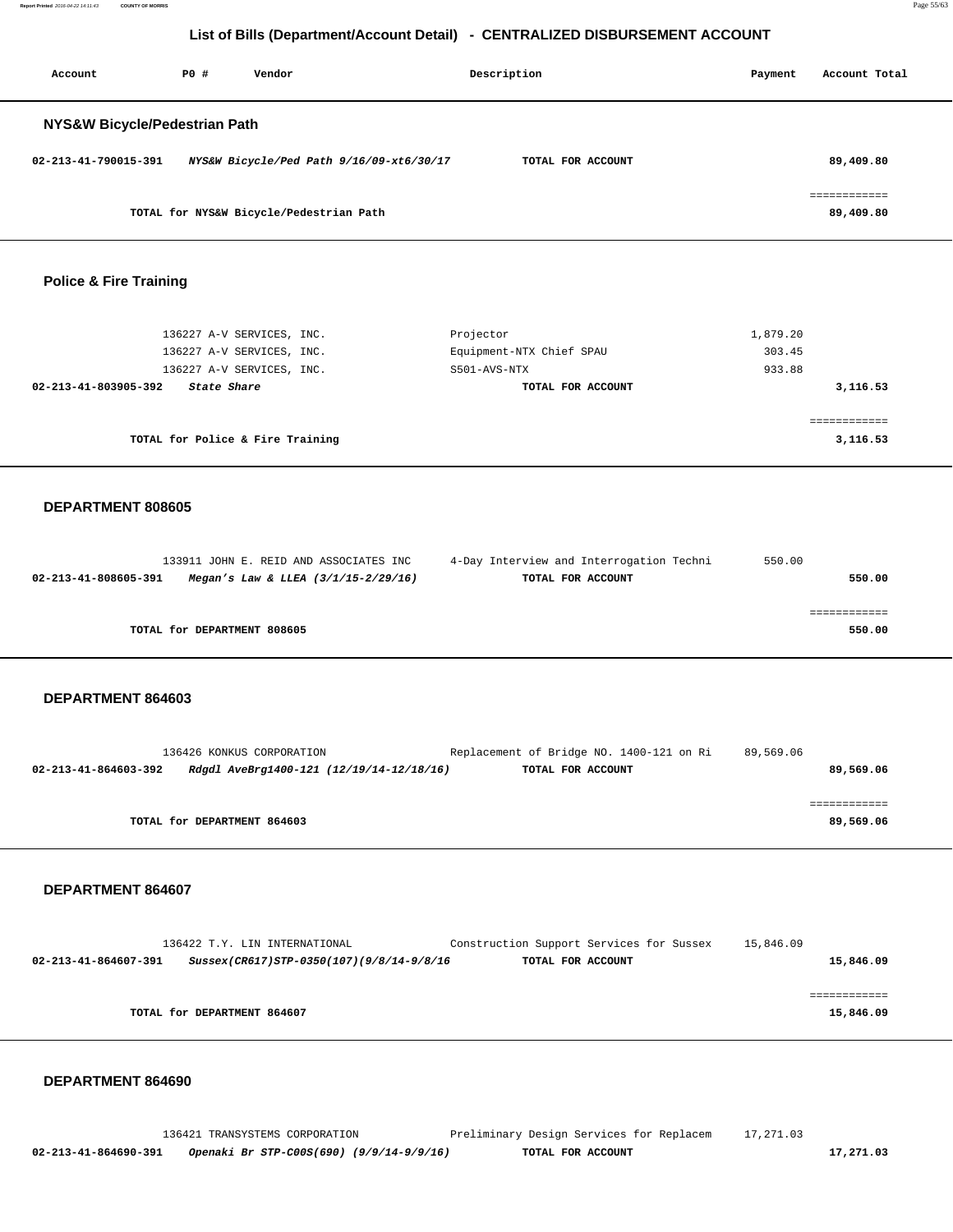## List of Bills (Department/Account Detail) - CENTRALIZED DISBURSEMENT ACCOUNT

| Account | PO # | Vendor | Description | Payment | Account Total |
|---|---|---|---|---|---|

### NYS&W Bicycle/Pedestrian Path

| Account | PO # | Vendor | Description | Payment | Account Total |
|---|---|---|---|---|---|
| **02-213-41-790015-391** | | ***NYS&W Bicycle/Ped Path 9/16/09-xt6/30/17*** | **TOTAL FOR ACCOUNT** | | **89,409.80** |
| | | **TOTAL for NYS&W Bicycle/Pedestrian Path** | | | **89,409.80** |

### Police & Fire Training

| Account | PO # | Vendor | Description | Payment | Account Total |
|---|---|---|---|---|---|
| | 136227 | A-V SERVICES, INC. | Projector | 1,879.20 | |
| | 136227 | A-V SERVICES, INC. | Equipment-NTX Chief SPAU | 303.45 | |
| | 136227 | A-V SERVICES, INC. | S501-AVS-NTX | 933.88 | |
| **02-213-41-803905-392** | | ***State Share*** | **TOTAL FOR ACCOUNT** | | **3,116.53** |
| | | **TOTAL for Police & Fire Training** | | | **3,116.53** |

### DEPARTMENT 808605

| Account | PO # | Vendor | Description | Payment | Account Total |
|---|---|---|---|---|---|
| | 133911 | JOHN E. REID AND ASSOCIATES INC | 4-Day Interview and Interrogation Techni | 550.00 | |
| **02-213-41-808605-391** | | ***Megan's Law & LLEA (3/1/15-2/29/16)*** | **TOTAL FOR ACCOUNT** | | **550.00** |
| | | **TOTAL for DEPARTMENT 808605** | | | **550.00** |

### DEPARTMENT 864603

| Account | PO # | Vendor | Description | Payment | Account Total |
|---|---|---|---|---|---|
| | 136426 | KONKUS CORPORATION | Replacement of Bridge NO. 1400-121 on Ri | 89,569.06 | |
| **02-213-41-864603-392** | | ***Rdgdl AveBrg1400-121 (12/19/14-12/18/16)*** | **TOTAL FOR ACCOUNT** | | **89,569.06** |
| | | **TOTAL for DEPARTMENT 864603** | | | **89,569.06** |

### DEPARTMENT 864607

| Account | PO # | Vendor | Description | Payment | Account Total |
|---|---|---|---|---|---|
| | 136422 | T.Y. LIN INTERNATIONAL | Construction Support Services for Sussex | 15,846.09 | |
| **02-213-41-864607-391** | | ***Sussex(CR617)STP-0350(107)(9/8/14-9/8/16*** | **TOTAL FOR ACCOUNT** | | **15,846.09** |
| | | **TOTAL for DEPARTMENT 864607** | | | **15,846.09** |

### DEPARTMENT 864690

| Account | PO # | Vendor | Description | Payment | Account Total |
|---|---|---|---|---|---|
| | 136421 | TRANSYSTEMS CORPORATION | Preliminary Design Services for Replacem | 17,271.03 | |
| **02-213-41-864690-391** | | ***Openaki Br STP-C00S(690) (9/9/14-9/9/16)*** | **TOTAL FOR ACCOUNT** | | **17,271.03** |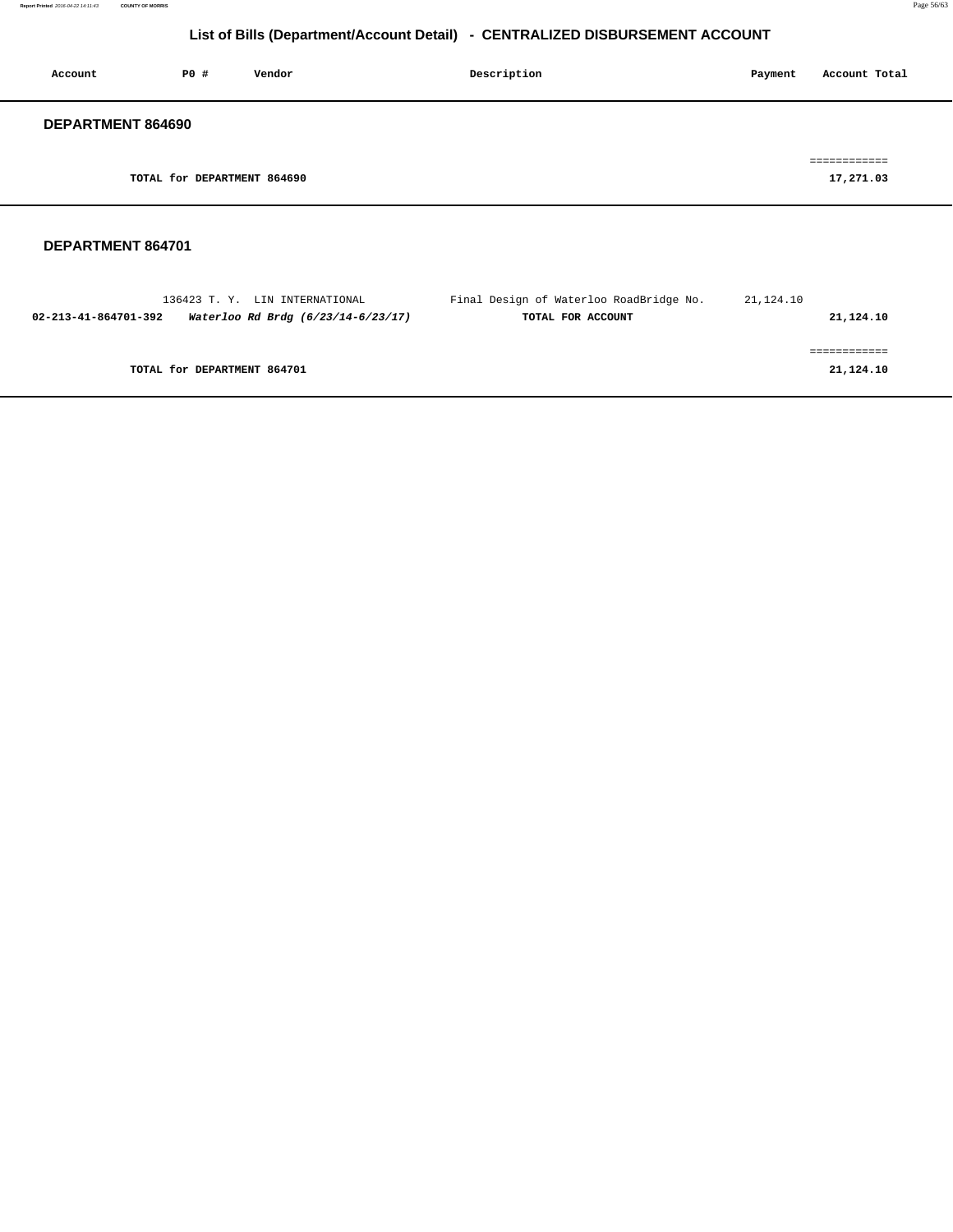## List of Bills (Department/Account Detail) - CENTRALIZED DISBURSEMENT ACCOUNT

| Account | PO # | Vendor | Description | Payment | Account Total |
|---|---|---|---|---|---|

### DEPARTMENT 864690

| | | | | | |
|---|---|---|---|---|---|
| | TOTAL for DEPARTMENT 864690 | | | | ============ 17,271.03 |

### DEPARTMENT 864701

| Account | PO # | Vendor | Description | Payment | Account Total |
|---|---|---|---|---|---|
| | 136423 | T. Y. LIN INTERNATIONAL | Final Design of Waterloo RoadBridge No. | 21,124.10 | |
| **02-213-41-864701-392** | | ***Waterloo Rd Brdg (6/23/14-6/23/17)*** | **TOTAL FOR ACCOUNT** | | **21,124.10** |
| | TOTAL for DEPARTMENT 864701 | | | | ============ 21,124.10 |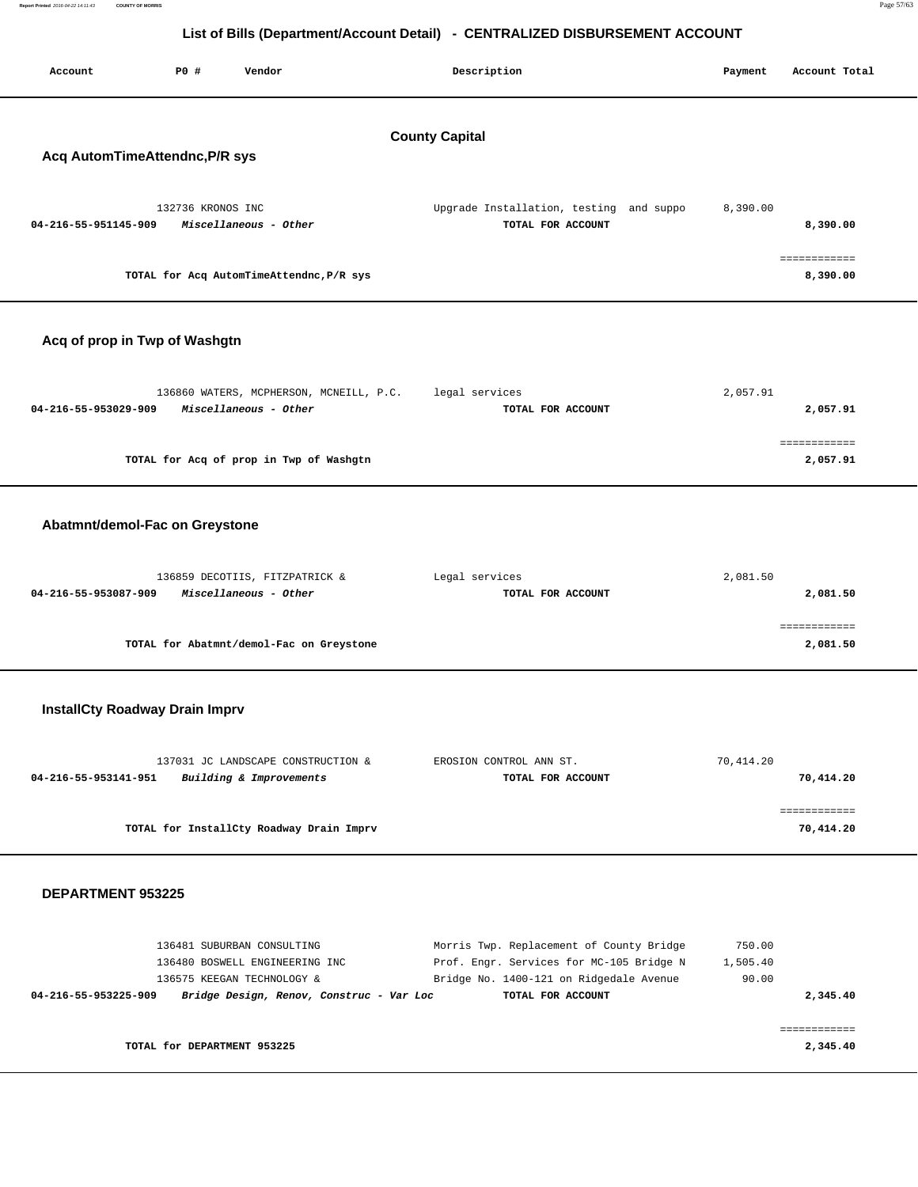## List of Bills (Department/Account Detail) - CENTRALIZED DISBURSEMENT ACCOUNT

| Account | PO # | Vendor | Description | Payment | Account Total |
|---|---|---|---|---|---|

### County Capital

#### Acq AutomTimeAttendnc,P/R sys

| Account | PO # | Vendor | Description | Payment | Account Total |
|---|---|---|---|---|---|
| | 132736 | KRONOS INC | Upgrade Installation, testing and suppo | 8,390.00 | |
| **04-216-55-951145-909** | | ***Miscellaneous - Other*** | **TOTAL FOR ACCOUNT** | | **8,390.00** |
| | | | | | ============ |
| | | **TOTAL for Acq AutomTimeAttendnc,P/R sys** | | | **8,390.00** |

#### Acq of prop in Twp of Washgtn

| Account | PO # | Vendor | Description | Payment | Account Total |
|---|---|---|---|---|---|
| | 136860 | WATERS, MCPHERSON, MCNEILL, P.C. | legal services | 2,057.91 | |
| **04-216-55-953029-909** | | ***Miscellaneous - Other*** | **TOTAL FOR ACCOUNT** | | **2,057.91** |
| | | | | | ============ |
| | | **TOTAL for Acq of prop in Twp of Washgtn** | | | **2,057.91** |

#### Abatmnt/demol-Fac on Greystone

| Account | PO # | Vendor | Description | Payment | Account Total |
|---|---|---|---|---|---|
| | 136859 | DECOTIIS, FITZPATRICK & | Legal services | 2,081.50 | |
| **04-216-55-953087-909** | | ***Miscellaneous - Other*** | **TOTAL FOR ACCOUNT** | | **2,081.50** |
| | | | | | ============ |
| | | **TOTAL for Abatmnt/demol-Fac on Greystone** | | | **2,081.50** |

#### InstallCty Roadway Drain Imprv

| Account | PO # | Vendor | Description | Payment | Account Total |
|---|---|---|---|---|---|
| | 137031 | JC LANDSCAPE CONSTRUCTION & | EROSION CONTROL ANN ST. | 70,414.20 | |
| **04-216-55-953141-951** | | ***Building & Improvements*** | **TOTAL FOR ACCOUNT** | | **70,414.20** |
| | | | | | ============ |
| | | **TOTAL for InstallCty Roadway Drain Imprv** | | | **70,414.20** |

#### DEPARTMENT 953225

| Account | PO # | Vendor | Description | Payment | Account Total |
|---|---|---|---|---|---|
| | 136481 | SUBURBAN CONSULTING | Morris Twp. Replacement of County Bridge | 750.00 | |
| | 136480 | BOSWELL ENGINEERING INC | Prof. Engr. Services for MC-105 Bridge N | 1,505.40 | |
| | 136575 | KEEGAN TECHNOLOGY & | Bridge No. 1400-121 on Ridgedale Avenue | 90.00 | |
| **04-216-55-953225-909** | | ***Bridge Design, Renov, Construc - Var Loc*** | **TOTAL FOR ACCOUNT** | | **2,345.40** |
| | | | | | ============ |
| | | **TOTAL for DEPARTMENT 953225** | | | **2,345.40** |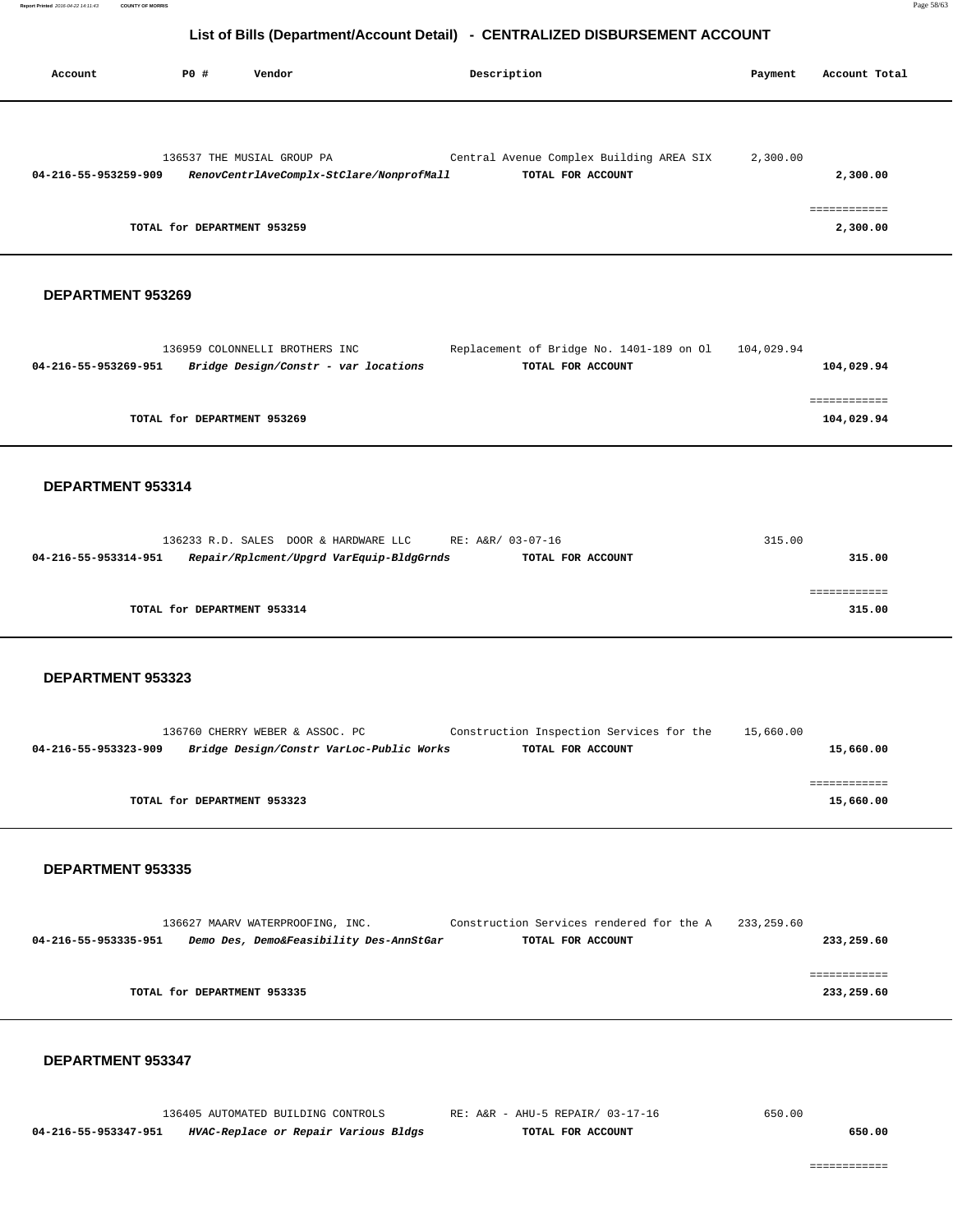# List of Bills (Department/Account Detail) - CENTRALIZED DISBURSEMENT ACCOUNT

| Account | PO # | Vendor | Description | Payment | Account Total |
|---|---|---|---|---|---|
| | 136537 | THE MUSIAL GROUP PA | Central Avenue Complex Building AREA SIX | 2,300.00 | |
| **04-216-55-953259-909** | | ***RenovCentrlAveComplx-StClare/NonprofMall*** | **TOTAL FOR ACCOUNT** | | **2,300.00** |
| | | | | | ============ |
| | **TOTAL for DEPARTMENT 953259** | | | | **2,300.00** |

## DEPARTMENT 953269

| Account | PO # | Vendor | Description | Payment | Account Total |
|---|---|---|---|---|---|
| | 136959 | COLONNELLI BROTHERS INC | Replacement of Bridge No. 1401-189 on Ol | 104,029.94 | |
| **04-216-55-953269-951** | | ***Bridge Design/Constr - var locations*** | **TOTAL FOR ACCOUNT** | | **104,029.94** |
| | | | | | ============ |
| | **TOTAL for DEPARTMENT 953269** | | | | **104,029.94** |

## DEPARTMENT 953314

| Account | PO # | Vendor | Description | Payment | Account Total |
|---|---|---|---|---|---|
| | 136233 | R.D. SALES DOOR & HARDWARE LLC | RE: A&R/ 03-07-16 | 315.00 | |
| **04-216-55-953314-951** | | ***Repair/Rplcment/Upgrd VarEquip-BldgGrnds*** | **TOTAL FOR ACCOUNT** | | **315.00** |
| | | | | | ============ |
| | **TOTAL for DEPARTMENT 953314** | | | | **315.00** |

## DEPARTMENT 953323

| Account | PO # | Vendor | Description | Payment | Account Total |
|---|---|---|---|---|---|
| | 136760 | CHERRY WEBER & ASSOC. PC | Construction Inspection Services for the | 15,660.00 | |
| **04-216-55-953323-909** | | ***Bridge Design/Constr VarLoc-Public Works*** | **TOTAL FOR ACCOUNT** | | **15,660.00** |
| | | | | | ============ |
| | **TOTAL for DEPARTMENT 953323** | | | | **15,660.00** |

## DEPARTMENT 953335

| Account | PO # | Vendor | Description | Payment | Account Total |
|---|---|---|---|---|---|
| | 136627 | MAARV WATERPROOFING, INC. | Construction Services rendered for the A | 233,259.60 | |
| **04-216-55-953335-951** | | ***Demo Des, Demo&Feasibility Des-AnnStGar*** | **TOTAL FOR ACCOUNT** | | **233,259.60** |
| | | | | | ============ |
| | **TOTAL for DEPARTMENT 953335** | | | | **233,259.60** |

## DEPARTMENT 953347

| Account | PO # | Vendor | Description | Payment | Account Total |
|---|---|---|---|---|---|
| | 136405 | AUTOMATED BUILDING CONTROLS | RE: A&R - AHU-5 REPAIR/ 03-17-16 | 650.00 | |
| **04-216-55-953347-951** | | ***HVAC-Replace or Repair Various Bldgs*** | **TOTAL FOR ACCOUNT** | | **650.00** |
| | | | | | ============ |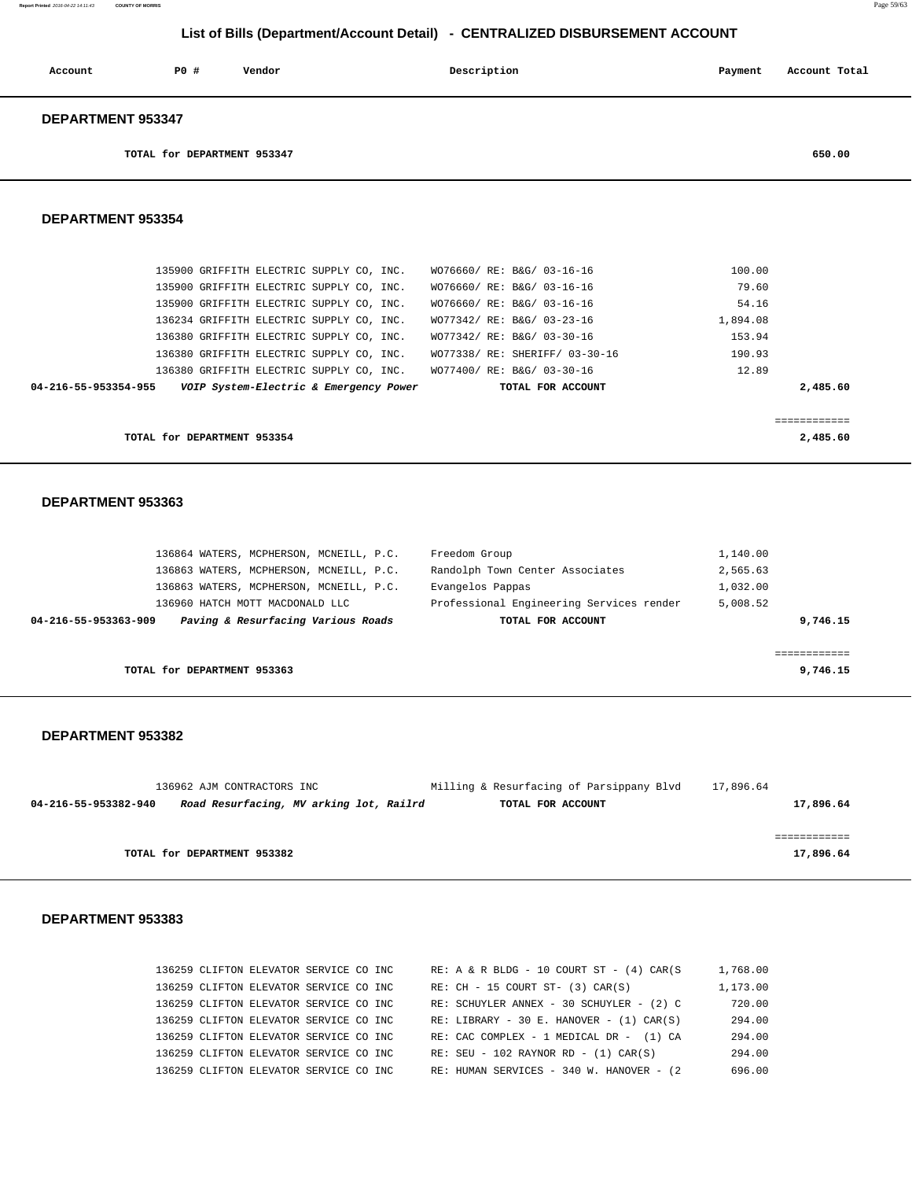## List of Bills (Department/Account Detail) - CENTRALIZED DISBURSEMENT ACCOUNT

| Account | P0 # | Vendor | Description | Payment | Account Total |
|---|---|---|---|---|---|

### DEPARTMENT 953347

| | | | | | |
|---|---|---|---|---|---|
| TOTAL for DEPARTMENT 953347 | | | | | 650.00 |

### DEPARTMENT 953354

| Account | P0 # | Vendor | Description | Payment | Account Total |
|---|---|---|---|---|---|
| | 135900 | GRIFFITH ELECTRIC SUPPLY CO, INC. | WO76660/ RE: B&G/ 03-16-16 | 100.00 | |
| | 135900 | GRIFFITH ELECTRIC SUPPLY CO, INC. | WO76660/ RE: B&G/ 03-16-16 | 79.60 | |
| | 135900 | GRIFFITH ELECTRIC SUPPLY CO, INC. | WO76660/ RE: B&G/ 03-16-16 | 54.16 | |
| | 136234 | GRIFFITH ELECTRIC SUPPLY CO, INC. | WO77342/ RE: B&G/ 03-23-16 | 1,894.08 | |
| | 136380 | GRIFFITH ELECTRIC SUPPLY CO, INC. | WO77342/ RE: B&G/ 03-30-16 | 153.94 | |
| | 136380 | GRIFFITH ELECTRIC SUPPLY CO, INC. | WO77338/ RE: SHERIFF/ 03-30-16 | 190.93 | |
| | 136380 | GRIFFITH ELECTRIC SUPPLY CO, INC. | WO77400/ RE: B&G/ 03-30-16 | 12.89 | |
| **04-216-55-953354-955** | | ***VOIP System-Electric & Emergency Power*** | **TOTAL FOR ACCOUNT** | | **2,485.60** |
| | | | | | ============ |
| **TOTAL for DEPARTMENT 953354** | | | | | **2,485.60** |

### DEPARTMENT 953363

| Account | P0 # | Vendor | Description | Payment | Account Total |
|---|---|---|---|---|---|
| | 136864 | WATERS, MCPHERSON, MCNEILL, P.C. | Freedom Group | 1,140.00 | |
| | 136863 | WATERS, MCPHERSON, MCNEILL, P.C. | Randolph Town Center Associates | 2,565.63 | |
| | 136863 | WATERS, MCPHERSON, MCNEILL, P.C. | Evangelos Pappas | 1,032.00 | |
| | 136960 | HATCH MOTT MACDONALD LLC | Professional Engineering Services render | 5,008.52 | |
| **04-216-55-953363-909** | | ***Paving & Resurfacing Various Roads*** | **TOTAL FOR ACCOUNT** | | **9,746.15** |
| | | | | | ============ |
| **TOTAL for DEPARTMENT 953363** | | | | | **9,746.15** |

### DEPARTMENT 953382

| Account | P0 # | Vendor | Description | Payment | Account Total |
|---|---|---|---|---|---|
| | 136962 | AJM CONTRACTORS INC | Milling & Resurfacing of Parsippany Blvd | 17,896.64 | |
| **04-216-55-953382-940** | | ***Road Resurfacing, MV arking lot, Railrd*** | **TOTAL FOR ACCOUNT** | | **17,896.64** |
| | | | | | ============ |
| **TOTAL for DEPARTMENT 953382** | | | | | **17,896.64** |

### DEPARTMENT 953383

| Account | P0 # | Vendor | Description | Payment | Account Total |
|---|---|---|---|---|---|
| | 136259 | CLIFTON ELEVATOR SERVICE CO INC | RE: A & R BLDG - 10 COURT ST - (4) CAR(S | 1,768.00 | |
| | 136259 | CLIFTON ELEVATOR SERVICE CO INC | RE: CH - 15 COURT ST- (3) CAR(S) | 1,173.00 | |
| | 136259 | CLIFTON ELEVATOR SERVICE CO INC | RE: SCHUYLER ANNEX - 30 SCHUYLER - (2) C | 720.00 | |
| | 136259 | CLIFTON ELEVATOR SERVICE CO INC | RE: LIBRARY - 30 E. HANOVER - (1) CAR(S) | 294.00 | |
| | 136259 | CLIFTON ELEVATOR SERVICE CO INC | RE: CAC COMPLEX - 1 MEDICAL DR - (1) CA | 294.00 | |
| | 136259 | CLIFTON ELEVATOR SERVICE CO INC | RE: SEU - 102 RAYNOR RD - (1) CAR(S) | 294.00 | |
| | 136259 | CLIFTON ELEVATOR SERVICE CO INC | RE: HUMAN SERVICES - 340 W. HANOVER - (2 | 696.00 | |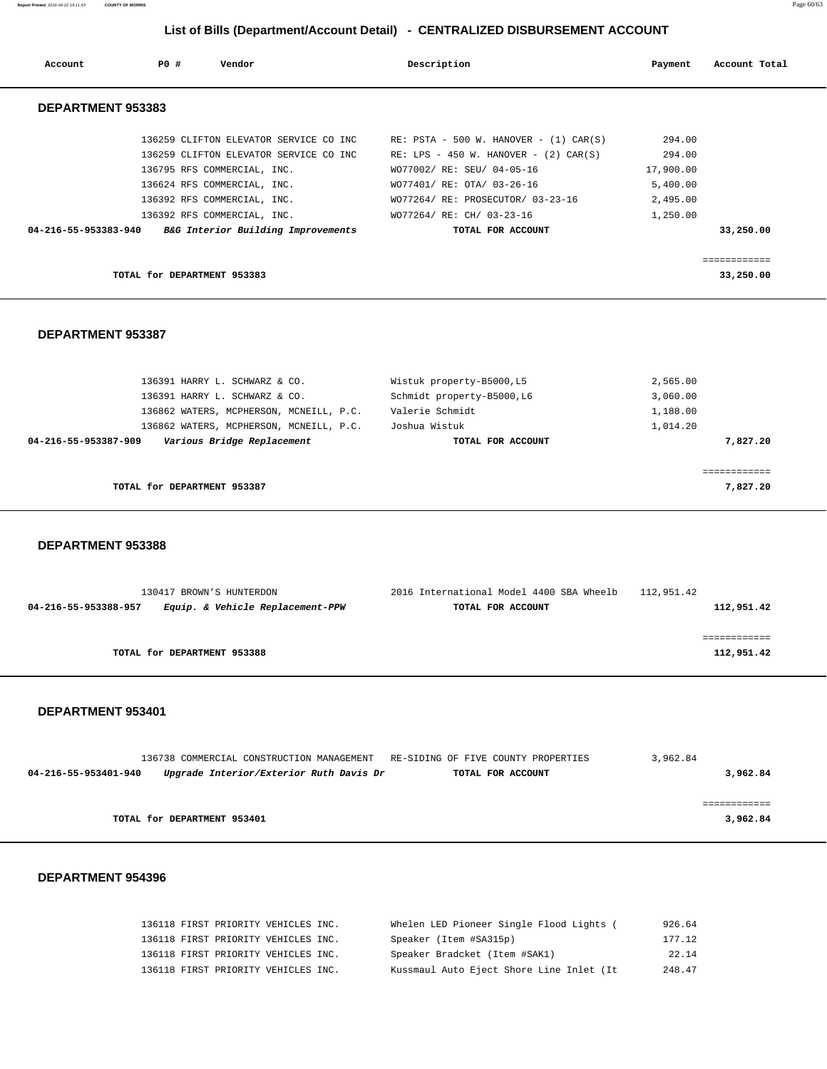## List of Bills (Department/Account Detail) - CENTRALIZED DISBURSEMENT ACCOUNT

| Account | PO # | Vendor | Description | Payment | Account Total |
|---|---|---|---|---|---|

### DEPARTMENT 953383

| Account | PO # | Vendor | Description | Payment | Account Total |
|---|---|---|---|---|---|
| | 136259 | CLIFTON ELEVATOR SERVICE CO INC | RE: PSTA - 500 W. HANOVER - (1) CAR(S) | 294.00 | |
| | 136259 | CLIFTON ELEVATOR SERVICE CO INC | RE: LPS - 450 W. HANOVER - (2) CAR(S) | 294.00 | |
| | 136795 | RFS COMMERCIAL, INC. | WO77002/ RE: SEU/ 04-05-16 | 17,900.00 | |
| | 136624 | RFS COMMERCIAL, INC. | WO77401/ RE: OTA/ 03-26-16 | 5,400.00 | |
| | 136392 | RFS COMMERCIAL, INC. | WO77264/ RE: PROSECUTOR/ 03-23-16 | 2,495.00 | |
| | 136392 | RFS COMMERCIAL, INC. | WO77264/ RE: CH/ 03-23-16 | 1,250.00 | |
| **04-216-55-953383-940** | | ***B&G Interior Building Improvements*** | **TOTAL FOR ACCOUNT** | | **33,250.00** |

**TOTAL for DEPARTMENT 953383** — **33,250.00**

### DEPARTMENT 953387

| Account | PO # | Vendor | Description | Payment | Account Total |
|---|---|---|---|---|---|
| | 136391 | HARRY L. SCHWARZ & CO. | Wistuk property-B5000,L5 | 2,565.00 | |
| | 136391 | HARRY L. SCHWARZ & CO. | Schmidt property-B5000,L6 | 3,060.00 | |
| | 136862 | WATERS, MCPHERSON, MCNEILL, P.C. | Valerie Schmidt | 1,188.00 | |
| | 136862 | WATERS, MCPHERSON, MCNEILL, P.C. | Joshua Wistuk | 1,014.20 | |
| **04-216-55-953387-909** | | ***Various Bridge Replacement*** | **TOTAL FOR ACCOUNT** | | **7,827.20** |

**TOTAL for DEPARTMENT 953387** — **7,827.20**

### DEPARTMENT 953388

| Account | PO # | Vendor | Description | Payment | Account Total |
|---|---|---|---|---|---|
| | 130417 | BROWN'S HUNTERDON | 2016 International Model 4400 SBA Wheelb | 112,951.42 | |
| **04-216-55-953388-957** | | ***Equip. & Vehicle Replacement-PPW*** | **TOTAL FOR ACCOUNT** | | **112,951.42** |

**TOTAL for DEPARTMENT 953388** — **112,951.42**

### DEPARTMENT 953401

| Account | PO # | Vendor | Description | Payment | Account Total |
|---|---|---|---|---|---|
| | 136738 | COMMERCIAL CONSTRUCTION MANAGEMENT | RE-SIDING OF FIVE COUNTY PROPERTIES | 3,962.84 | |
| **04-216-55-953401-940** | | ***Upgrade Interior/Exterior Ruth Davis Dr*** | **TOTAL FOR ACCOUNT** | | **3,962.84** |

**TOTAL for DEPARTMENT 953401** — **3,962.84**

### DEPARTMENT 954396

| Account | PO # | Vendor | Description | Payment | Account Total |
|---|---|---|---|---|---|
| | 136118 | FIRST PRIORITY VEHICLES INC. | Whelen LED Pioneer Single Flood Lights ( | 926.64 | |
| | 136118 | FIRST PRIORITY VEHICLES INC. | Speaker (Item #SA315p) | 177.12 | |
| | 136118 | FIRST PRIORITY VEHICLES INC. | Speaker Bradcket (Item #SAK1) | 22.14 | |
| | 136118 | FIRST PRIORITY VEHICLES INC. | Kussmaul Auto Eject Shore Line Inlet (It | 248.47 | |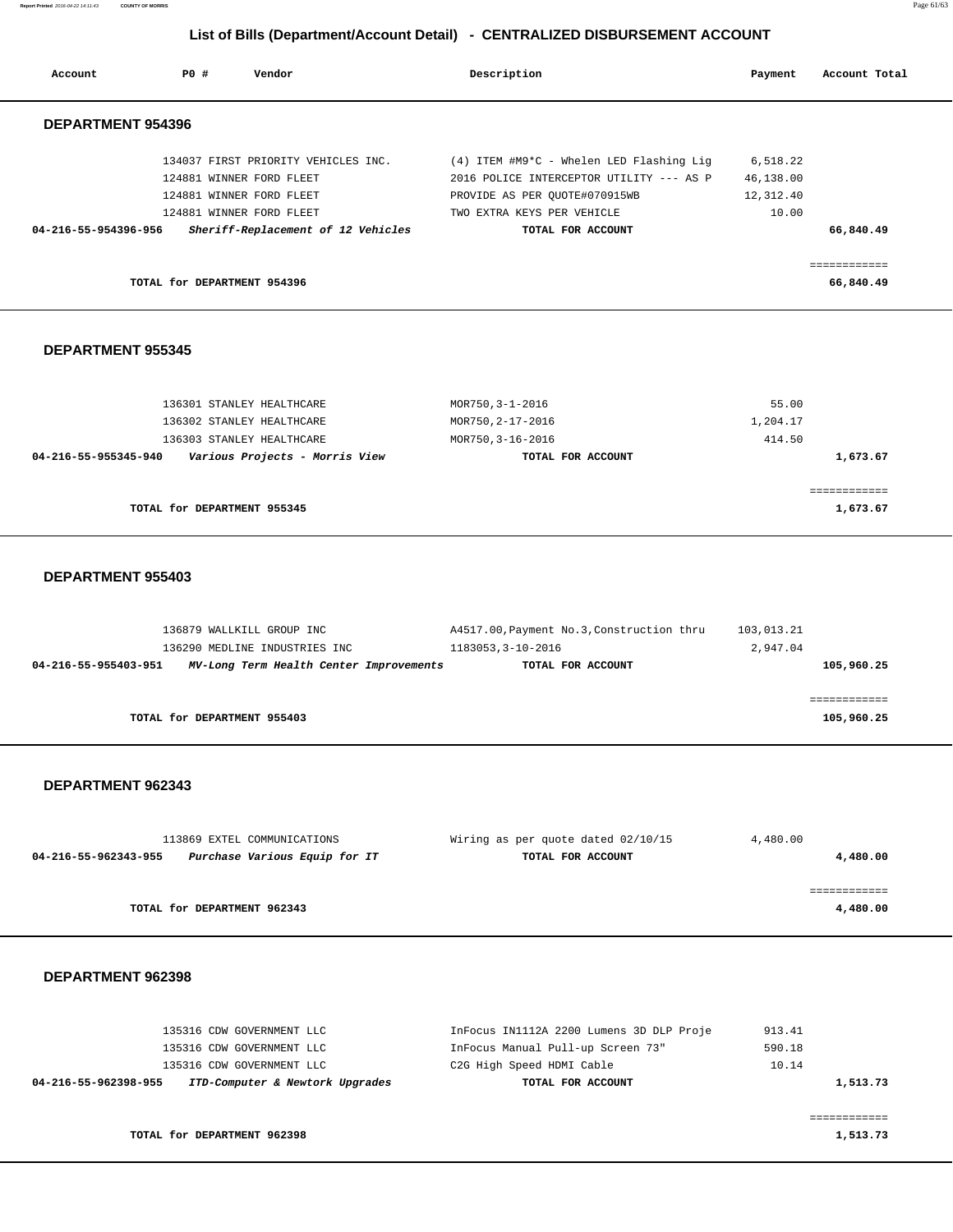## List of Bills (Department/Account Detail) - CENTRALIZED DISBURSEMENT ACCOUNT

| Account | PO # | Vendor | Description | Payment | Account Total |
|---|---|---|---|---|---|

### DEPARTMENT 954396

| Account | PO # | Vendor | Description | Payment | Account Total |
|---|---|---|---|---|---|
| | 134037 | FIRST PRIORITY VEHICLES INC. | (4) ITEM #M9*C - Whelen LED Flashing Lig | 6,518.22 | |
| | 124881 | WINNER FORD FLEET | 2016 POLICE INTERCEPTOR UTILITY --- AS P | 46,138.00 | |
| | 124881 | WINNER FORD FLEET | PROVIDE AS PER QUOTE#070915WB | 12,312.40 | |
| | 124881 | WINNER FORD FLEET | TWO EXTRA KEYS PER VEHICLE | 10.00 | |
| **04-216-55-954396-956** | | ***Sheriff-Replacement of 12 Vehicles*** | **TOTAL FOR ACCOUNT** | | **66,840.49** |
| | | **TOTAL for DEPARTMENT 954396** | | | **66,840.49** |

### DEPARTMENT 955345

| Account | PO # | Vendor | Description | Payment | Account Total |
|---|---|---|---|---|---|
| | 136301 | STANLEY HEALTHCARE | MOR750,3-1-2016 | 55.00 | |
| | 136302 | STANLEY HEALTHCARE | MOR750,2-17-2016 | 1,204.17 | |
| | 136303 | STANLEY HEALTHCARE | MOR750,3-16-2016 | 414.50 | |
| **04-216-55-955345-940** | | ***Various Projects - Morris View*** | **TOTAL FOR ACCOUNT** | | **1,673.67** |
| | | **TOTAL for DEPARTMENT 955345** | | | **1,673.67** |

### DEPARTMENT 955403

| Account | PO # | Vendor | Description | Payment | Account Total |
|---|---|---|---|---|---|
| | 136879 | WALLKILL GROUP INC | A4517.00,Payment No.3,Construction thru | 103,013.21 | |
| | 136290 | MEDLINE INDUSTRIES INC | 1183053,3-10-2016 | 2,947.04 | |
| **04-216-55-955403-951** | | ***MV-Long Term Health Center Improvements*** | **TOTAL FOR ACCOUNT** | | **105,960.25** |
| | | **TOTAL for DEPARTMENT 955403** | | | **105,960.25** |

### DEPARTMENT 962343

| Account | PO # | Vendor | Description | Payment | Account Total |
|---|---|---|---|---|---|
| | 113869 | EXTEL COMMUNICATIONS | Wiring as per quote dated 02/10/15 | 4,480.00 | |
| **04-216-55-962343-955** | | ***Purchase Various Equip for IT*** | **TOTAL FOR ACCOUNT** | | **4,480.00** |
| | | **TOTAL for DEPARTMENT 962343** | | | **4,480.00** |

### DEPARTMENT 962398

| Account | PO # | Vendor | Description | Payment | Account Total |
|---|---|---|---|---|---|
| | 135316 | CDW GOVERNMENT LLC | InFocus IN1112A 2200 Lumens 3D DLP Proje | 913.41 | |
| | 135316 | CDW GOVERNMENT LLC | InFocus Manual Pull-up Screen 73" | 590.18 | |
| | 135316 | CDW GOVERNMENT LLC | C2G High Speed HDMI Cable | 10.14 | |
| **04-216-55-962398-955** | | ***ITD-Computer & Newtork Upgrades*** | **TOTAL FOR ACCOUNT** | | **1,513.73** |
| | | **TOTAL for DEPARTMENT 962398** | | | **1,513.73** |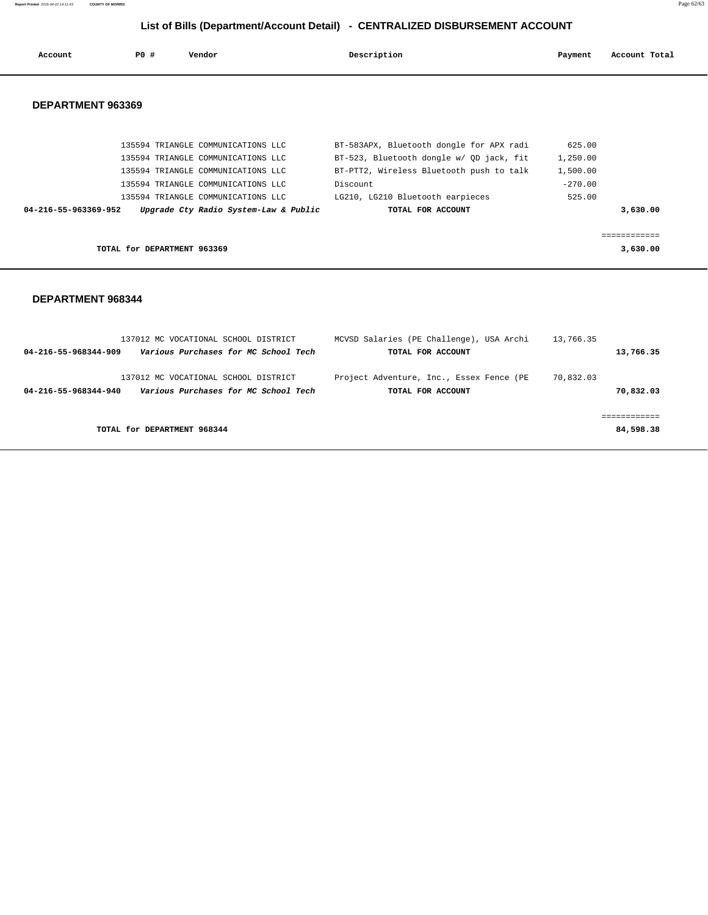# List of Bills (Department/Account Detail) - CENTRALIZED DISBURSEMENT ACCOUNT

| Account | PO # | Vendor | Description | Payment | Account Total |
|---|---|---|---|---|---|

## DEPARTMENT 963369

| Account | PO # | Vendor | Description | Payment | Account Total |
|---|---|---|---|---|---|
| | 135594 | TRIANGLE COMMUNICATIONS LLC | BT-583APX, Bluetooth dongle for APX radi | 625.00 | |
| | 135594 | TRIANGLE COMMUNICATIONS LLC | BT-523, Bluetooth dongle w/ QD jack, fit | 1,250.00 | |
| | 135594 | TRIANGLE COMMUNICATIONS LLC | BT-PTT2, Wireless Bluetooth push to talk | 1,500.00 | |
| | 135594 | TRIANGLE COMMUNICATIONS LLC | Discount | -270.00 | |
| | 135594 | TRIANGLE COMMUNICATIONS LLC | LG210, LG210 Bluetooth earpieces | 525.00 | |
| **04-216-55-963369-952** | | ***Upgrade Cty Radio System-Law & Public*** | **TOTAL FOR ACCOUNT** | | **3,630.00** |

| | |
|---|---|
| **TOTAL for DEPARTMENT 963369** | **3,630.00** |

## DEPARTMENT 968344

| Account | PO # | Vendor | Description | Payment | Account Total |
|---|---|---|---|---|---|
| | 137012 | MC VOCATIONAL SCHOOL DISTRICT | MCVSD Salaries (PE Challenge), USA Archi | 13,766.35 | |
| **04-216-55-968344-909** | | ***Various Purchases for MC School Tech*** | **TOTAL FOR ACCOUNT** | | **13,766.35** |
| | 137012 | MC VOCATIONAL SCHOOL DISTRICT | Project Adventure, Inc., Essex Fence (PE | 70,832.03 | |
| **04-216-55-968344-940** | | ***Various Purchases for MC School Tech*** | **TOTAL FOR ACCOUNT** | | **70,832.03** |

| | |
|---|---|
| **TOTAL for DEPARTMENT 968344** | **84,598.38** |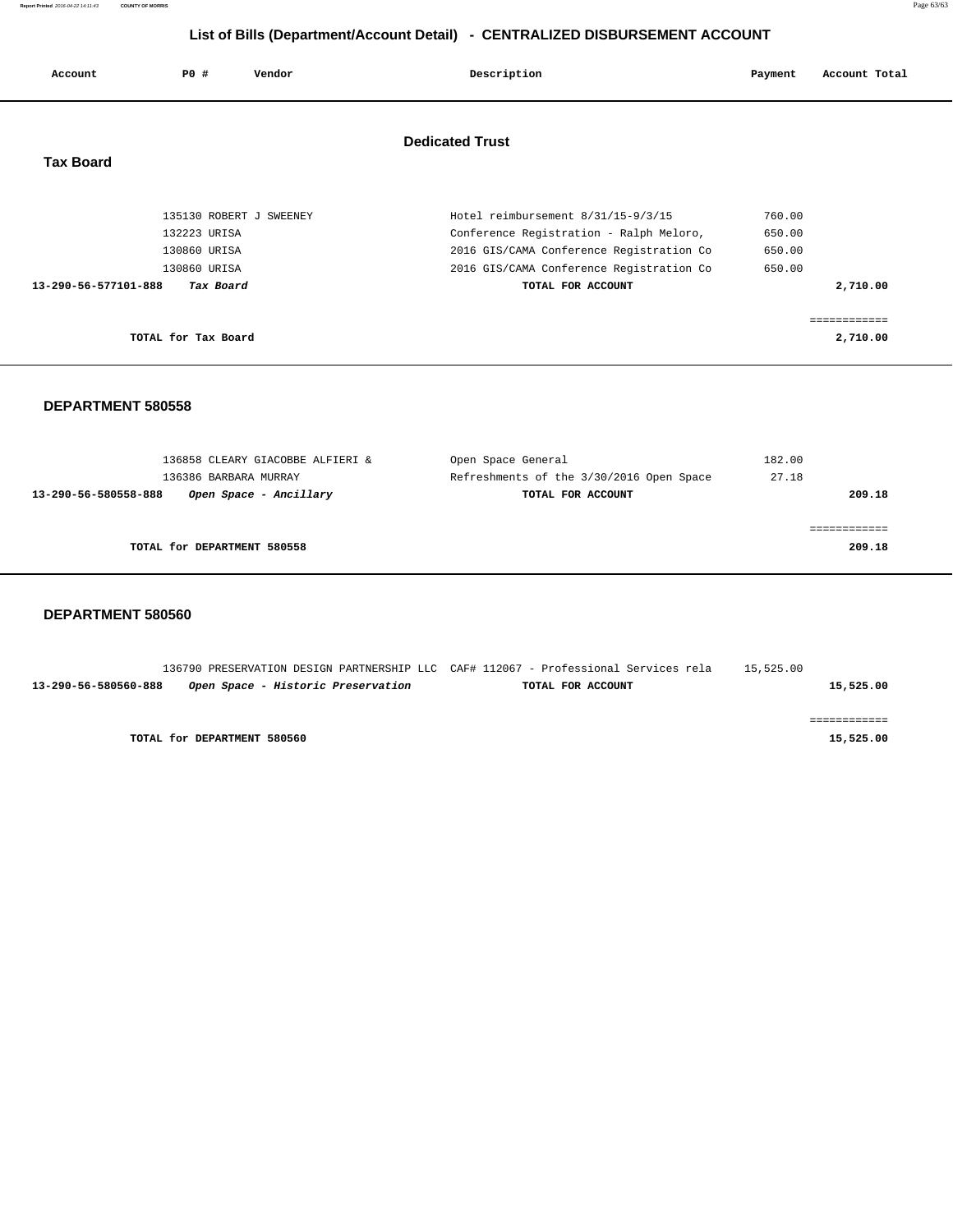# List of Bills (Department/Account Detail) - CENTRALIZED DISBURSEMENT ACCOUNT

| Account | PO # | Vendor | Description | Payment | Account Total |
|---|---|---|---|---|---|

## Dedicated Trust

### Tax Board

| Account | PO # | Vendor | Description | Payment | Account Total |
|---|---|---|---|---|---|
| | 135130 | ROBERT J SWEENEY | Hotel reimbursement 8/31/15-9/3/15 | 760.00 | |
| | 132223 | URISA | Conference Registration - Ralph Meloro, | 650.00 | |
| | 130860 | URISA | 2016 GIS/CAMA Conference Registration Co | 650.00 | |
| | 130860 | URISA | 2016 GIS/CAMA Conference Registration Co | 650.00 | |
| **13-290-56-577101-888** | | ***Tax Board*** | **TOTAL FOR ACCOUNT** | | **2,710.00** |

============

**TOTAL for Tax Board** **2,710.00**

### DEPARTMENT 580558

| Account | PO # | Vendor | Description | Payment | Account Total |
|---|---|---|---|---|---|
| | 136858 | CLEARY GIACOBBE ALFIERI & | Open Space General | 182.00 | |
| | 136386 | BARBARA MURRAY | Refreshments of the 3/30/2016 Open Space | 27.18 | |
| **13-290-56-580558-888** | | ***Open Space - Ancillary*** | **TOTAL FOR ACCOUNT** | | **209.18** |

============

**TOTAL for DEPARTMENT 580558** **209.18**

### DEPARTMENT 580560

| Account | PO # | Vendor | Description | Payment | Account Total |
|---|---|---|---|---|---|
| | 136790 | PRESERVATION DESIGN PARTNERSHIP LLC | CAF# 112067 - Professional Services rela | 15,525.00 | |
| **13-290-56-580560-888** | | ***Open Space - Historic Preservation*** | **TOTAL FOR ACCOUNT** | | **15,525.00** |

============

**TOTAL for DEPARTMENT 580560** **15,525.00**